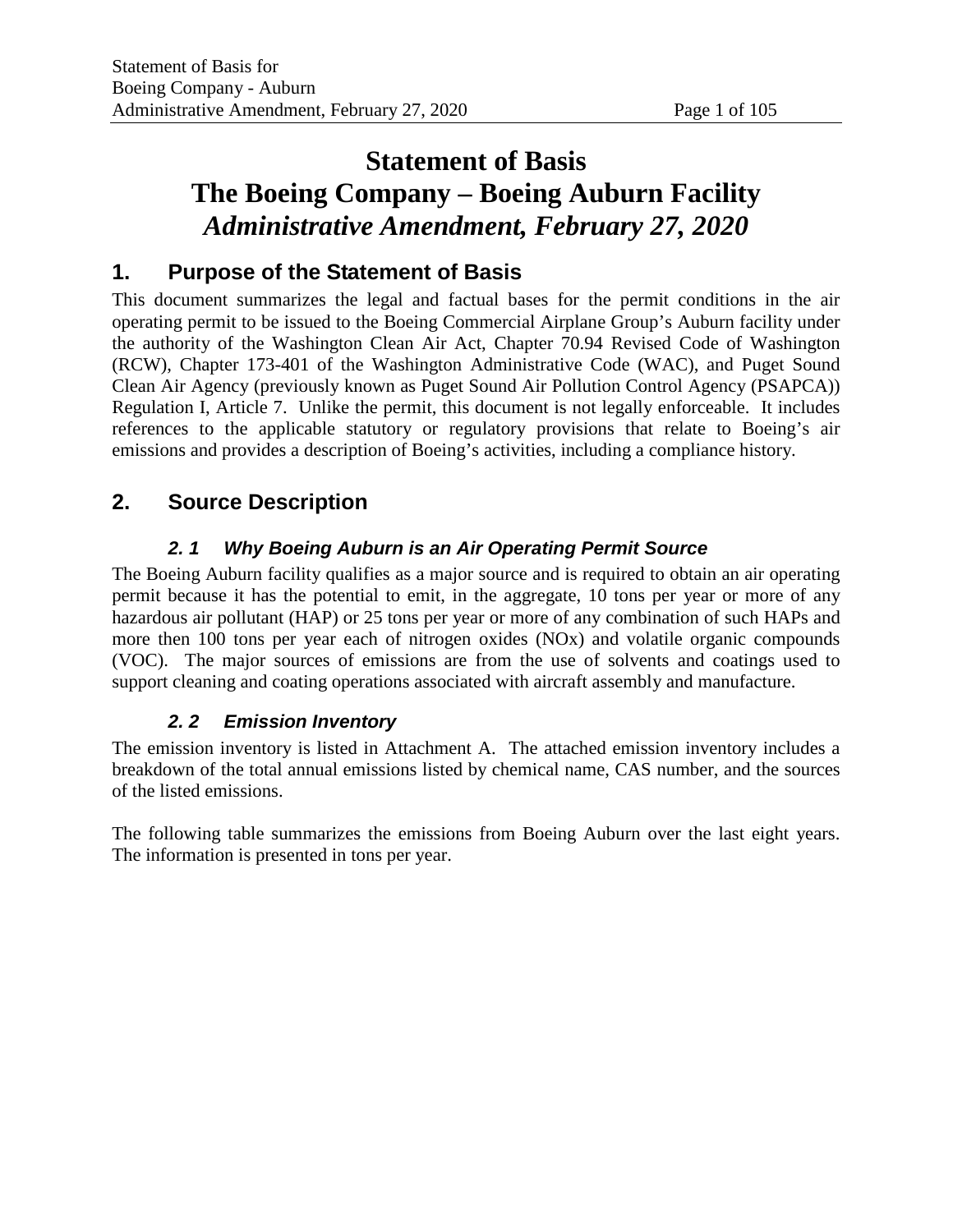# Statement of Basis
# The Boeing Company – Boeing Auburn Facility
# *Administrative Amendment, February 27, 2020*

## 1. Purpose of the Statement of Basis

This document summarizes the legal and factual bases for the permit conditions in the air operating permit to be issued to the Boeing Commercial Airplane Group's Auburn facility under the authority of the Washington Clean Air Act, Chapter 70.94 Revised Code of Washington (RCW), Chapter 173-401 of the Washington Administrative Code (WAC), and Puget Sound Clean Air Agency (previously known as Puget Sound Air Pollution Control Agency (PSAPCA)) Regulation I, Article 7. Unlike the permit, this document is not legally enforceable. It includes references to the applicable statutory or regulatory provisions that relate to Boeing's air emissions and provides a description of Boeing's activities, including a compliance history.

## 2. Source Description

### *2. 1 Why Boeing Auburn is an Air Operating Permit Source*

The Boeing Auburn facility qualifies as a major source and is required to obtain an air operating permit because it has the potential to emit, in the aggregate, 10 tons per year or more of any hazardous air pollutant (HAP) or 25 tons per year or more of any combination of such HAPs and more then 100 tons per year each of nitrogen oxides (NOx) and volatile organic compounds (VOC). The major sources of emissions are from the use of solvents and coatings used to support cleaning and coating operations associated with aircraft assembly and manufacture.

### *2. 2 Emission Inventory*

The emission inventory is listed in Attachment A. The attached emission inventory includes a breakdown of the total annual emissions listed by chemical name, CAS number, and the sources of the listed emissions.

The following table summarizes the emissions from Boeing Auburn over the last eight years. The information is presented in tons per year.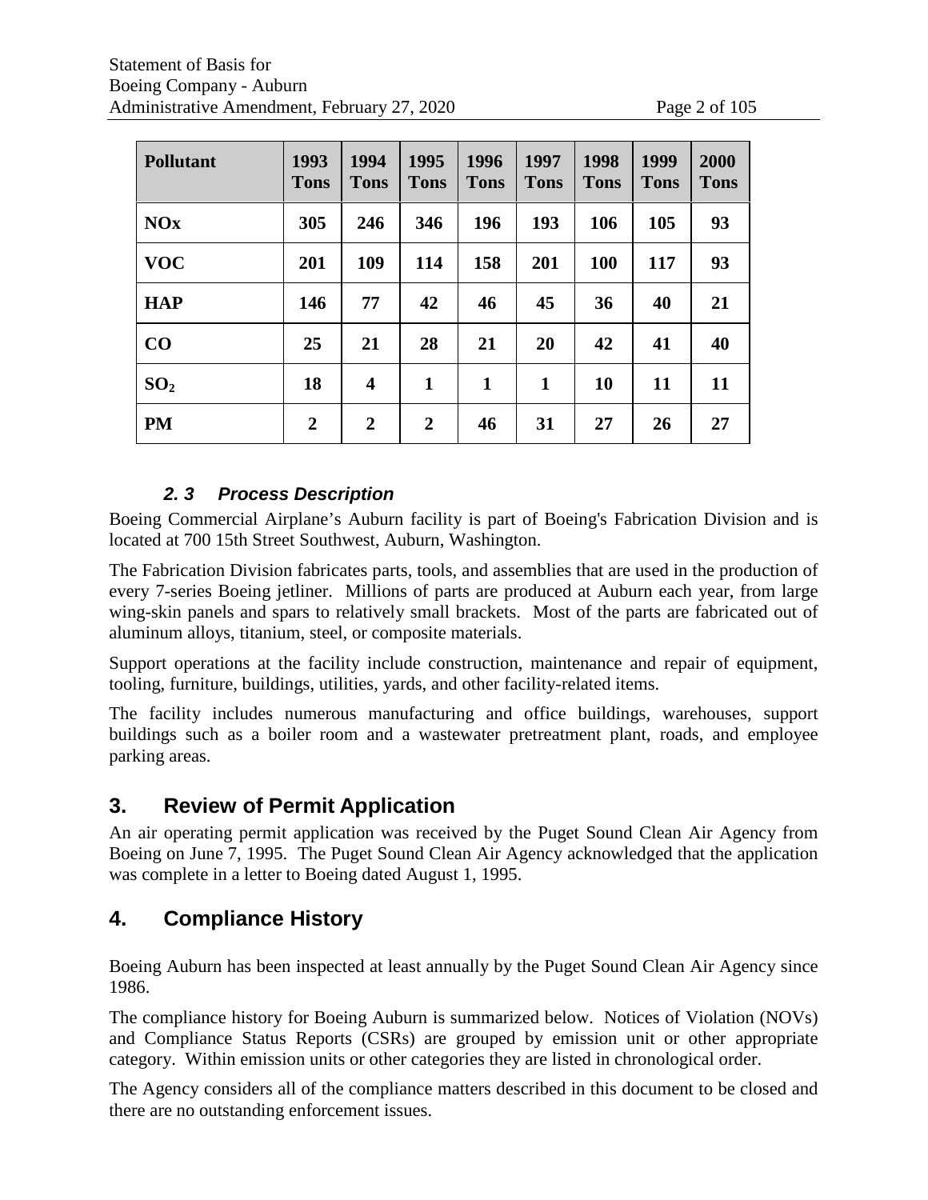| Pollutant | 1993 Tons | 1994 Tons | 1995 Tons | 1996 Tons | 1997 Tons | 1998 Tons | 1999 Tons | 2000 Tons |
|---|---|---|---|---|---|---|---|---|
| **NOx** | **305** | **246** | **346** | **196** | **193** | **106** | **105** | **93** |
| **VOC** | **201** | **109** | **114** | **158** | **201** | **100** | **117** | **93** |
| **HAP** | **146** | **77** | **42** | **46** | **45** | **36** | **40** | **21** |
| **CO** | **25** | **21** | **28** | **21** | **20** | **42** | **41** | **40** |
| **$SO_2$** | **18** | **4** | **1** | **1** | **1** | **10** | **11** | **11** |
| **PM** | **2** | **2** | **2** | **46** | **31** | **27** | **26** | **27** |

### *2. 3 Process Description*

Boeing Commercial Airplane's Auburn facility is part of Boeing's Fabrication Division and is located at 700 15th Street Southwest, Auburn, Washington.

The Fabrication Division fabricates parts, tools, and assemblies that are used in the production of every 7-series Boeing jetliner. Millions of parts are produced at Auburn each year, from large wing-skin panels and spars to relatively small brackets. Most of the parts are fabricated out of aluminum alloys, titanium, steel, or composite materials.

Support operations at the facility include construction, maintenance and repair of equipment, tooling, furniture, buildings, utilities, yards, and other facility-related items.

The facility includes numerous manufacturing and office buildings, warehouses, support buildings such as a boiler room and a wastewater pretreatment plant, roads, and employee parking areas.

## 3. Review of Permit Application

An air operating permit application was received by the Puget Sound Clean Air Agency from Boeing on June 7, 1995. The Puget Sound Clean Air Agency acknowledged that the application was complete in a letter to Boeing dated August 1, 1995.

## 4. Compliance History

Boeing Auburn has been inspected at least annually by the Puget Sound Clean Air Agency since 1986.

The compliance history for Boeing Auburn is summarized below. Notices of Violation (NOVs) and Compliance Status Reports (CSRs) are grouped by emission unit or other appropriate category. Within emission units or other categories they are listed in chronological order.

The Agency considers all of the compliance matters described in this document to be closed and there are no outstanding enforcement issues.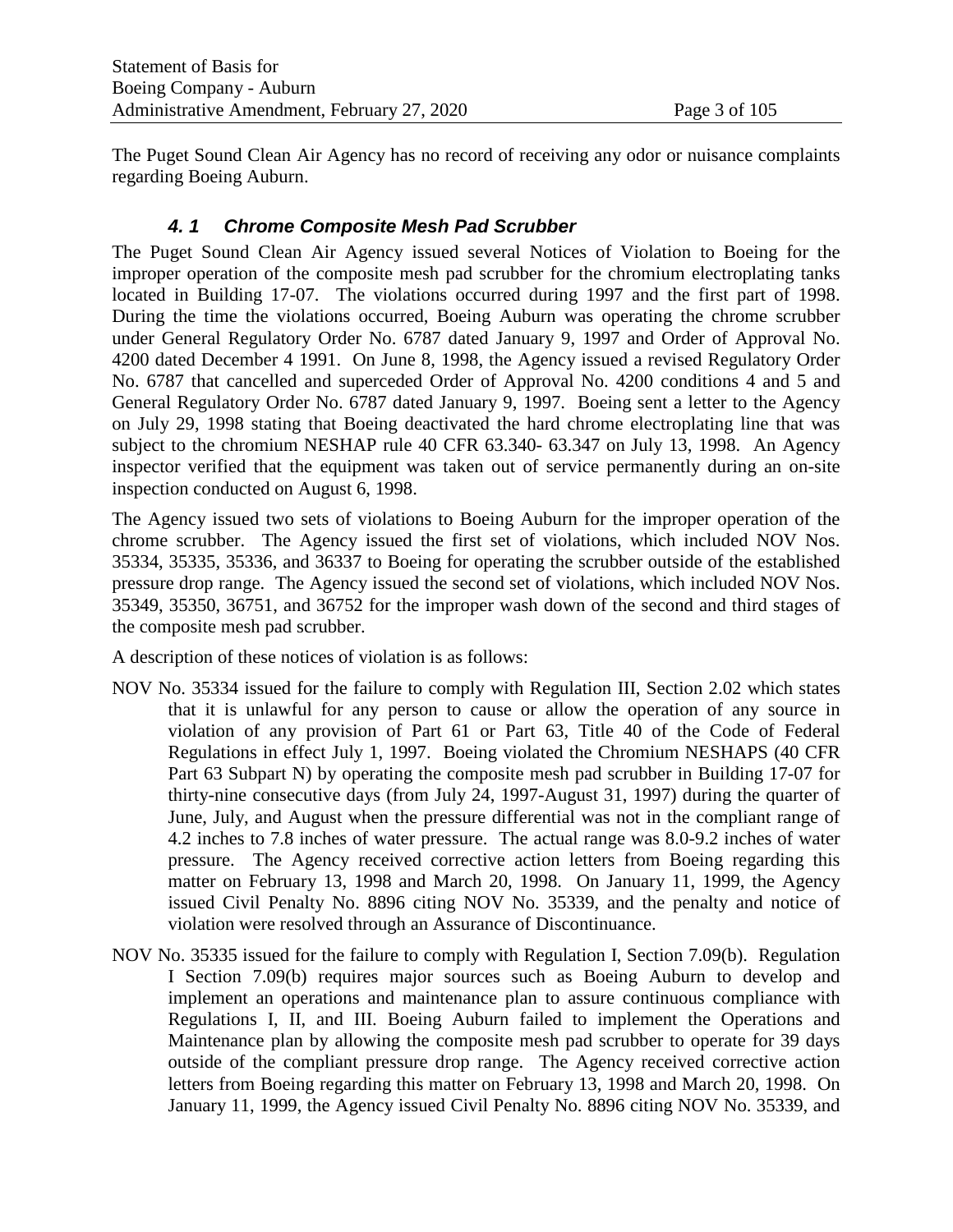The Puget Sound Clean Air Agency has no record of receiving any odor or nuisance complaints regarding Boeing Auburn.

### *4. 1 Chrome Composite Mesh Pad Scrubber*

The Puget Sound Clean Air Agency issued several Notices of Violation to Boeing for the improper operation of the composite mesh pad scrubber for the chromium electroplating tanks located in Building 17-07. The violations occurred during 1997 and the first part of 1998. During the time the violations occurred, Boeing Auburn was operating the chrome scrubber under General Regulatory Order No. 6787 dated January 9, 1997 and Order of Approval No. 4200 dated December 4 1991. On June 8, 1998, the Agency issued a revised Regulatory Order No. 6787 that cancelled and superceded Order of Approval No. 4200 conditions 4 and 5 and General Regulatory Order No. 6787 dated January 9, 1997. Boeing sent a letter to the Agency on July 29, 1998 stating that Boeing deactivated the hard chrome electroplating line that was subject to the chromium NESHAP rule 40 CFR 63.340- 63.347 on July 13, 1998. An Agency inspector verified that the equipment was taken out of service permanently during an on-site inspection conducted on August 6, 1998.

The Agency issued two sets of violations to Boeing Auburn for the improper operation of the chrome scrubber. The Agency issued the first set of violations, which included NOV Nos. 35334, 35335, 35336, and 36337 to Boeing for operating the scrubber outside of the established pressure drop range. The Agency issued the second set of violations, which included NOV Nos. 35349, 35350, 36751, and 36752 for the improper wash down of the second and third stages of the composite mesh pad scrubber.

A description of these notices of violation is as follows:

NOV No. 35334 issued for the failure to comply with Regulation III, Section 2.02 which states that it is unlawful for any person to cause or allow the operation of any source in violation of any provision of Part 61 or Part 63, Title 40 of the Code of Federal Regulations in effect July 1, 1997. Boeing violated the Chromium NESHAPS (40 CFR Part 63 Subpart N) by operating the composite mesh pad scrubber in Building 17-07 for thirty-nine consecutive days (from July 24, 1997-August 31, 1997) during the quarter of June, July, and August when the pressure differential was not in the compliant range of 4.2 inches to 7.8 inches of water pressure. The actual range was 8.0-9.2 inches of water pressure. The Agency received corrective action letters from Boeing regarding this matter on February 13, 1998 and March 20, 1998. On January 11, 1999, the Agency issued Civil Penalty No. 8896 citing NOV No. 35339, and the penalty and notice of violation were resolved through an Assurance of Discontinuance.

NOV No. 35335 issued for the failure to comply with Regulation I, Section 7.09(b). Regulation I Section 7.09(b) requires major sources such as Boeing Auburn to develop and implement an operations and maintenance plan to assure continuous compliance with Regulations I, II, and III. Boeing Auburn failed to implement the Operations and Maintenance plan by allowing the composite mesh pad scrubber to operate for 39 days outside of the compliant pressure drop range. The Agency received corrective action letters from Boeing regarding this matter on February 13, 1998 and March 20, 1998. On January 11, 1999, the Agency issued Civil Penalty No. 8896 citing NOV No. 35339, and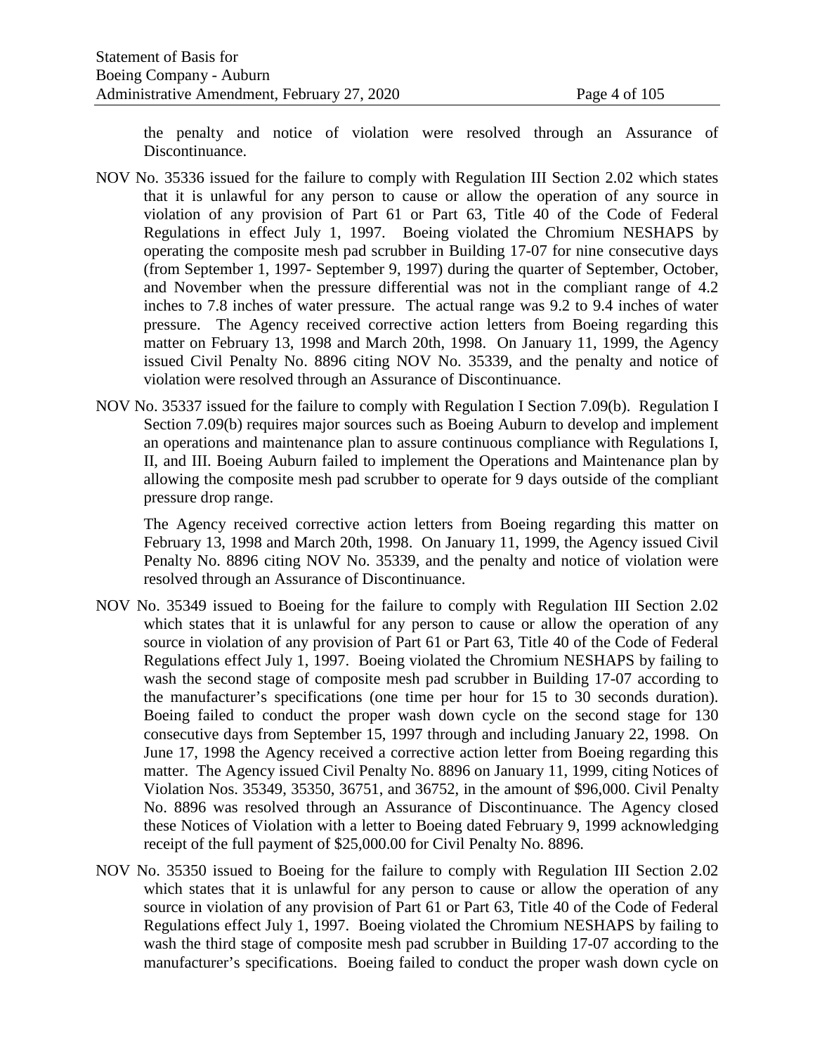the penalty and notice of violation were resolved through an Assurance of Discontinuance.

NOV No. 35336 issued for the failure to comply with Regulation III Section 2.02 which states that it is unlawful for any person to cause or allow the operation of any source in violation of any provision of Part 61 or Part 63, Title 40 of the Code of Federal Regulations in effect July 1, 1997. Boeing violated the Chromium NESHAPS by operating the composite mesh pad scrubber in Building 17-07 for nine consecutive days (from September 1, 1997- September 9, 1997) during the quarter of September, October, and November when the pressure differential was not in the compliant range of 4.2 inches to 7.8 inches of water pressure. The actual range was 9.2 to 9.4 inches of water pressure. The Agency received corrective action letters from Boeing regarding this matter on February 13, 1998 and March 20th, 1998. On January 11, 1999, the Agency issued Civil Penalty No. 8896 citing NOV No. 35339, and the penalty and notice of violation were resolved through an Assurance of Discontinuance.

NOV No. 35337 issued for the failure to comply with Regulation I Section 7.09(b). Regulation I Section 7.09(b) requires major sources such as Boeing Auburn to develop and implement an operations and maintenance plan to assure continuous compliance with Regulations I, II, and III. Boeing Auburn failed to implement the Operations and Maintenance plan by allowing the composite mesh pad scrubber to operate for 9 days outside of the compliant pressure drop range.

The Agency received corrective action letters from Boeing regarding this matter on February 13, 1998 and March 20th, 1998. On January 11, 1999, the Agency issued Civil Penalty No. 8896 citing NOV No. 35339, and the penalty and notice of violation were resolved through an Assurance of Discontinuance.

NOV No. 35349 issued to Boeing for the failure to comply with Regulation III Section 2.02 which states that it is unlawful for any person to cause or allow the operation of any source in violation of any provision of Part 61 or Part 63, Title 40 of the Code of Federal Regulations effect July 1, 1997. Boeing violated the Chromium NESHAPS by failing to wash the second stage of composite mesh pad scrubber in Building 17-07 according to the manufacturer's specifications (one time per hour for 15 to 30 seconds duration). Boeing failed to conduct the proper wash down cycle on the second stage for 130 consecutive days from September 15, 1997 through and including January 22, 1998. On June 17, 1998 the Agency received a corrective action letter from Boeing regarding this matter. The Agency issued Civil Penalty No. 8896 on January 11, 1999, citing Notices of Violation Nos. 35349, 35350, 36751, and 36752, in the amount of $96,000. Civil Penalty No. 8896 was resolved through an Assurance of Discontinuance. The Agency closed these Notices of Violation with a letter to Boeing dated February 9, 1999 acknowledging receipt of the full payment of $25,000.00 for Civil Penalty No. 8896.

NOV No. 35350 issued to Boeing for the failure to comply with Regulation III Section 2.02 which states that it is unlawful for any person to cause or allow the operation of any source in violation of any provision of Part 61 or Part 63, Title 40 of the Code of Federal Regulations effect July 1, 1997. Boeing violated the Chromium NESHAPS by failing to wash the third stage of composite mesh pad scrubber in Building 17-07 according to the manufacturer's specifications. Boeing failed to conduct the proper wash down cycle on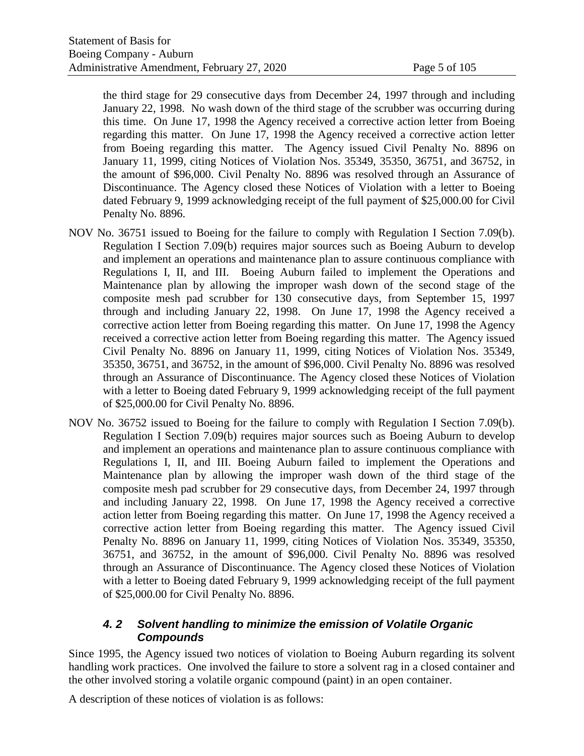the third stage for 29 consecutive days from December 24, 1997 through and including January 22, 1998. No wash down of the third stage of the scrubber was occurring during this time. On June 17, 1998 the Agency received a corrective action letter from Boeing regarding this matter. On June 17, 1998 the Agency received a corrective action letter from Boeing regarding this matter. The Agency issued Civil Penalty No. 8896 on January 11, 1999, citing Notices of Violation Nos. 35349, 35350, 36751, and 36752, in the amount of $96,000. Civil Penalty No. 8896 was resolved through an Assurance of Discontinuance. The Agency closed these Notices of Violation with a letter to Boeing dated February 9, 1999 acknowledging receipt of the full payment of $25,000.00 for Civil Penalty No. 8896.

NOV No. 36751 issued to Boeing for the failure to comply with Regulation I Section 7.09(b). Regulation I Section 7.09(b) requires major sources such as Boeing Auburn to develop and implement an operations and maintenance plan to assure continuous compliance with Regulations I, II, and III. Boeing Auburn failed to implement the Operations and Maintenance plan by allowing the improper wash down of the second stage of the composite mesh pad scrubber for 130 consecutive days, from September 15, 1997 through and including January 22, 1998. On June 17, 1998 the Agency received a corrective action letter from Boeing regarding this matter. On June 17, 1998 the Agency received a corrective action letter from Boeing regarding this matter. The Agency issued Civil Penalty No. 8896 on January 11, 1999, citing Notices of Violation Nos. 35349, 35350, 36751, and 36752, in the amount of $96,000. Civil Penalty No. 8896 was resolved through an Assurance of Discontinuance. The Agency closed these Notices of Violation with a letter to Boeing dated February 9, 1999 acknowledging receipt of the full payment of $25,000.00 for Civil Penalty No. 8896.

NOV No. 36752 issued to Boeing for the failure to comply with Regulation I Section 7.09(b). Regulation I Section 7.09(b) requires major sources such as Boeing Auburn to develop and implement an operations and maintenance plan to assure continuous compliance with Regulations I, II, and III. Boeing Auburn failed to implement the Operations and Maintenance plan by allowing the improper wash down of the third stage of the composite mesh pad scrubber for 29 consecutive days, from December 24, 1997 through and including January 22, 1998. On June 17, 1998 the Agency received a corrective action letter from Boeing regarding this matter. On June 17, 1998 the Agency received a corrective action letter from Boeing regarding this matter. The Agency issued Civil Penalty No. 8896 on January 11, 1999, citing Notices of Violation Nos. 35349, 35350, 36751, and 36752, in the amount of $96,000. Civil Penalty No. 8896 was resolved through an Assurance of Discontinuance. The Agency closed these Notices of Violation with a letter to Boeing dated February 9, 1999 acknowledging receipt of the full payment of $25,000.00 for Civil Penalty No. 8896.

### *4. 2 Solvent handling to minimize the emission of Volatile Organic Compounds*

Since 1995, the Agency issued two notices of violation to Boeing Auburn regarding its solvent handling work practices. One involved the failure to store a solvent rag in a closed container and the other involved storing a volatile organic compound (paint) in an open container.

A description of these notices of violation is as follows: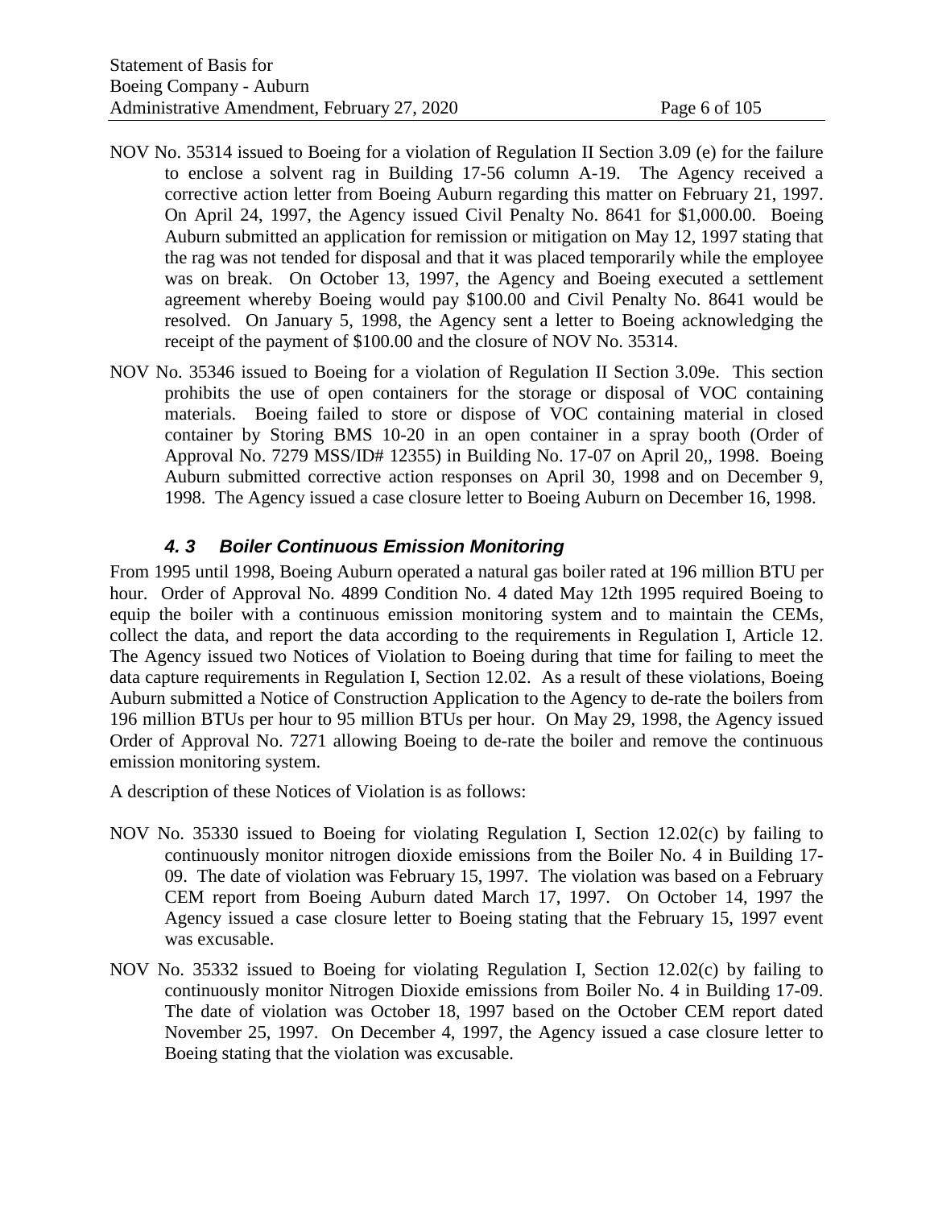NOV No. 35314 issued to Boeing for a violation of Regulation II Section 3.09 (e) for the failure to enclose a solvent rag in Building 17-56 column A-19. The Agency received a corrective action letter from Boeing Auburn regarding this matter on February 21, 1997. On April 24, 1997, the Agency issued Civil Penalty No. 8641 for $1,000.00. Boeing Auburn submitted an application for remission or mitigation on May 12, 1997 stating that the rag was not tended for disposal and that it was placed temporarily while the employee was on break. On October 13, 1997, the Agency and Boeing executed a settlement agreement whereby Boeing would pay $100.00 and Civil Penalty No. 8641 would be resolved. On January 5, 1998, the Agency sent a letter to Boeing acknowledging the receipt of the payment of $100.00 and the closure of NOV No. 35314.

NOV No. 35346 issued to Boeing for a violation of Regulation II Section 3.09e. This section prohibits the use of open containers for the storage or disposal of VOC containing materials. Boeing failed to store or dispose of VOC containing material in closed container by Storing BMS 10-20 in an open container in a spray booth (Order of Approval No. 7279 MSS/ID# 12355) in Building No. 17-07 on April 20,, 1998. Boeing Auburn submitted corrective action responses on April 30, 1998 and on December 9, 1998. The Agency issued a case closure letter to Boeing Auburn on December 16, 1998.

### *4. 3 Boiler Continuous Emission Monitoring*

From 1995 until 1998, Boeing Auburn operated a natural gas boiler rated at 196 million BTU per hour. Order of Approval No. 4899 Condition No. 4 dated May 12th 1995 required Boeing to equip the boiler with a continuous emission monitoring system and to maintain the CEMs, collect the data, and report the data according to the requirements in Regulation I, Article 12. The Agency issued two Notices of Violation to Boeing during that time for failing to meet the data capture requirements in Regulation I, Section 12.02. As a result of these violations, Boeing Auburn submitted a Notice of Construction Application to the Agency to de-rate the boilers from 196 million BTUs per hour to 95 million BTUs per hour. On May 29, 1998, the Agency issued Order of Approval No. 7271 allowing Boeing to de-rate the boiler and remove the continuous emission monitoring system.

A description of these Notices of Violation is as follows:

NOV No. 35330 issued to Boeing for violating Regulation I, Section 12.02(c) by failing to continuously monitor nitrogen dioxide emissions from the Boiler No. 4 in Building 17-09. The date of violation was February 15, 1997. The violation was based on a February CEM report from Boeing Auburn dated March 17, 1997. On October 14, 1997 the Agency issued a case closure letter to Boeing stating that the February 15, 1997 event was excusable.

NOV No. 35332 issued to Boeing for violating Regulation I, Section 12.02(c) by failing to continuously monitor Nitrogen Dioxide emissions from Boiler No. 4 in Building 17-09. The date of violation was October 18, 1997 based on the October CEM report dated November 25, 1997. On December 4, 1997, the Agency issued a case closure letter to Boeing stating that the violation was excusable.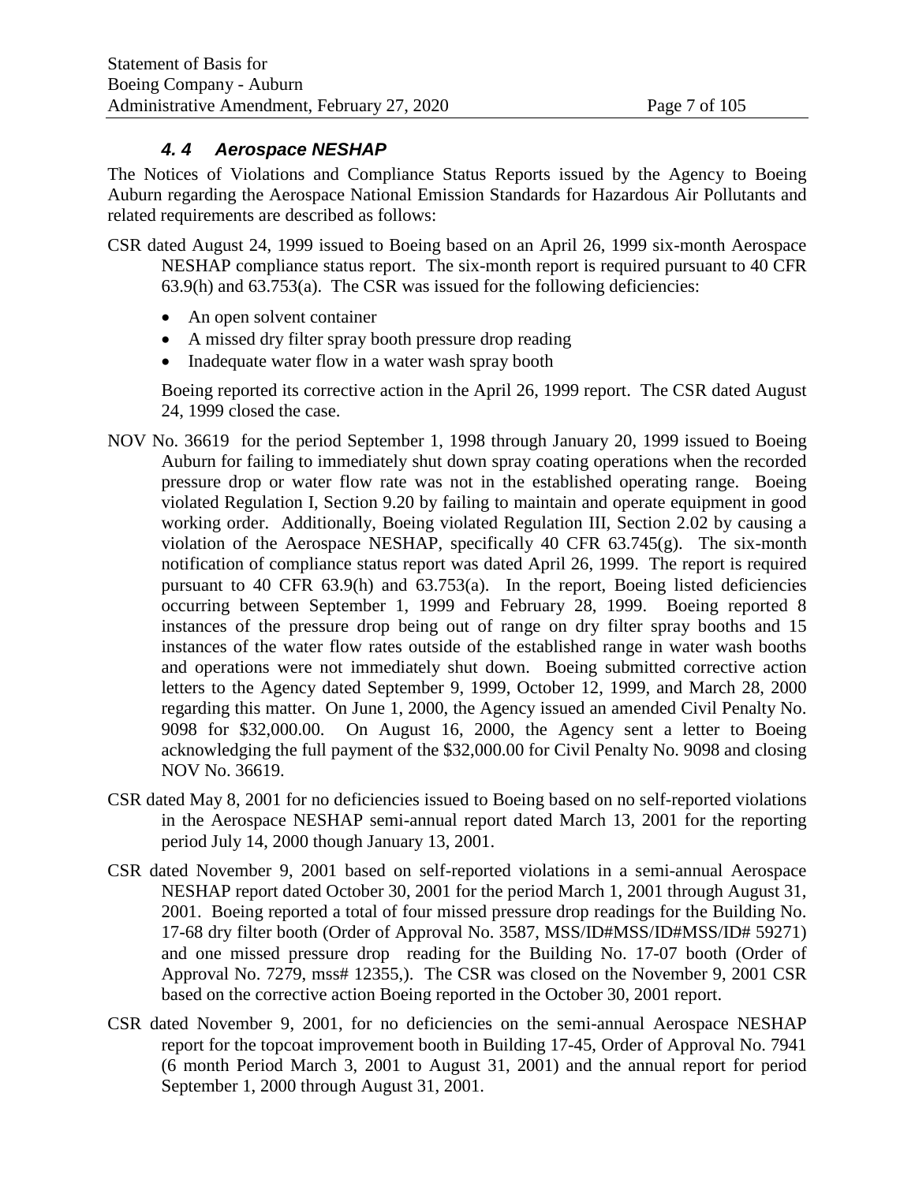### *4. 4 Aerospace NESHAP*

The Notices of Violations and Compliance Status Reports issued by the Agency to Boeing Auburn regarding the Aerospace National Emission Standards for Hazardous Air Pollutants and related requirements are described as follows:

CSR dated August 24, 1999 issued to Boeing based on an April 26, 1999 six-month Aerospace NESHAP compliance status report. The six-month report is required pursuant to 40 CFR 63.9(h) and 63.753(a). The CSR was issued for the following deficiencies:

- An open solvent container
- A missed dry filter spray booth pressure drop reading
- Inadequate water flow in a water wash spray booth

Boeing reported its corrective action in the April 26, 1999 report. The CSR dated August 24, 1999 closed the case.

NOV No. 36619 for the period September 1, 1998 through January 20, 1999 issued to Boeing Auburn for failing to immediately shut down spray coating operations when the recorded pressure drop or water flow rate was not in the established operating range. Boeing violated Regulation I, Section 9.20 by failing to maintain and operate equipment in good working order. Additionally, Boeing violated Regulation III, Section 2.02 by causing a violation of the Aerospace NESHAP, specifically 40 CFR 63.745(g). The six-month notification of compliance status report was dated April 26, 1999. The report is required pursuant to 40 CFR 63.9(h) and 63.753(a). In the report, Boeing listed deficiencies occurring between September 1, 1999 and February 28, 1999. Boeing reported 8 instances of the pressure drop being out of range on dry filter spray booths and 15 instances of the water flow rates outside of the established range in water wash booths and operations were not immediately shut down. Boeing submitted corrective action letters to the Agency dated September 9, 1999, October 12, 1999, and March 28, 2000 regarding this matter. On June 1, 2000, the Agency issued an amended Civil Penalty No. 9098 for $32,000.00. On August 16, 2000, the Agency sent a letter to Boeing acknowledging the full payment of the $32,000.00 for Civil Penalty No. 9098 and closing NOV No. 36619.

CSR dated May 8, 2001 for no deficiencies issued to Boeing based on no self-reported violations in the Aerospace NESHAP semi-annual report dated March 13, 2001 for the reporting period July 14, 2000 though January 13, 2001.

CSR dated November 9, 2001 based on self-reported violations in a semi-annual Aerospace NESHAP report dated October 30, 2001 for the period March 1, 2001 through August 31, 2001. Boeing reported a total of four missed pressure drop readings for the Building No. 17-68 dry filter booth (Order of Approval No. 3587, MSS/ID#MSS/ID#MSS/ID# 59271) and one missed pressure drop reading for the Building No. 17-07 booth (Order of Approval No. 7279, mss# 12355,). The CSR was closed on the November 9, 2001 CSR based on the corrective action Boeing reported in the October 30, 2001 report.

CSR dated November 9, 2001, for no deficiencies on the semi-annual Aerospace NESHAP report for the topcoat improvement booth in Building 17-45, Order of Approval No. 7941 (6 month Period March 3, 2001 to August 31, 2001) and the annual report for period September 1, 2000 through August 31, 2001.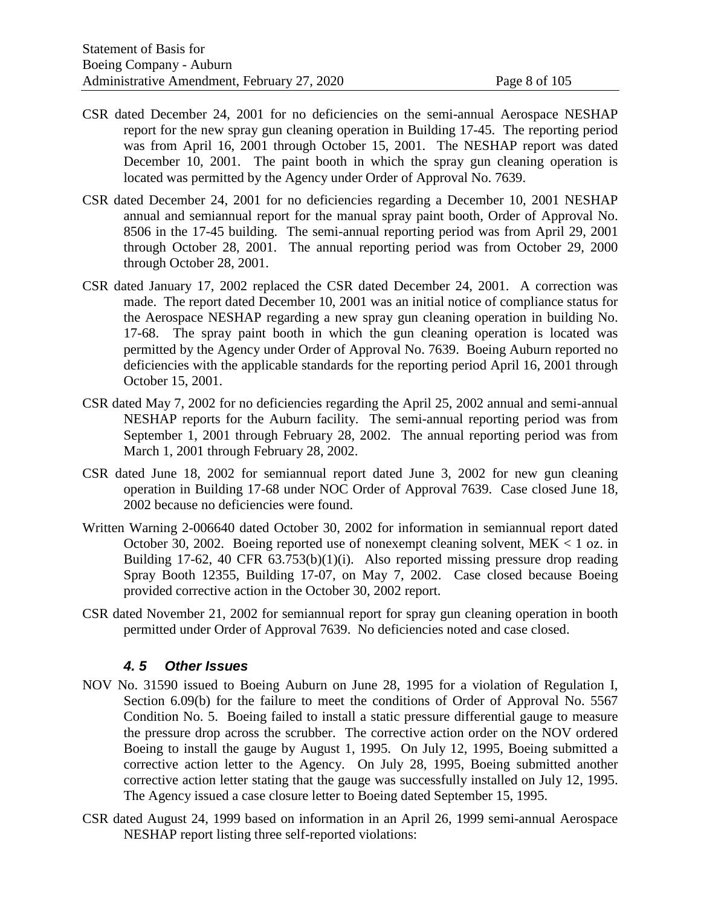CSR dated December 24, 2001 for no deficiencies on the semi-annual Aerospace NESHAP report for the new spray gun cleaning operation in Building 17-45. The reporting period was from April 16, 2001 through October 15, 2001. The NESHAP report was dated December 10, 2001. The paint booth in which the spray gun cleaning operation is located was permitted by the Agency under Order of Approval No. 7639.

CSR dated December 24, 2001 for no deficiencies regarding a December 10, 2001 NESHAP annual and semiannual report for the manual spray paint booth, Order of Approval No. 8506 in the 17-45 building. The semi-annual reporting period was from April 29, 2001 through October 28, 2001. The annual reporting period was from October 29, 2000 through October 28, 2001.

CSR dated January 17, 2002 replaced the CSR dated December 24, 2001. A correction was made. The report dated December 10, 2001 was an initial notice of compliance status for the Aerospace NESHAP regarding a new spray gun cleaning operation in building No. 17-68. The spray paint booth in which the gun cleaning operation is located was permitted by the Agency under Order of Approval No. 7639. Boeing Auburn reported no deficiencies with the applicable standards for the reporting period April 16, 2001 through October 15, 2001.

CSR dated May 7, 2002 for no deficiencies regarding the April 25, 2002 annual and semi-annual NESHAP reports for the Auburn facility. The semi-annual reporting period was from September 1, 2001 through February 28, 2002. The annual reporting period was from March 1, 2001 through February 28, 2002.

CSR dated June 18, 2002 for semiannual report dated June 3, 2002 for new gun cleaning operation in Building 17-68 under NOC Order of Approval 7639. Case closed June 18, 2002 because no deficiencies were found.

Written Warning 2-006640 dated October 30, 2002 for information in semiannual report dated October 30, 2002. Boeing reported use of nonexempt cleaning solvent, MEK < 1 oz. in Building 17-62, 40 CFR 63.753(b)(1)(i). Also reported missing pressure drop reading Spray Booth 12355, Building 17-07, on May 7, 2002. Case closed because Boeing provided corrective action in the October 30, 2002 report.

CSR dated November 21, 2002 for semiannual report for spray gun cleaning operation in booth permitted under Order of Approval 7639. No deficiencies noted and case closed.

### *4. 5 Other Issues*

NOV No. 31590 issued to Boeing Auburn on June 28, 1995 for a violation of Regulation I, Section 6.09(b) for the failure to meet the conditions of Order of Approval No. 5567 Condition No. 5. Boeing failed to install a static pressure differential gauge to measure the pressure drop across the scrubber. The corrective action order on the NOV ordered Boeing to install the gauge by August 1, 1995. On July 12, 1995, Boeing submitted a corrective action letter to the Agency. On July 28, 1995, Boeing submitted another corrective action letter stating that the gauge was successfully installed on July 12, 1995. The Agency issued a case closure letter to Boeing dated September 15, 1995.

CSR dated August 24, 1999 based on information in an April 26, 1999 semi-annual Aerospace NESHAP report listing three self-reported violations: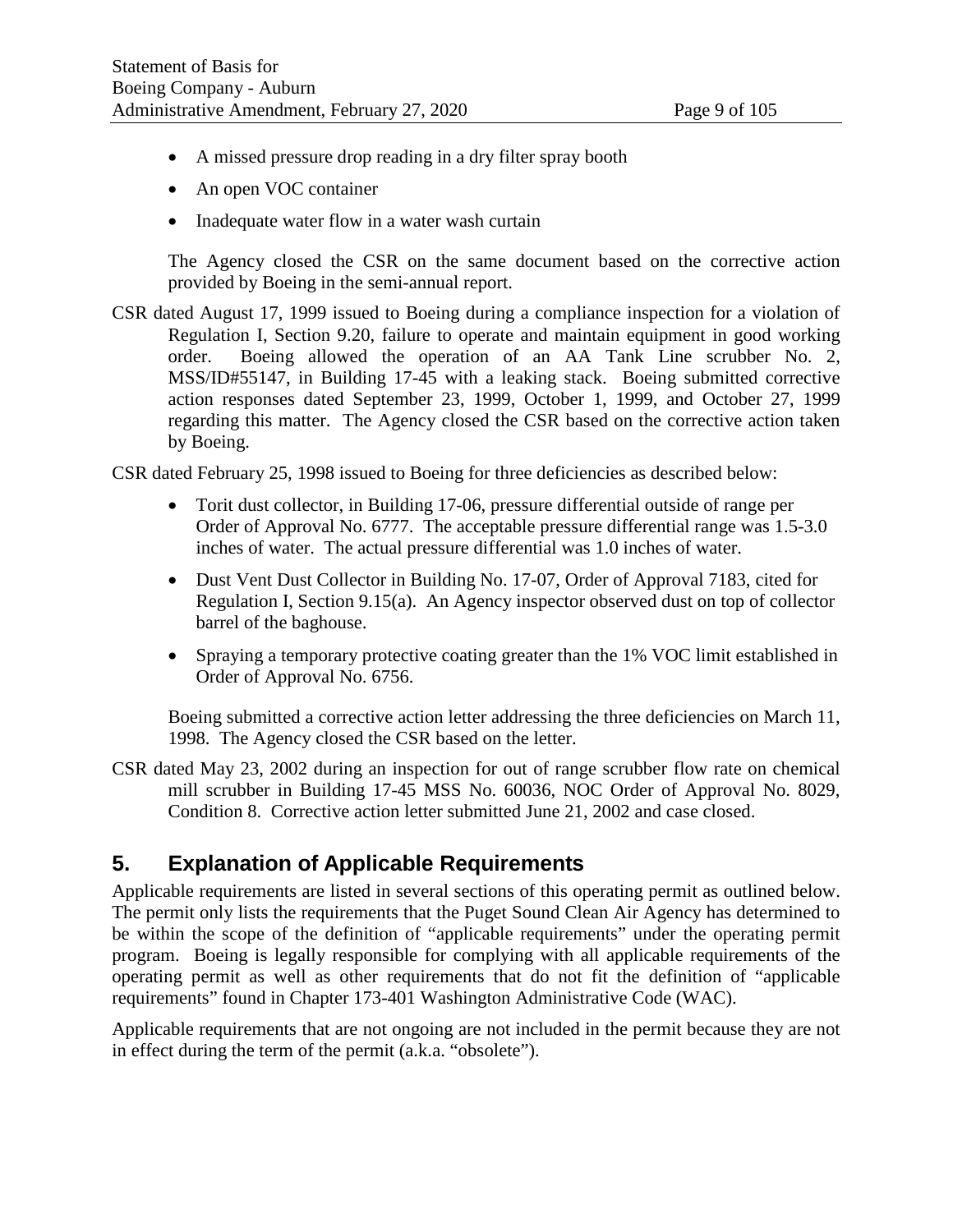- A missed pressure drop reading in a dry filter spray booth
- An open VOC container
- Inadequate water flow in a water wash curtain

The Agency closed the CSR on the same document based on the corrective action provided by Boeing in the semi-annual report.

CSR dated August 17, 1999 issued to Boeing during a compliance inspection for a violation of Regulation I, Section 9.20, failure to operate and maintain equipment in good working order. Boeing allowed the operation of an AA Tank Line scrubber No. 2, MSS/ID#55147, in Building 17-45 with a leaking stack. Boeing submitted corrective action responses dated September 23, 1999, October 1, 1999, and October 27, 1999 regarding this matter. The Agency closed the CSR based on the corrective action taken by Boeing.

CSR dated February 25, 1998 issued to Boeing for three deficiencies as described below:

- Torit dust collector, in Building 17-06, pressure differential outside of range per Order of Approval No. 6777. The acceptable pressure differential range was 1.5-3.0 inches of water. The actual pressure differential was 1.0 inches of water.
- Dust Vent Dust Collector in Building No. 17-07, Order of Approval 7183, cited for Regulation I, Section 9.15(a). An Agency inspector observed dust on top of collector barrel of the baghouse.
- Spraying a temporary protective coating greater than the 1% VOC limit established in Order of Approval No. 6756.

Boeing submitted a corrective action letter addressing the three deficiencies on March 11, 1998. The Agency closed the CSR based on the letter.

CSR dated May 23, 2002 during an inspection for out of range scrubber flow rate on chemical mill scrubber in Building 17-45 MSS No. 60036, NOC Order of Approval No. 8029, Condition 8. Corrective action letter submitted June 21, 2002 and case closed.

## 5. Explanation of Applicable Requirements

Applicable requirements are listed in several sections of this operating permit as outlined below. The permit only lists the requirements that the Puget Sound Clean Air Agency has determined to be within the scope of the definition of "applicable requirements" under the operating permit program. Boeing is legally responsible for complying with all applicable requirements of the operating permit as well as other requirements that do not fit the definition of "applicable requirements" found in Chapter 173-401 Washington Administrative Code (WAC).

Applicable requirements that are not ongoing are not included in the permit because they are not in effect during the term of the permit (a.k.a. "obsolete").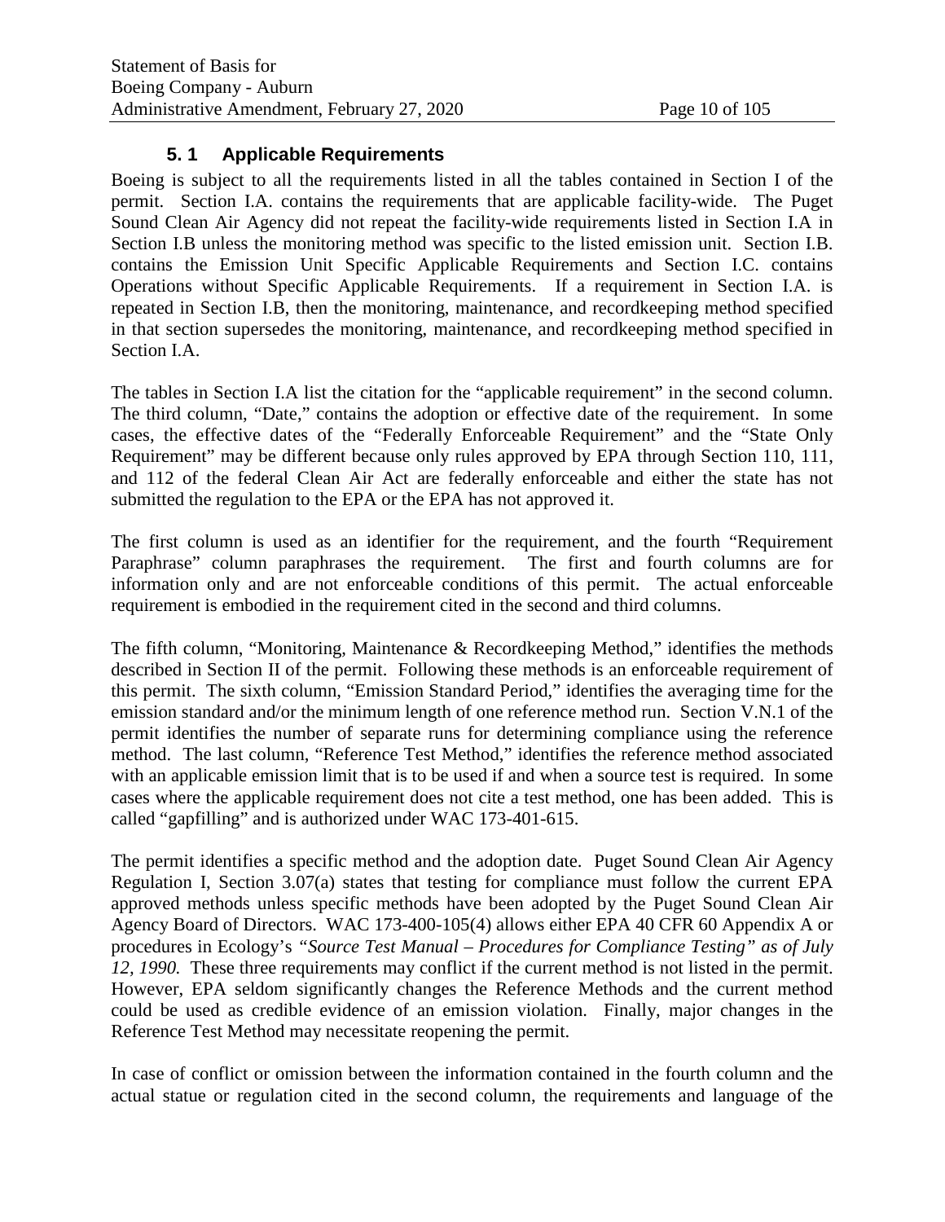## 5. 1 Applicable Requirements

Boeing is subject to all the requirements listed in all the tables contained in Section I of the permit. Section I.A. contains the requirements that are applicable facility-wide. The Puget Sound Clean Air Agency did not repeat the facility-wide requirements listed in Section I.A in Section I.B unless the monitoring method was specific to the listed emission unit. Section I.B. contains the Emission Unit Specific Applicable Requirements and Section I.C. contains Operations without Specific Applicable Requirements. If a requirement in Section I.A. is repeated in Section I.B, then the monitoring, maintenance, and recordkeeping method specified in that section supersedes the monitoring, maintenance, and recordkeeping method specified in Section I.A.

The tables in Section I.A list the citation for the "applicable requirement" in the second column. The third column, "Date," contains the adoption or effective date of the requirement. In some cases, the effective dates of the "Federally Enforceable Requirement" and the "State Only Requirement" may be different because only rules approved by EPA through Section 110, 111, and 112 of the federal Clean Air Act are federally enforceable and either the state has not submitted the regulation to the EPA or the EPA has not approved it.

The first column is used as an identifier for the requirement, and the fourth "Requirement Paraphrase" column paraphrases the requirement. The first and fourth columns are for information only and are not enforceable conditions of this permit. The actual enforceable requirement is embodied in the requirement cited in the second and third columns.

The fifth column, "Monitoring, Maintenance & Recordkeeping Method," identifies the methods described in Section II of the permit. Following these methods is an enforceable requirement of this permit. The sixth column, "Emission Standard Period," identifies the averaging time for the emission standard and/or the minimum length of one reference method run. Section V.N.1 of the permit identifies the number of separate runs for determining compliance using the reference method. The last column, "Reference Test Method," identifies the reference method associated with an applicable emission limit that is to be used if and when a source test is required. In some cases where the applicable requirement does not cite a test method, one has been added. This is called "gapfilling" and is authorized under WAC 173-401-615.

The permit identifies a specific method and the adoption date. Puget Sound Clean Air Agency Regulation I, Section 3.07(a) states that testing for compliance must follow the current EPA approved methods unless specific methods have been adopted by the Puget Sound Clean Air Agency Board of Directors. WAC 173-400-105(4) allows either EPA 40 CFR 60 Appendix A or procedures in Ecology's *"Source Test Manual – Procedures for Compliance Testing" as of July 12, 1990.* These three requirements may conflict if the current method is not listed in the permit. However, EPA seldom significantly changes the Reference Methods and the current method could be used as credible evidence of an emission violation. Finally, major changes in the Reference Test Method may necessitate reopening the permit.

In case of conflict or omission between the information contained in the fourth column and the actual statue or regulation cited in the second column, the requirements and language of the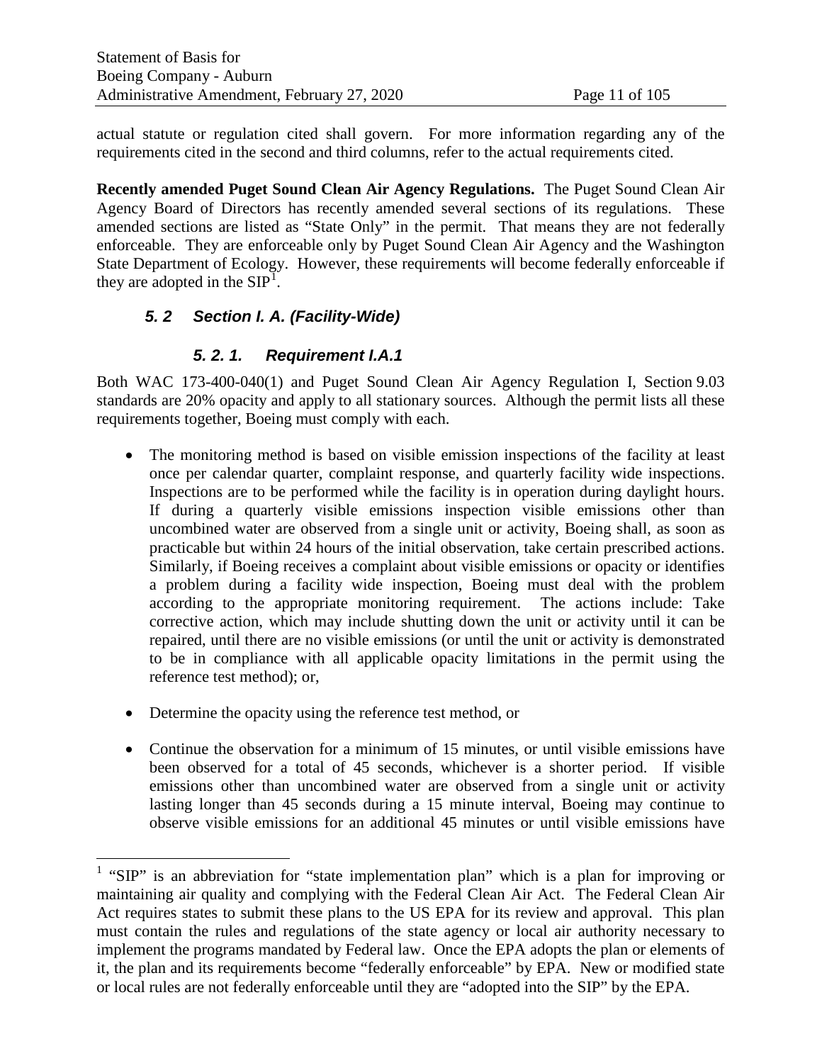actual statute or regulation cited shall govern. For more information regarding any of the requirements cited in the second and third columns, refer to the actual requirements cited.

**Recently amended Puget Sound Clean Air Agency Regulations.** The Puget Sound Clean Air Agency Board of Directors has recently amended several sections of its regulations. These amended sections are listed as "State Only" in the permit. That means they are not federally enforceable. They are enforceable only by Puget Sound Clean Air Agency and the Washington State Department of Ecology. However, these requirements will become federally enforceable if they are adopted in the SIP[1].

## *5. 2 Section I. A. (Facility-Wide)*

### *5. 2. 1. Requirement I.A.1*

Both WAC 173-400-040(1) and Puget Sound Clean Air Agency Regulation I, Section 9.03 standards are 20% opacity and apply to all stationary sources. Although the permit lists all these requirements together, Boeing must comply with each.

- The monitoring method is based on visible emission inspections of the facility at least once per calendar quarter, complaint response, and quarterly facility wide inspections. Inspections are to be performed while the facility is in operation during daylight hours. If during a quarterly visible emissions inspection visible emissions other than uncombined water are observed from a single unit or activity, Boeing shall, as soon as practicable but within 24 hours of the initial observation, take certain prescribed actions. Similarly, if Boeing receives a complaint about visible emissions or opacity or identifies a problem during a facility wide inspection, Boeing must deal with the problem according to the appropriate monitoring requirement. The actions include: Take corrective action, which may include shutting down the unit or activity until it can be repaired, until there are no visible emissions (or until the unit or activity is demonstrated to be in compliance with all applicable opacity limitations in the permit using the reference test method); or,
- Determine the opacity using the reference test method, or
- Continue the observation for a minimum of 15 minutes, or until visible emissions have been observed for a total of 45 seconds, whichever is a shorter period. If visible emissions other than uncombined water are observed from a single unit or activity lasting longer than 45 seconds during a 15 minute interval, Boeing may continue to observe visible emissions for an additional 45 minutes or until visible emissions have

[1] "SIP" is an abbreviation for "state implementation plan" which is a plan for improving or maintaining air quality and complying with the Federal Clean Air Act. The Federal Clean Air Act requires states to submit these plans to the US EPA for its review and approval. This plan must contain the rules and regulations of the state agency or local air authority necessary to implement the programs mandated by Federal law. Once the EPA adopts the plan or elements of it, the plan and its requirements become "federally enforceable" by EPA. New or modified state or local rules are not federally enforceable until they are "adopted into the SIP" by the EPA.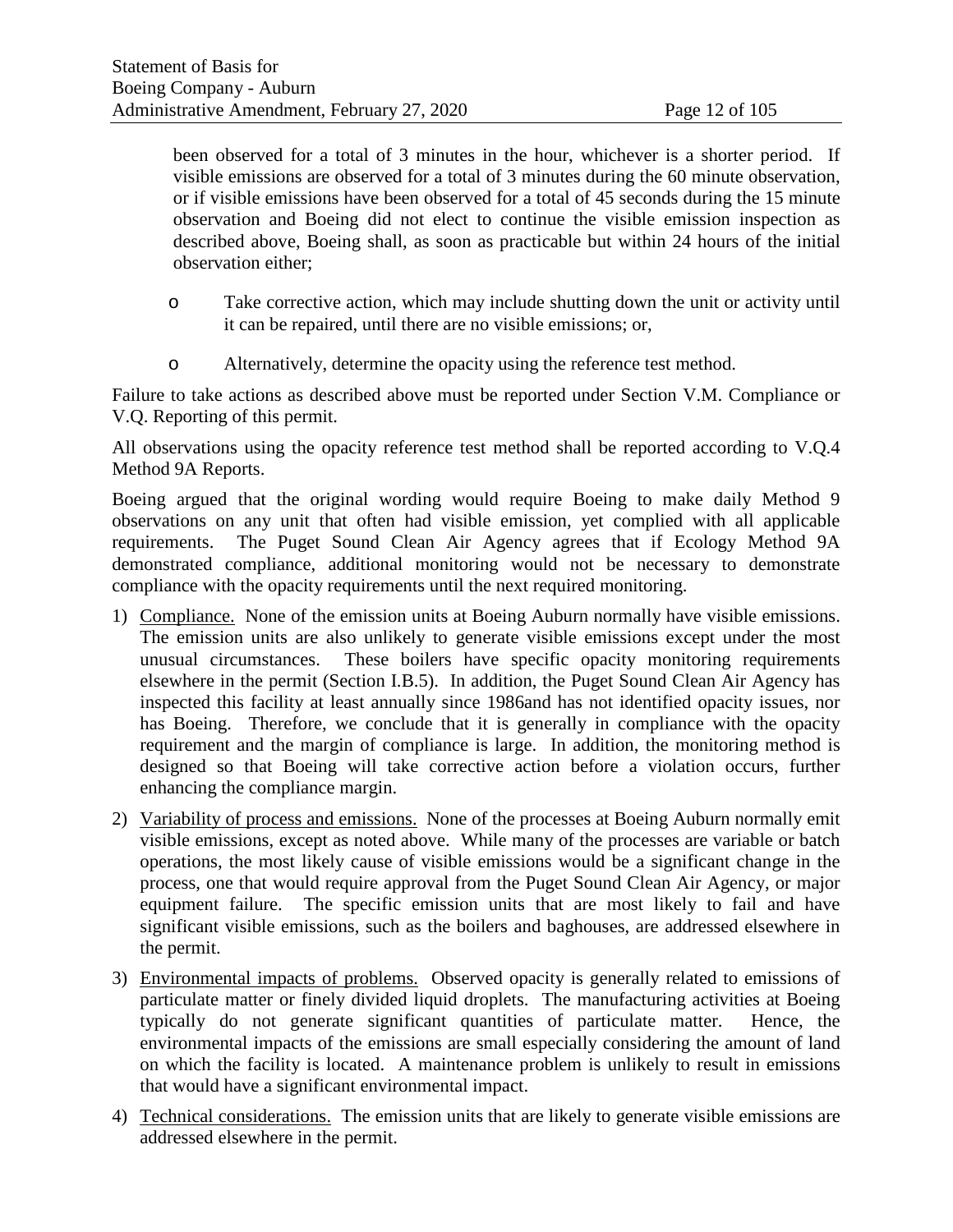been observed for a total of 3 minutes in the hour, whichever is a shorter period. If visible emissions are observed for a total of 3 minutes during the 60 minute observation, or if visible emissions have been observed for a total of 45 seconds during the 15 minute observation and Boeing did not elect to continue the visible emission inspection as described above, Boeing shall, as soon as practicable but within 24 hours of the initial observation either;

- o Take corrective action, which may include shutting down the unit or activity until it can be repaired, until there are no visible emissions; or,
- o Alternatively, determine the opacity using the reference test method.

Failure to take actions as described above must be reported under Section V.M. Compliance or V.Q. Reporting of this permit.

All observations using the opacity reference test method shall be reported according to V.Q.4 Method 9A Reports.

Boeing argued that the original wording would require Boeing to make daily Method 9 observations on any unit that often had visible emission, yet complied with all applicable requirements. The Puget Sound Clean Air Agency agrees that if Ecology Method 9A demonstrated compliance, additional monitoring would not be necessary to demonstrate compliance with the opacity requirements until the next required monitoring.

1) Compliance. None of the emission units at Boeing Auburn normally have visible emissions. The emission units are also unlikely to generate visible emissions except under the most unusual circumstances. These boilers have specific opacity monitoring requirements elsewhere in the permit (Section I.B.5). In addition, the Puget Sound Clean Air Agency has inspected this facility at least annually since 1986and has not identified opacity issues, nor has Boeing. Therefore, we conclude that it is generally in compliance with the opacity requirement and the margin of compliance is large. In addition, the monitoring method is designed so that Boeing will take corrective action before a violation occurs, further enhancing the compliance margin.

2) Variability of process and emissions. None of the processes at Boeing Auburn normally emit visible emissions, except as noted above. While many of the processes are variable or batch operations, the most likely cause of visible emissions would be a significant change in the process, one that would require approval from the Puget Sound Clean Air Agency, or major equipment failure. The specific emission units that are most likely to fail and have significant visible emissions, such as the boilers and baghouses, are addressed elsewhere in the permit.

3) Environmental impacts of problems. Observed opacity is generally related to emissions of particulate matter or finely divided liquid droplets. The manufacturing activities at Boeing typically do not generate significant quantities of particulate matter. Hence, the environmental impacts of the emissions are small especially considering the amount of land on which the facility is located. A maintenance problem is unlikely to result in emissions that would have a significant environmental impact.

4) Technical considerations. The emission units that are likely to generate visible emissions are addressed elsewhere in the permit.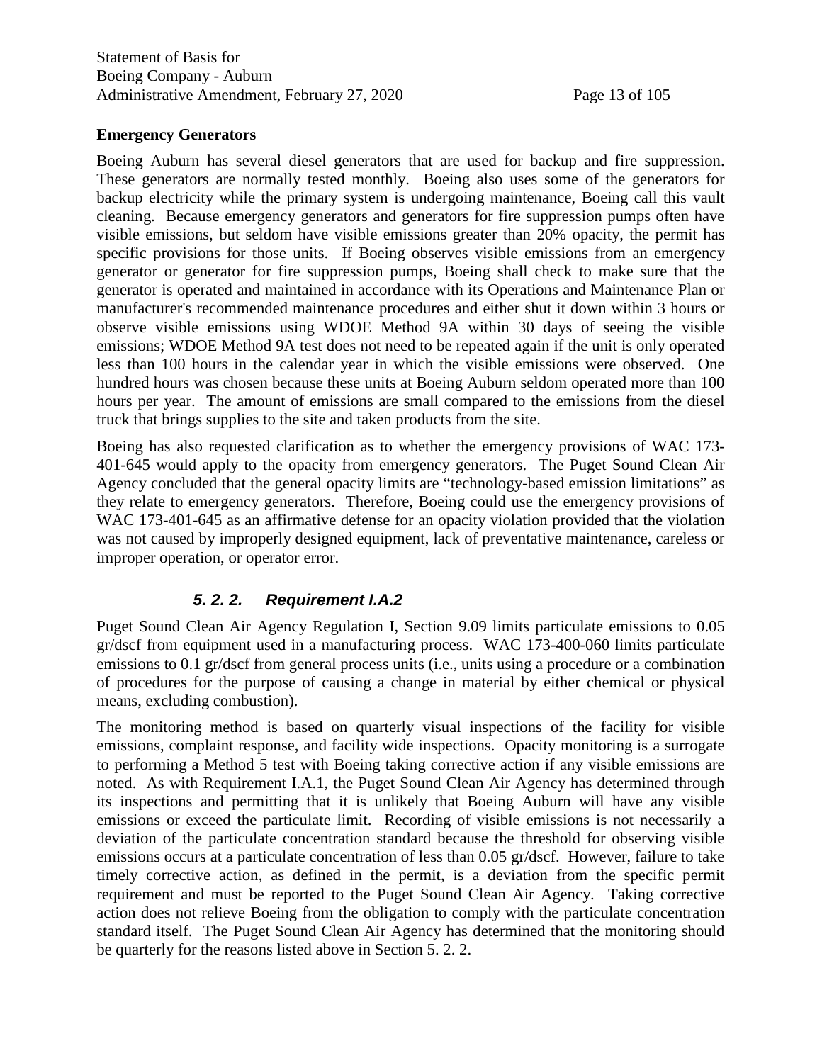**Emergency Generators**

Boeing Auburn has several diesel generators that are used for backup and fire suppression. These generators are normally tested monthly. Boeing also uses some of the generators for backup electricity while the primary system is undergoing maintenance, Boeing call this vault cleaning. Because emergency generators and generators for fire suppression pumps often have visible emissions, but seldom have visible emissions greater than 20% opacity, the permit has specific provisions for those units. If Boeing observes visible emissions from an emergency generator or generator for fire suppression pumps, Boeing shall check to make sure that the generator is operated and maintained in accordance with its Operations and Maintenance Plan or manufacturer's recommended maintenance procedures and either shut it down within 3 hours or observe visible emissions using WDOE Method 9A within 30 days of seeing the visible emissions; WDOE Method 9A test does not need to be repeated again if the unit is only operated less than 100 hours in the calendar year in which the visible emissions were observed. One hundred hours was chosen because these units at Boeing Auburn seldom operated more than 100 hours per year. The amount of emissions are small compared to the emissions from the diesel truck that brings supplies to the site and taken products from the site.

Boeing has also requested clarification as to whether the emergency provisions of WAC 173-401-645 would apply to the opacity from emergency generators. The Puget Sound Clean Air Agency concluded that the general opacity limits are "technology-based emission limitations" as they relate to emergency generators. Therefore, Boeing could use the emergency provisions of WAC 173-401-645 as an affirmative defense for an opacity violation provided that the violation was not caused by improperly designed equipment, lack of preventative maintenance, careless or improper operation, or operator error.

### *5. 2. 2. Requirement I.A.2*

Puget Sound Clean Air Agency Regulation I, Section 9.09 limits particulate emissions to 0.05 gr/dscf from equipment used in a manufacturing process. WAC 173-400-060 limits particulate emissions to 0.1 gr/dscf from general process units (i.e., units using a procedure or a combination of procedures for the purpose of causing a change in material by either chemical or physical means, excluding combustion).

The monitoring method is based on quarterly visual inspections of the facility for visible emissions, complaint response, and facility wide inspections. Opacity monitoring is a surrogate to performing a Method 5 test with Boeing taking corrective action if any visible emissions are noted. As with Requirement I.A.1, the Puget Sound Clean Air Agency has determined through its inspections and permitting that it is unlikely that Boeing Auburn will have any visible emissions or exceed the particulate limit. Recording of visible emissions is not necessarily a deviation of the particulate concentration standard because the threshold for observing visible emissions occurs at a particulate concentration of less than 0.05 gr/dscf. However, failure to take timely corrective action, as defined in the permit, is a deviation from the specific permit requirement and must be reported to the Puget Sound Clean Air Agency. Taking corrective action does not relieve Boeing from the obligation to comply with the particulate concentration standard itself. The Puget Sound Clean Air Agency has determined that the monitoring should be quarterly for the reasons listed above in Section 5. 2. 2.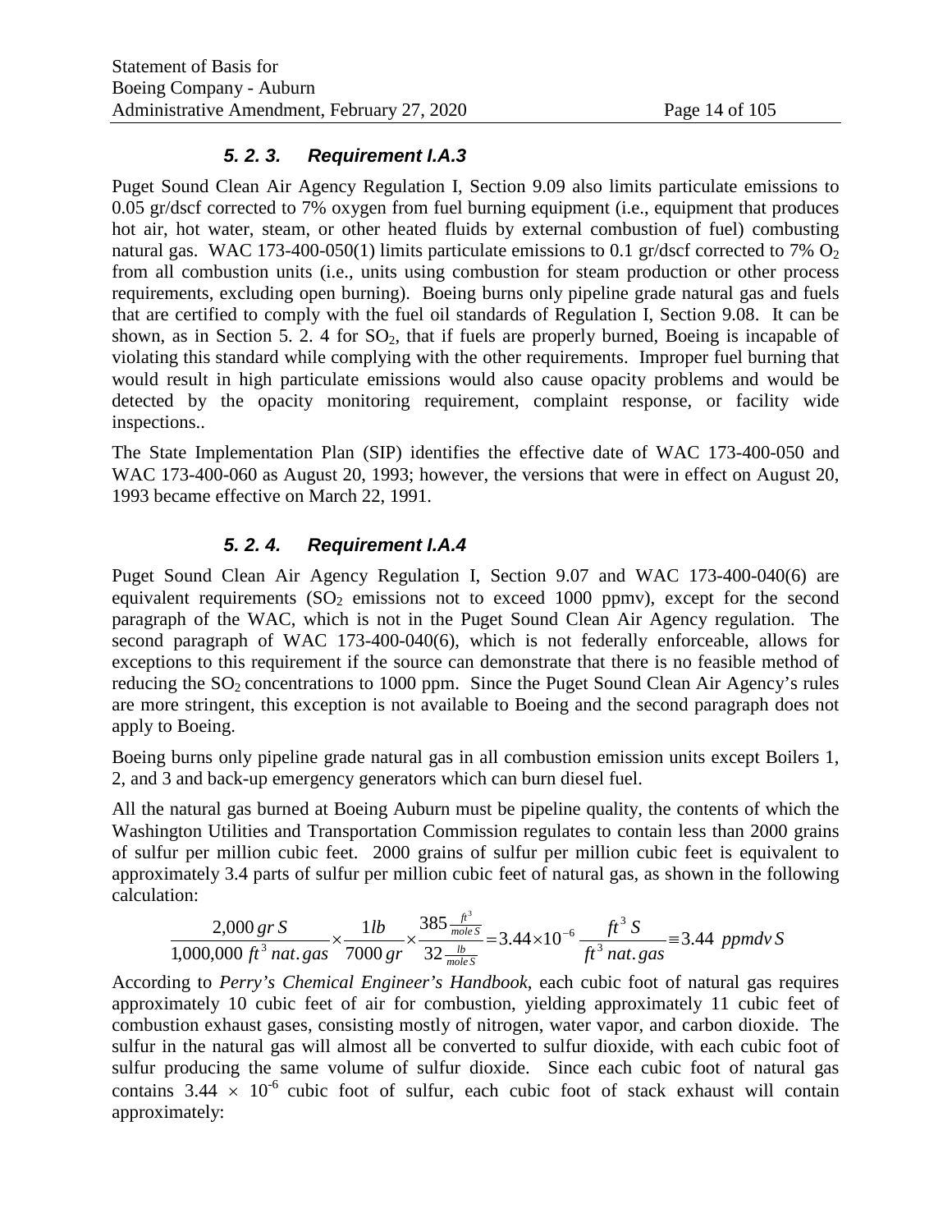### 5. 2. 3. Requirement I.A.3

Puget Sound Clean Air Agency Regulation I, Section 9.09 also limits particulate emissions to 0.05 gr/dscf corrected to 7% oxygen from fuel burning equipment (i.e., equipment that produces hot air, hot water, steam, or other heated fluids by external combustion of fuel) combusting natural gas. WAC 173-400-050(1) limits particulate emissions to 0.1 gr/dscf corrected to 7% $O_2$ from all combustion units (i.e., units using combustion for steam production or other process requirements, excluding open burning). Boeing burns only pipeline grade natural gas and fuels that are certified to comply with the fuel oil standards of Regulation I, Section 9.08. It can be shown, as in Section 5. 2. 4 for $SO_2$, that if fuels are properly burned, Boeing is incapable of violating this standard while complying with the other requirements. Improper fuel burning that would result in high particulate emissions would also cause opacity problems and would be detected by the opacity monitoring requirement, complaint response, or facility wide inspections..

The State Implementation Plan (SIP) identifies the effective date of WAC 173-400-050 and WAC 173-400-060 as August 20, 1993; however, the versions that were in effect on August 20, 1993 became effective on March 22, 1991.

### 5. 2. 4. Requirement I.A.4

Puget Sound Clean Air Agency Regulation I, Section 9.07 and WAC 173-400-040(6) are equivalent requirements ($SO_2$ emissions not to exceed 1000 ppmv), except for the second paragraph of the WAC, which is not in the Puget Sound Clean Air Agency regulation. The second paragraph of WAC 173-400-040(6), which is not federally enforceable, allows for exceptions to this requirement if the source can demonstrate that there is no feasible method of reducing the $SO_2$ concentrations to 1000 ppm. Since the Puget Sound Clean Air Agency's rules are more stringent, this exception is not available to Boeing and the second paragraph does not apply to Boeing.

Boeing burns only pipeline grade natural gas in all combustion emission units except Boilers 1, 2, and 3 and back-up emergency generators which can burn diesel fuel.

All the natural gas burned at Boeing Auburn must be pipeline quality, the contents of which the Washington Utilities and Transportation Commission regulates to contain less than 2000 grains of sulfur per million cubic feet. 2000 grains of sulfur per million cubic feet is equivalent to approximately 3.4 parts of sulfur per million cubic feet of natural gas, as shown in the following calculation:

$$\frac{2{,}000\,gr\,S}{1{,}000{,}000\,ft^3\,nat.gas} \times \frac{1lb}{7000\,gr} \times \frac{385\,\frac{ft^3}{mole\,S}}{32\,\frac{lb}{mole\,S}} = 3.44 \times 10^{-6}\,\frac{ft^3\,S}{ft^3\,nat.gas} \equiv 3.44\ ppmdv\,S$$

According to *Perry's Chemical Engineer's Handbook*, each cubic foot of natural gas requires approximately 10 cubic feet of air for combustion, yielding approximately 11 cubic feet of combustion exhaust gases, consisting mostly of nitrogen, water vapor, and carbon dioxide. The sulfur in the natural gas will almost all be converted to sulfur dioxide, with each cubic foot of sulfur producing the same volume of sulfur dioxide. Since each cubic foot of natural gas contains $3.44 \times 10^{-6}$ cubic foot of sulfur, each cubic foot of stack exhaust will contain approximately: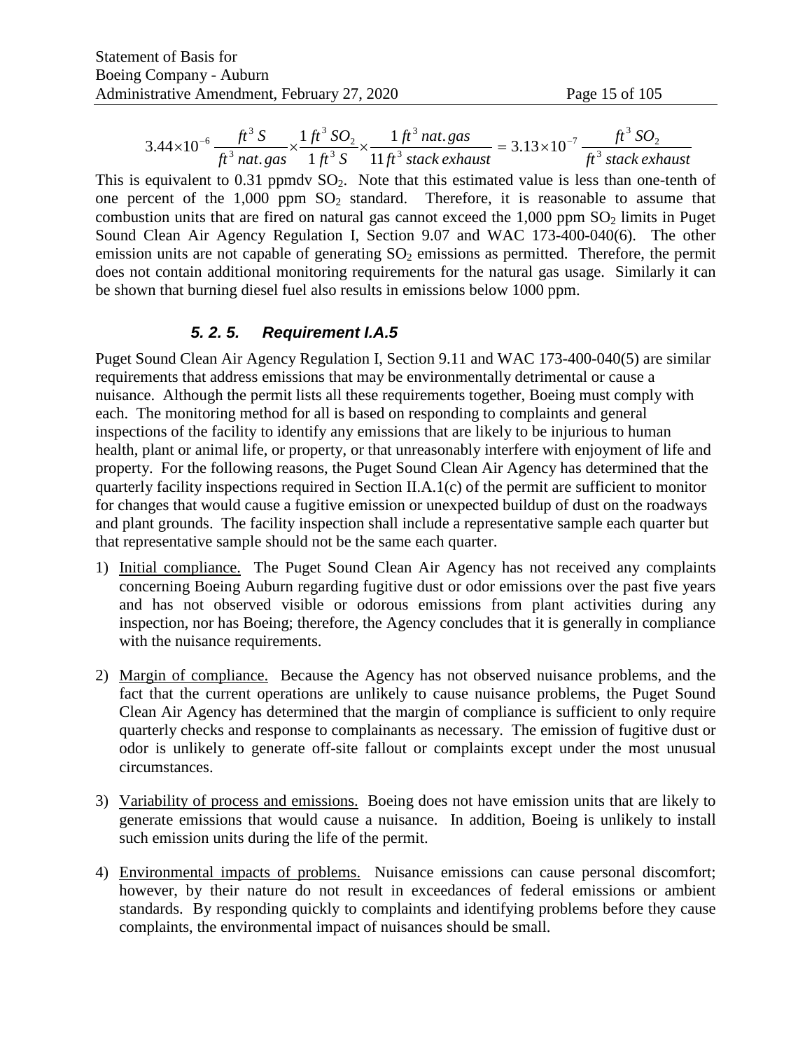$$3.44 \times 10^{-6} \frac{ft^3\, S}{ft^3\, nat.gas} \times \frac{1\, ft^3\, SO_2}{1\, ft^3\, S} \times \frac{1\, ft^3\, nat.gas}{11\, ft^3\, stack\, exhaust} = 3.13 \times 10^{-7} \frac{ft^3\, SO_2}{ft^3\, stack\, exhaust}$$

This is equivalent to 0.31 ppmdv $SO_2$. Note that this estimated value is less than one-tenth of one percent of the 1,000 ppm $SO_2$ standard. Therefore, it is reasonable to assume that combustion units that are fired on natural gas cannot exceed the 1,000 ppm $SO_2$ limits in Puget Sound Clean Air Agency Regulation I, Section 9.07 and WAC 173-400-040(6). The other emission units are not capable of generating $SO_2$ emissions as permitted. Therefore, the permit does not contain additional monitoring requirements for the natural gas usage. Similarly it can be shown that burning diesel fuel also results in emissions below 1000 ppm.

### *5. 2. 5. Requirement I.A.5*

Puget Sound Clean Air Agency Regulation I, Section 9.11 and WAC 173-400-040(5) are similar requirements that address emissions that may be environmentally detrimental or cause a nuisance. Although the permit lists all these requirements together, Boeing must comply with each. The monitoring method for all is based on responding to complaints and general inspections of the facility to identify any emissions that are likely to be injurious to human health, plant or animal life, or property, or that unreasonably interfere with enjoyment of life and property. For the following reasons, the Puget Sound Clean Air Agency has determined that the quarterly facility inspections required in Section II.A.1(c) of the permit are sufficient to monitor for changes that would cause a fugitive emission or unexpected buildup of dust on the roadways and plant grounds. The facility inspection shall include a representative sample each quarter but that representative sample should not be the same each quarter.

1) Initial compliance. The Puget Sound Clean Air Agency has not received any complaints concerning Boeing Auburn regarding fugitive dust or odor emissions over the past five years and has not observed visible or odorous emissions from plant activities during any inspection, nor has Boeing; therefore, the Agency concludes that it is generally in compliance with the nuisance requirements.

2) Margin of compliance. Because the Agency has not observed nuisance problems, and the fact that the current operations are unlikely to cause nuisance problems, the Puget Sound Clean Air Agency has determined that the margin of compliance is sufficient to only require quarterly checks and response to complainants as necessary. The emission of fugitive dust or odor is unlikely to generate off-site fallout or complaints except under the most unusual circumstances.

3) Variability of process and emissions. Boeing does not have emission units that are likely to generate emissions that would cause a nuisance. In addition, Boeing is unlikely to install such emission units during the life of the permit.

4) Environmental impacts of problems. Nuisance emissions can cause personal discomfort; however, by their nature do not result in exceedances of federal emissions or ambient standards. By responding quickly to complaints and identifying problems before they cause complaints, the environmental impact of nuisances should be small.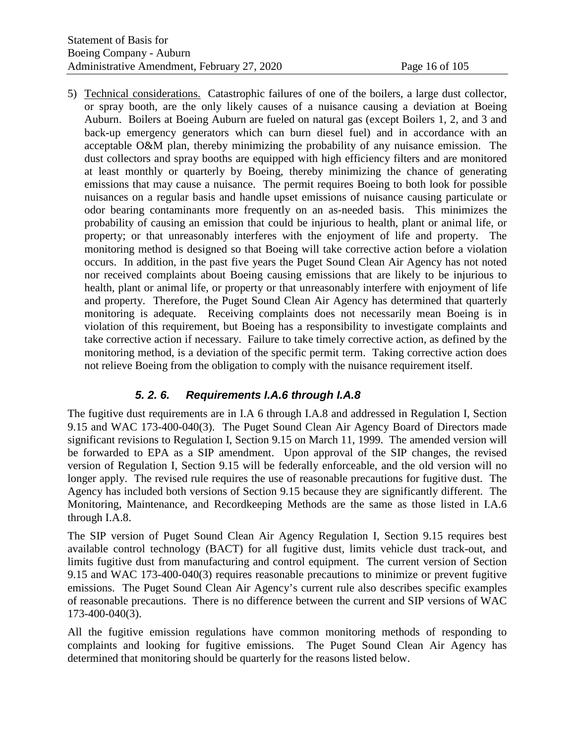5) Technical considerations. Catastrophic failures of one of the boilers, a large dust collector, or spray booth, are the only likely causes of a nuisance causing a deviation at Boeing Auburn. Boilers at Boeing Auburn are fueled on natural gas (except Boilers 1, 2, and 3 and back-up emergency generators which can burn diesel fuel) and in accordance with an acceptable O&M plan, thereby minimizing the probability of any nuisance emission. The dust collectors and spray booths are equipped with high efficiency filters and are monitored at least monthly or quarterly by Boeing, thereby minimizing the chance of generating emissions that may cause a nuisance. The permit requires Boeing to both look for possible nuisances on a regular basis and handle upset emissions of nuisance causing particulate or odor bearing contaminants more frequently on an as-needed basis. This minimizes the probability of causing an emission that could be injurious to health, plant or animal life, or property; or that unreasonably interferes with the enjoyment of life and property. The monitoring method is designed so that Boeing will take corrective action before a violation occurs. In addition, in the past five years the Puget Sound Clean Air Agency has not noted nor received complaints about Boeing causing emissions that are likely to be injurious to health, plant or animal life, or property or that unreasonably interfere with enjoyment of life and property. Therefore, the Puget Sound Clean Air Agency has determined that quarterly monitoring is adequate. Receiving complaints does not necessarily mean Boeing is in violation of this requirement, but Boeing has a responsibility to investigate complaints and take corrective action if necessary. Failure to take timely corrective action, as defined by the monitoring method, is a deviation of the specific permit term. Taking corrective action does not relieve Boeing from the obligation to comply with the nuisance requirement itself.

### *5. 2. 6. Requirements I.A.6 through I.A.8*

The fugitive dust requirements are in I.A 6 through I.A.8 and addressed in Regulation I, Section 9.15 and WAC 173-400-040(3). The Puget Sound Clean Air Agency Board of Directors made significant revisions to Regulation I, Section 9.15 on March 11, 1999. The amended version will be forwarded to EPA as a SIP amendment. Upon approval of the SIP changes, the revised version of Regulation I, Section 9.15 will be federally enforceable, and the old version will no longer apply. The revised rule requires the use of reasonable precautions for fugitive dust. The Agency has included both versions of Section 9.15 because they are significantly different. The Monitoring, Maintenance, and Recordkeeping Methods are the same as those listed in I.A.6 through I.A.8.

The SIP version of Puget Sound Clean Air Agency Regulation I, Section 9.15 requires best available control technology (BACT) for all fugitive dust, limits vehicle dust track-out, and limits fugitive dust from manufacturing and control equipment. The current version of Section 9.15 and WAC 173-400-040(3) requires reasonable precautions to minimize or prevent fugitive emissions. The Puget Sound Clean Air Agency's current rule also describes specific examples of reasonable precautions. There is no difference between the current and SIP versions of WAC 173-400-040(3).

All the fugitive emission regulations have common monitoring methods of responding to complaints and looking for fugitive emissions. The Puget Sound Clean Air Agency has determined that monitoring should be quarterly for the reasons listed below.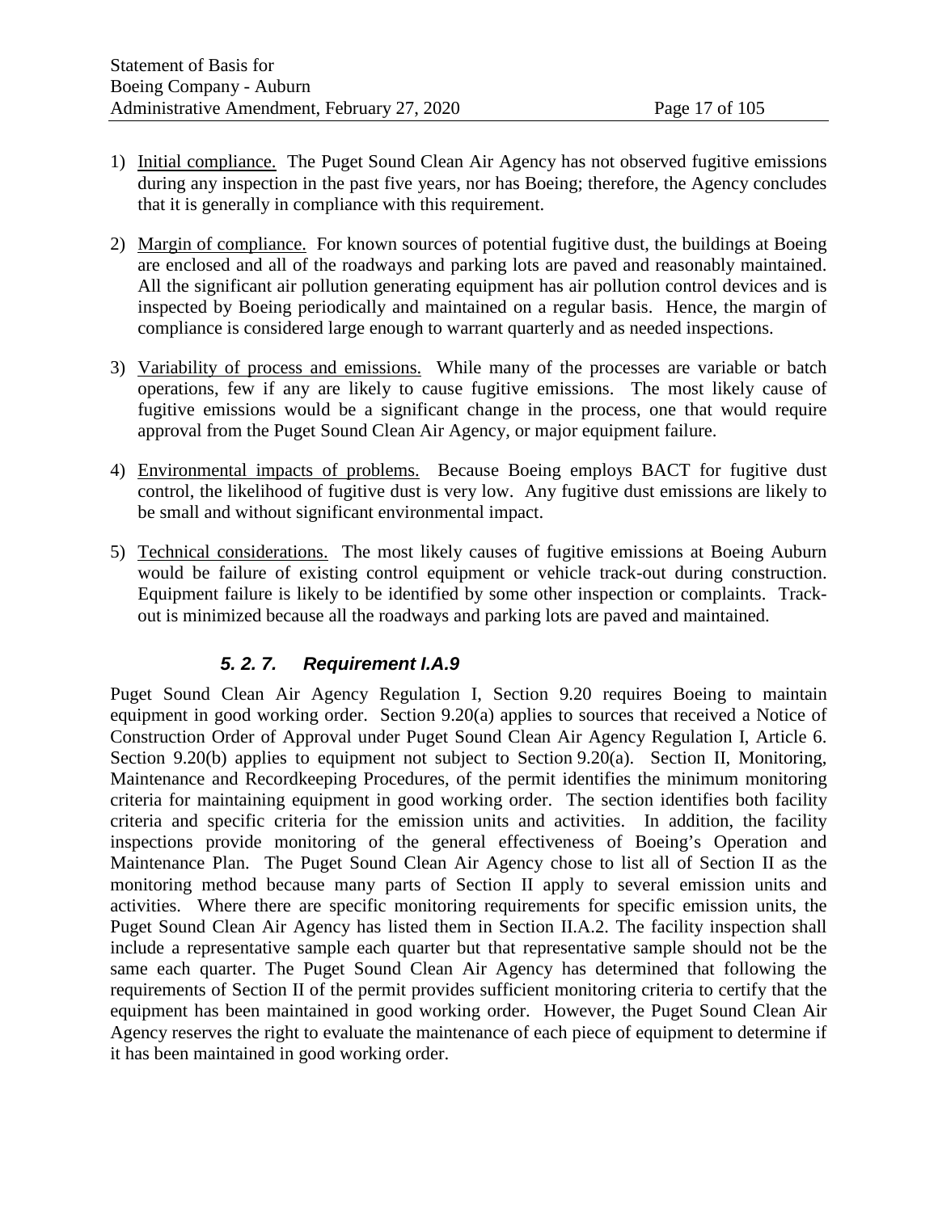1) Initial compliance. The Puget Sound Clean Air Agency has not observed fugitive emissions during any inspection in the past five years, nor has Boeing; therefore, the Agency concludes that it is generally in compliance with this requirement.

2) Margin of compliance. For known sources of potential fugitive dust, the buildings at Boeing are enclosed and all of the roadways and parking lots are paved and reasonably maintained. All the significant air pollution generating equipment has air pollution control devices and is inspected by Boeing periodically and maintained on a regular basis. Hence, the margin of compliance is considered large enough to warrant quarterly and as needed inspections.

3) Variability of process and emissions. While many of the processes are variable or batch operations, few if any are likely to cause fugitive emissions. The most likely cause of fugitive emissions would be a significant change in the process, one that would require approval from the Puget Sound Clean Air Agency, or major equipment failure.

4) Environmental impacts of problems. Because Boeing employs BACT for fugitive dust control, the likelihood of fugitive dust is very low. Any fugitive dust emissions are likely to be small and without significant environmental impact.

5) Technical considerations. The most likely causes of fugitive emissions at Boeing Auburn would be failure of existing control equipment or vehicle track-out during construction. Equipment failure is likely to be identified by some other inspection or complaints. Track-out is minimized because all the roadways and parking lots are paved and maintained.

### *5. 2. 7. Requirement I.A.9*

Puget Sound Clean Air Agency Regulation I, Section 9.20 requires Boeing to maintain equipment in good working order. Section 9.20(a) applies to sources that received a Notice of Construction Order of Approval under Puget Sound Clean Air Agency Regulation I, Article 6. Section 9.20(b) applies to equipment not subject to Section 9.20(a). Section II, Monitoring, Maintenance and Recordkeeping Procedures, of the permit identifies the minimum monitoring criteria for maintaining equipment in good working order. The section identifies both facility criteria and specific criteria for the emission units and activities. In addition, the facility inspections provide monitoring of the general effectiveness of Boeing's Operation and Maintenance Plan. The Puget Sound Clean Air Agency chose to list all of Section II as the monitoring method because many parts of Section II apply to several emission units and activities. Where there are specific monitoring requirements for specific emission units, the Puget Sound Clean Air Agency has listed them in Section II.A.2. The facility inspection shall include a representative sample each quarter but that representative sample should not be the same each quarter. The Puget Sound Clean Air Agency has determined that following the requirements of Section II of the permit provides sufficient monitoring criteria to certify that the equipment has been maintained in good working order. However, the Puget Sound Clean Air Agency reserves the right to evaluate the maintenance of each piece of equipment to determine if it has been maintained in good working order.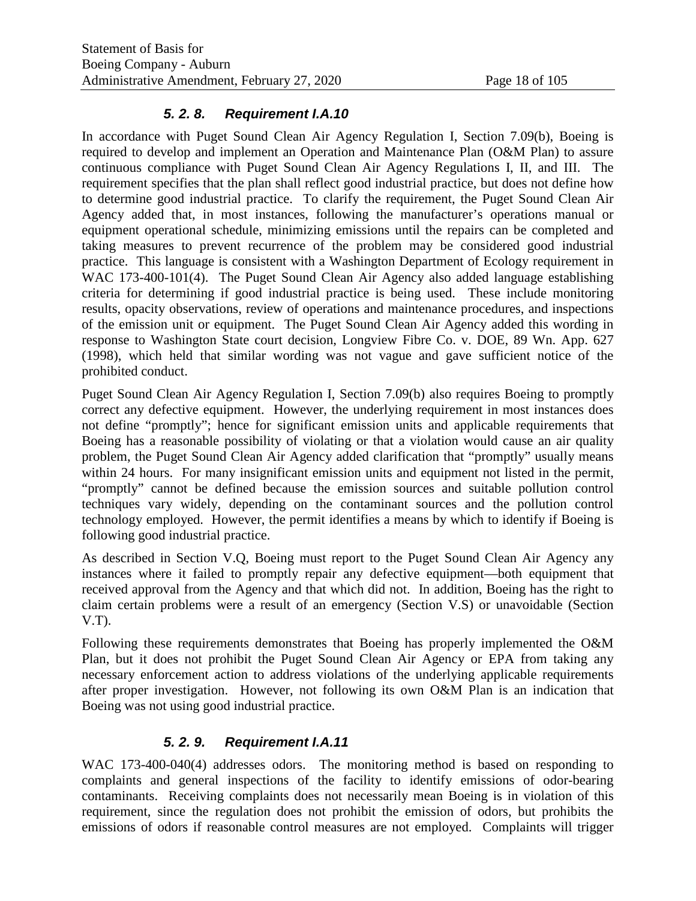### *5. 2. 8. Requirement I.A.10*

In accordance with Puget Sound Clean Air Agency Regulation I, Section 7.09(b), Boeing is required to develop and implement an Operation and Maintenance Plan (O&M Plan) to assure continuous compliance with Puget Sound Clean Air Agency Regulations I, II, and III. The requirement specifies that the plan shall reflect good industrial practice, but does not define how to determine good industrial practice. To clarify the requirement, the Puget Sound Clean Air Agency added that, in most instances, following the manufacturer's operations manual or equipment operational schedule, minimizing emissions until the repairs can be completed and taking measures to prevent recurrence of the problem may be considered good industrial practice. This language is consistent with a Washington Department of Ecology requirement in WAC 173-400-101(4). The Puget Sound Clean Air Agency also added language establishing criteria for determining if good industrial practice is being used. These include monitoring results, opacity observations, review of operations and maintenance procedures, and inspections of the emission unit or equipment. The Puget Sound Clean Air Agency added this wording in response to Washington State court decision, Longview Fibre Co. v. DOE, 89 Wn. App. 627 (1998), which held that similar wording was not vague and gave sufficient notice of the prohibited conduct.

Puget Sound Clean Air Agency Regulation I, Section 7.09(b) also requires Boeing to promptly correct any defective equipment. However, the underlying requirement in most instances does not define "promptly"; hence for significant emission units and applicable requirements that Boeing has a reasonable possibility of violating or that a violation would cause an air quality problem, the Puget Sound Clean Air Agency added clarification that "promptly" usually means within 24 hours. For many insignificant emission units and equipment not listed in the permit, "promptly" cannot be defined because the emission sources and suitable pollution control techniques vary widely, depending on the contaminant sources and the pollution control technology employed. However, the permit identifies a means by which to identify if Boeing is following good industrial practice.

As described in Section V.Q, Boeing must report to the Puget Sound Clean Air Agency any instances where it failed to promptly repair any defective equipment—both equipment that received approval from the Agency and that which did not. In addition, Boeing has the right to claim certain problems were a result of an emergency (Section V.S) or unavoidable (Section V.T).

Following these requirements demonstrates that Boeing has properly implemented the O&M Plan, but it does not prohibit the Puget Sound Clean Air Agency or EPA from taking any necessary enforcement action to address violations of the underlying applicable requirements after proper investigation. However, not following its own O&M Plan is an indication that Boeing was not using good industrial practice.

### *5. 2. 9. Requirement I.A.11*

WAC 173-400-040(4) addresses odors. The monitoring method is based on responding to complaints and general inspections of the facility to identify emissions of odor-bearing contaminants. Receiving complaints does not necessarily mean Boeing is in violation of this requirement, since the regulation does not prohibit the emission of odors, but prohibits the emissions of odors if reasonable control measures are not employed. Complaints will trigger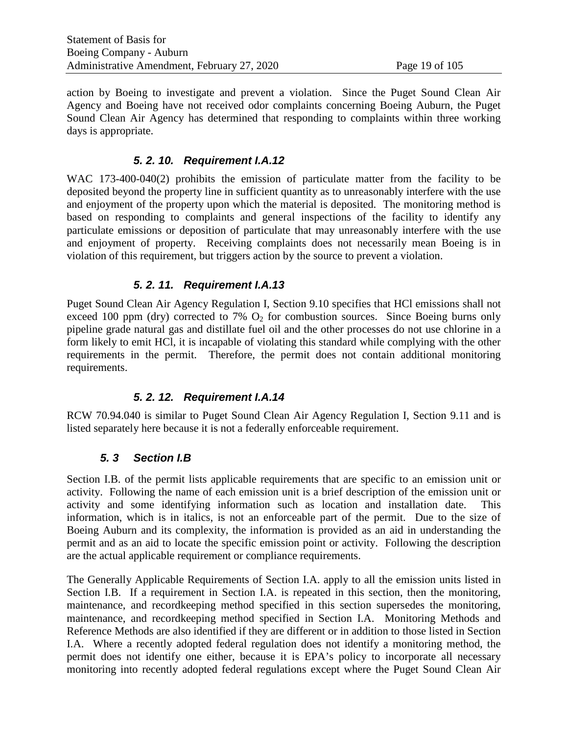action by Boeing to investigate and prevent a violation. Since the Puget Sound Clean Air Agency and Boeing have not received odor complaints concerning Boeing Auburn, the Puget Sound Clean Air Agency has determined that responding to complaints within three working days is appropriate.

### *5. 2. 10. Requirement I.A.12*

WAC 173-400-040(2) prohibits the emission of particulate matter from the facility to be deposited beyond the property line in sufficient quantity as to unreasonably interfere with the use and enjoyment of the property upon which the material is deposited. The monitoring method is based on responding to complaints and general inspections of the facility to identify any particulate emissions or deposition of particulate that may unreasonably interfere with the use and enjoyment of property. Receiving complaints does not necessarily mean Boeing is in violation of this requirement, but triggers action by the source to prevent a violation.

### *5. 2. 11. Requirement I.A.13*

Puget Sound Clean Air Agency Regulation I, Section 9.10 specifies that HCl emissions shall not exceed 100 ppm (dry) corrected to 7% $O_2$ for combustion sources. Since Boeing burns only pipeline grade natural gas and distillate fuel oil and the other processes do not use chlorine in a form likely to emit HCl, it is incapable of violating this standard while complying with the other requirements in the permit. Therefore, the permit does not contain additional monitoring requirements.

### *5. 2. 12. Requirement I.A.14*

RCW 70.94.040 is similar to Puget Sound Clean Air Agency Regulation I, Section 9.11 and is listed separately here because it is not a federally enforceable requirement.

## *5. 3 Section I.B*

Section I.B. of the permit lists applicable requirements that are specific to an emission unit or activity. Following the name of each emission unit is a brief description of the emission unit or activity and some identifying information such as location and installation date. This information, which is in italics, is not an enforceable part of the permit. Due to the size of Boeing Auburn and its complexity, the information is provided as an aid in understanding the permit and as an aid to locate the specific emission point or activity. Following the description are the actual applicable requirement or compliance requirements.

The Generally Applicable Requirements of Section I.A. apply to all the emission units listed in Section I.B. If a requirement in Section I.A. is repeated in this section, then the monitoring, maintenance, and recordkeeping method specified in this section supersedes the monitoring, maintenance, and recordkeeping method specified in Section I.A. Monitoring Methods and Reference Methods are also identified if they are different or in addition to those listed in Section I.A. Where a recently adopted federal regulation does not identify a monitoring method, the permit does not identify one either, because it is EPA's policy to incorporate all necessary monitoring into recently adopted federal regulations except where the Puget Sound Clean Air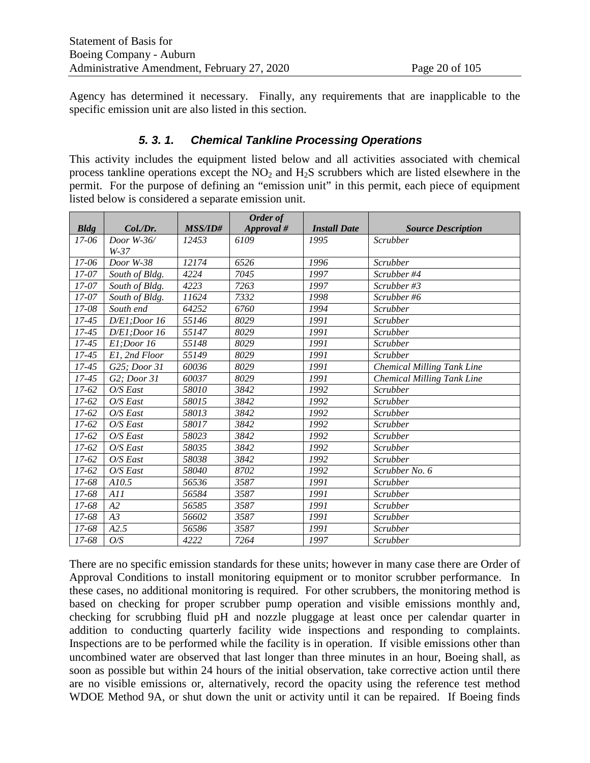Agency has determined it necessary. Finally, any requirements that are inapplicable to the specific emission unit are also listed in this section.

### 5. 3. 1. Chemical Tankline Processing Operations

This activity includes the equipment listed below and all activities associated with chemical process tankline operations except the $NO_2$ and $H_2S$ scrubbers which are listed elsewhere in the permit. For the purpose of defining an "emission unit" in this permit, each piece of equipment listed below is considered a separate emission unit.

| Bldg | Col./Dr. | MSS/ID# | Order of Approval # | Install Date | Source Description |
|---|---|---|---|---|---|
| 17-06 | Door W-36/ W-37 | 12453 | 6109 | 1995 | Scrubber |
| 17-06 | Door W-38 | 12174 | 6526 | 1996 | Scrubber |
| 17-07 | South of Bldg. | 4224 | 7045 | 1997 | Scrubber #4 |
| 17-07 | South of Bldg. | 4223 | 7263 | 1997 | Scrubber #3 |
| 17-07 | South of Bldg. | 11624 | 7332 | 1998 | Scrubber #6 |
| 17-08 | South end | 64252 | 6760 | 1994 | Scrubber |
| 17-45 | D/E1;Door 16 | 55146 | 8029 | 1991 | Scrubber |
| 17-45 | D/E1;Door 16 | 55147 | 8029 | 1991 | Scrubber |
| 17-45 | E1;Door 16 | 55148 | 8029 | 1991 | Scrubber |
| 17-45 | E1, 2nd Floor | 55149 | 8029 | 1991 | Scrubber |
| 17-45 | G25; Door 31 | 60036 | 8029 | 1991 | Chemical Milling Tank Line |
| 17-45 | G2; Door 31 | 60037 | 8029 | 1991 | Chemical Milling Tank Line |
| 17-62 | O/S East | 58010 | 3842 | 1992 | Scrubber |
| 17-62 | O/S East | 58015 | 3842 | 1992 | Scrubber |
| 17-62 | O/S East | 58013 | 3842 | 1992 | Scrubber |
| 17-62 | O/S East | 58017 | 3842 | 1992 | Scrubber |
| 17-62 | O/S East | 58023 | 3842 | 1992 | Scrubber |
| 17-62 | O/S East | 58035 | 3842 | 1992 | Scrubber |
| 17-62 | O/S East | 58038 | 3842 | 1992 | Scrubber |
| 17-62 | O/S East | 58040 | 8702 | 1992 | Scrubber No. 6 |
| 17-68 | A10.5 | 56536 | 3587 | 1991 | Scrubber |
| 17-68 | A11 | 56584 | 3587 | 1991 | Scrubber |
| 17-68 | A2 | 56585 | 3587 | 1991 | Scrubber |
| 17-68 | A3 | 56602 | 3587 | 1991 | Scrubber |
| 17-68 | A2.5 | 56586 | 3587 | 1991 | Scrubber |
| 17-68 | O/S | 4222 | 7264 | 1997 | Scrubber |

There are no specific emission standards for these units; however in many case there are Order of Approval Conditions to install monitoring equipment or to monitor scrubber performance. In these cases, no additional monitoring is required. For other scrubbers, the monitoring method is based on checking for proper scrubber pump operation and visible emissions monthly and, checking for scrubbing fluid pH and nozzle pluggage at least once per calendar quarter in addition to conducting quarterly facility wide inspections and responding to complaints. Inspections are to be performed while the facility is in operation. If visible emissions other than uncombined water are observed that last longer than three minutes in an hour, Boeing shall, as soon as possible but within 24 hours of the initial observation, take corrective action until there are no visible emissions or, alternatively, record the opacity using the reference test method WDOE Method 9A, or shut down the unit or activity until it can be repaired. If Boeing finds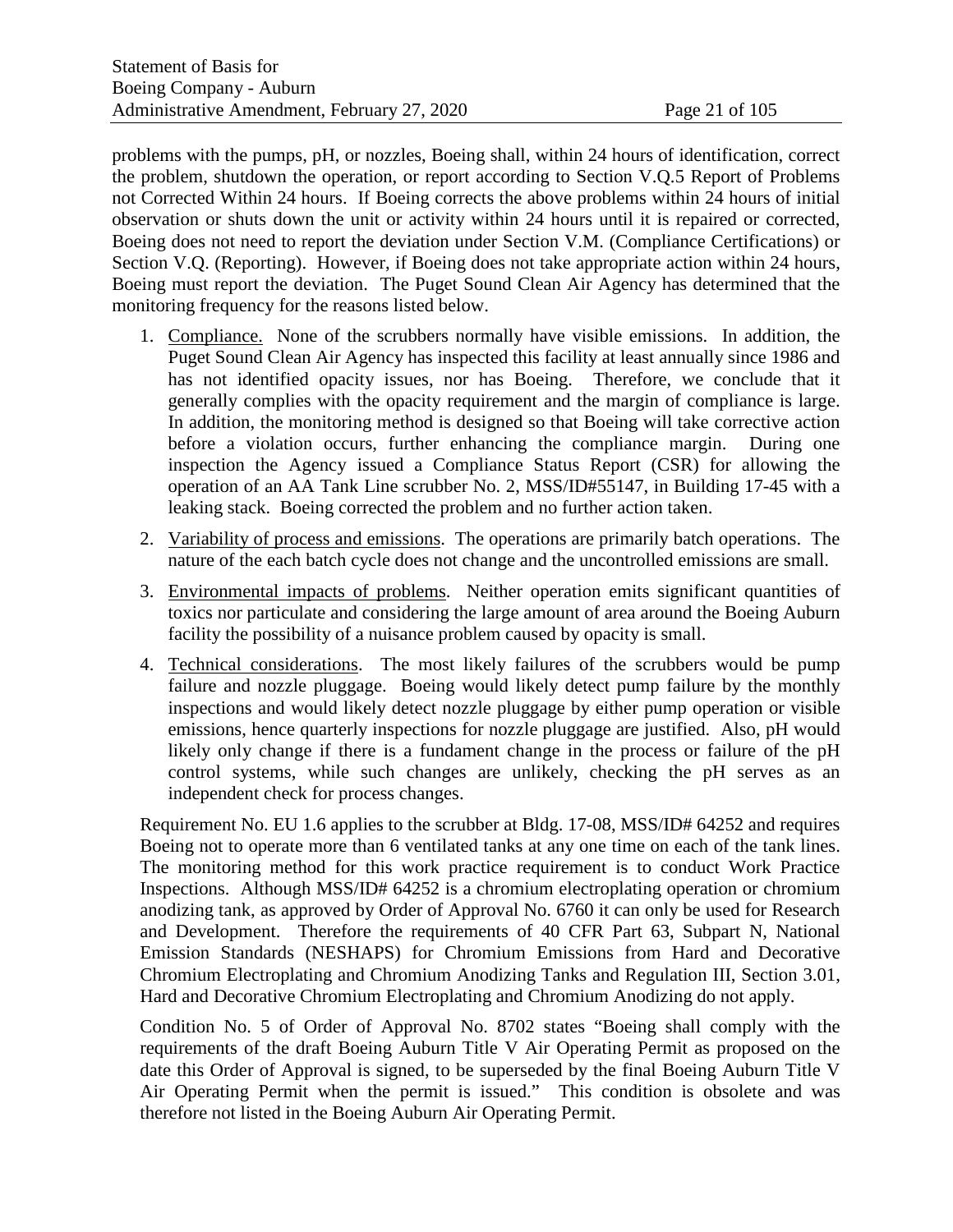problems with the pumps, pH, or nozzles, Boeing shall, within 24 hours of identification, correct the problem, shutdown the operation, or report according to Section V.Q.5 Report of Problems not Corrected Within 24 hours. If Boeing corrects the above problems within 24 hours of initial observation or shuts down the unit or activity within 24 hours until it is repaired or corrected, Boeing does not need to report the deviation under Section V.M. (Compliance Certifications) or Section V.Q. (Reporting). However, if Boeing does not take appropriate action within 24 hours, Boeing must report the deviation. The Puget Sound Clean Air Agency has determined that the monitoring frequency for the reasons listed below.

1. Compliance. None of the scrubbers normally have visible emissions. In addition, the Puget Sound Clean Air Agency has inspected this facility at least annually since 1986 and has not identified opacity issues, nor has Boeing. Therefore, we conclude that it generally complies with the opacity requirement and the margin of compliance is large. In addition, the monitoring method is designed so that Boeing will take corrective action before a violation occurs, further enhancing the compliance margin. During one inspection the Agency issued a Compliance Status Report (CSR) for allowing the operation of an AA Tank Line scrubber No. 2, MSS/ID#55147, in Building 17-45 with a leaking stack. Boeing corrected the problem and no further action taken.
2. Variability of process and emissions. The operations are primarily batch operations. The nature of the each batch cycle does not change and the uncontrolled emissions are small.
3. Environmental impacts of problems. Neither operation emits significant quantities of toxics nor particulate and considering the large amount of area around the Boeing Auburn facility the possibility of a nuisance problem caused by opacity is small.
4. Technical considerations. The most likely failures of the scrubbers would be pump failure and nozzle pluggage. Boeing would likely detect pump failure by the monthly inspections and would likely detect nozzle pluggage by either pump operation or visible emissions, hence quarterly inspections for nozzle pluggage are justified. Also, pH would likely only change if there is a fundament change in the process or failure of the pH control systems, while such changes are unlikely, checking the pH serves as an independent check for process changes.

Requirement No. EU 1.6 applies to the scrubber at Bldg. 17-08, MSS/ID# 64252 and requires Boeing not to operate more than 6 ventilated tanks at any one time on each of the tank lines. The monitoring method for this work practice requirement is to conduct Work Practice Inspections. Although MSS/ID# 64252 is a chromium electroplating operation or chromium anodizing tank, as approved by Order of Approval No. 6760 it can only be used for Research and Development. Therefore the requirements of 40 CFR Part 63, Subpart N, National Emission Standards (NESHAPS) for Chromium Emissions from Hard and Decorative Chromium Electroplating and Chromium Anodizing Tanks and Regulation III, Section 3.01, Hard and Decorative Chromium Electroplating and Chromium Anodizing do not apply.

Condition No. 5 of Order of Approval No. 8702 states "Boeing shall comply with the requirements of the draft Boeing Auburn Title V Air Operating Permit as proposed on the date this Order of Approval is signed, to be superseded by the final Boeing Auburn Title V Air Operating Permit when the permit is issued." This condition is obsolete and was therefore not listed in the Boeing Auburn Air Operating Permit.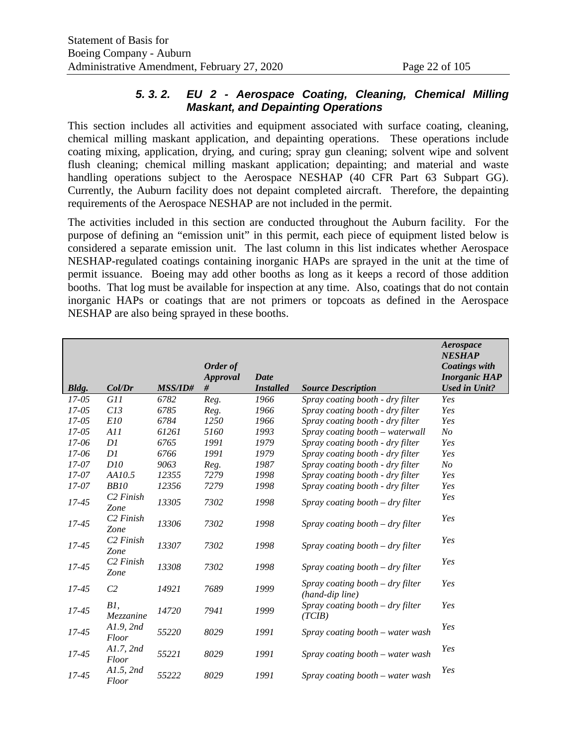#### *5. 3. 2. EU 2 - Aerospace Coating, Cleaning, Chemical Milling Maskant, and Depainting Operations*

This section includes all activities and equipment associated with surface coating, cleaning, chemical milling maskant application, and depainting operations. These operations include coating mixing, application, drying, and curing; spray gun cleaning; solvent wipe and solvent flush cleaning; chemical milling maskant application; depainting; and material and waste handling operations subject to the Aerospace NESHAP (40 CFR Part 63 Subpart GG). Currently, the Auburn facility does not depaint completed aircraft. Therefore, the depainting requirements of the Aerospace NESHAP are not included in the permit.

The activities included in this section are conducted throughout the Auburn facility. For the purpose of defining an "emission unit" in this permit, each piece of equipment listed below is considered a separate emission unit. The last column in this list indicates whether Aerospace NESHAP-regulated coatings containing inorganic HAPs are sprayed in the unit at the time of permit issuance. Boeing may add other booths as long as it keeps a record of those addition booths. That log must be available for inspection at any time. Also, coatings that do not contain inorganic HAPs or coatings that are not primers or topcoats as defined in the Aerospace NESHAP are also being sprayed in these booths.

| *Bldg.* | *Col/Dr* | *MSS/ID#* | *Order of Approval #* | *Date Installed* | *Source Description* | *Aerospace NESHAP Coatings with Inorganic HAP Used in Unit?* |
|---|---|---|---|---|---|---|
| *17-05* | *G11* | *6782* | *Reg.* | *1966* | *Spray coating booth - dry filter* | *Yes* |
| *17-05* | *C13* | *6785* | *Reg.* | *1966* | *Spray coating booth - dry filter* | *Yes* |
| *17-05* | *E10* | *6784* | *1250* | *1966* | *Spray coating booth - dry filter* | *Yes* |
| *17-05* | *A11* | *61261* | *5160* | *1993* | *Spray coating booth – waterwall* | *No* |
| *17-06* | *D1* | *6765* | *1991* | *1979* | *Spray coating booth - dry filter* | *Yes* |
| *17-06* | *D1* | *6766* | *1991* | *1979* | *Spray coating booth - dry filter* | *Yes* |
| *17-07* | *D10* | *9063* | *Reg.* | *1987* | *Spray coating booth - dry filter* | *No* |
| *17-07* | *AA10.5* | *12355* | *7279* | *1998* | *Spray coating booth - dry filter* | *Yes* |
| *17-07* | *BB10* | *12356* | *7279* | *1998* | *Spray coating booth - dry filter* | *Yes* |
| *17-45* | *C2 Finish Zone* | *13305* | *7302* | *1998* | *Spray coating booth – dry filter* | *Yes* |
| *17-45* | *C2 Finish Zone* | *13306* | *7302* | *1998* | *Spray coating booth – dry filter* | *Yes* |
| *17-45* | *C2 Finish Zone* | *13307* | *7302* | *1998* | *Spray coating booth – dry filter* | *Yes* |
| *17-45* | *C2 Finish Zone* | *13308* | *7302* | *1998* | *Spray coating booth – dry filter* | *Yes* |
| *17-45* | *C2* | *14921* | *7689* | *1999* | *Spray coating booth – dry filter (hand-dip line)* | *Yes* |
| *17-45* | *B1, Mezzanine* | *14720* | *7941* | *1999* | *Spray coating booth – dry filter (TCIB)* | *Yes* |
| *17-45* | *A1.9, 2nd Floor* | *55220* | *8029* | *1991* | *Spray coating booth – water wash* | *Yes* |
| *17-45* | *A1.7, 2nd Floor* | *55221* | *8029* | *1991* | *Spray coating booth – water wash* | *Yes* |
| *17-45* | *A1.5, 2nd Floor* | *55222* | *8029* | *1991* | *Spray coating booth – water wash* | *Yes* |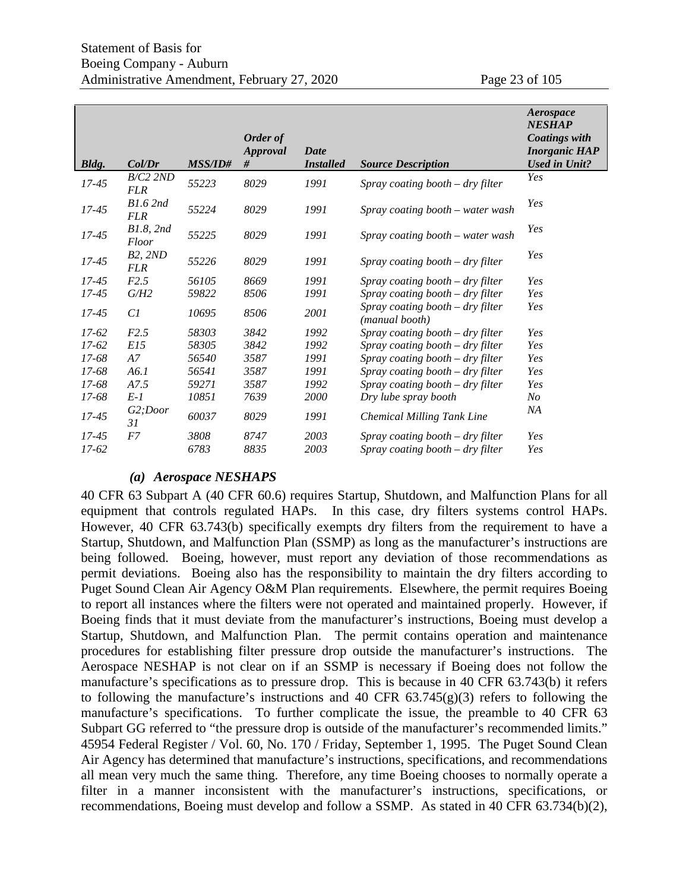| *Bldg.* | *Col/Dr* | *MSS/ID#* | *Order of Approval #* | *Date Installed* | *Source Description* | *Aerospace NESHAP Coatings with Inorganic HAP Used in Unit?* |
|---|---|---|---|---|---|---|
| *17-45* | *B/C2 2ND FLR* | *55223* | *8029* | *1991* | *Spray coating booth – dry filter* | *Yes* |
| *17-45* | *B1.6 2nd FLR* | *55224* | *8029* | *1991* | *Spray coating booth – water wash* | *Yes* |
| *17-45* | *B1.8, 2nd Floor* | *55225* | *8029* | *1991* | *Spray coating booth – water wash* | *Yes* |
| *17-45* | *B2, 2ND FLR* | *55226* | *8029* | *1991* | *Spray coating booth – dry filter* | *Yes* |
| *17-45* | *F2.5* | *56105* | *8669* | *1991* | *Spray coating booth – dry filter* | *Yes* |
| *17-45* | *G/H2* | *59822* | *8506* | *1991* | *Spray coating booth – dry filter* | *Yes* |
| *17-45* | *C1* | *10695* | *8506* | *2001* | *Spray coating booth – dry filter (manual booth)* | *Yes* |
| *17-62* | *F2.5* | *58303* | *3842* | *1992* | *Spray coating booth – dry filter* | *Yes* |
| *17-62* | *E15* | *58305* | *3842* | *1992* | *Spray coating booth – dry filter* | *Yes* |
| *17-68* | *A7* | *56540* | *3587* | *1991* | *Spray coating booth – dry filter* | *Yes* |
| *17-68* | *A6.1* | *56541* | *3587* | *1991* | *Spray coating booth – dry filter* | *Yes* |
| *17-68* | *A7.5* | *59271* | *3587* | *1992* | *Spray coating booth – dry filter* | *Yes* |
| *17-68* | *E-1* | *10851* | *7639* | *2000* | *Dry lube spray booth* | *No* |
| *17-45* | *G2;Door 31* | *60037* | *8029* | *1991* | *Chemical Milling Tank Line* | *NA* |
| *17-45* | *F7* | *3808* | *8747* | *2003* | *Spray coating booth – dry filter* | *Yes* |
| *17-62* | | *6783* | *8835* | *2003* | *Spray coating booth – dry filter* | *Yes* |

#### *(a) Aerospace NESHAPS*

40 CFR 63 Subpart A (40 CFR 60.6) requires Startup, Shutdown, and Malfunction Plans for all equipment that controls regulated HAPs. In this case, dry filters systems control HAPs. However, 40 CFR 63.743(b) specifically exempts dry filters from the requirement to have a Startup, Shutdown, and Malfunction Plan (SSMP) as long as the manufacturer's instructions are being followed. Boeing, however, must report any deviation of those recommendations as permit deviations. Boeing also has the responsibility to maintain the dry filters according to Puget Sound Clean Air Agency O&M Plan requirements. Elsewhere, the permit requires Boeing to report all instances where the filters were not operated and maintained properly. However, if Boeing finds that it must deviate from the manufacturer's instructions, Boeing must develop a Startup, Shutdown, and Malfunction Plan. The permit contains operation and maintenance procedures for establishing filter pressure drop outside the manufacturer's instructions. The Aerospace NESHAP is not clear on if an SSMP is necessary if Boeing does not follow the manufacture's specifications as to pressure drop. This is because in 40 CFR 63.743(b) it refers to following the manufacture's instructions and 40 CFR 63.745(g)(3) refers to following the manufacture's specifications. To further complicate the issue, the preamble to 40 CFR 63 Subpart GG referred to "the pressure drop is outside of the manufacturer's recommended limits." 45954 Federal Register / Vol. 60, No. 170 / Friday, September 1, 1995. The Puget Sound Clean Air Agency has determined that manufacture's instructions, specifications, and recommendations all mean very much the same thing. Therefore, any time Boeing chooses to normally operate a filter in a manner inconsistent with the manufacturer's instructions, specifications, or recommendations, Boeing must develop and follow a SSMP. As stated in 40 CFR 63.734(b)(2),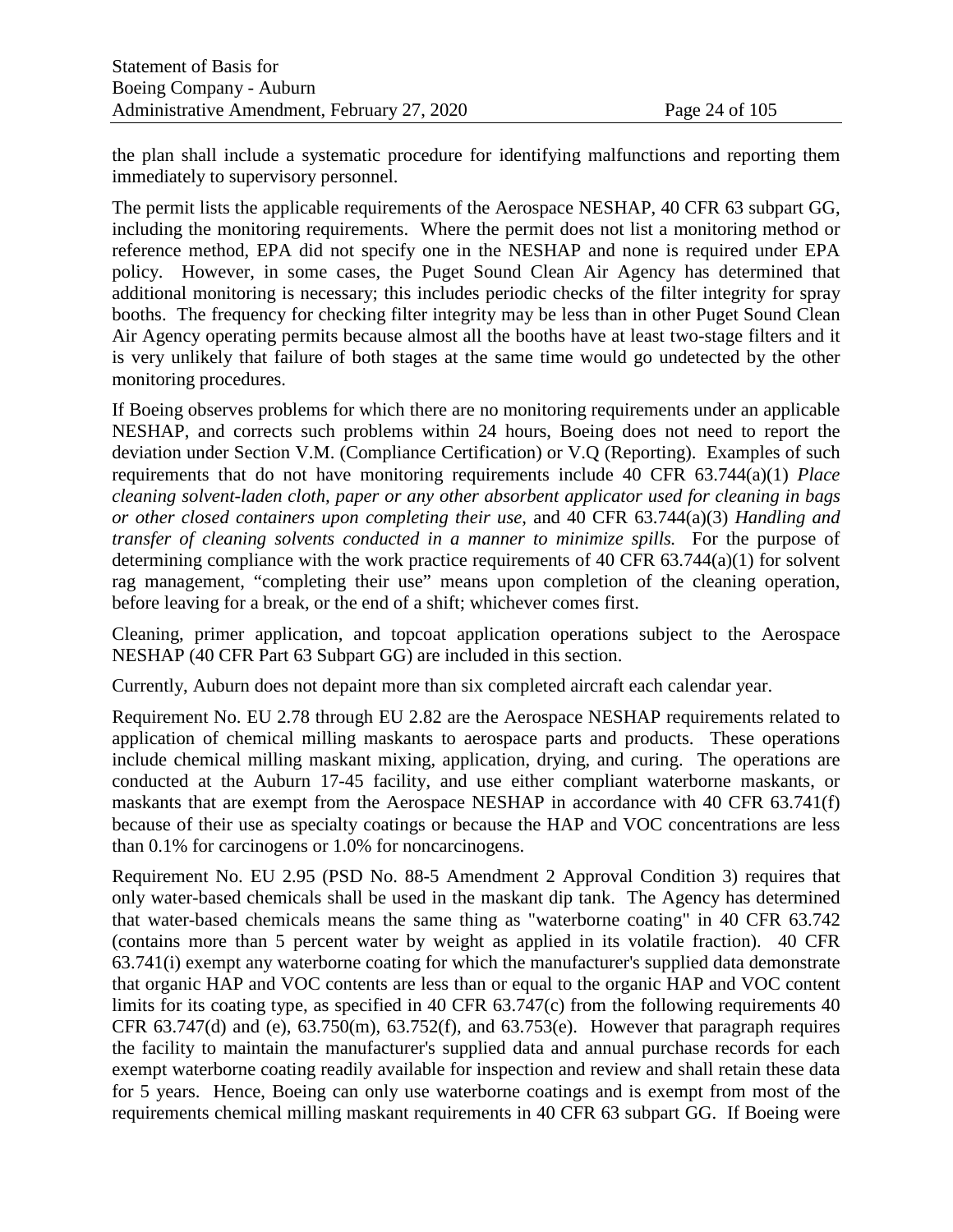the plan shall include a systematic procedure for identifying malfunctions and reporting them immediately to supervisory personnel.

The permit lists the applicable requirements of the Aerospace NESHAP, 40 CFR 63 subpart GG, including the monitoring requirements. Where the permit does not list a monitoring method or reference method, EPA did not specify one in the NESHAP and none is required under EPA policy. However, in some cases, the Puget Sound Clean Air Agency has determined that additional monitoring is necessary; this includes periodic checks of the filter integrity for spray booths. The frequency for checking filter integrity may be less than in other Puget Sound Clean Air Agency operating permits because almost all the booths have at least two-stage filters and it is very unlikely that failure of both stages at the same time would go undetected by the other monitoring procedures.

If Boeing observes problems for which there are no monitoring requirements under an applicable NESHAP, and corrects such problems within 24 hours, Boeing does not need to report the deviation under Section V.M. (Compliance Certification) or V.Q (Reporting). Examples of such requirements that do not have monitoring requirements include 40 CFR 63.744(a)(1) *Place cleaning solvent-laden cloth, paper or any other absorbent applicator used for cleaning in bags or other closed containers upon completing their use*, and 40 CFR 63.744(a)(3) *Handling and transfer of cleaning solvents conducted in a manner to minimize spills.* For the purpose of determining compliance with the work practice requirements of 40 CFR 63.744(a)(1) for solvent rag management, "completing their use" means upon completion of the cleaning operation, before leaving for a break, or the end of a shift; whichever comes first.

Cleaning, primer application, and topcoat application operations subject to the Aerospace NESHAP (40 CFR Part 63 Subpart GG) are included in this section.

Currently, Auburn does not depaint more than six completed aircraft each calendar year.

Requirement No. EU 2.78 through EU 2.82 are the Aerospace NESHAP requirements related to application of chemical milling maskants to aerospace parts and products. These operations include chemical milling maskant mixing, application, drying, and curing. The operations are conducted at the Auburn 17-45 facility, and use either compliant waterborne maskants, or maskants that are exempt from the Aerospace NESHAP in accordance with 40 CFR 63.741(f) because of their use as specialty coatings or because the HAP and VOC concentrations are less than 0.1% for carcinogens or 1.0% for noncarcinogens.

Requirement No. EU 2.95 (PSD No. 88-5 Amendment 2 Approval Condition 3) requires that only water-based chemicals shall be used in the maskant dip tank. The Agency has determined that water-based chemicals means the same thing as "waterborne coating" in 40 CFR 63.742 (contains more than 5 percent water by weight as applied in its volatile fraction). 40 CFR 63.741(i) exempt any waterborne coating for which the manufacturer's supplied data demonstrate that organic HAP and VOC contents are less than or equal to the organic HAP and VOC content limits for its coating type, as specified in 40 CFR 63.747(c) from the following requirements 40 CFR 63.747(d) and (e), 63.750(m), 63.752(f), and 63.753(e). However that paragraph requires the facility to maintain the manufacturer's supplied data and annual purchase records for each exempt waterborne coating readily available for inspection and review and shall retain these data for 5 years. Hence, Boeing can only use waterborne coatings and is exempt from most of the requirements chemical milling maskant requirements in 40 CFR 63 subpart GG. If Boeing were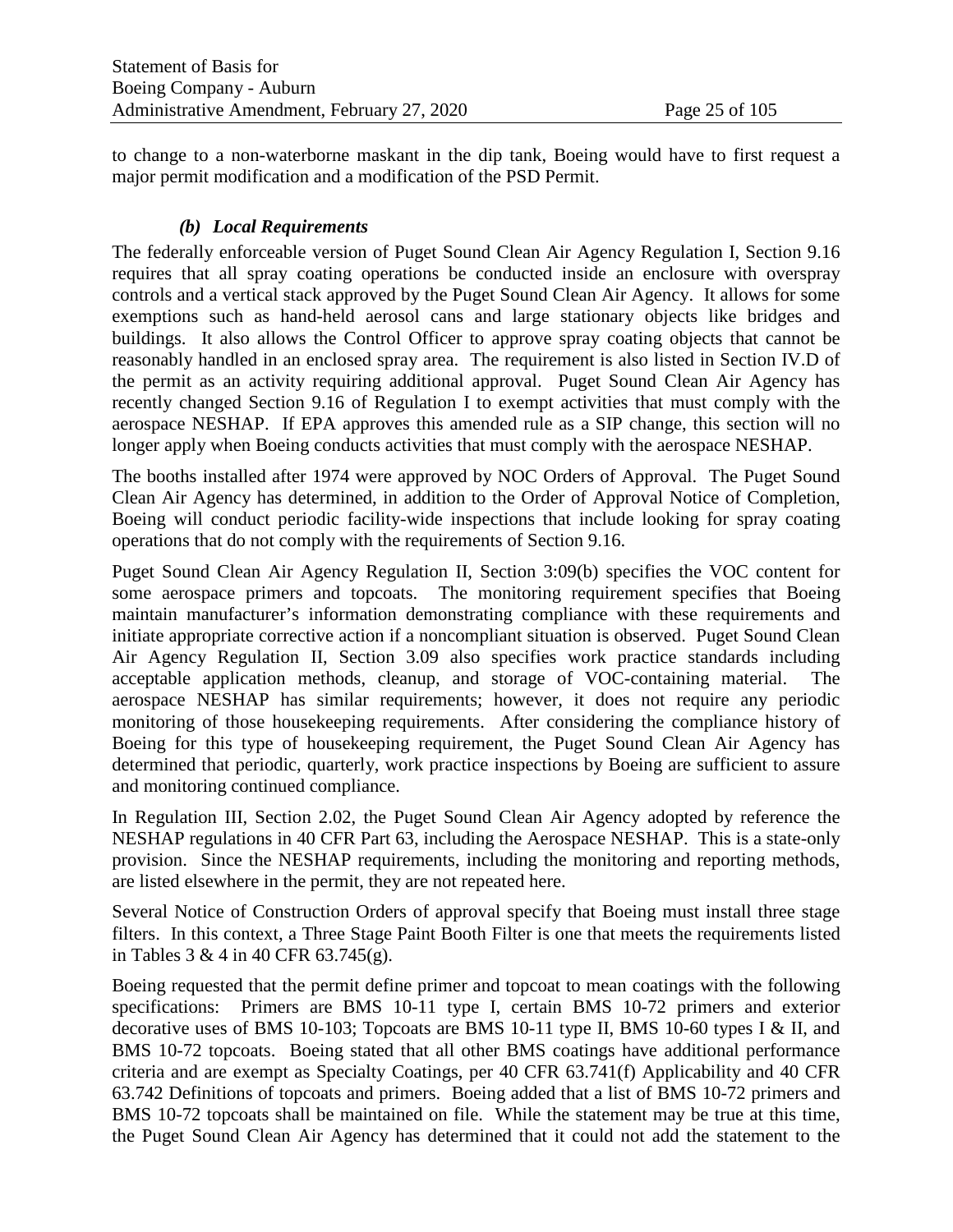to change to a non-waterborne maskant in the dip tank, Boeing would have to first request a major permit modification and a modification of the PSD Permit.

#### *(b) Local Requirements*

The federally enforceable version of Puget Sound Clean Air Agency Regulation I, Section 9.16 requires that all spray coating operations be conducted inside an enclosure with overspray controls and a vertical stack approved by the Puget Sound Clean Air Agency. It allows for some exemptions such as hand-held aerosol cans and large stationary objects like bridges and buildings. It also allows the Control Officer to approve spray coating objects that cannot be reasonably handled in an enclosed spray area. The requirement is also listed in Section IV.D of the permit as an activity requiring additional approval. Puget Sound Clean Air Agency has recently changed Section 9.16 of Regulation I to exempt activities that must comply with the aerospace NESHAP. If EPA approves this amended rule as a SIP change, this section will no longer apply when Boeing conducts activities that must comply with the aerospace NESHAP.

The booths installed after 1974 were approved by NOC Orders of Approval. The Puget Sound Clean Air Agency has determined, in addition to the Order of Approval Notice of Completion, Boeing will conduct periodic facility-wide inspections that include looking for spray coating operations that do not comply with the requirements of Section 9.16.

Puget Sound Clean Air Agency Regulation II, Section 3:09(b) specifies the VOC content for some aerospace primers and topcoats. The monitoring requirement specifies that Boeing maintain manufacturer's information demonstrating compliance with these requirements and initiate appropriate corrective action if a noncompliant situation is observed. Puget Sound Clean Air Agency Regulation II, Section 3.09 also specifies work practice standards including acceptable application methods, cleanup, and storage of VOC-containing material. The aerospace NESHAP has similar requirements; however, it does not require any periodic monitoring of those housekeeping requirements. After considering the compliance history of Boeing for this type of housekeeping requirement, the Puget Sound Clean Air Agency has determined that periodic, quarterly, work practice inspections by Boeing are sufficient to assure and monitoring continued compliance.

In Regulation III, Section 2.02, the Puget Sound Clean Air Agency adopted by reference the NESHAP regulations in 40 CFR Part 63, including the Aerospace NESHAP. This is a state-only provision. Since the NESHAP requirements, including the monitoring and reporting methods, are listed elsewhere in the permit, they are not repeated here.

Several Notice of Construction Orders of approval specify that Boeing must install three stage filters. In this context, a Three Stage Paint Booth Filter is one that meets the requirements listed in Tables 3 & 4 in 40 CFR 63.745(g).

Boeing requested that the permit define primer and topcoat to mean coatings with the following specifications: Primers are BMS 10-11 type I, certain BMS 10-72 primers and exterior decorative uses of BMS 10-103; Topcoats are BMS 10-11 type II, BMS 10-60 types I & II, and BMS 10-72 topcoats. Boeing stated that all other BMS coatings have additional performance criteria and are exempt as Specialty Coatings, per 40 CFR 63.741(f) Applicability and 40 CFR 63.742 Definitions of topcoats and primers. Boeing added that a list of BMS 10-72 primers and BMS 10-72 topcoats shall be maintained on file. While the statement may be true at this time, the Puget Sound Clean Air Agency has determined that it could not add the statement to the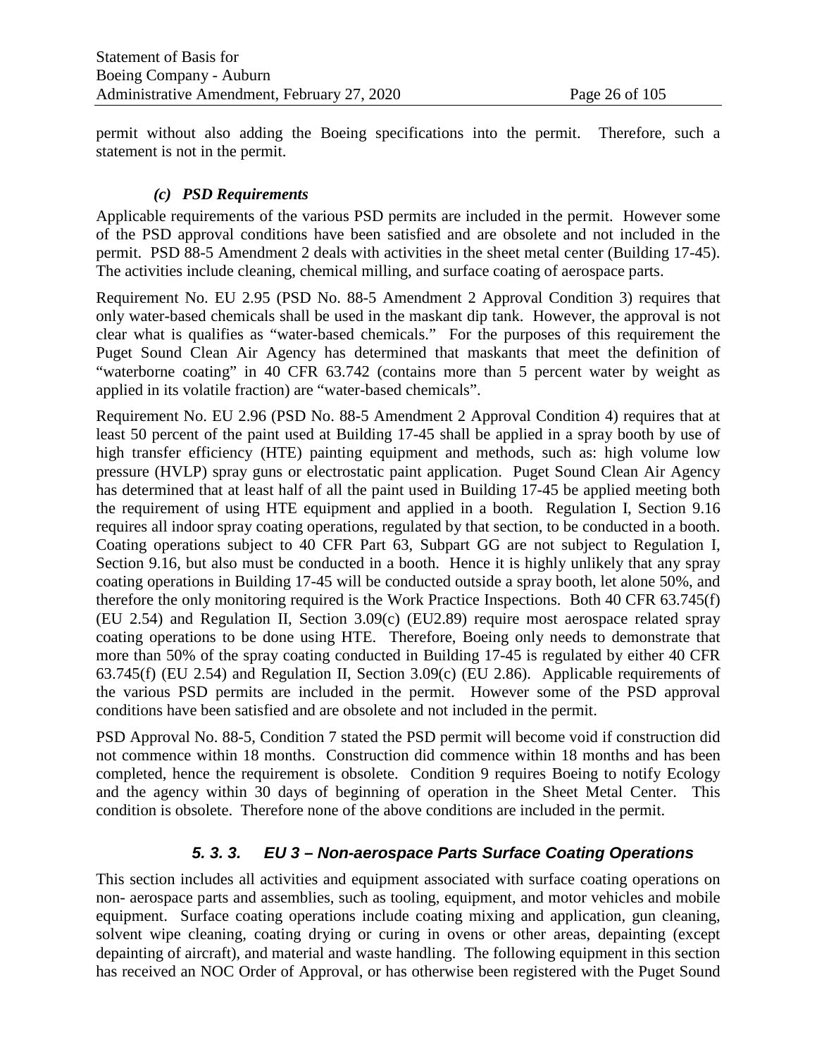permit without also adding the Boeing specifications into the permit. Therefore, such a statement is not in the permit.

#### *(c) PSD Requirements*

Applicable requirements of the various PSD permits are included in the permit. However some of the PSD approval conditions have been satisfied and are obsolete and not included in the permit. PSD 88-5 Amendment 2 deals with activities in the sheet metal center (Building 17-45). The activities include cleaning, chemical milling, and surface coating of aerospace parts.

Requirement No. EU 2.95 (PSD No. 88-5 Amendment 2 Approval Condition 3) requires that only water-based chemicals shall be used in the maskant dip tank. However, the approval is not clear what is qualifies as "water-based chemicals." For the purposes of this requirement the Puget Sound Clean Air Agency has determined that maskants that meet the definition of "waterborne coating" in 40 CFR 63.742 (contains more than 5 percent water by weight as applied in its volatile fraction) are "water-based chemicals".

Requirement No. EU 2.96 (PSD No. 88-5 Amendment 2 Approval Condition 4) requires that at least 50 percent of the paint used at Building 17-45 shall be applied in a spray booth by use of high transfer efficiency (HTE) painting equipment and methods, such as: high volume low pressure (HVLP) spray guns or electrostatic paint application. Puget Sound Clean Air Agency has determined that at least half of all the paint used in Building 17-45 be applied meeting both the requirement of using HTE equipment and applied in a booth. Regulation I, Section 9.16 requires all indoor spray coating operations, regulated by that section, to be conducted in a booth. Coating operations subject to 40 CFR Part 63, Subpart GG are not subject to Regulation I, Section 9.16, but also must be conducted in a booth. Hence it is highly unlikely that any spray coating operations in Building 17-45 will be conducted outside a spray booth, let alone 50%, and therefore the only monitoring required is the Work Practice Inspections. Both 40 CFR 63.745(f) (EU 2.54) and Regulation II, Section 3.09(c) (EU2.89) require most aerospace related spray coating operations to be done using HTE. Therefore, Boeing only needs to demonstrate that more than 50% of the spray coating conducted in Building 17-45 is regulated by either 40 CFR 63.745(f) (EU 2.54) and Regulation II, Section 3.09(c) (EU 2.86). Applicable requirements of the various PSD permits are included in the permit. However some of the PSD approval conditions have been satisfied and are obsolete and not included in the permit.

PSD Approval No. 88-5, Condition 7 stated the PSD permit will become void if construction did not commence within 18 months. Construction did commence within 18 months and has been completed, hence the requirement is obsolete. Condition 9 requires Boeing to notify Ecology and the agency within 30 days of beginning of operation in the Sheet Metal Center. This condition is obsolete. Therefore none of the above conditions are included in the permit.

### *5. 3. 3. EU 3 – Non-aerospace Parts Surface Coating Operations*

This section includes all activities and equipment associated with surface coating operations on non- aerospace parts and assemblies, such as tooling, equipment, and motor vehicles and mobile equipment. Surface coating operations include coating mixing and application, gun cleaning, solvent wipe cleaning, coating drying or curing in ovens or other areas, depainting (except depainting of aircraft), and material and waste handling. The following equipment in this section has received an NOC Order of Approval, or has otherwise been registered with the Puget Sound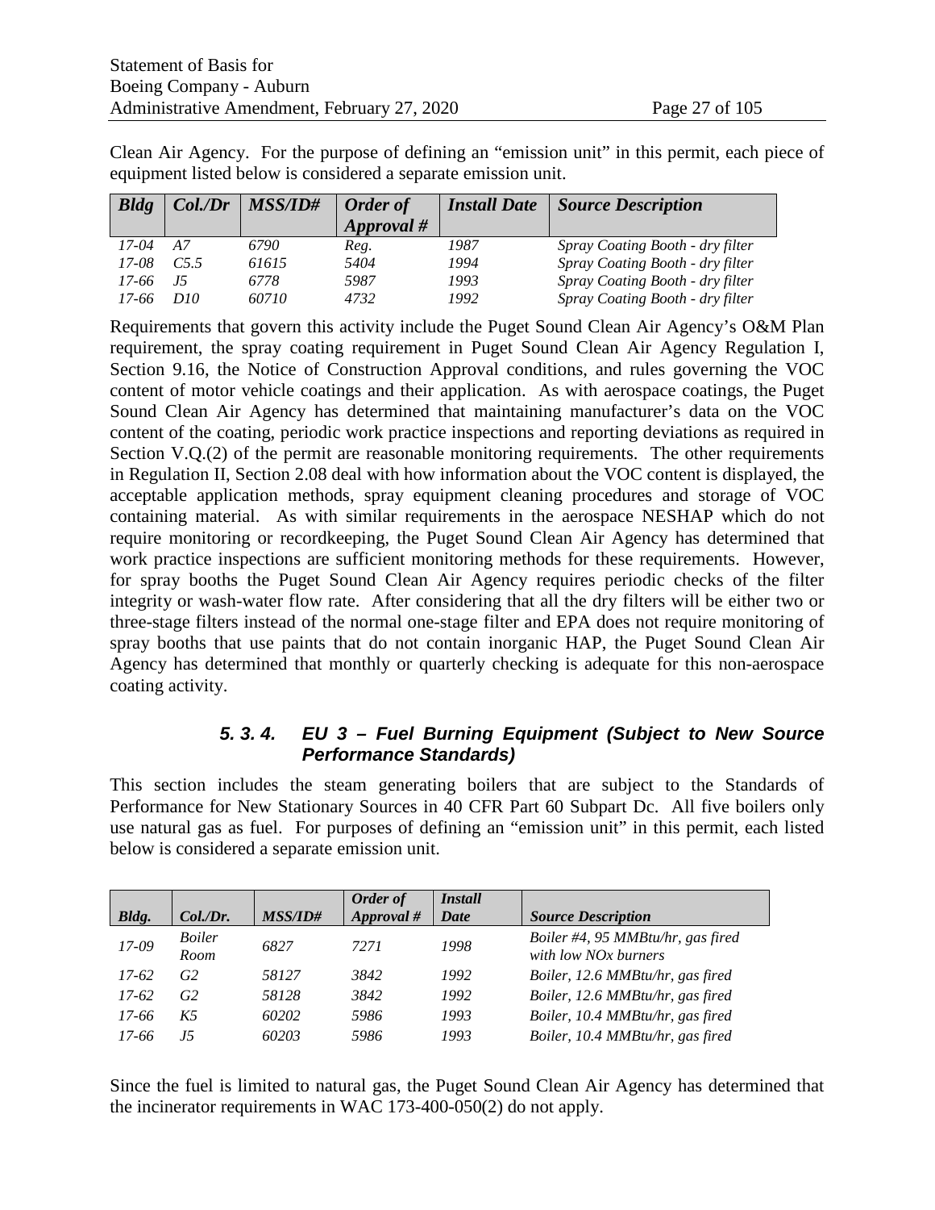Clean Air Agency. For the purpose of defining an "emission unit" in this permit, each piece of equipment listed below is considered a separate emission unit.

| *Bldg* | *Col./Dr* | *MSS/ID#* | *Order of Approval #* | *Install Date* | *Source Description* |
|---|---|---|---|---|---|
| *17-04* | *A7* | *6790* | *Reg.* | *1987* | *Spray Coating Booth - dry filter* |
| *17-08* | *C5.5* | *61615* | *5404* | *1994* | *Spray Coating Booth - dry filter* |
| *17-66* | *J5* | *6778* | *5987* | *1993* | *Spray Coating Booth - dry filter* |
| *17-66* | *D10* | *60710* | *4732* | *1992* | *Spray Coating Booth - dry filter* |

Requirements that govern this activity include the Puget Sound Clean Air Agency's O&M Plan requirement, the spray coating requirement in Puget Sound Clean Air Agency Regulation I, Section 9.16, the Notice of Construction Approval conditions, and rules governing the VOC content of motor vehicle coatings and their application. As with aerospace coatings, the Puget Sound Clean Air Agency has determined that maintaining manufacturer's data on the VOC content of the coating, periodic work practice inspections and reporting deviations as required in Section V.Q.(2) of the permit are reasonable monitoring requirements. The other requirements in Regulation II, Section 2.08 deal with how information about the VOC content is displayed, the acceptable application methods, spray equipment cleaning procedures and storage of VOC containing material. As with similar requirements in the aerospace NESHAP which do not require monitoring or recordkeeping, the Puget Sound Clean Air Agency has determined that work practice inspections are sufficient monitoring methods for these requirements. However, for spray booths the Puget Sound Clean Air Agency requires periodic checks of the filter integrity or wash-water flow rate. After considering that all the dry filters will be either two or three-stage filters instead of the normal one-stage filter and EPA does not require monitoring of spray booths that use paints that do not contain inorganic HAP, the Puget Sound Clean Air Agency has determined that monthly or quarterly checking is adequate for this non-aerospace coating activity.

#### 5. 3. 4. EU 3 – Fuel Burning Equipment (Subject to New Source Performance Standards)

This section includes the steam generating boilers that are subject to the Standards of Performance for New Stationary Sources in 40 CFR Part 60 Subpart Dc. All five boilers only use natural gas as fuel. For purposes of defining an "emission unit" in this permit, each listed below is considered a separate emission unit.

| *Bldg.* | *Col./Dr.* | *MSS/ID#* | *Order of Approval #* | *Install Date* | *Source Description* |
|---|---|---|---|---|---|
| *17-09* | *Boiler Room* | *6827* | *7271* | *1998* | *Boiler #4, 95 MMBtu/hr, gas fired with low NOx burners* |
| *17-62* | *G2* | *58127* | *3842* | *1992* | *Boiler, 12.6 MMBtu/hr, gas fired* |
| *17-62* | *G2* | *58128* | *3842* | *1992* | *Boiler, 12.6 MMBtu/hr, gas fired* |
| *17-66* | *K5* | *60202* | *5986* | *1993* | *Boiler, 10.4 MMBtu/hr, gas fired* |
| *17-66* | *J5* | *60203* | *5986* | *1993* | *Boiler, 10.4 MMBtu/hr, gas fired* |

Since the fuel is limited to natural gas, the Puget Sound Clean Air Agency has determined that the incinerator requirements in WAC 173-400-050(2) do not apply.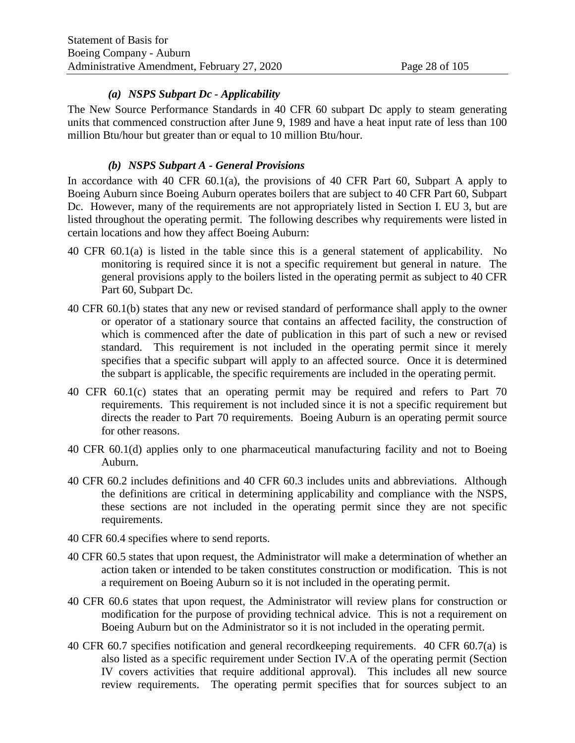#### *(a) NSPS Subpart Dc - Applicability*

The New Source Performance Standards in 40 CFR 60 subpart Dc apply to steam generating units that commenced construction after June 9, 1989 and have a heat input rate of less than 100 million Btu/hour but greater than or equal to 10 million Btu/hour.

#### *(b) NSPS Subpart A - General Provisions*

In accordance with 40 CFR 60.1(a), the provisions of 40 CFR Part 60, Subpart A apply to Boeing Auburn since Boeing Auburn operates boilers that are subject to 40 CFR Part 60, Subpart Dc. However, many of the requirements are not appropriately listed in Section I. EU 3, but are listed throughout the operating permit. The following describes why requirements were listed in certain locations and how they affect Boeing Auburn:

40 CFR 60.1(a) is listed in the table since this is a general statement of applicability. No monitoring is required since it is not a specific requirement but general in nature. The general provisions apply to the boilers listed in the operating permit as subject to 40 CFR Part 60, Subpart Dc.

40 CFR 60.1(b) states that any new or revised standard of performance shall apply to the owner or operator of a stationary source that contains an affected facility, the construction of which is commenced after the date of publication in this part of such a new or revised standard. This requirement is not included in the operating permit since it merely specifies that a specific subpart will apply to an affected source. Once it is determined the subpart is applicable, the specific requirements are included in the operating permit.

40 CFR 60.1(c) states that an operating permit may be required and refers to Part 70 requirements. This requirement is not included since it is not a specific requirement but directs the reader to Part 70 requirements. Boeing Auburn is an operating permit source for other reasons.

40 CFR 60.1(d) applies only to one pharmaceutical manufacturing facility and not to Boeing Auburn.

40 CFR 60.2 includes definitions and 40 CFR 60.3 includes units and abbreviations. Although the definitions are critical in determining applicability and compliance with the NSPS, these sections are not included in the operating permit since they are not specific requirements.

40 CFR 60.4 specifies where to send reports.

40 CFR 60.5 states that upon request, the Administrator will make a determination of whether an action taken or intended to be taken constitutes construction or modification. This is not a requirement on Boeing Auburn so it is not included in the operating permit.

40 CFR 60.6 states that upon request, the Administrator will review plans for construction or modification for the purpose of providing technical advice. This is not a requirement on Boeing Auburn but on the Administrator so it is not included in the operating permit.

40 CFR 60.7 specifies notification and general recordkeeping requirements. 40 CFR 60.7(a) is also listed as a specific requirement under Section IV.A of the operating permit (Section IV covers activities that require additional approval). This includes all new source review requirements. The operating permit specifies that for sources subject to an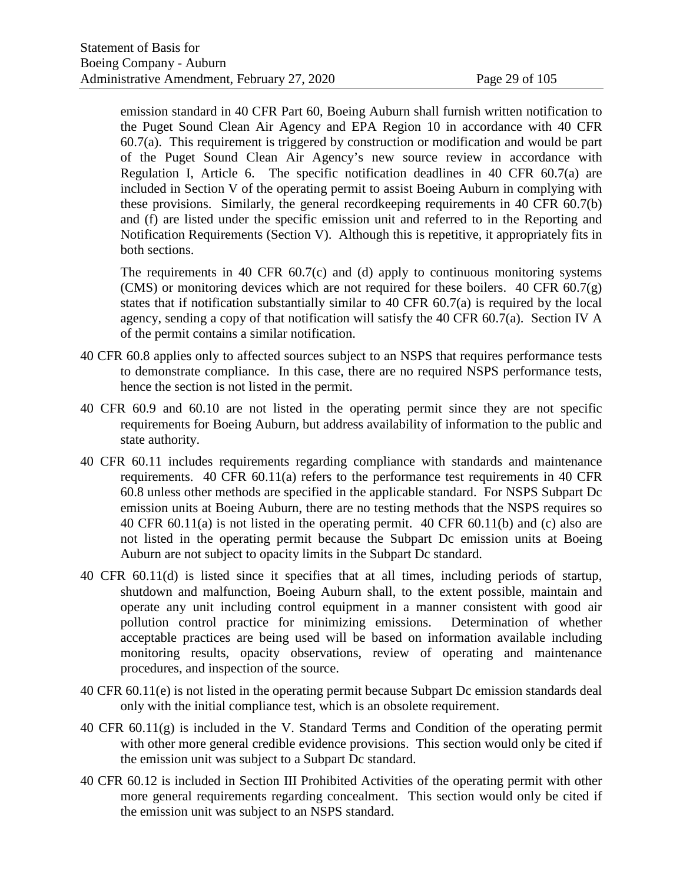emission standard in 40 CFR Part 60, Boeing Auburn shall furnish written notification to the Puget Sound Clean Air Agency and EPA Region 10 in accordance with 40 CFR 60.7(a). This requirement is triggered by construction or modification and would be part of the Puget Sound Clean Air Agency's new source review in accordance with Regulation I, Article 6. The specific notification deadlines in 40 CFR 60.7(a) are included in Section V of the operating permit to assist Boeing Auburn in complying with these provisions. Similarly, the general recordkeeping requirements in 40 CFR 60.7(b) and (f) are listed under the specific emission unit and referred to in the Reporting and Notification Requirements (Section V). Although this is repetitive, it appropriately fits in both sections.

The requirements in 40 CFR 60.7(c) and (d) apply to continuous monitoring systems (CMS) or monitoring devices which are not required for these boilers. 40 CFR 60.7(g) states that if notification substantially similar to 40 CFR 60.7(a) is required by the local agency, sending a copy of that notification will satisfy the 40 CFR 60.7(a). Section IV A of the permit contains a similar notification.

40 CFR 60.8 applies only to affected sources subject to an NSPS that requires performance tests to demonstrate compliance. In this case, there are no required NSPS performance tests, hence the section is not listed in the permit.

40 CFR 60.9 and 60.10 are not listed in the operating permit since they are not specific requirements for Boeing Auburn, but address availability of information to the public and state authority.

40 CFR 60.11 includes requirements regarding compliance with standards and maintenance requirements. 40 CFR 60.11(a) refers to the performance test requirements in 40 CFR 60.8 unless other methods are specified in the applicable standard. For NSPS Subpart Dc emission units at Boeing Auburn, there are no testing methods that the NSPS requires so 40 CFR 60.11(a) is not listed in the operating permit. 40 CFR 60.11(b) and (c) also are not listed in the operating permit because the Subpart Dc emission units at Boeing Auburn are not subject to opacity limits in the Subpart Dc standard.

40 CFR 60.11(d) is listed since it specifies that at all times, including periods of startup, shutdown and malfunction, Boeing Auburn shall, to the extent possible, maintain and operate any unit including control equipment in a manner consistent with good air pollution control practice for minimizing emissions. Determination of whether acceptable practices are being used will be based on information available including monitoring results, opacity observations, review of operating and maintenance procedures, and inspection of the source.

40 CFR 60.11(e) is not listed in the operating permit because Subpart Dc emission standards deal only with the initial compliance test, which is an obsolete requirement.

40 CFR 60.11(g) is included in the V. Standard Terms and Condition of the operating permit with other more general credible evidence provisions. This section would only be cited if the emission unit was subject to a Subpart Dc standard.

40 CFR 60.12 is included in Section III Prohibited Activities of the operating permit with other more general requirements regarding concealment. This section would only be cited if the emission unit was subject to an NSPS standard.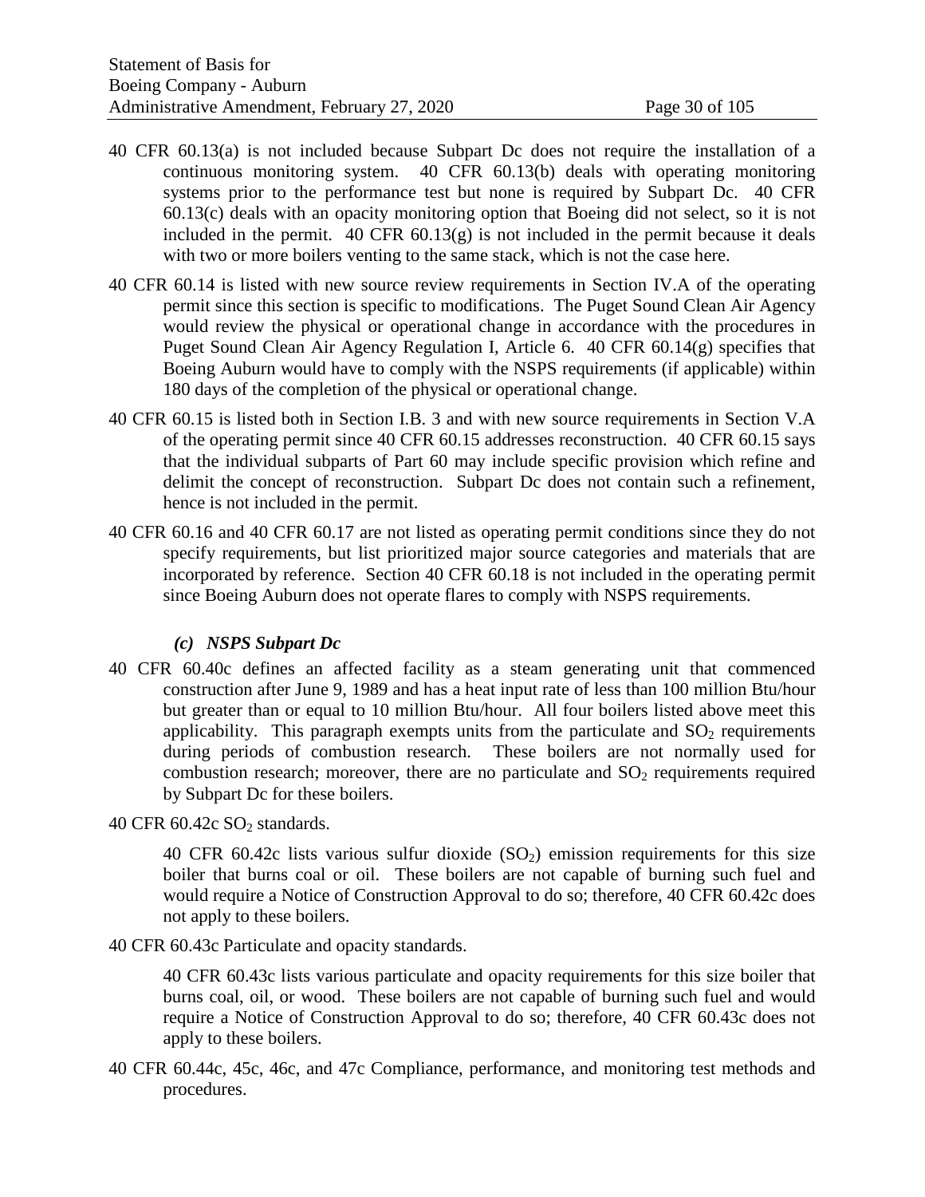40 CFR 60.13(a) is not included because Subpart Dc does not require the installation of a continuous monitoring system. 40 CFR 60.13(b) deals with operating monitoring systems prior to the performance test but none is required by Subpart Dc. 40 CFR 60.13(c) deals with an opacity monitoring option that Boeing did not select, so it is not included in the permit. 40 CFR 60.13(g) is not included in the permit because it deals with two or more boilers venting to the same stack, which is not the case here.

40 CFR 60.14 is listed with new source review requirements in Section IV.A of the operating permit since this section is specific to modifications. The Puget Sound Clean Air Agency would review the physical or operational change in accordance with the procedures in Puget Sound Clean Air Agency Regulation I, Article 6. 40 CFR 60.14(g) specifies that Boeing Auburn would have to comply with the NSPS requirements (if applicable) within 180 days of the completion of the physical or operational change.

40 CFR 60.15 is listed both in Section I.B. 3 and with new source requirements in Section V.A of the operating permit since 40 CFR 60.15 addresses reconstruction. 40 CFR 60.15 says that the individual subparts of Part 60 may include specific provision which refine and delimit the concept of reconstruction. Subpart Dc does not contain such a refinement, hence is not included in the permit.

40 CFR 60.16 and 40 CFR 60.17 are not listed as operating permit conditions since they do not specify requirements, but list prioritized major source categories and materials that are incorporated by reference. Section 40 CFR 60.18 is not included in the operating permit since Boeing Auburn does not operate flares to comply with NSPS requirements.

***(c) NSPS Subpart Dc***

40 CFR 60.40c defines an affected facility as a steam generating unit that commenced construction after June 9, 1989 and has a heat input rate of less than 100 million Btu/hour but greater than or equal to 10 million Btu/hour. All four boilers listed above meet this applicability. This paragraph exempts units from the particulate and $SO_2$ requirements during periods of combustion research. These boilers are not normally used for combustion research; moreover, there are no particulate and $SO_2$ requirements required by Subpart Dc for these boilers.

40 CFR 60.42c $SO_2$ standards.

40 CFR 60.42c lists various sulfur dioxide ($SO_2$) emission requirements for this size boiler that burns coal or oil. These boilers are not capable of burning such fuel and would require a Notice of Construction Approval to do so; therefore, 40 CFR 60.42c does not apply to these boilers.

40 CFR 60.43c Particulate and opacity standards.

40 CFR 60.43c lists various particulate and opacity requirements for this size boiler that burns coal, oil, or wood. These boilers are not capable of burning such fuel and would require a Notice of Construction Approval to do so; therefore, 40 CFR 60.43c does not apply to these boilers.

40 CFR 60.44c, 45c, 46c, and 47c Compliance, performance, and monitoring test methods and procedures.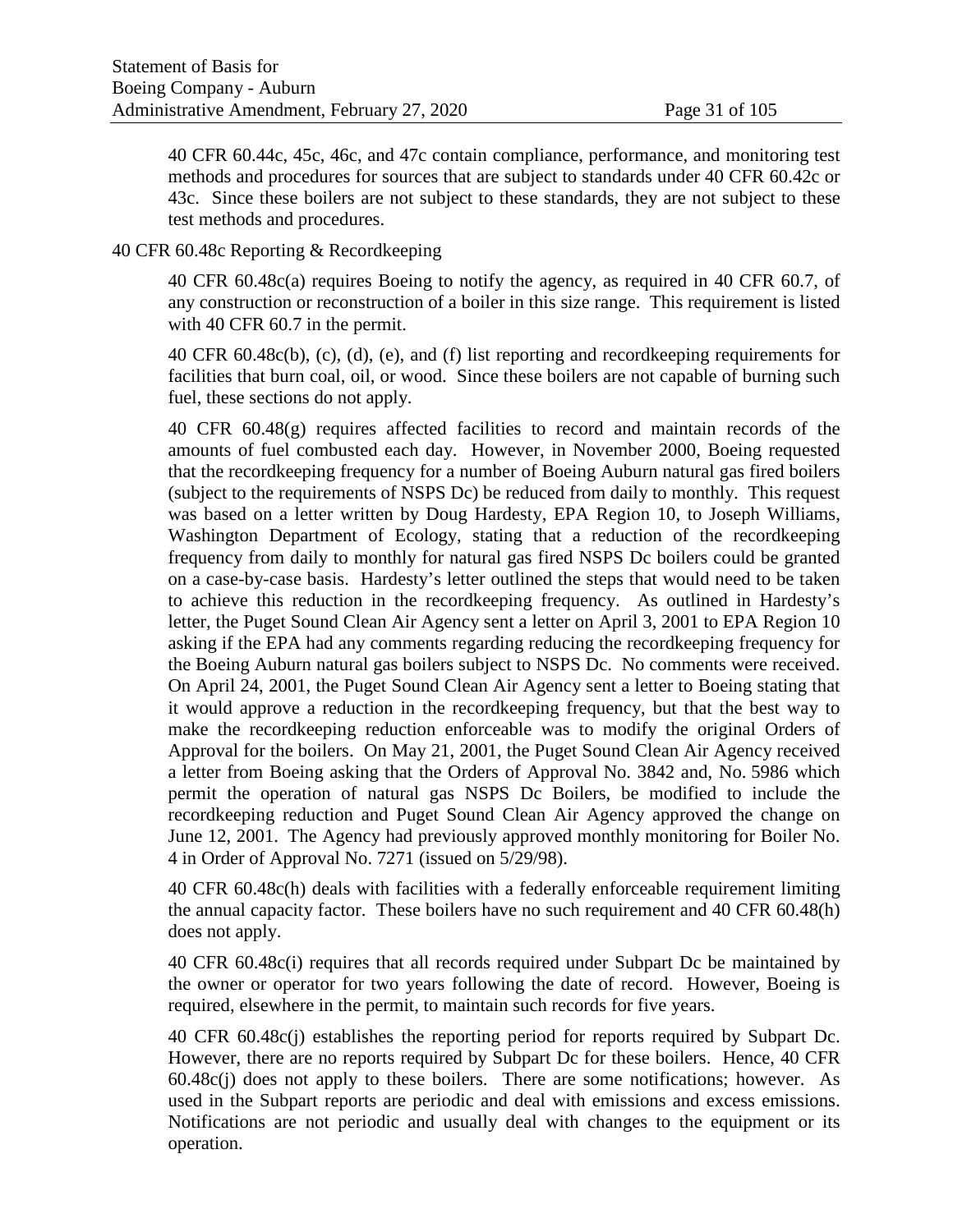40 CFR 60.44c, 45c, 46c, and 47c contain compliance, performance, and monitoring test methods and procedures for sources that are subject to standards under 40 CFR 60.42c or 43c. Since these boilers are not subject to these standards, they are not subject to these test methods and procedures.

40 CFR 60.48c Reporting & Recordkeeping

40 CFR 60.48c(a) requires Boeing to notify the agency, as required in 40 CFR 60.7, of any construction or reconstruction of a boiler in this size range. This requirement is listed with 40 CFR 60.7 in the permit.

40 CFR 60.48c(b), (c), (d), (e), and (f) list reporting and recordkeeping requirements for facilities that burn coal, oil, or wood. Since these boilers are not capable of burning such fuel, these sections do not apply.

40 CFR 60.48(g) requires affected facilities to record and maintain records of the amounts of fuel combusted each day. However, in November 2000, Boeing requested that the recordkeeping frequency for a number of Boeing Auburn natural gas fired boilers (subject to the requirements of NSPS Dc) be reduced from daily to monthly. This request was based on a letter written by Doug Hardesty, EPA Region 10, to Joseph Williams, Washington Department of Ecology, stating that a reduction of the recordkeeping frequency from daily to monthly for natural gas fired NSPS Dc boilers could be granted on a case-by-case basis. Hardesty's letter outlined the steps that would need to be taken to achieve this reduction in the recordkeeping frequency. As outlined in Hardesty's letter, the Puget Sound Clean Air Agency sent a letter on April 3, 2001 to EPA Region 10 asking if the EPA had any comments regarding reducing the recordkeeping frequency for the Boeing Auburn natural gas boilers subject to NSPS Dc. No comments were received. On April 24, 2001, the Puget Sound Clean Air Agency sent a letter to Boeing stating that it would approve a reduction in the recordkeeping frequency, but that the best way to make the recordkeeping reduction enforceable was to modify the original Orders of Approval for the boilers. On May 21, 2001, the Puget Sound Clean Air Agency received a letter from Boeing asking that the Orders of Approval No. 3842 and, No. 5986 which permit the operation of natural gas NSPS Dc Boilers, be modified to include the recordkeeping reduction and Puget Sound Clean Air Agency approved the change on June 12, 2001. The Agency had previously approved monthly monitoring for Boiler No. 4 in Order of Approval No. 7271 (issued on 5/29/98).

40 CFR 60.48c(h) deals with facilities with a federally enforceable requirement limiting the annual capacity factor. These boilers have no such requirement and 40 CFR 60.48(h) does not apply.

40 CFR 60.48c(i) requires that all records required under Subpart Dc be maintained by the owner or operator for two years following the date of record. However, Boeing is required, elsewhere in the permit, to maintain such records for five years.

40 CFR 60.48c(j) establishes the reporting period for reports required by Subpart Dc. However, there are no reports required by Subpart Dc for these boilers. Hence, 40 CFR 60.48c(j) does not apply to these boilers. There are some notifications; however. As used in the Subpart reports are periodic and deal with emissions and excess emissions. Notifications are not periodic and usually deal with changes to the equipment or its operation.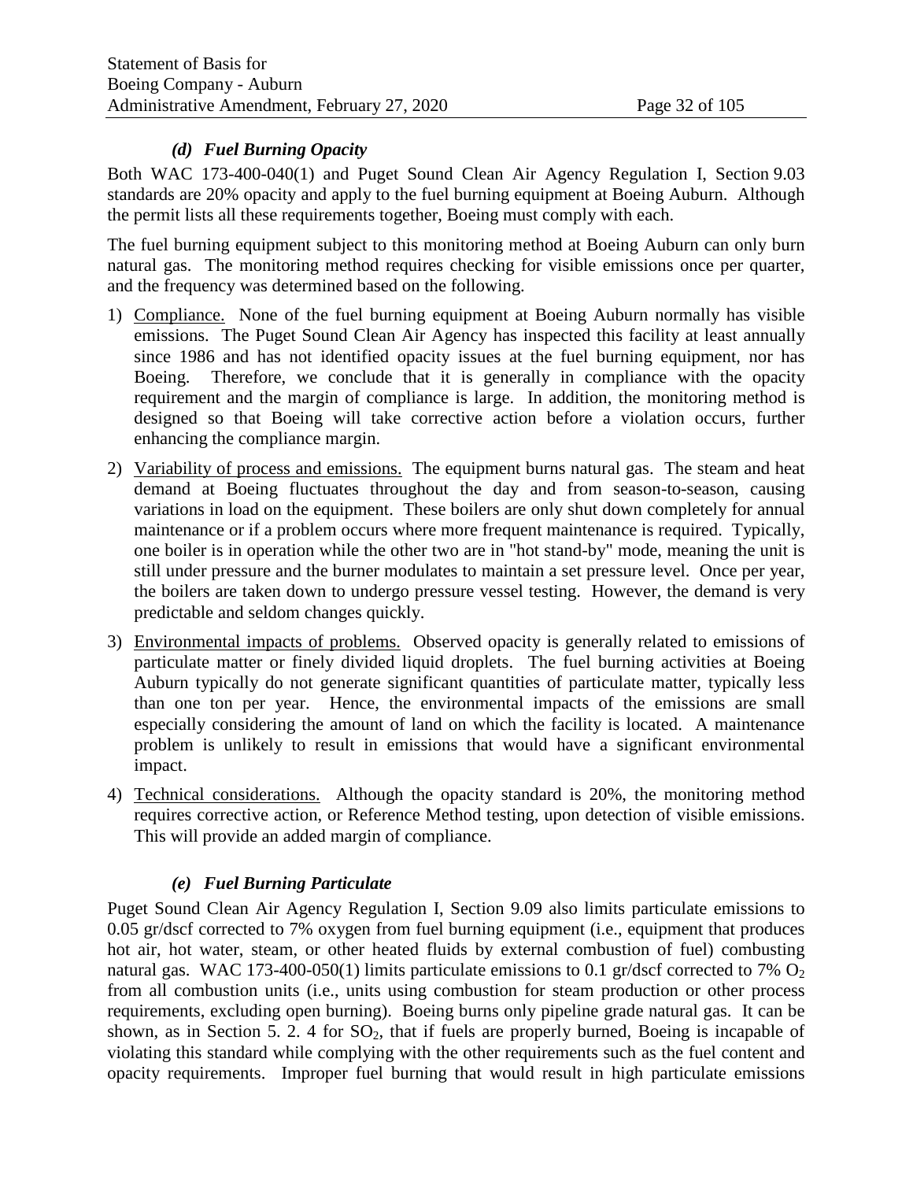### *(d) Fuel Burning Opacity*

Both WAC 173-400-040(1) and Puget Sound Clean Air Agency Regulation I, Section 9.03 standards are 20% opacity and apply to the fuel burning equipment at Boeing Auburn. Although the permit lists all these requirements together, Boeing must comply with each.

The fuel burning equipment subject to this monitoring method at Boeing Auburn can only burn natural gas. The monitoring method requires checking for visible emissions once per quarter, and the frequency was determined based on the following.

1) Compliance. None of the fuel burning equipment at Boeing Auburn normally has visible emissions. The Puget Sound Clean Air Agency has inspected this facility at least annually since 1986 and has not identified opacity issues at the fuel burning equipment, nor has Boeing. Therefore, we conclude that it is generally in compliance with the opacity requirement and the margin of compliance is large. In addition, the monitoring method is designed so that Boeing will take corrective action before a violation occurs, further enhancing the compliance margin.
2) Variability of process and emissions. The equipment burns natural gas. The steam and heat demand at Boeing fluctuates throughout the day and from season-to-season, causing variations in load on the equipment. These boilers are only shut down completely for annual maintenance or if a problem occurs where more frequent maintenance is required. Typically, one boiler is in operation while the other two are in "hot stand-by" mode, meaning the unit is still under pressure and the burner modulates to maintain a set pressure level. Once per year, the boilers are taken down to undergo pressure vessel testing. However, the demand is very predictable and seldom changes quickly.
3) Environmental impacts of problems. Observed opacity is generally related to emissions of particulate matter or finely divided liquid droplets. The fuel burning activities at Boeing Auburn typically do not generate significant quantities of particulate matter, typically less than one ton per year. Hence, the environmental impacts of the emissions are small especially considering the amount of land on which the facility is located. A maintenance problem is unlikely to result in emissions that would have a significant environmental impact.
4) Technical considerations. Although the opacity standard is 20%, the monitoring method requires corrective action, or Reference Method testing, upon detection of visible emissions. This will provide an added margin of compliance.

### *(e) Fuel Burning Particulate*

Puget Sound Clean Air Agency Regulation I, Section 9.09 also limits particulate emissions to 0.05 gr/dscf corrected to 7% oxygen from fuel burning equipment (i.e., equipment that produces hot air, hot water, steam, or other heated fluids by external combustion of fuel) combusting natural gas. WAC 173-400-050(1) limits particulate emissions to 0.1 gr/dscf corrected to 7% $O_2$ from all combustion units (i.e., units using combustion for steam production or other process requirements, excluding open burning). Boeing burns only pipeline grade natural gas. It can be shown, as in Section 5. 2. 4 for $SO_2$, that if fuels are properly burned, Boeing is incapable of violating this standard while complying with the other requirements such as the fuel content and opacity requirements. Improper fuel burning that would result in high particulate emissions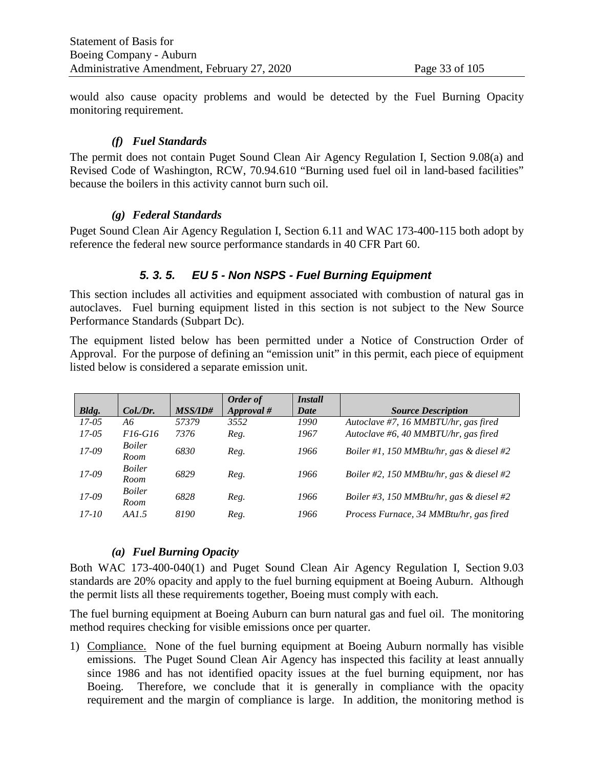would also cause opacity problems and would be detected by the Fuel Burning Opacity monitoring requirement.

#### *(f) Fuel Standards*

The permit does not contain Puget Sound Clean Air Agency Regulation I, Section 9.08(a) and Revised Code of Washington, RCW, 70.94.610 "Burning used fuel oil in land-based facilities" because the boilers in this activity cannot burn such oil.

#### *(g) Federal Standards*

Puget Sound Clean Air Agency Regulation I, Section 6.11 and WAC 173-400-115 both adopt by reference the federal new source performance standards in 40 CFR Part 60.

### *5. 3. 5. EU 5 - Non NSPS - Fuel Burning Equipment*

This section includes all activities and equipment associated with combustion of natural gas in autoclaves. Fuel burning equipment listed in this section is not subject to the New Source Performance Standards (Subpart Dc).

The equipment listed below has been permitted under a Notice of Construction Order of Approval. For the purpose of defining an "emission unit" in this permit, each piece of equipment listed below is considered a separate emission unit.

| *Bldg.* | *Col./Dr.* | *MSS/ID#* | *Order of Approval #* | *Install Date* | *Source Description* |
|---|---|---|---|---|---|
| *17-05* | *A6* | *57379* | *3552* | *1990* | *Autoclave #7, 16 MMBTU/hr, gas fired* |
| *17-05* | *F16-G16* | *7376* | *Reg.* | *1967* | *Autoclave #6, 40 MMBTU/hr, gas fired* |
| *17-09* | *Boiler Room* | *6830* | *Reg.* | *1966* | *Boiler #1, 150 MMBtu/hr, gas & diesel #2* |
| *17-09* | *Boiler Room* | *6829* | *Reg.* | *1966* | *Boiler #2, 150 MMBtu/hr, gas & diesel #2* |
| *17-09* | *Boiler Room* | *6828* | *Reg.* | *1966* | *Boiler #3, 150 MMBtu/hr, gas & diesel #2* |
| *17-10* | *AA1.5* | *8190* | *Reg.* | *1966* | *Process Furnace, 34 MMBtu/hr, gas fired* |

#### *(a) Fuel Burning Opacity*

Both WAC 173-400-040(1) and Puget Sound Clean Air Agency Regulation I, Section 9.03 standards are 20% opacity and apply to the fuel burning equipment at Boeing Auburn. Although the permit lists all these requirements together, Boeing must comply with each.

The fuel burning equipment at Boeing Auburn can burn natural gas and fuel oil. The monitoring method requires checking for visible emissions once per quarter.

1) Compliance. None of the fuel burning equipment at Boeing Auburn normally has visible emissions. The Puget Sound Clean Air Agency has inspected this facility at least annually since 1986 and has not identified opacity issues at the fuel burning equipment, nor has Boeing. Therefore, we conclude that it is generally in compliance with the opacity requirement and the margin of compliance is large. In addition, the monitoring method is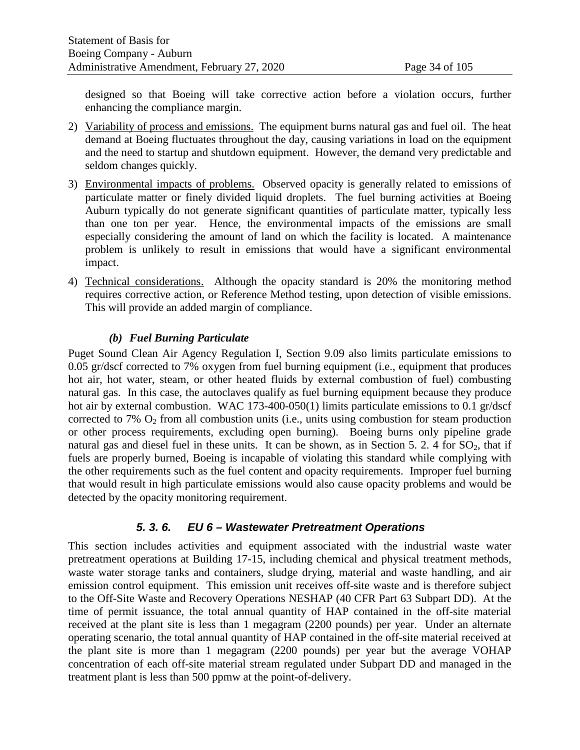designed so that Boeing will take corrective action before a violation occurs, further enhancing the compliance margin.

2) Variability of process and emissions. The equipment burns natural gas and fuel oil. The heat demand at Boeing fluctuates throughout the day, causing variations in load on the equipment and the need to startup and shutdown equipment. However, the demand very predictable and seldom changes quickly.

3) Environmental impacts of problems. Observed opacity is generally related to emissions of particulate matter or finely divided liquid droplets. The fuel burning activities at Boeing Auburn typically do not generate significant quantities of particulate matter, typically less than one ton per year. Hence, the environmental impacts of the emissions are small especially considering the amount of land on which the facility is located. A maintenance problem is unlikely to result in emissions that would have a significant environmental impact.

4) Technical considerations. Although the opacity standard is 20% the monitoring method requires corrective action, or Reference Method testing, upon detection of visible emissions. This will provide an added margin of compliance.

#### *(b) Fuel Burning Particulate*

Puget Sound Clean Air Agency Regulation I, Section 9.09 also limits particulate emissions to 0.05 gr/dscf corrected to 7% oxygen from fuel burning equipment (i.e., equipment that produces hot air, hot water, steam, or other heated fluids by external combustion of fuel) combusting natural gas. In this case, the autoclaves qualify as fuel burning equipment because they produce hot air by external combustion. WAC 173-400-050(1) limits particulate emissions to 0.1 gr/dscf corrected to 7% $O_2$ from all combustion units (i.e., units using combustion for steam production or other process requirements, excluding open burning). Boeing burns only pipeline grade natural gas and diesel fuel in these units. It can be shown, as in Section 5. 2. 4 for $SO_2$, that if fuels are properly burned, Boeing is incapable of violating this standard while complying with the other requirements such as the fuel content and opacity requirements. Improper fuel burning that would result in high particulate emissions would also cause opacity problems and would be detected by the opacity monitoring requirement.

### *5. 3. 6. EU 6 – Wastewater Pretreatment Operations*

This section includes activities and equipment associated with the industrial waste water pretreatment operations at Building 17-15, including chemical and physical treatment methods, waste water storage tanks and containers, sludge drying, material and waste handling, and air emission control equipment. This emission unit receives off-site waste and is therefore subject to the Off-Site Waste and Recovery Operations NESHAP (40 CFR Part 63 Subpart DD). At the time of permit issuance, the total annual quantity of HAP contained in the off-site material received at the plant site is less than 1 megagram (2200 pounds) per year. Under an alternate operating scenario, the total annual quantity of HAP contained in the off-site material received at the plant site is more than 1 megagram (2200 pounds) per year but the average VOHAP concentration of each off-site material stream regulated under Subpart DD and managed in the treatment plant is less than 500 ppmw at the point-of-delivery.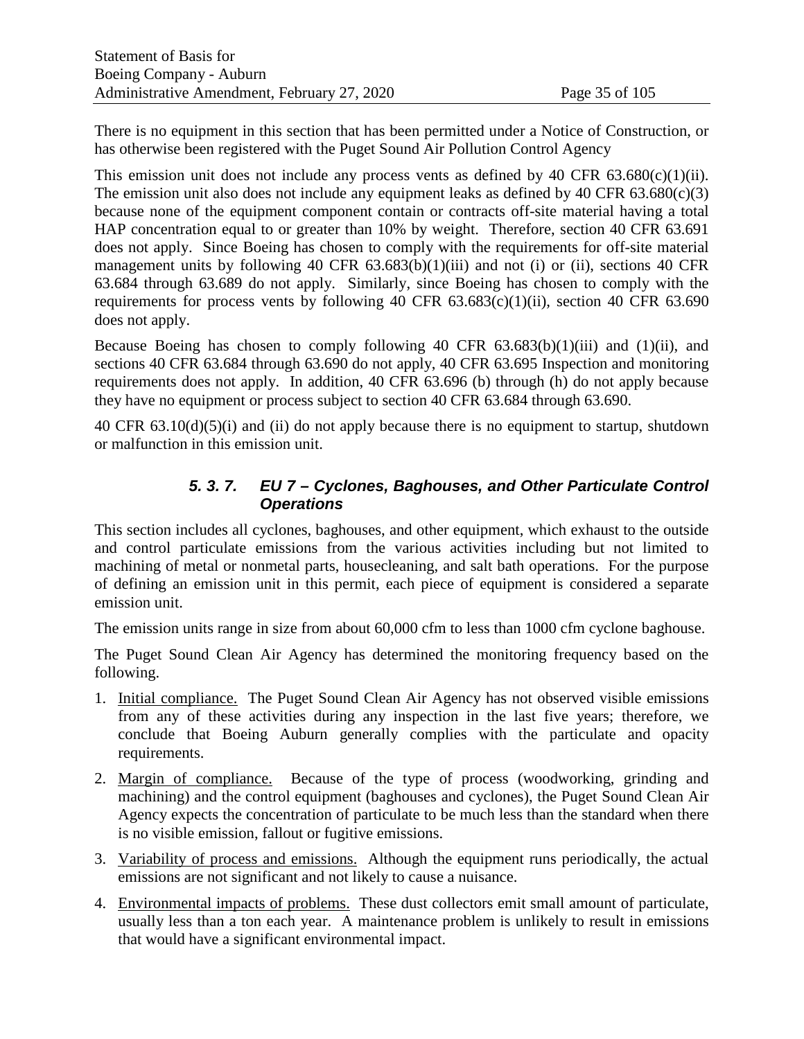There is no equipment in this section that has been permitted under a Notice of Construction, or has otherwise been registered with the Puget Sound Air Pollution Control Agency

This emission unit does not include any process vents as defined by 40 CFR 63.680(c)(1)(ii). The emission unit also does not include any equipment leaks as defined by 40 CFR 63.680(c)(3) because none of the equipment component contain or contracts off-site material having a total HAP concentration equal to or greater than 10% by weight. Therefore, section 40 CFR 63.691 does not apply. Since Boeing has chosen to comply with the requirements for off-site material management units by following 40 CFR 63.683(b)(1)(iii) and not (i) or (ii), sections 40 CFR 63.684 through 63.689 do not apply. Similarly, since Boeing has chosen to comply with the requirements for process vents by following 40 CFR 63.683(c)(1)(ii), section 40 CFR 63.690 does not apply.

Because Boeing has chosen to comply following 40 CFR 63.683(b)(1)(iii) and (1)(ii), and sections 40 CFR 63.684 through 63.690 do not apply, 40 CFR 63.695 Inspection and monitoring requirements does not apply. In addition, 40 CFR 63.696 (b) through (h) do not apply because they have no equipment or process subject to section 40 CFR 63.684 through 63.690.

40 CFR 63.10(d)(5)(i) and (ii) do not apply because there is no equipment to startup, shutdown or malfunction in this emission unit.

#### *5. 3. 7. EU 7 – Cyclones, Baghouses, and Other Particulate Control Operations*

This section includes all cyclones, baghouses, and other equipment, which exhaust to the outside and control particulate emissions from the various activities including but not limited to machining of metal or nonmetal parts, housecleaning, and salt bath operations. For the purpose of defining an emission unit in this permit, each piece of equipment is considered a separate emission unit.

The emission units range in size from about 60,000 cfm to less than 1000 cfm cyclone baghouse.

The Puget Sound Clean Air Agency has determined the monitoring frequency based on the following.

1. Initial compliance. The Puget Sound Clean Air Agency has not observed visible emissions from any of these activities during any inspection in the last five years; therefore, we conclude that Boeing Auburn generally complies with the particulate and opacity requirements.
2. Margin of compliance. Because of the type of process (woodworking, grinding and machining) and the control equipment (baghouses and cyclones), the Puget Sound Clean Air Agency expects the concentration of particulate to be much less than the standard when there is no visible emission, fallout or fugitive emissions.
3. Variability of process and emissions. Although the equipment runs periodically, the actual emissions are not significant and not likely to cause a nuisance.
4. Environmental impacts of problems. These dust collectors emit small amount of particulate, usually less than a ton each year. A maintenance problem is unlikely to result in emissions that would have a significant environmental impact.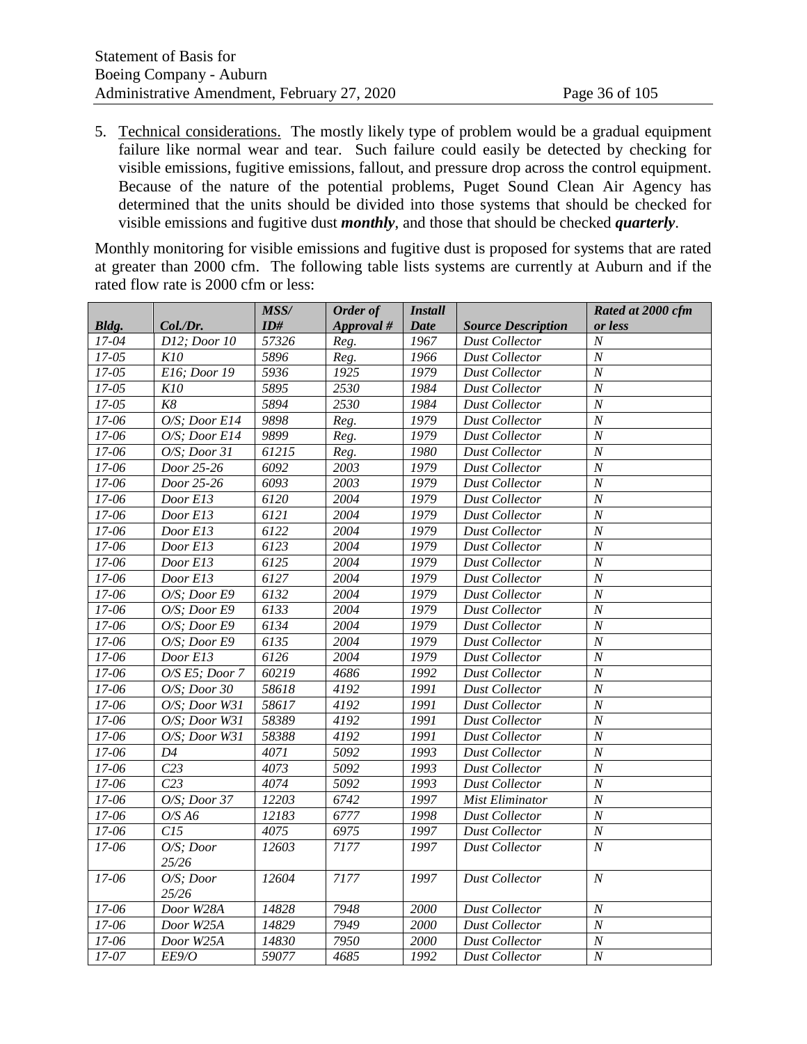5. Technical considerations. The mostly likely type of problem would be a gradual equipment failure like normal wear and tear. Such failure could easily be detected by checking for visible emissions, fugitive emissions, fallout, and pressure drop across the control equipment. Because of the nature of the potential problems, Puget Sound Clean Air Agency has determined that the units should be divided into those systems that should be checked for visible emissions and fugitive dust ***monthly***, and those that should be checked ***quarterly***.

Monthly monitoring for visible emissions and fugitive dust is proposed for systems that are rated at greater than 2000 cfm. The following table lists systems are currently at Auburn and if the rated flow rate is 2000 cfm or less:

| Bldg. | Col./Dr. | MSS/ ID# | Order of Approval # | Install Date | Source Description | Rated at 2000 cfm or less |
|---|---|---|---|---|---|---|
| 17-04 | D12; Door 10 | 57326 | Reg. | 1967 | Dust Collector | N |
| 17-05 | K10 | 5896 | Reg. | 1966 | Dust Collector | N |
| 17-05 | E16; Door 19 | 5936 | 1925 | 1979 | Dust Collector | N |
| 17-05 | K10 | 5895 | 2530 | 1984 | Dust Collector | N |
| 17-05 | K8 | 5894 | 2530 | 1984 | Dust Collector | N |
| 17-06 | O/S; Door E14 | 9898 | Reg. | 1979 | Dust Collector | N |
| 17-06 | O/S; Door E14 | 9899 | Reg. | 1979 | Dust Collector | N |
| 17-06 | O/S; Door 31 | 61215 | Reg. | 1980 | Dust Collector | N |
| 17-06 | Door 25-26 | 6092 | 2003 | 1979 | Dust Collector | N |
| 17-06 | Door 25-26 | 6093 | 2003 | 1979 | Dust Collector | N |
| 17-06 | Door E13 | 6120 | 2004 | 1979 | Dust Collector | N |
| 17-06 | Door E13 | 6121 | 2004 | 1979 | Dust Collector | N |
| 17-06 | Door E13 | 6122 | 2004 | 1979 | Dust Collector | N |
| 17-06 | Door E13 | 6123 | 2004 | 1979 | Dust Collector | N |
| 17-06 | Door E13 | 6125 | 2004 | 1979 | Dust Collector | N |
| 17-06 | Door E13 | 6127 | 2004 | 1979 | Dust Collector | N |
| 17-06 | O/S; Door E9 | 6132 | 2004 | 1979 | Dust Collector | N |
| 17-06 | O/S; Door E9 | 6133 | 2004 | 1979 | Dust Collector | N |
| 17-06 | O/S; Door E9 | 6134 | 2004 | 1979 | Dust Collector | N |
| 17-06 | O/S; Door E9 | 6135 | 2004 | 1979 | Dust Collector | N |
| 17-06 | Door E13 | 6126 | 2004 | 1979 | Dust Collector | N |
| 17-06 | O/S E5; Door 7 | 60219 | 4686 | 1992 | Dust Collector | N |
| 17-06 | O/S; Door 30 | 58618 | 4192 | 1991 | Dust Collector | N |
| 17-06 | O/S; Door W31 | 58617 | 4192 | 1991 | Dust Collector | N |
| 17-06 | O/S; Door W31 | 58389 | 4192 | 1991 | Dust Collector | N |
| 17-06 | O/S; Door W31 | 58388 | 4192 | 1991 | Dust Collector | N |
| 17-06 | D4 | 4071 | 5092 | 1993 | Dust Collector | N |
| 17-06 | C23 | 4073 | 5092 | 1993 | Dust Collector | N |
| 17-06 | C23 | 4074 | 5092 | 1993 | Dust Collector | N |
| 17-06 | O/S; Door 37 | 12203 | 6742 | 1997 | Mist Eliminator | N |
| 17-06 | O/S A6 | 12183 | 6777 | 1998 | Dust Collector | N |
| 17-06 | C15 | 4075 | 6975 | 1997 | Dust Collector | N |
| 17-06 | O/S; Door 25/26 | 12603 | 7177 | 1997 | Dust Collector | N |
| 17-06 | O/S; Door 25/26 | 12604 | 7177 | 1997 | Dust Collector | N |
| 17-06 | Door W28A | 14828 | 7948 | 2000 | Dust Collector | N |
| 17-06 | Door W25A | 14829 | 7949 | 2000 | Dust Collector | N |
| 17-06 | Door W25A | 14830 | 7950 | 2000 | Dust Collector | N |
| 17-07 | EE9/O | 59077 | 4685 | 1992 | Dust Collector | N |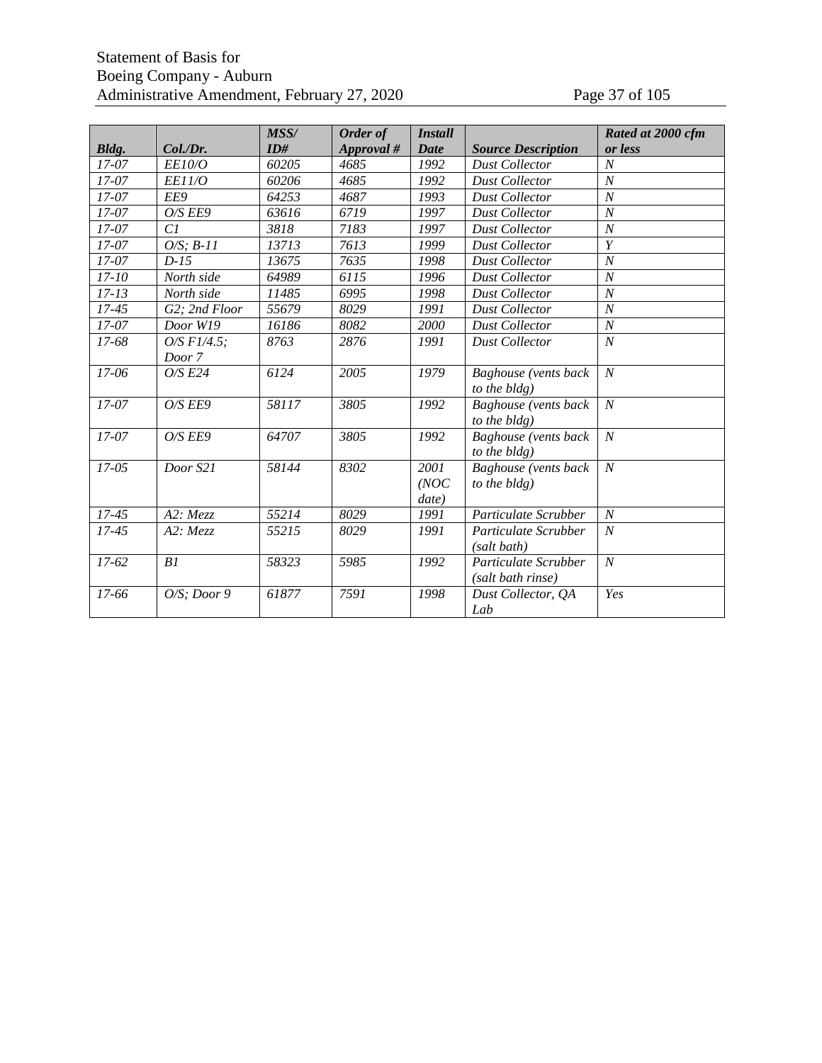| Bldg. | Col./Dr. | MSS/ ID# | Order of Approval # | Install Date | Source Description | Rated at 2000 cfm or less |
|---|---|---|---|---|---|---|
| 17-07 | EE10/O | 60205 | 4685 | 1992 | Dust Collector | N |
| 17-07 | EE11/O | 60206 | 4685 | 1992 | Dust Collector | N |
| 17-07 | EE9 | 64253 | 4687 | 1993 | Dust Collector | N |
| 17-07 | O/S EE9 | 63616 | 6719 | 1997 | Dust Collector | N |
| 17-07 | C1 | 3818 | 7183 | 1997 | Dust Collector | N |
| 17-07 | O/S; B-11 | 13713 | 7613 | 1999 | Dust Collector | Y |
| 17-07 | D-15 | 13675 | 7635 | 1998 | Dust Collector | N |
| 17-10 | North side | 64989 | 6115 | 1996 | Dust Collector | N |
| 17-13 | North side | 11485 | 6995 | 1998 | Dust Collector | N |
| 17-45 | G2; 2nd Floor | 55679 | 8029 | 1991 | Dust Collector | N |
| 17-07 | Door W19 | 16186 | 8082 | 2000 | Dust Collector | N |
| 17-68 | O/S F1/4.5; Door 7 | 8763 | 2876 | 1991 | Dust Collector | N |
| 17-06 | O/S E24 | 6124 | 2005 | 1979 | Baghouse (vents back to the bldg) | N |
| 17-07 | O/S EE9 | 58117 | 3805 | 1992 | Baghouse (vents back to the bldg) | N |
| 17-07 | O/S EE9 | 64707 | 3805 | 1992 | Baghouse (vents back to the bldg) | N |
| 17-05 | Door S21 | 58144 | 8302 | 2001 (NOC date) | Baghouse (vents back to the bldg) | N |
| 17-45 | A2: Mezz | 55214 | 8029 | 1991 | Particulate Scrubber | N |
| 17-45 | A2: Mezz | 55215 | 8029 | 1991 | Particulate Scrubber (salt bath) | N |
| 17-62 | B1 | 58323 | 5985 | 1992 | Particulate Scrubber (salt bath rinse) | N |
| 17-66 | O/S; Door 9 | 61877 | 7591 | 1998 | Dust Collector, QA Lab | Yes |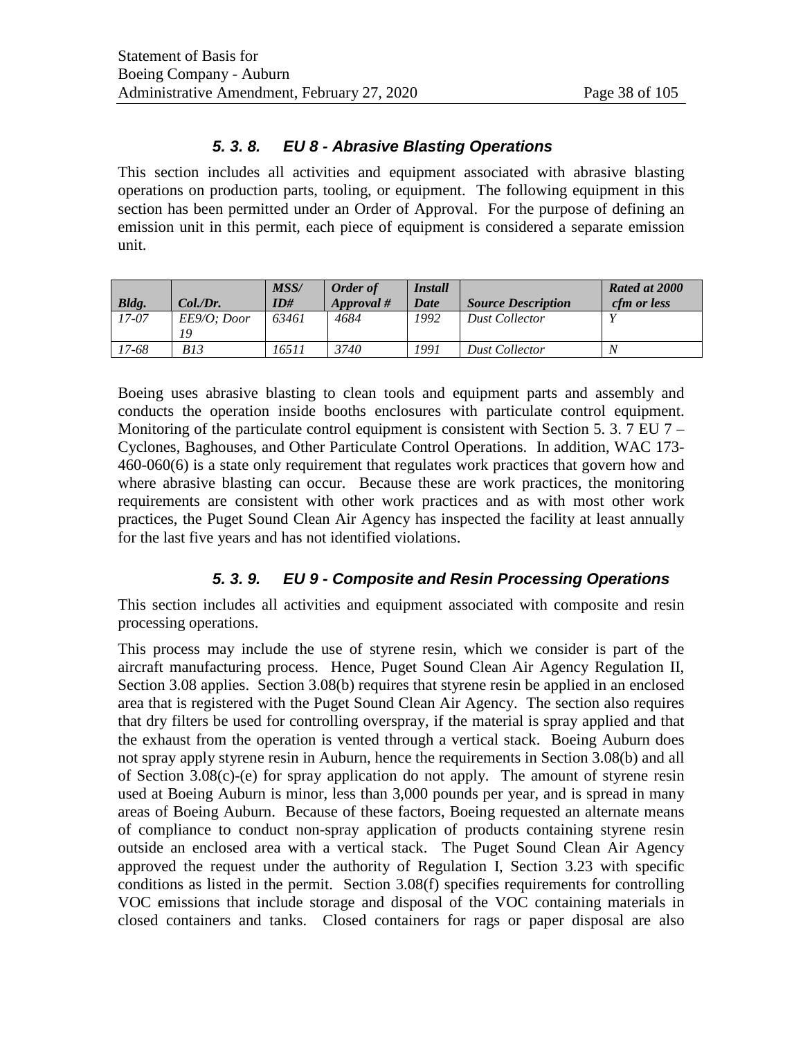### *5. 3. 8. EU 8 - Abrasive Blasting Operations*

This section includes all activities and equipment associated with abrasive blasting operations on production parts, tooling, or equipment. The following equipment in this section has been permitted under an Order of Approval. For the purpose of defining an emission unit in this permit, each piece of equipment is considered a separate emission unit.

| *Bldg.* | *Col./Dr.* | *MSS/ ID#* | *Order of Approval #* | *Install Date* | *Source Description* | *Rated at 2000 cfm or less* |
|---|---|---|---|---|---|---|
| *17-07* | *EE9/O; Door 19* | *63461* | *4684* | *1992* | *Dust Collector* | *Y* |
| *17-68* | *B13* | *16511* | *3740* | *1991* | *Dust Collector* | *N* |

Boeing uses abrasive blasting to clean tools and equipment parts and assembly and conducts the operation inside booths enclosures with particulate control equipment. Monitoring of the particulate control equipment is consistent with Section 5. 3. 7 EU 7 – Cyclones, Baghouses, and Other Particulate Control Operations. In addition, WAC 173-460-060(6) is a state only requirement that regulates work practices that govern how and where abrasive blasting can occur. Because these are work practices, the monitoring requirements are consistent with other work practices and as with most other work practices, the Puget Sound Clean Air Agency has inspected the facility at least annually for the last five years and has not identified violations.

### *5. 3. 9. EU 9 - Composite and Resin Processing Operations*

This section includes all activities and equipment associated with composite and resin processing operations.

This process may include the use of styrene resin, which we consider is part of the aircraft manufacturing process. Hence, Puget Sound Clean Air Agency Regulation II, Section 3.08 applies. Section 3.08(b) requires that styrene resin be applied in an enclosed area that is registered with the Puget Sound Clean Air Agency. The section also requires that dry filters be used for controlling overspray, if the material is spray applied and that the exhaust from the operation is vented through a vertical stack. Boeing Auburn does not spray apply styrene resin in Auburn, hence the requirements in Section 3.08(b) and all of Section 3.08(c)-(e) for spray application do not apply. The amount of styrene resin used at Boeing Auburn is minor, less than 3,000 pounds per year, and is spread in many areas of Boeing Auburn. Because of these factors, Boeing requested an alternate means of compliance to conduct non-spray application of products containing styrene resin outside an enclosed area with a vertical stack. The Puget Sound Clean Air Agency approved the request under the authority of Regulation I, Section 3.23 with specific conditions as listed in the permit. Section 3.08(f) specifies requirements for controlling VOC emissions that include storage and disposal of the VOC containing materials in closed containers and tanks. Closed containers for rags or paper disposal are also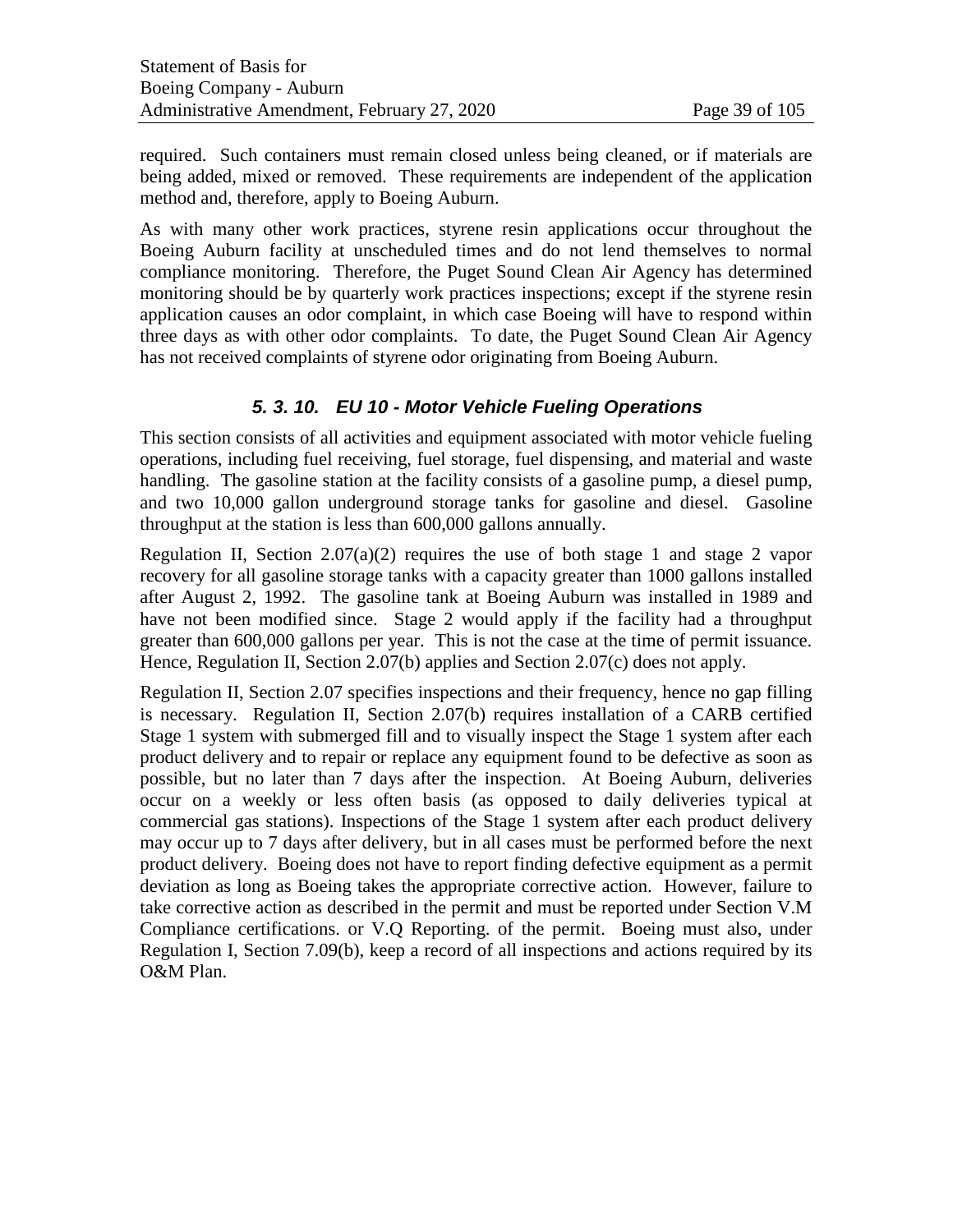required. Such containers must remain closed unless being cleaned, or if materials are being added, mixed or removed. These requirements are independent of the application method and, therefore, apply to Boeing Auburn.

As with many other work practices, styrene resin applications occur throughout the Boeing Auburn facility at unscheduled times and do not lend themselves to normal compliance monitoring. Therefore, the Puget Sound Clean Air Agency has determined monitoring should be by quarterly work practices inspections; except if the styrene resin application causes an odor complaint, in which case Boeing will have to respond within three days as with other odor complaints. To date, the Puget Sound Clean Air Agency has not received complaints of styrene odor originating from Boeing Auburn.

### *5. 3. 10. EU 10 - Motor Vehicle Fueling Operations*

This section consists of all activities and equipment associated with motor vehicle fueling operations, including fuel receiving, fuel storage, fuel dispensing, and material and waste handling. The gasoline station at the facility consists of a gasoline pump, a diesel pump, and two 10,000 gallon underground storage tanks for gasoline and diesel. Gasoline throughput at the station is less than 600,000 gallons annually.

Regulation II, Section 2.07(a)(2) requires the use of both stage 1 and stage 2 vapor recovery for all gasoline storage tanks with a capacity greater than 1000 gallons installed after August 2, 1992. The gasoline tank at Boeing Auburn was installed in 1989 and have not been modified since. Stage 2 would apply if the facility had a throughput greater than 600,000 gallons per year. This is not the case at the time of permit issuance. Hence, Regulation II, Section 2.07(b) applies and Section 2.07(c) does not apply.

Regulation II, Section 2.07 specifies inspections and their frequency, hence no gap filling is necessary. Regulation II, Section 2.07(b) requires installation of a CARB certified Stage 1 system with submerged fill and to visually inspect the Stage 1 system after each product delivery and to repair or replace any equipment found to be defective as soon as possible, but no later than 7 days after the inspection. At Boeing Auburn, deliveries occur on a weekly or less often basis (as opposed to daily deliveries typical at commercial gas stations). Inspections of the Stage 1 system after each product delivery may occur up to 7 days after delivery, but in all cases must be performed before the next product delivery. Boeing does not have to report finding defective equipment as a permit deviation as long as Boeing takes the appropriate corrective action. However, failure to take corrective action as described in the permit and must be reported under Section V.M Compliance certifications. or V.Q Reporting. of the permit. Boeing must also, under Regulation I, Section 7.09(b), keep a record of all inspections and actions required by its O&M Plan.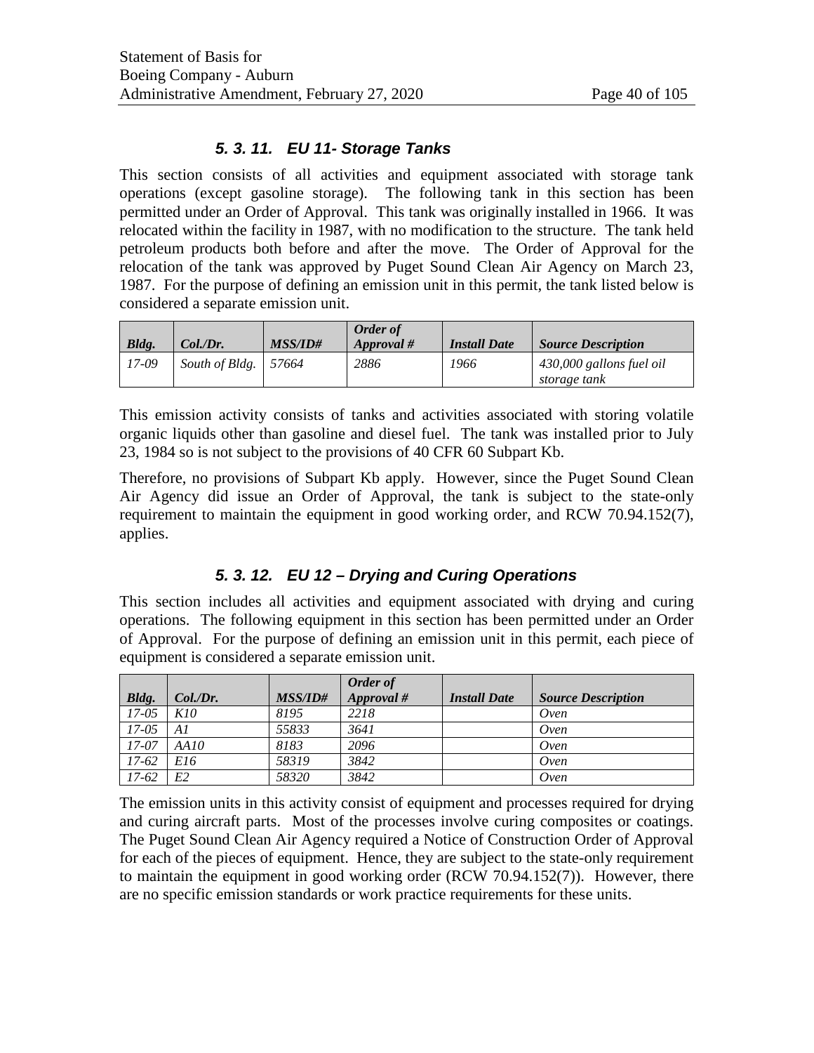### 5. 3. 11. EU 11- Storage Tanks

This section consists of all activities and equipment associated with storage tank operations (except gasoline storage). The following tank in this section has been permitted under an Order of Approval. This tank was originally installed in 1966. It was relocated within the facility in 1987, with no modification to the structure. The tank held petroleum products both before and after the move. The Order of Approval for the relocation of the tank was approved by Puget Sound Clean Air Agency on March 23, 1987. For the purpose of defining an emission unit in this permit, the tank listed below is considered a separate emission unit.

| *Bldg.* | *Col./Dr.* | *MSS/ID#* | *Order of Approval #* | *Install Date* | *Source Description* |
|---|---|---|---|---|---|
| *17-09* | *South of Bldg.* | *57664* | *2886* | *1966* | *430,000 gallons fuel oil storage tank* |

This emission activity consists of tanks and activities associated with storing volatile organic liquids other than gasoline and diesel fuel. The tank was installed prior to July 23, 1984 so is not subject to the provisions of 40 CFR 60 Subpart Kb.

Therefore, no provisions of Subpart Kb apply. However, since the Puget Sound Clean Air Agency did issue an Order of Approval, the tank is subject to the state-only requirement to maintain the equipment in good working order, and RCW 70.94.152(7), applies.

### 5. 3. 12. EU 12 – Drying and Curing Operations

This section includes all activities and equipment associated with drying and curing operations. The following equipment in this section has been permitted under an Order of Approval. For the purpose of defining an emission unit in this permit, each piece of equipment is considered a separate emission unit.

| *Bldg.* | *Col./Dr.* | *MSS/ID#* | *Order of Approval #* | *Install Date* | *Source Description* |
|---|---|---|---|---|---|
| *17-05* | *K10* | *8195* | *2218* | | *Oven* |
| *17-05* | *A1* | *55833* | *3641* | | *Oven* |
| *17-07* | *AA10* | *8183* | *2096* | | *Oven* |
| *17-62* | *E16* | *58319* | *3842* | | *Oven* |
| *17-62* | *E2* | *58320* | *3842* | | *Oven* |

The emission units in this activity consist of equipment and processes required for drying and curing aircraft parts. Most of the processes involve curing composites or coatings. The Puget Sound Clean Air Agency required a Notice of Construction Order of Approval for each of the pieces of equipment. Hence, they are subject to the state-only requirement to maintain the equipment in good working order (RCW 70.94.152(7)). However, there are no specific emission standards or work practice requirements for these units.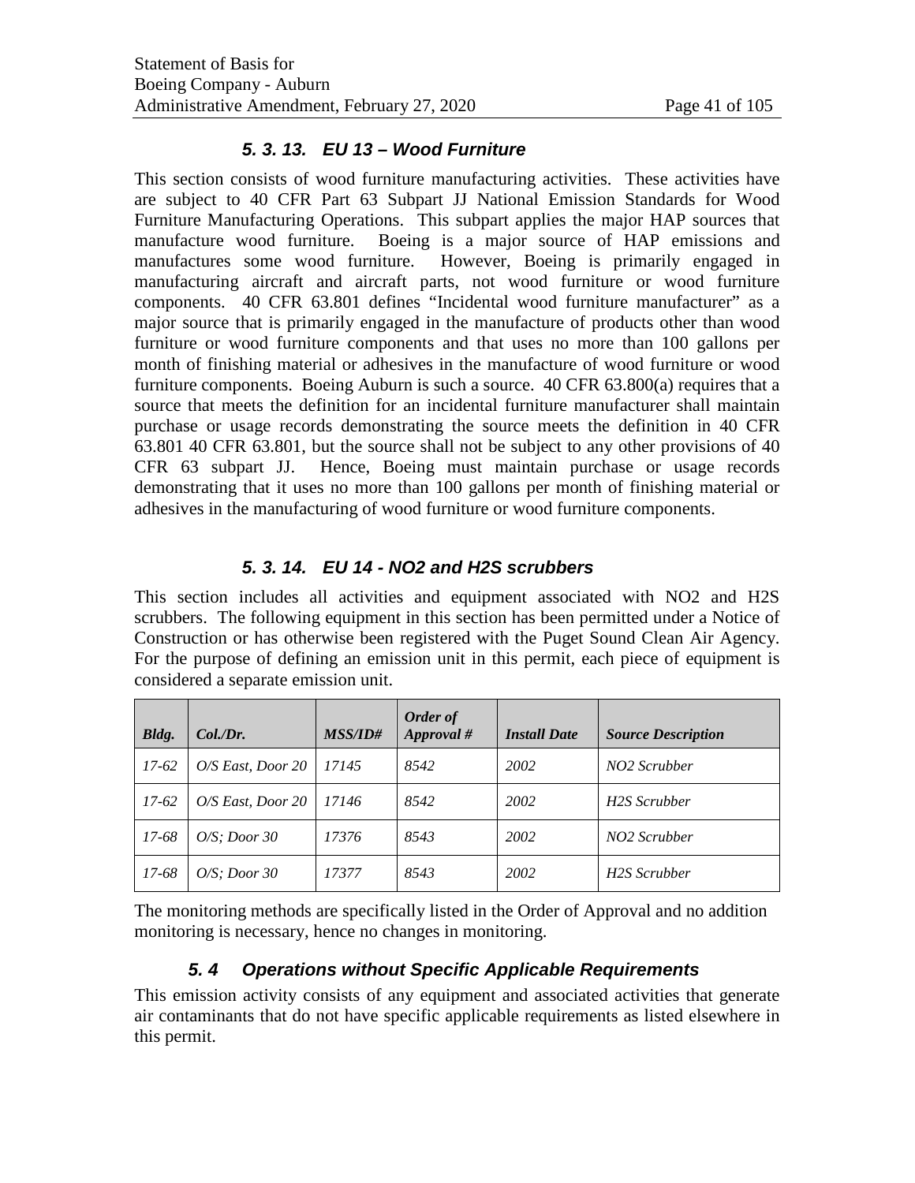### *5. 3. 13. EU 13 – Wood Furniture*

This section consists of wood furniture manufacturing activities. These activities have are subject to 40 CFR Part 63 Subpart JJ National Emission Standards for Wood Furniture Manufacturing Operations. This subpart applies the major HAP sources that manufacture wood furniture. Boeing is a major source of HAP emissions and manufactures some wood furniture. However, Boeing is primarily engaged in manufacturing aircraft and aircraft parts, not wood furniture or wood furniture components. 40 CFR 63.801 defines "Incidental wood furniture manufacturer" as a major source that is primarily engaged in the manufacture of products other than wood furniture or wood furniture components and that uses no more than 100 gallons per month of finishing material or adhesives in the manufacture of wood furniture or wood furniture components. Boeing Auburn is such a source. 40 CFR 63.800(a) requires that a source that meets the definition for an incidental furniture manufacturer shall maintain purchase or usage records demonstrating the source meets the definition in 40 CFR 63.801 40 CFR 63.801, but the source shall not be subject to any other provisions of 40 CFR 63 subpart JJ. Hence, Boeing must maintain purchase or usage records demonstrating that it uses no more than 100 gallons per month of finishing material or adhesives in the manufacturing of wood furniture or wood furniture components.

### *5. 3. 14. EU 14 - NO2 and H2S scrubbers*

This section includes all activities and equipment associated with NO2 and H2S scrubbers. The following equipment in this section has been permitted under a Notice of Construction or has otherwise been registered with the Puget Sound Clean Air Agency. For the purpose of defining an emission unit in this permit, each piece of equipment is considered a separate emission unit.

| *Bldg.* | *Col./Dr.* | *MSS/ID#* | *Order of Approval #* | *Install Date* | *Source Description* |
|---|---|---|---|---|---|
| *17-62* | *O/S East, Door 20* | *17145* | *8542* | *2002* | *NO2 Scrubber* |
| *17-62* | *O/S East, Door 20* | *17146* | *8542* | *2002* | *H2S Scrubber* |
| *17-68* | *O/S; Door 30* | *17376* | *8543* | *2002* | *NO2 Scrubber* |
| *17-68* | *O/S; Door 30* | *17377* | *8543* | *2002* | *H2S Scrubber* |

The monitoring methods are specifically listed in the Order of Approval and no addition monitoring is necessary, hence no changes in monitoring.

## *5. 4 Operations without Specific Applicable Requirements*

This emission activity consists of any equipment and associated activities that generate air contaminants that do not have specific applicable requirements as listed elsewhere in this permit.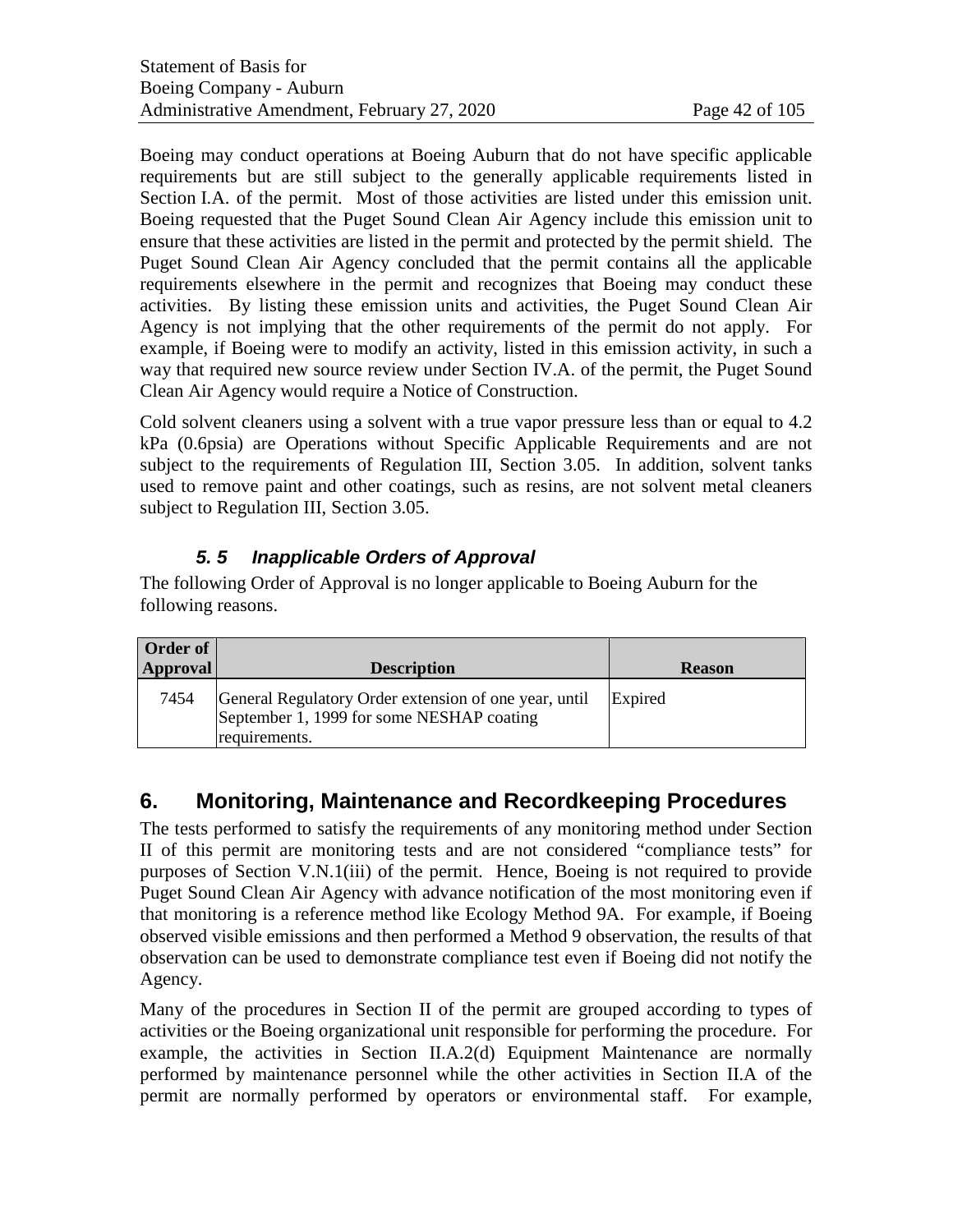Boeing may conduct operations at Boeing Auburn that do not have specific applicable requirements but are still subject to the generally applicable requirements listed in Section I.A. of the permit. Most of those activities are listed under this emission unit. Boeing requested that the Puget Sound Clean Air Agency include this emission unit to ensure that these activities are listed in the permit and protected by the permit shield. The Puget Sound Clean Air Agency concluded that the permit contains all the applicable requirements elsewhere in the permit and recognizes that Boeing may conduct these activities. By listing these emission units and activities, the Puget Sound Clean Air Agency is not implying that the other requirements of the permit do not apply. For example, if Boeing were to modify an activity, listed in this emission activity, in such a way that required new source review under Section IV.A. of the permit, the Puget Sound Clean Air Agency would require a Notice of Construction.

Cold solvent cleaners using a solvent with a true vapor pressure less than or equal to 4.2 kPa (0.6psia) are Operations without Specific Applicable Requirements and are not subject to the requirements of Regulation III, Section 3.05. In addition, solvent tanks used to remove paint and other coatings, such as resins, are not solvent metal cleaners subject to Regulation III, Section 3.05.

### *5. 5 Inapplicable Orders of Approval*

The following Order of Approval is no longer applicable to Boeing Auburn for the following reasons.

| Order of Approval | Description | Reason |
|---|---|---|
| 7454 | General Regulatory Order extension of one year, until September 1, 1999 for some NESHAP coating requirements. | Expired |

## 6. Monitoring, Maintenance and Recordkeeping Procedures

The tests performed to satisfy the requirements of any monitoring method under Section II of this permit are monitoring tests and are not considered "compliance tests" for purposes of Section V.N.1(iii) of the permit. Hence, Boeing is not required to provide Puget Sound Clean Air Agency with advance notification of the most monitoring even if that monitoring is a reference method like Ecology Method 9A. For example, if Boeing observed visible emissions and then performed a Method 9 observation, the results of that observation can be used to demonstrate compliance test even if Boeing did not notify the Agency.

Many of the procedures in Section II of the permit are grouped according to types of activities or the Boeing organizational unit responsible for performing the procedure. For example, the activities in Section II.A.2(d) Equipment Maintenance are normally performed by maintenance personnel while the other activities in Section II.A of the permit are normally performed by operators or environmental staff. For example,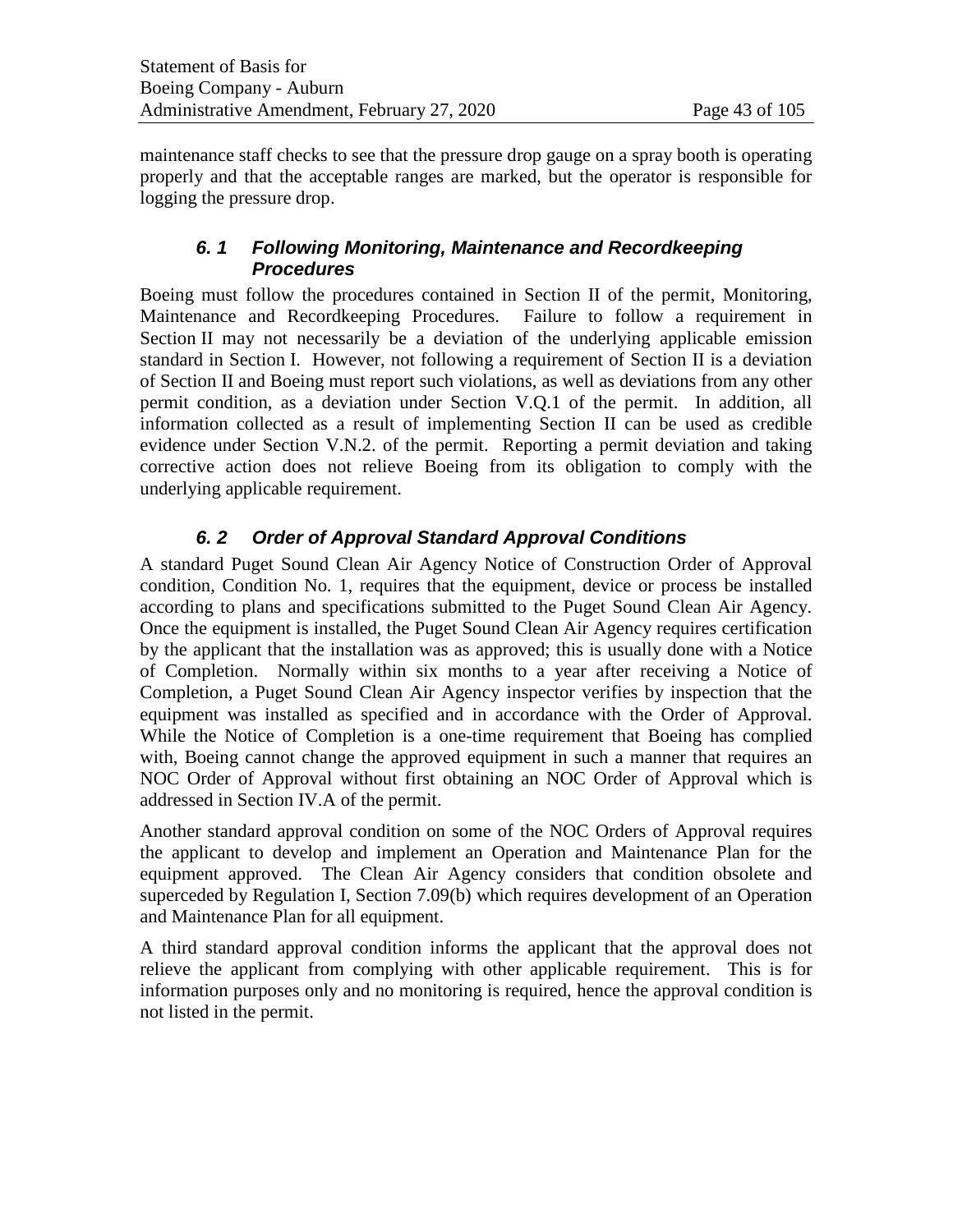maintenance staff checks to see that the pressure drop gauge on a spray booth is operating properly and that the acceptable ranges are marked, but the operator is responsible for logging the pressure drop.

### *6. 1 Following Monitoring, Maintenance and Recordkeeping Procedures*

Boeing must follow the procedures contained in Section II of the permit, Monitoring, Maintenance and Recordkeeping Procedures. Failure to follow a requirement in Section II may not necessarily be a deviation of the underlying applicable emission standard in Section I. However, not following a requirement of Section II is a deviation of Section II and Boeing must report such violations, as well as deviations from any other permit condition, as a deviation under Section V.Q.1 of the permit. In addition, all information collected as a result of implementing Section II can be used as credible evidence under Section V.N.2. of the permit. Reporting a permit deviation and taking corrective action does not relieve Boeing from its obligation to comply with the underlying applicable requirement.

### *6. 2 Order of Approval Standard Approval Conditions*

A standard Puget Sound Clean Air Agency Notice of Construction Order of Approval condition, Condition No. 1, requires that the equipment, device or process be installed according to plans and specifications submitted to the Puget Sound Clean Air Agency. Once the equipment is installed, the Puget Sound Clean Air Agency requires certification by the applicant that the installation was as approved; this is usually done with a Notice of Completion. Normally within six months to a year after receiving a Notice of Completion, a Puget Sound Clean Air Agency inspector verifies by inspection that the equipment was installed as specified and in accordance with the Order of Approval. While the Notice of Completion is a one-time requirement that Boeing has complied with, Boeing cannot change the approved equipment in such a manner that requires an NOC Order of Approval without first obtaining an NOC Order of Approval which is addressed in Section IV.A of the permit.

Another standard approval condition on some of the NOC Orders of Approval requires the applicant to develop and implement an Operation and Maintenance Plan for the equipment approved. The Clean Air Agency considers that condition obsolete and superceded by Regulation I, Section 7.09(b) which requires development of an Operation and Maintenance Plan for all equipment.

A third standard approval condition informs the applicant that the approval does not relieve the applicant from complying with other applicable requirement. This is for information purposes only and no monitoring is required, hence the approval condition is not listed in the permit.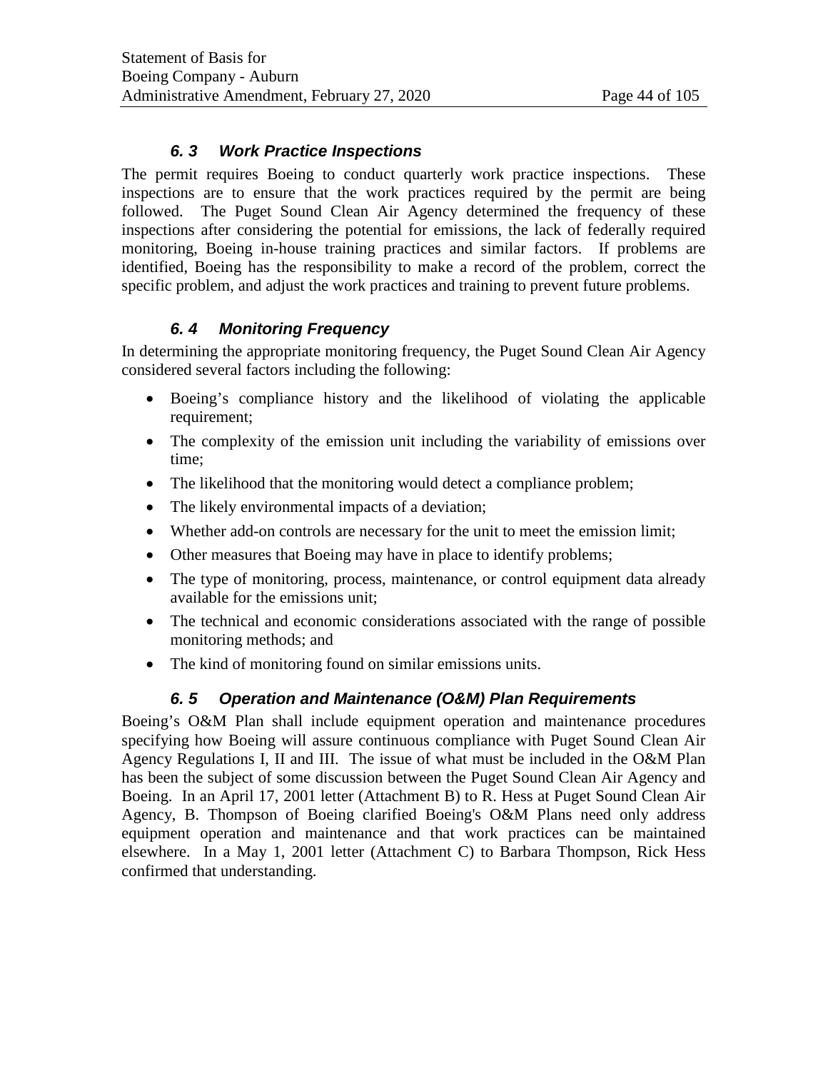### *6. 3 Work Practice Inspections*

The permit requires Boeing to conduct quarterly work practice inspections. These inspections are to ensure that the work practices required by the permit are being followed. The Puget Sound Clean Air Agency determined the frequency of these inspections after considering the potential for emissions, the lack of federally required monitoring, Boeing in-house training practices and similar factors. If problems are identified, Boeing has the responsibility to make a record of the problem, correct the specific problem, and adjust the work practices and training to prevent future problems.

### *6. 4 Monitoring Frequency*

In determining the appropriate monitoring frequency, the Puget Sound Clean Air Agency considered several factors including the following:

- Boeing's compliance history and the likelihood of violating the applicable requirement;
- The complexity of the emission unit including the variability of emissions over time;
- The likelihood that the monitoring would detect a compliance problem;
- The likely environmental impacts of a deviation;
- Whether add-on controls are necessary for the unit to meet the emission limit;
- Other measures that Boeing may have in place to identify problems;
- The type of monitoring, process, maintenance, or control equipment data already available for the emissions unit;
- The technical and economic considerations associated with the range of possible monitoring methods; and
- The kind of monitoring found on similar emissions units.

### *6. 5 Operation and Maintenance (O&M) Plan Requirements*

Boeing's O&M Plan shall include equipment operation and maintenance procedures specifying how Boeing will assure continuous compliance with Puget Sound Clean Air Agency Regulations I, II and III. The issue of what must be included in the O&M Plan has been the subject of some discussion between the Puget Sound Clean Air Agency and Boeing. In an April 17, 2001 letter (Attachment B) to R. Hess at Puget Sound Clean Air Agency, B. Thompson of Boeing clarified Boeing's O&M Plans need only address equipment operation and maintenance and that work practices can be maintained elsewhere. In a May 1, 2001 letter (Attachment C) to Barbara Thompson, Rick Hess confirmed that understanding.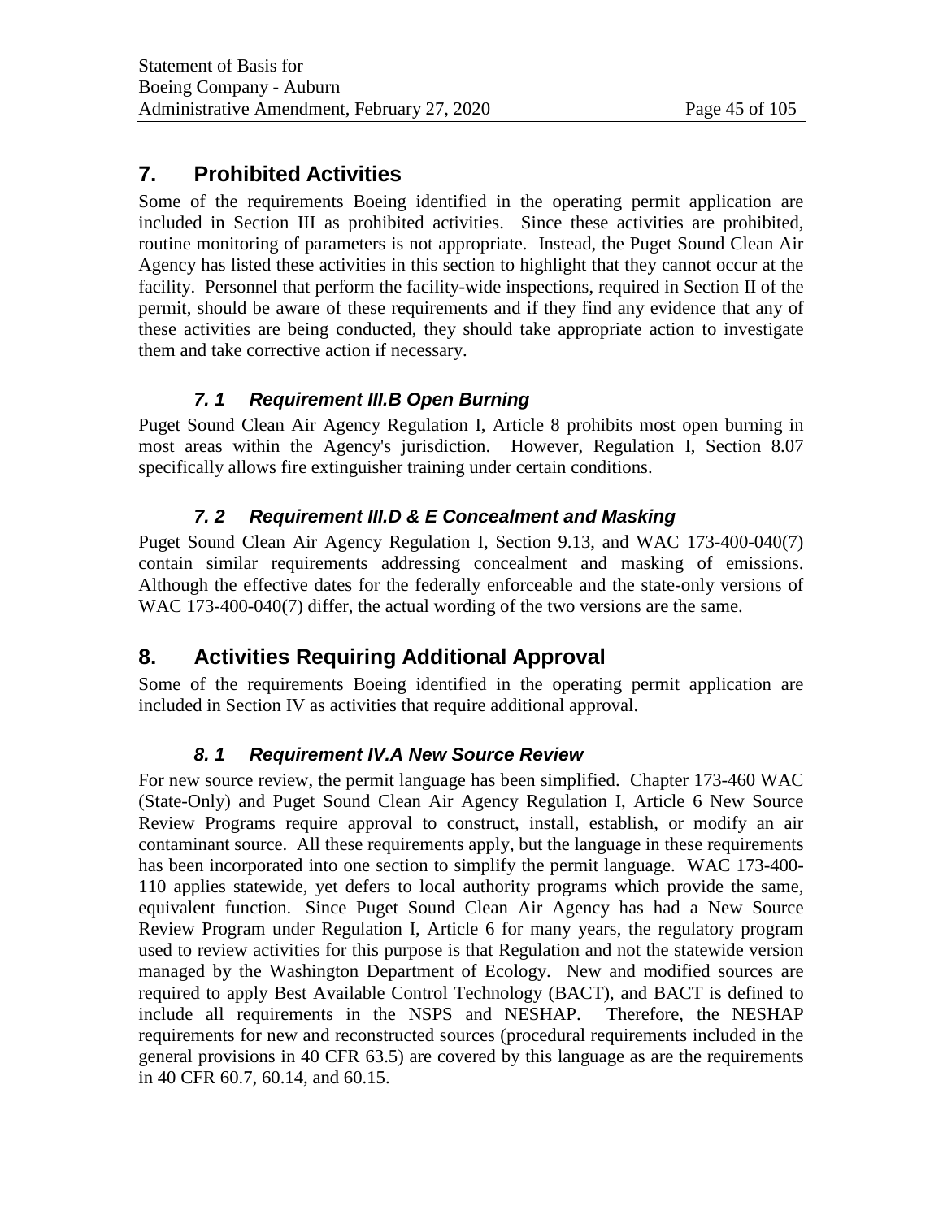## 7. Prohibited Activities

Some of the requirements Boeing identified in the operating permit application are included in Section III as prohibited activities. Since these activities are prohibited, routine monitoring of parameters is not appropriate. Instead, the Puget Sound Clean Air Agency has listed these activities in this section to highlight that they cannot occur at the facility. Personnel that perform the facility-wide inspections, required in Section II of the permit, should be aware of these requirements and if they find any evidence that any of these activities are being conducted, they should take appropriate action to investigate them and take corrective action if necessary.

### *7. 1 Requirement III.B Open Burning*

Puget Sound Clean Air Agency Regulation I, Article 8 prohibits most open burning in most areas within the Agency's jurisdiction. However, Regulation I, Section 8.07 specifically allows fire extinguisher training under certain conditions.

### *7. 2 Requirement III.D & E Concealment and Masking*

Puget Sound Clean Air Agency Regulation I, Section 9.13, and WAC 173-400-040(7) contain similar requirements addressing concealment and masking of emissions. Although the effective dates for the federally enforceable and the state-only versions of WAC 173-400-040(7) differ, the actual wording of the two versions are the same.

## 8. Activities Requiring Additional Approval

Some of the requirements Boeing identified in the operating permit application are included in Section IV as activities that require additional approval.

### *8. 1 Requirement IV.A New Source Review*

For new source review, the permit language has been simplified. Chapter 173-460 WAC (State-Only) and Puget Sound Clean Air Agency Regulation I, Article 6 New Source Review Programs require approval to construct, install, establish, or modify an air contaminant source. All these requirements apply, but the language in these requirements has been incorporated into one section to simplify the permit language. WAC 173-400-110 applies statewide, yet defers to local authority programs which provide the same, equivalent function. Since Puget Sound Clean Air Agency has had a New Source Review Program under Regulation I, Article 6 for many years, the regulatory program used to review activities for this purpose is that Regulation and not the statewide version managed by the Washington Department of Ecology. New and modified sources are required to apply Best Available Control Technology (BACT), and BACT is defined to include all requirements in the NSPS and NESHAP. Therefore, the NESHAP requirements for new and reconstructed sources (procedural requirements included in the general provisions in 40 CFR 63.5) are covered by this language as are the requirements in 40 CFR 60.7, 60.14, and 60.15.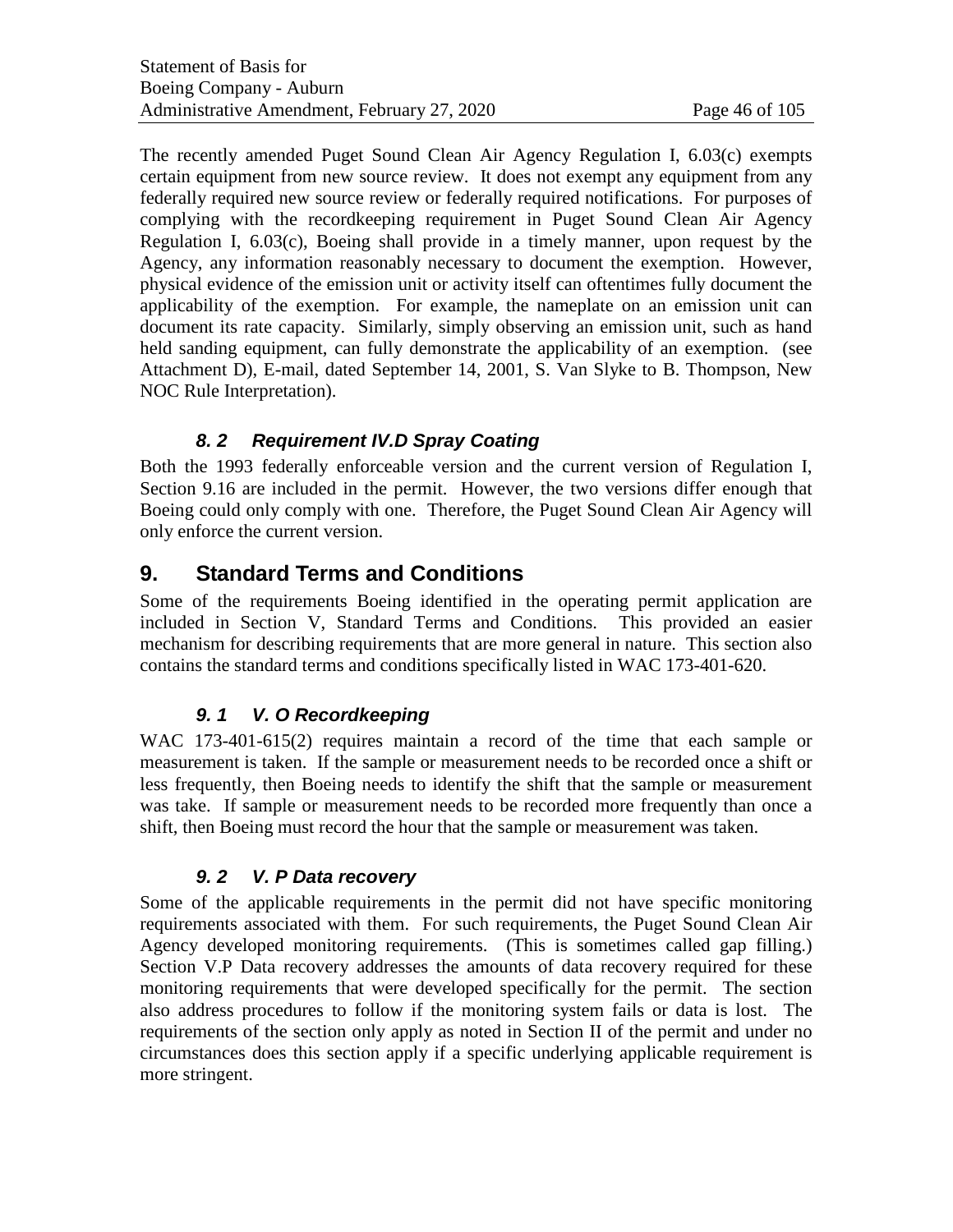The recently amended Puget Sound Clean Air Agency Regulation I, 6.03(c) exempts certain equipment from new source review. It does not exempt any equipment from any federally required new source review or federally required notifications. For purposes of complying with the recordkeeping requirement in Puget Sound Clean Air Agency Regulation I, 6.03(c), Boeing shall provide in a timely manner, upon request by the Agency, any information reasonably necessary to document the exemption. However, physical evidence of the emission unit or activity itself can oftentimes fully document the applicability of the exemption. For example, the nameplate on an emission unit can document its rate capacity. Similarly, simply observing an emission unit, such as hand held sanding equipment, can fully demonstrate the applicability of an exemption. (see Attachment D), E-mail, dated September 14, 2001, S. Van Slyke to B. Thompson, New NOC Rule Interpretation).

### *8. 2 Requirement IV.D Spray Coating*

Both the 1993 federally enforceable version and the current version of Regulation I, Section 9.16 are included in the permit. However, the two versions differ enough that Boeing could only comply with one. Therefore, the Puget Sound Clean Air Agency will only enforce the current version.

## 9. Standard Terms and Conditions

Some of the requirements Boeing identified in the operating permit application are included in Section V, Standard Terms and Conditions. This provided an easier mechanism for describing requirements that are more general in nature. This section also contains the standard terms and conditions specifically listed in WAC 173-401-620.

### *9. 1 V. O Recordkeeping*

WAC 173-401-615(2) requires maintain a record of the time that each sample or measurement is taken. If the sample or measurement needs to be recorded once a shift or less frequently, then Boeing needs to identify the shift that the sample or measurement was take. If sample or measurement needs to be recorded more frequently than once a shift, then Boeing must record the hour that the sample or measurement was taken.

### *9. 2 V. P Data recovery*

Some of the applicable requirements in the permit did not have specific monitoring requirements associated with them. For such requirements, the Puget Sound Clean Air Agency developed monitoring requirements. (This is sometimes called gap filling.) Section V.P Data recovery addresses the amounts of data recovery required for these monitoring requirements that were developed specifically for the permit. The section also address procedures to follow if the monitoring system fails or data is lost. The requirements of the section only apply as noted in Section II of the permit and under no circumstances does this section apply if a specific underlying applicable requirement is more stringent.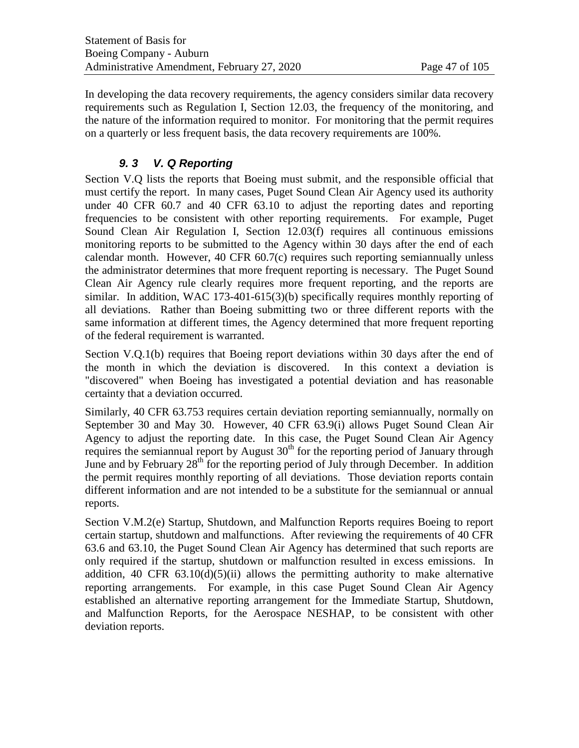In developing the data recovery requirements, the agency considers similar data recovery requirements such as Regulation I, Section 12.03, the frequency of the monitoring, and the nature of the information required to monitor. For monitoring that the permit requires on a quarterly or less frequent basis, the data recovery requirements are 100%.

### *9. 3 V. Q Reporting*

Section V.Q lists the reports that Boeing must submit, and the responsible official that must certify the report. In many cases, Puget Sound Clean Air Agency used its authority under 40 CFR 60.7 and 40 CFR 63.10 to adjust the reporting dates and reporting frequencies to be consistent with other reporting requirements. For example, Puget Sound Clean Air Regulation I, Section 12.03(f) requires all continuous emissions monitoring reports to be submitted to the Agency within 30 days after the end of each calendar month. However, 40 CFR 60.7(c) requires such reporting semiannually unless the administrator determines that more frequent reporting is necessary. The Puget Sound Clean Air Agency rule clearly requires more frequent reporting, and the reports are similar. In addition, WAC 173-401-615(3)(b) specifically requires monthly reporting of all deviations. Rather than Boeing submitting two or three different reports with the same information at different times, the Agency determined that more frequent reporting of the federal requirement is warranted.

Section V.Q.1(b) requires that Boeing report deviations within 30 days after the end of the month in which the deviation is discovered. In this context a deviation is "discovered" when Boeing has investigated a potential deviation and has reasonable certainty that a deviation occurred.

Similarly, 40 CFR 63.753 requires certain deviation reporting semiannually, normally on September 30 and May 30. However, 40 CFR 63.9(i) allows Puget Sound Clean Air Agency to adjust the reporting date. In this case, the Puget Sound Clean Air Agency requires the semiannual report by August 30th for the reporting period of January through June and by February 28th for the reporting period of July through December. In addition the permit requires monthly reporting of all deviations. Those deviation reports contain different information and are not intended to be a substitute for the semiannual or annual reports.

Section V.M.2(e) Startup, Shutdown, and Malfunction Reports requires Boeing to report certain startup, shutdown and malfunctions. After reviewing the requirements of 40 CFR 63.6 and 63.10, the Puget Sound Clean Air Agency has determined that such reports are only required if the startup, shutdown or malfunction resulted in excess emissions. In addition, 40 CFR 63.10(d)(5)(ii) allows the permitting authority to make alternative reporting arrangements. For example, in this case Puget Sound Clean Air Agency established an alternative reporting arrangement for the Immediate Startup, Shutdown, and Malfunction Reports, for the Aerospace NESHAP, to be consistent with other deviation reports.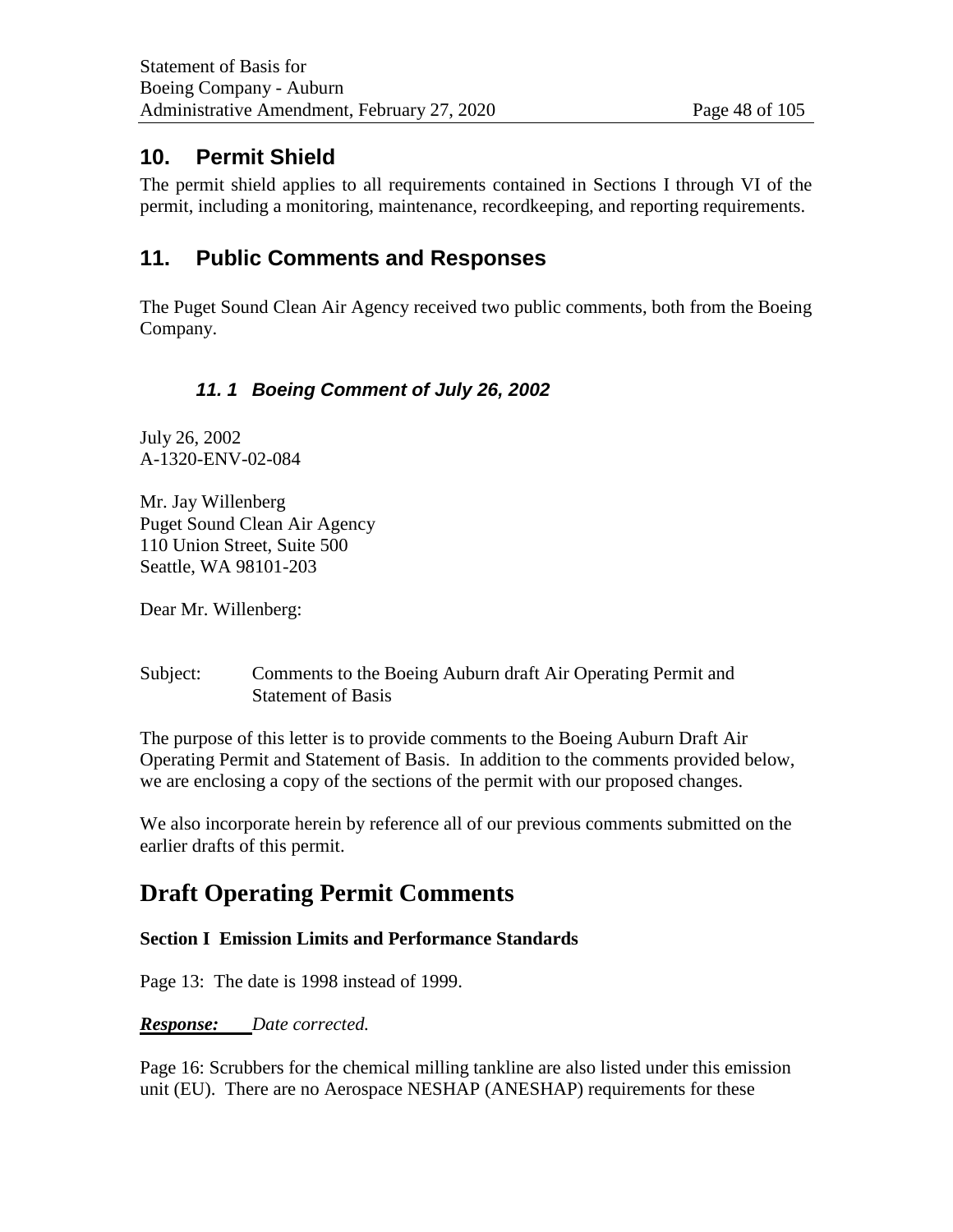## 10. Permit Shield

The permit shield applies to all requirements contained in Sections I through VI of the permit, including a monitoring, maintenance, recordkeeping, and reporting requirements.

## 11. Public Comments and Responses

The Puget Sound Clean Air Agency received two public comments, both from the Boeing Company.

### *11. 1 Boeing Comment of July 26, 2002*

July 26, 2002
A-1320-ENV-02-084

Mr. Jay Willenberg
Puget Sound Clean Air Agency
110 Union Street, Suite 500
Seattle, WA 98101-203

Dear Mr. Willenberg:

Subject: Comments to the Boeing Auburn draft Air Operating Permit and Statement of Basis

The purpose of this letter is to provide comments to the Boeing Auburn Draft Air Operating Permit and Statement of Basis. In addition to the comments provided below, we are enclosing a copy of the sections of the permit with our proposed changes.

We also incorporate herein by reference all of our previous comments submitted on the earlier drafts of this permit.

# Draft Operating Permit Comments

**Section I Emission Limits and Performance Standards**

Page 13: The date is 1998 instead of 1999.

***Response:*** *Date corrected.*

Page 16: Scrubbers for the chemical milling tankline are also listed under this emission unit (EU). There are no Aerospace NESHAP (ANESHAP) requirements for these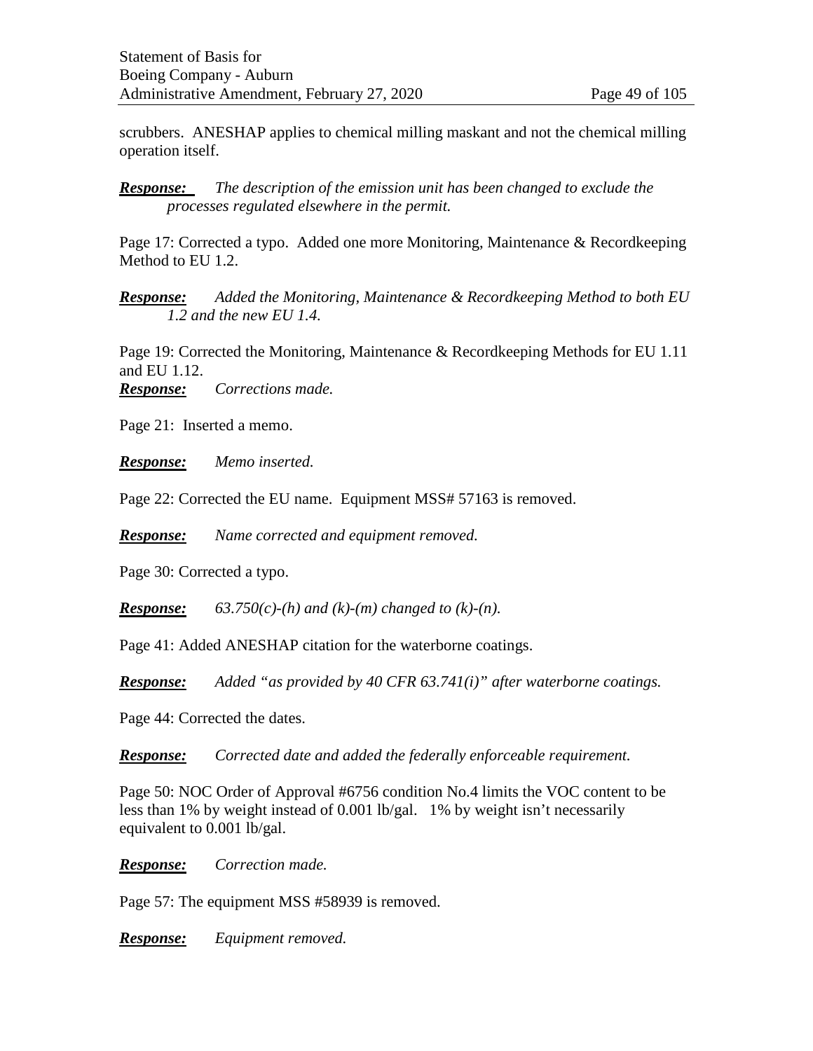scrubbers. ANESHAP applies to chemical milling maskant and not the chemical milling operation itself.

***Response:*** *The description of the emission unit has been changed to exclude the processes regulated elsewhere in the permit.*

Page 17: Corrected a typo. Added one more Monitoring, Maintenance & Recordkeeping Method to EU 1.2.

***Response:*** *Added the Monitoring, Maintenance & Recordkeeping Method to both EU 1.2 and the new EU 1.4.*

Page 19: Corrected the Monitoring, Maintenance & Recordkeeping Methods for EU 1.11 and EU 1.12.

***Response:*** *Corrections made.*

Page 21: Inserted a memo.

***Response:*** *Memo inserted.*

Page 22: Corrected the EU name. Equipment MSS# 57163 is removed.

***Response:*** *Name corrected and equipment removed.*

Page 30: Corrected a typo.

***Response:*** *63.750(c)-(h) and (k)-(m) changed to (k)-(n).*

Page 41: Added ANESHAP citation for the waterborne coatings.

***Response:*** *Added "as provided by 40 CFR 63.741(i)" after waterborne coatings.*

Page 44: Corrected the dates.

***Response:*** *Corrected date and added the federally enforceable requirement.*

Page 50: NOC Order of Approval #6756 condition No.4 limits the VOC content to be less than 1% by weight instead of 0.001 lb/gal. 1% by weight isn't necessarily equivalent to 0.001 lb/gal.

***Response:*** *Correction made.*

Page 57: The equipment MSS #58939 is removed.

***Response:*** *Equipment removed.*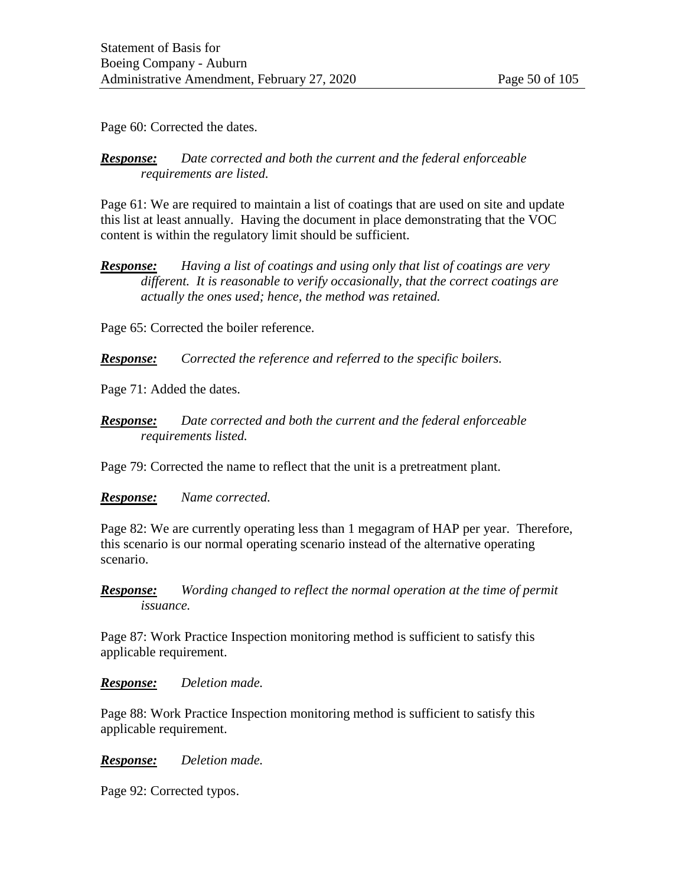Page 60: Corrected the dates.

***Response:*** *Date corrected and both the current and the federal enforceable requirements are listed.*

Page 61: We are required to maintain a list of coatings that are used on site and update this list at least annually. Having the document in place demonstrating that the VOC content is within the regulatory limit should be sufficient.

***Response:*** *Having a list of coatings and using only that list of coatings are very different. It is reasonable to verify occasionally, that the correct coatings are actually the ones used; hence, the method was retained.*

Page 65: Corrected the boiler reference.

***Response:*** *Corrected the reference and referred to the specific boilers.*

Page 71: Added the dates.

***Response:*** *Date corrected and both the current and the federal enforceable requirements listed.*

Page 79: Corrected the name to reflect that the unit is a pretreatment plant.

***Response:*** *Name corrected.*

Page 82: We are currently operating less than 1 megagram of HAP per year. Therefore, this scenario is our normal operating scenario instead of the alternative operating scenario.

***Response:*** *Wording changed to reflect the normal operation at the time of permit issuance.*

Page 87: Work Practice Inspection monitoring method is sufficient to satisfy this applicable requirement.

***Response:*** *Deletion made.*

Page 88: Work Practice Inspection monitoring method is sufficient to satisfy this applicable requirement.

***Response:*** *Deletion made.*

Page 92: Corrected typos.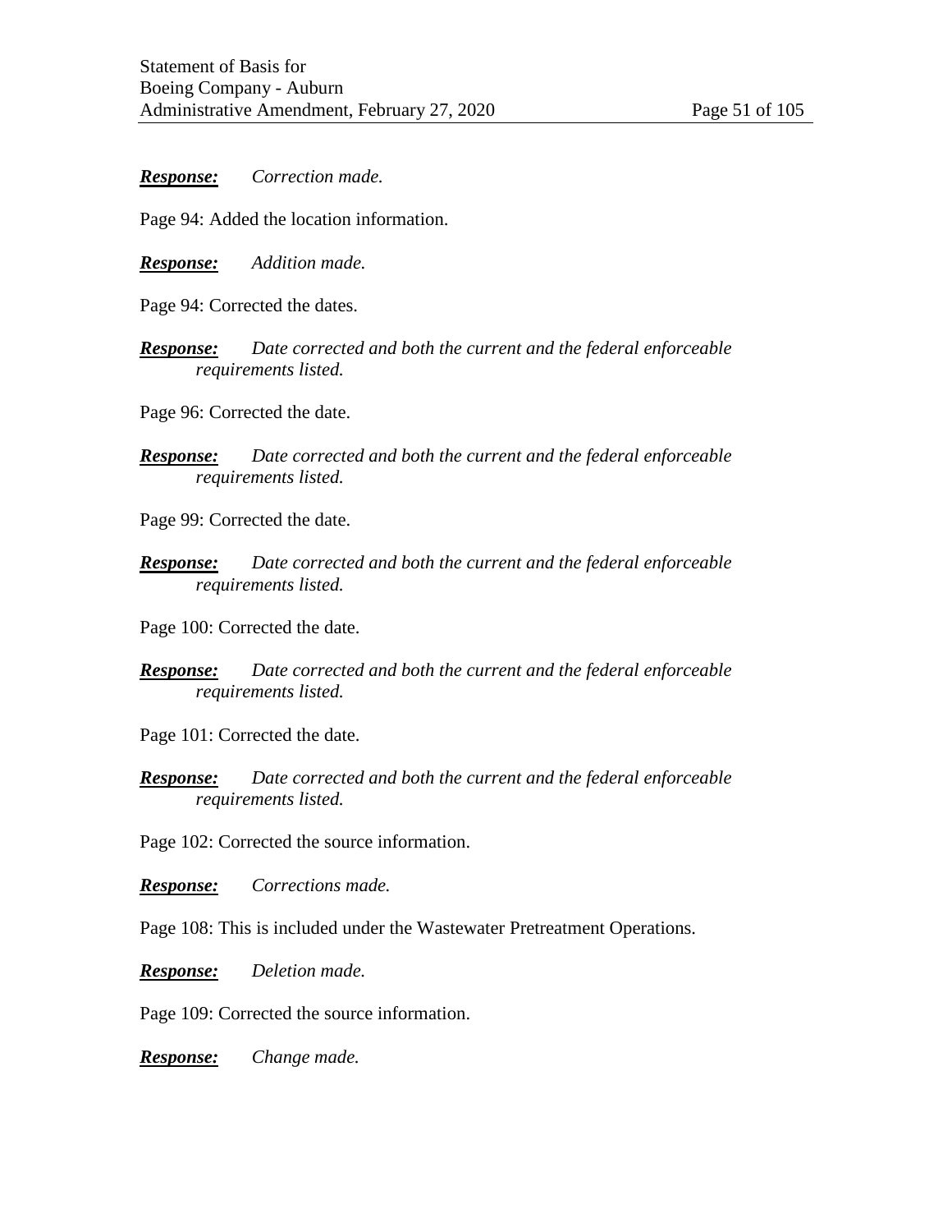***Response:*** *Correction made.*

Page 94: Added the location information.

***Response:*** *Addition made.*

Page 94: Corrected the dates.

***Response:*** *Date corrected and both the current and the federal enforceable requirements listed.*

Page 96: Corrected the date.

***Response:*** *Date corrected and both the current and the federal enforceable requirements listed.*

Page 99: Corrected the date.

***Response:*** *Date corrected and both the current and the federal enforceable requirements listed.*

Page 100: Corrected the date.

***Response:*** *Date corrected and both the current and the federal enforceable requirements listed.*

Page 101: Corrected the date.

***Response:*** *Date corrected and both the current and the federal enforceable requirements listed.*

Page 102: Corrected the source information.

***Response:*** *Corrections made.*

Page 108: This is included under the Wastewater Pretreatment Operations.

***Response:*** *Deletion made.*

Page 109: Corrected the source information.

***Response:*** *Change made.*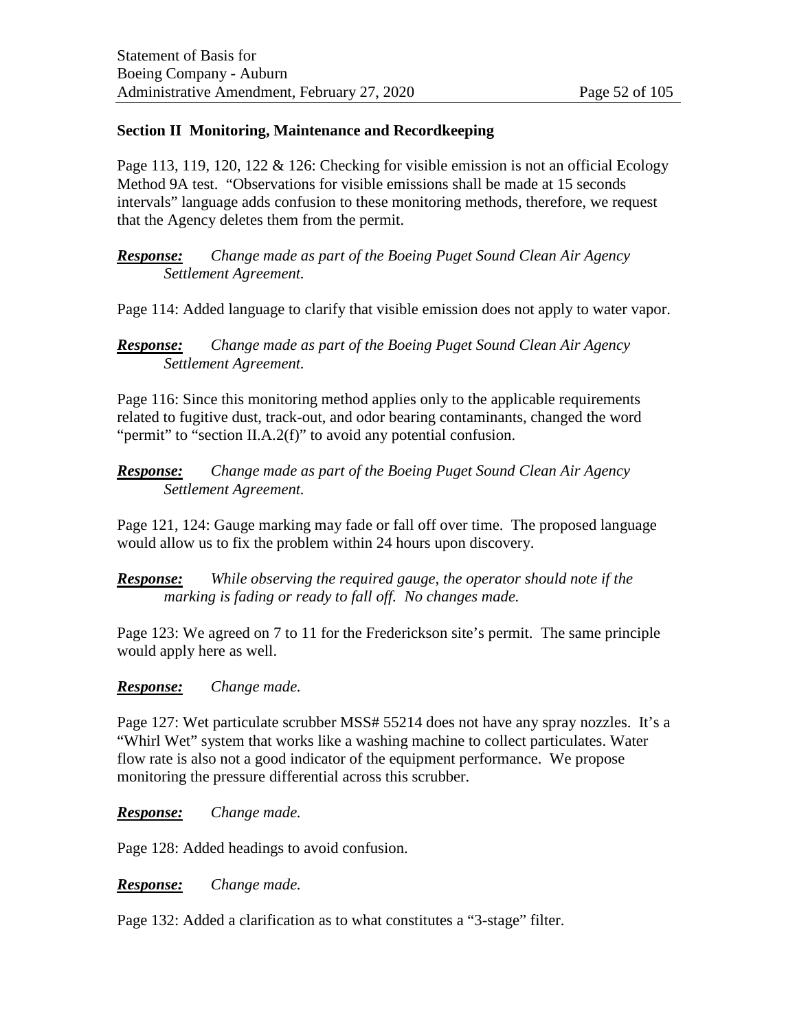**Section II Monitoring, Maintenance and Recordkeeping**

Page 113, 119, 120, 122 & 126: Checking for visible emission is not an official Ecology Method 9A test. "Observations for visible emissions shall be made at 15 seconds intervals" language adds confusion to these monitoring methods, therefore, we request that the Agency deletes them from the permit.

***Response:*** *Change made as part of the Boeing Puget Sound Clean Air Agency Settlement Agreement.*

Page 114: Added language to clarify that visible emission does not apply to water vapor.

***Response:*** *Change made as part of the Boeing Puget Sound Clean Air Agency Settlement Agreement.*

Page 116: Since this monitoring method applies only to the applicable requirements related to fugitive dust, track-out, and odor bearing contaminants, changed the word "permit" to "section II.A.2(f)" to avoid any potential confusion.

***Response:*** *Change made as part of the Boeing Puget Sound Clean Air Agency Settlement Agreement.*

Page 121, 124: Gauge marking may fade or fall off over time. The proposed language would allow us to fix the problem within 24 hours upon discovery.

***Response:*** *While observing the required gauge, the operator should note if the marking is fading or ready to fall off. No changes made.*

Page 123: We agreed on 7 to 11 for the Frederickson site's permit. The same principle would apply here as well.

***Response:*** *Change made.*

Page 127: Wet particulate scrubber MSS# 55214 does not have any spray nozzles. It's a "Whirl Wet" system that works like a washing machine to collect particulates. Water flow rate is also not a good indicator of the equipment performance. We propose monitoring the pressure differential across this scrubber.

***Response:*** *Change made.*

Page 128: Added headings to avoid confusion.

***Response:*** *Change made.*

Page 132: Added a clarification as to what constitutes a "3-stage" filter.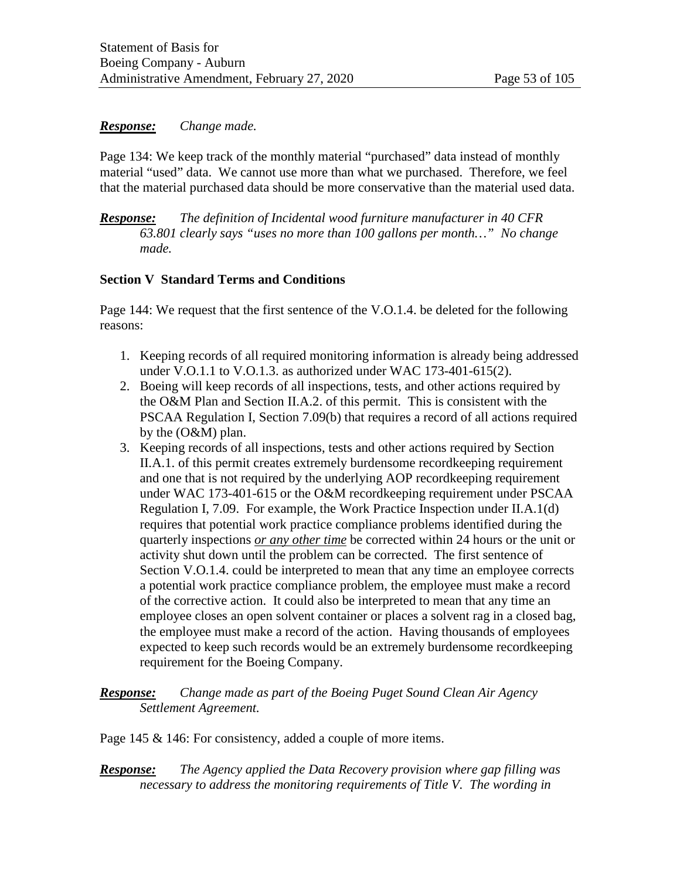***Response:*** *Change made.*

Page 134: We keep track of the monthly material "purchased" data instead of monthly material "used" data. We cannot use more than what we purchased. Therefore, we feel that the material purchased data should be more conservative than the material used data.

***Response:*** *The definition of Incidental wood furniture manufacturer in 40 CFR 63.801 clearly says "uses no more than 100 gallons per month…" No change made.*

**Section V Standard Terms and Conditions**

Page 144: We request that the first sentence of the V.O.1.4. be deleted for the following reasons:

1. Keeping records of all required monitoring information is already being addressed under V.O.1.1 to V.O.1.3. as authorized under WAC 173-401-615(2).
2. Boeing will keep records of all inspections, tests, and other actions required by the O&M Plan and Section II.A.2. of this permit. This is consistent with the PSCAA Regulation I, Section 7.09(b) that requires a record of all actions required by the (O&M) plan.
3. Keeping records of all inspections, tests and other actions required by Section II.A.1. of this permit creates extremely burdensome recordkeeping requirement and one that is not required by the underlying AOP recordkeeping requirement under WAC 173-401-615 or the O&M recordkeeping requirement under PSCAA Regulation I, 7.09. For example, the Work Practice Inspection under II.A.1(d) requires that potential work practice compliance problems identified during the quarterly inspections <u>*or any other time*</u> be corrected within 24 hours or the unit or activity shut down until the problem can be corrected. The first sentence of Section V.O.1.4. could be interpreted to mean that any time an employee corrects a potential work practice compliance problem, the employee must make a record of the corrective action. It could also be interpreted to mean that any time an employee closes an open solvent container or places a solvent rag in a closed bag, the employee must make a record of the action. Having thousands of employees expected to keep such records would be an extremely burdensome recordkeeping requirement for the Boeing Company.

***Response:*** *Change made as part of the Boeing Puget Sound Clean Air Agency Settlement Agreement.*

Page 145 & 146: For consistency, added a couple of more items.

***Response:*** *The Agency applied the Data Recovery provision where gap filling was necessary to address the monitoring requirements of Title V. The wording in*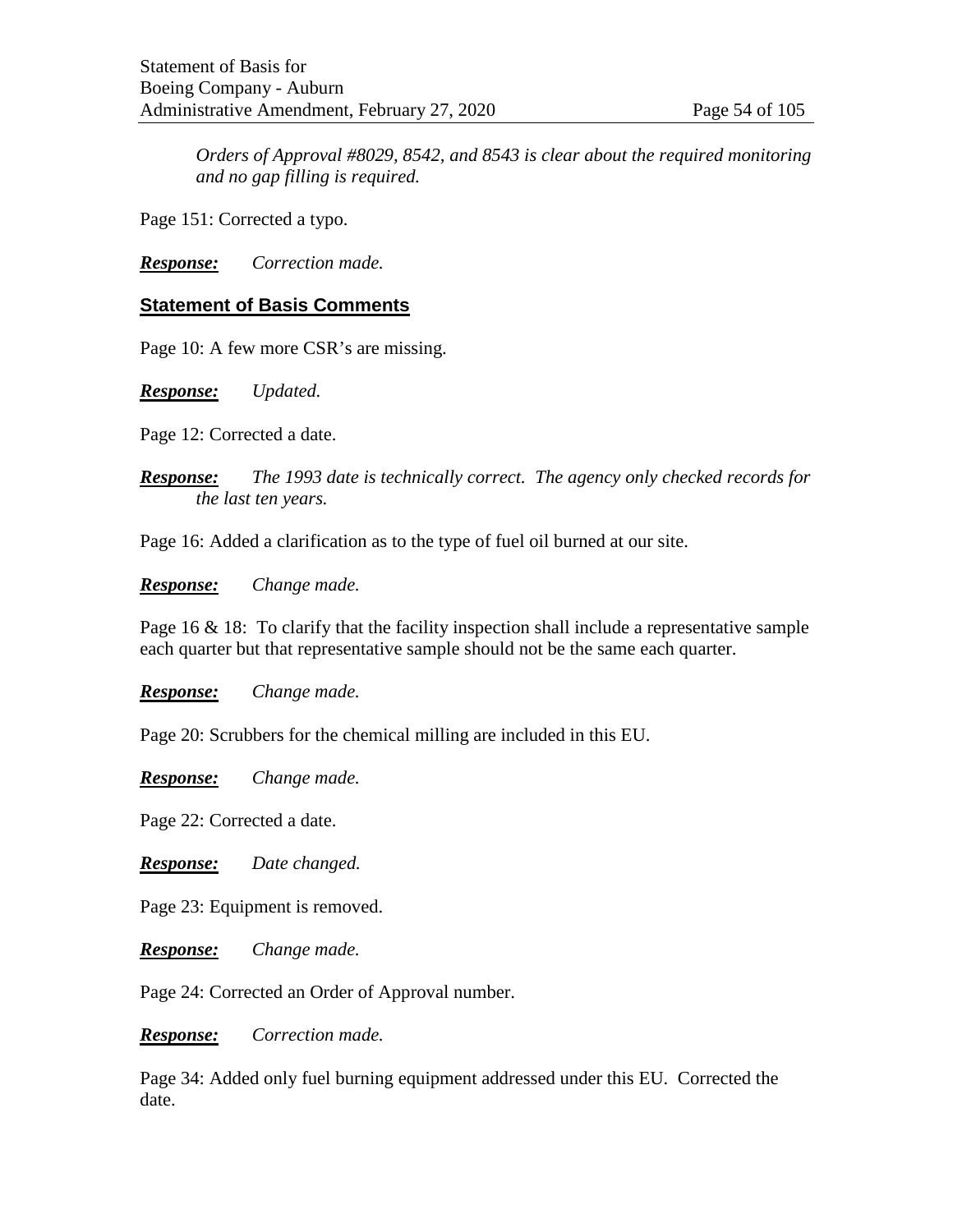*Orders of Approval #8029, 8542, and 8543 is clear about the required monitoring and no gap filling is required.*

Page 151: Corrected a typo.

***Response:*** *Correction made.*

## Statement of Basis Comments

Page 10: A few more CSR's are missing.

***Response:*** *Updated.*

Page 12: Corrected a date.

***Response:*** *The 1993 date is technically correct. The agency only checked records for the last ten years.*

Page 16: Added a clarification as to the type of fuel oil burned at our site.

***Response:*** *Change made.*

Page 16 & 18: To clarify that the facility inspection shall include a representative sample each quarter but that representative sample should not be the same each quarter.

***Response:*** *Change made.*

Page 20: Scrubbers for the chemical milling are included in this EU.

***Response:*** *Change made.*

Page 22: Corrected a date.

***Response:*** *Date changed.*

Page 23: Equipment is removed.

***Response:*** *Change made.*

Page 24: Corrected an Order of Approval number.

***Response:*** *Correction made.*

Page 34: Added only fuel burning equipment addressed under this EU. Corrected the date.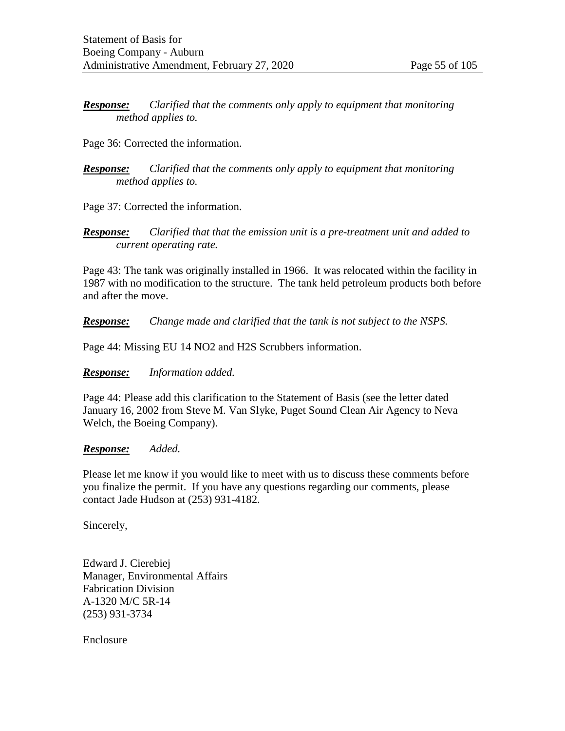***Response:*** *Clarified that the comments only apply to equipment that monitoring method applies to.*

Page 36: Corrected the information.

***Response:*** *Clarified that the comments only apply to equipment that monitoring method applies to.*

Page 37: Corrected the information.

***Response:*** *Clarified that that the emission unit is a pre-treatment unit and added to current operating rate.*

Page 43: The tank was originally installed in 1966. It was relocated within the facility in 1987 with no modification to the structure. The tank held petroleum products both before and after the move.

***Response:*** *Change made and clarified that the tank is not subject to the NSPS.*

Page 44: Missing EU 14 $NO_2$ and $H_2S$ Scrubbers information.

***Response:*** *Information added.*

Page 44: Please add this clarification to the Statement of Basis (see the letter dated January 16, 2002 from Steve M. Van Slyke, Puget Sound Clean Air Agency to Neva Welch, the Boeing Company).

***Response:*** *Added.*

Please let me know if you would like to meet with us to discuss these comments before you finalize the permit. If you have any questions regarding our comments, please contact Jade Hudson at (253) 931-4182.

Sincerely,

Edward J. Cierebiej
Manager, Environmental Affairs
Fabrication Division
A-1320 M/C 5R-14
(253) 931-3734

Enclosure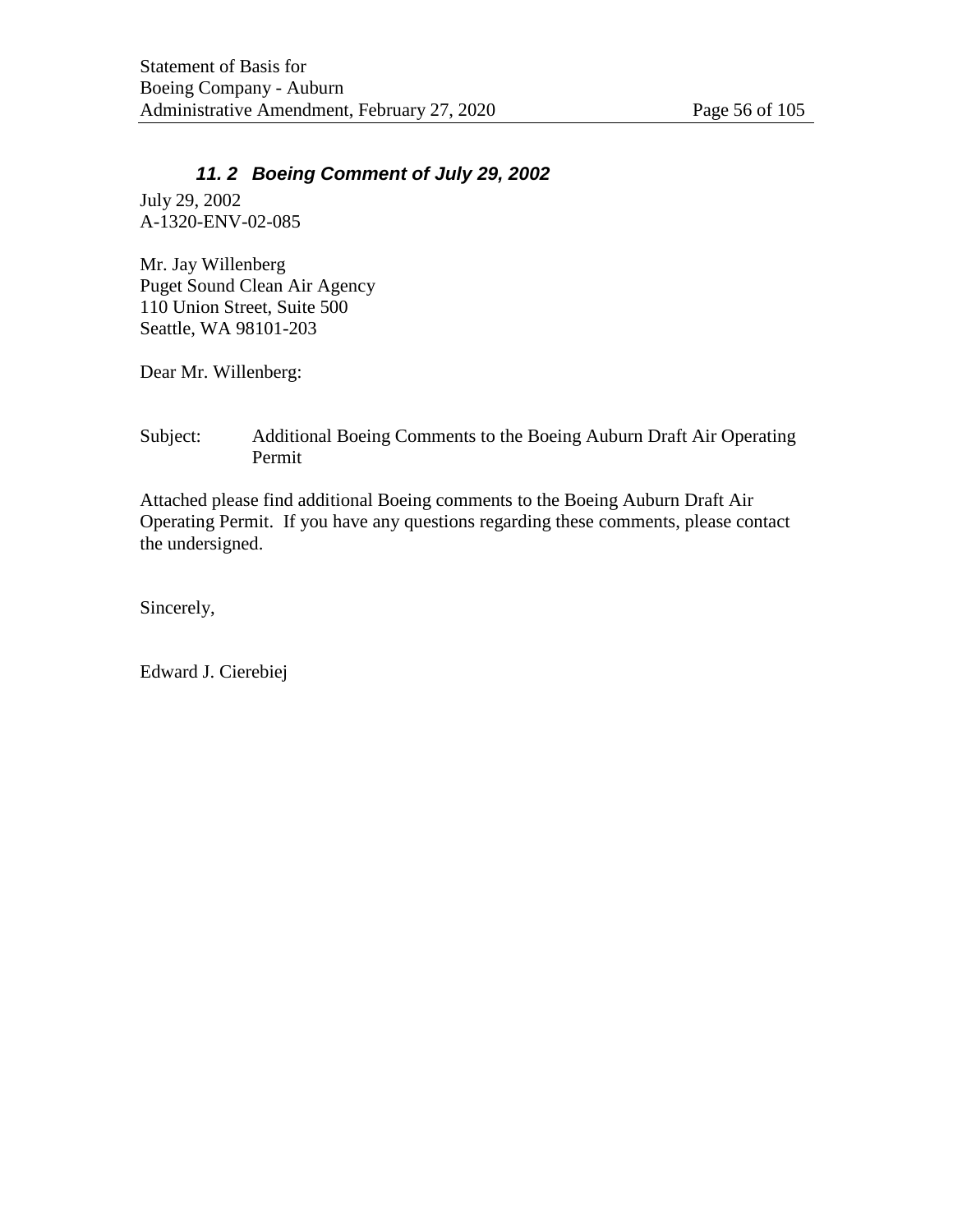### *11. 2 Boeing Comment of July 29, 2002*

July 29, 2002
A-1320-ENV-02-085

Mr. Jay Willenberg
Puget Sound Clean Air Agency
110 Union Street, Suite 500
Seattle, WA 98101-203

Dear Mr. Willenberg:

Subject: Additional Boeing Comments to the Boeing Auburn Draft Air Operating Permit

Attached please find additional Boeing comments to the Boeing Auburn Draft Air Operating Permit. If you have any questions regarding these comments, please contact the undersigned.

Sincerely,

Edward J. Cierebiej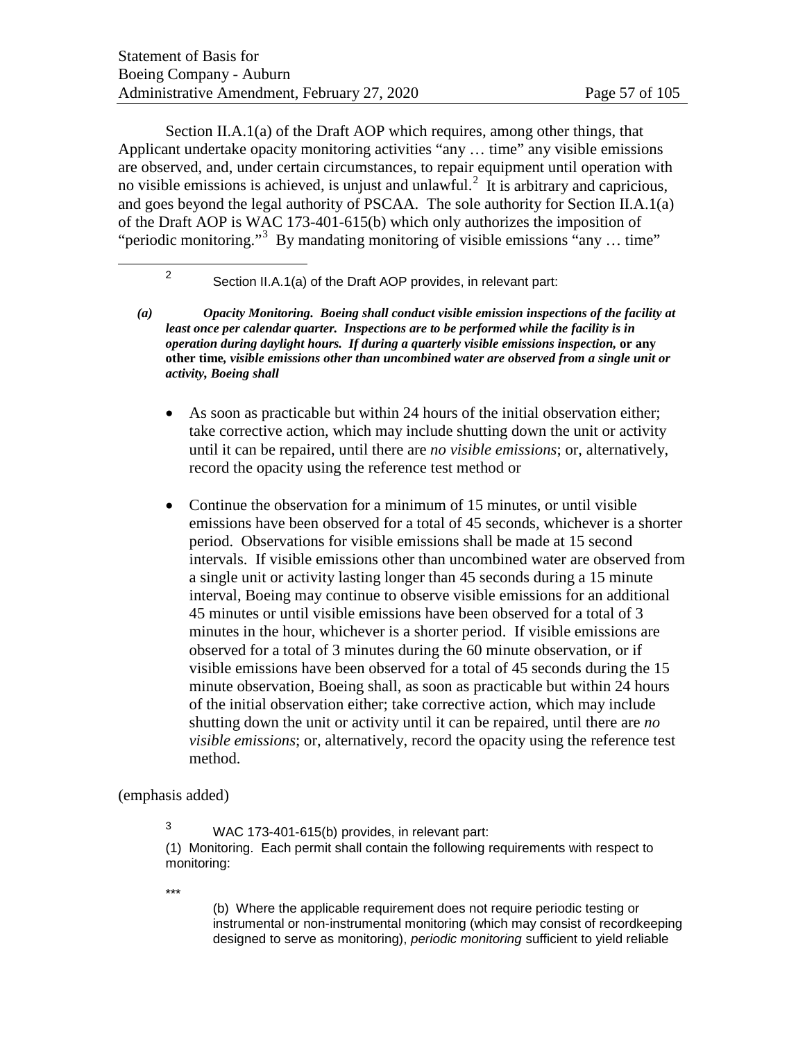Section II.A.1(a) of the Draft AOP which requires, among other things, that Applicant undertake opacity monitoring activities "any … time" any visible emissions are observed, and, under certain circumstances, to repair equipment until operation with no visible emissions is achieved, is unjust and unlawful.[2] It is arbitrary and capricious, and goes beyond the legal authority of PSCAA. The sole authority for Section II.A.1(a) of the Draft AOP is WAC 173-401-615(b) which only authorizes the imposition of "periodic monitoring."[3] By mandating monitoring of visible emissions "any … time"

---

[2] Section II.A.1(a) of the Draft AOP provides, in relevant part:

***(a) Opacity Monitoring. Boeing shall conduct visible emission inspections of the facility at least once per calendar quarter. Inspections are to be performed while the facility is in operation during daylight hours. If during a quarterly visible emissions inspection,* or any other time*, visible emissions other than uncombined water are observed from a single unit or activity, Boeing shall***

- As soon as practicable but within 24 hours of the initial observation either; take corrective action, which may include shutting down the unit or activity until it can be repaired, until there are *no visible emissions*; or, alternatively, record the opacity using the reference test method or
- Continue the observation for a minimum of 15 minutes, or until visible emissions have been observed for a total of 45 seconds, whichever is a shorter period. Observations for visible emissions shall be made at 15 second intervals. If visible emissions other than uncombined water are observed from a single unit or activity lasting longer than 45 seconds during a 15 minute interval, Boeing may continue to observe visible emissions for an additional 45 minutes or until visible emissions have been observed for a total of 3 minutes in the hour, whichever is a shorter period. If visible emissions are observed for a total of 3 minutes during the 60 minute observation, or if visible emissions have been observed for a total of 45 seconds during the 15 minute observation, Boeing shall, as soon as practicable but within 24 hours of the initial observation either; take corrective action, which may include shutting down the unit or activity until it can be repaired, until there are *no visible emissions*; or, alternatively, record the opacity using the reference test method.

(emphasis added)

[3] WAC 173-401-615(b) provides, in relevant part:

(1) Monitoring. Each permit shall contain the following requirements with respect to monitoring:

***

(b) Where the applicable requirement does not require periodic testing or instrumental or non-instrumental monitoring (which may consist of recordkeeping designed to serve as monitoring), *periodic monitoring* sufficient to yield reliable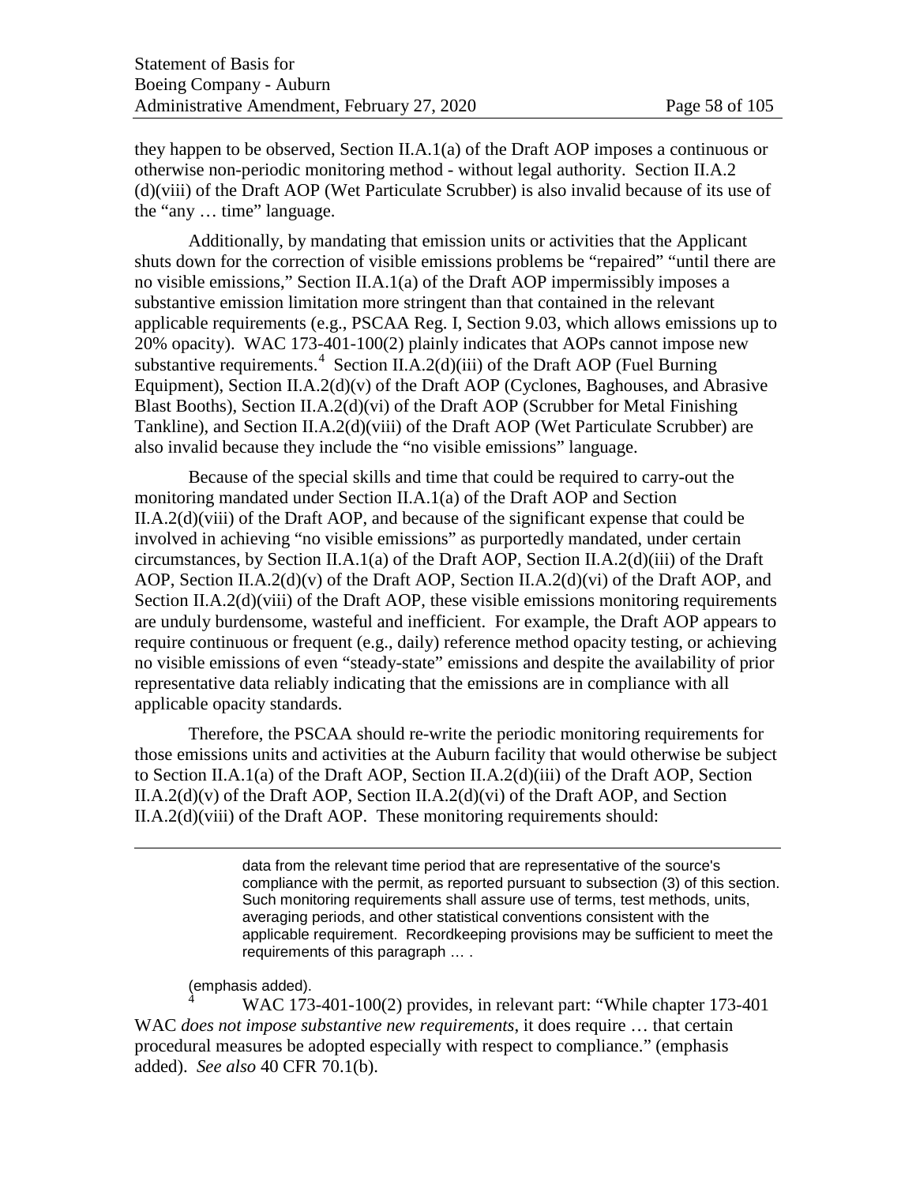they happen to be observed, Section II.A.1(a) of the Draft AOP imposes a continuous or otherwise non-periodic monitoring method - without legal authority. Section II.A.2 (d)(viii) of the Draft AOP (Wet Particulate Scrubber) is also invalid because of its use of the "any … time" language.

Additionally, by mandating that emission units or activities that the Applicant shuts down for the correction of visible emissions problems be "repaired" "until there are no visible emissions," Section II.A.1(a) of the Draft AOP impermissibly imposes a substantive emission limitation more stringent than that contained in the relevant applicable requirements (e.g., PSCAA Reg. I, Section 9.03, which allows emissions up to 20% opacity). WAC 173-401-100(2) plainly indicates that AOPs cannot impose new substantive requirements.[4] Section II.A.2(d)(iii) of the Draft AOP (Fuel Burning Equipment), Section II.A.2(d)(v) of the Draft AOP (Cyclones, Baghouses, and Abrasive Blast Booths), Section II.A.2(d)(vi) of the Draft AOP (Scrubber for Metal Finishing Tankline), and Section II.A.2(d)(viii) of the Draft AOP (Wet Particulate Scrubber) are also invalid because they include the "no visible emissions" language.

Because of the special skills and time that could be required to carry-out the monitoring mandated under Section II.A.1(a) of the Draft AOP and Section II.A.2(d)(viii) of the Draft AOP, and because of the significant expense that could be involved in achieving "no visible emissions" as purportedly mandated, under certain circumstances, by Section II.A.1(a) of the Draft AOP, Section II.A.2(d)(iii) of the Draft AOP, Section II.A.2(d)(v) of the Draft AOP, Section II.A.2(d)(vi) of the Draft AOP, and Section II.A.2(d)(viii) of the Draft AOP, these visible emissions monitoring requirements are unduly burdensome, wasteful and inefficient. For example, the Draft AOP appears to require continuous or frequent (e.g., daily) reference method opacity testing, or achieving no visible emissions of even "steady-state" emissions and despite the availability of prior representative data reliably indicating that the emissions are in compliance with all applicable opacity standards.

Therefore, the PSCAA should re-write the periodic monitoring requirements for those emissions units and activities at the Auburn facility that would otherwise be subject to Section II.A.1(a) of the Draft AOP, Section II.A.2(d)(iii) of the Draft AOP, Section II.A.2(d)(v) of the Draft AOP, Section II.A.2(d)(vi) of the Draft AOP, and Section II.A.2(d)(viii) of the Draft AOP. These monitoring requirements should:

---

> data from the relevant time period that are representative of the source's compliance with the permit, as reported pursuant to subsection (3) of this section. Such monitoring requirements shall assure use of terms, test methods, units, averaging periods, and other statistical conventions consistent with the applicable requirement. Recordkeeping provisions may be sufficient to meet the requirements of this paragraph … .

(emphasis added).

[4] WAC 173-401-100(2) provides, in relevant part: "While chapter 173-401 WAC *does not impose substantive new requirements*, it does require … that certain procedural measures be adopted especially with respect to compliance." (emphasis added). *See also* 40 CFR 70.1(b).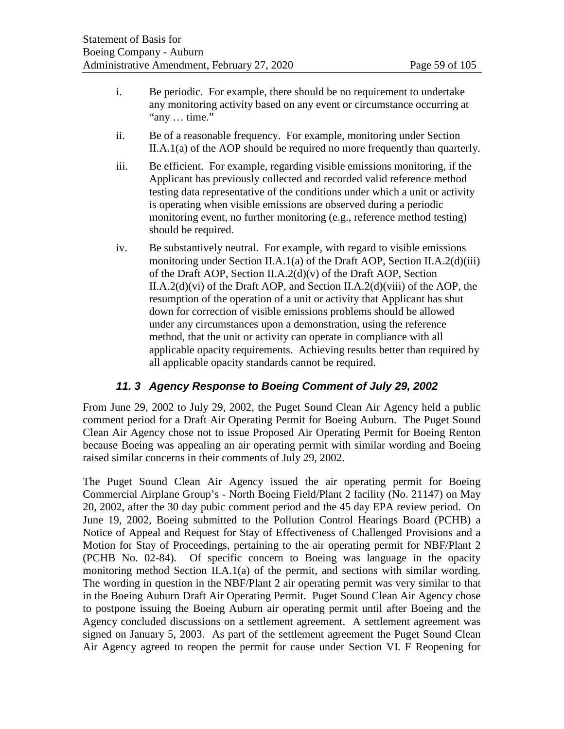i. Be periodic. For example, there should be no requirement to undertake any monitoring activity based on any event or circumstance occurring at "any … time."

ii. Be of a reasonable frequency. For example, monitoring under Section II.A.1(a) of the AOP should be required no more frequently than quarterly.

iii. Be efficient. For example, regarding visible emissions monitoring, if the Applicant has previously collected and recorded valid reference method testing data representative of the conditions under which a unit or activity is operating when visible emissions are observed during a periodic monitoring event, no further monitoring (e.g., reference method testing) should be required.

iv. Be substantively neutral. For example, with regard to visible emissions monitoring under Section II.A.1(a) of the Draft AOP, Section II.A.2(d)(iii) of the Draft AOP, Section II.A.2(d)(v) of the Draft AOP, Section II.A.2(d)(vi) of the Draft AOP, and Section II.A.2(d)(viii) of the AOP, the resumption of the operation of a unit or activity that Applicant has shut down for correction of visible emissions problems should be allowed under any circumstances upon a demonstration, using the reference method, that the unit or activity can operate in compliance with all applicable opacity requirements. Achieving results better than required by all applicable opacity standards cannot be required.

### *11. 3 Agency Response to Boeing Comment of July 29, 2002*

From June 29, 2002 to July 29, 2002, the Puget Sound Clean Air Agency held a public comment period for a Draft Air Operating Permit for Boeing Auburn. The Puget Sound Clean Air Agency chose not to issue Proposed Air Operating Permit for Boeing Renton because Boeing was appealing an air operating permit with similar wording and Boeing raised similar concerns in their comments of July 29, 2002.

The Puget Sound Clean Air Agency issued the air operating permit for Boeing Commercial Airplane Group's - North Boeing Field/Plant 2 facility (No. 21147) on May 20, 2002, after the 30 day pubic comment period and the 45 day EPA review period. On June 19, 2002, Boeing submitted to the Pollution Control Hearings Board (PCHB) a Notice of Appeal and Request for Stay of Effectiveness of Challenged Provisions and a Motion for Stay of Proceedings, pertaining to the air operating permit for NBF/Plant 2 (PCHB No. 02-84). Of specific concern to Boeing was language in the opacity monitoring method Section II.A.1(a) of the permit, and sections with similar wording. The wording in question in the NBF/Plant 2 air operating permit was very similar to that in the Boeing Auburn Draft Air Operating Permit. Puget Sound Clean Air Agency chose to postpone issuing the Boeing Auburn air operating permit until after Boeing and the Agency concluded discussions on a settlement agreement. A settlement agreement was signed on January 5, 2003. As part of the settlement agreement the Puget Sound Clean Air Agency agreed to reopen the permit for cause under Section VI. F Reopening for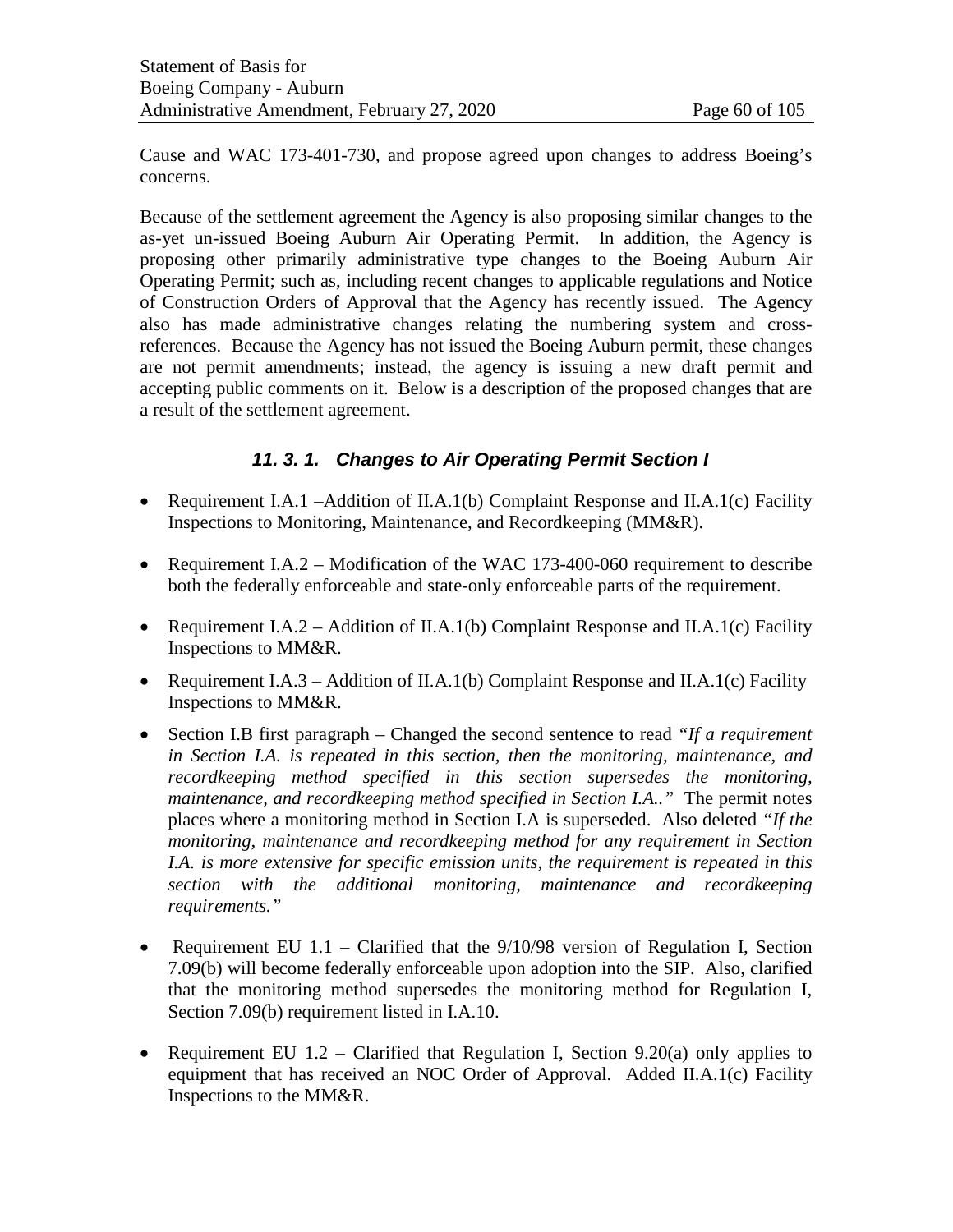Cause and WAC 173-401-730, and propose agreed upon changes to address Boeing's concerns.

Because of the settlement agreement the Agency is also proposing similar changes to the as-yet un-issued Boeing Auburn Air Operating Permit. In addition, the Agency is proposing other primarily administrative type changes to the Boeing Auburn Air Operating Permit; such as, including recent changes to applicable regulations and Notice of Construction Orders of Approval that the Agency has recently issued. The Agency also has made administrative changes relating the numbering system and cross-references. Because the Agency has not issued the Boeing Auburn permit, these changes are not permit amendments; instead, the agency is issuing a new draft permit and accepting public comments on it. Below is a description of the proposed changes that are a result of the settlement agreement.

### *11. 3. 1. Changes to Air Operating Permit Section I*

- Requirement I.A.1 –Addition of II.A.1(b) Complaint Response and II.A.1(c) Facility Inspections to Monitoring, Maintenance, and Recordkeeping (MM&R).
- Requirement I.A.2 – Modification of the WAC 173-400-060 requirement to describe both the federally enforceable and state-only enforceable parts of the requirement.
- Requirement I.A.2 – Addition of II.A.1(b) Complaint Response and II.A.1(c) Facility Inspections to MM&R.
- Requirement I.A.3 – Addition of II.A.1(b) Complaint Response and II.A.1(c) Facility Inspections to MM&R.
- Section I.B first paragraph – Changed the second sentence to read *"If a requirement in Section I.A. is repeated in this section, then the monitoring, maintenance, and recordkeeping method specified in this section supersedes the monitoring, maintenance, and recordkeeping method specified in Section I.A.."* The permit notes places where a monitoring method in Section I.A is superseded. Also deleted *"If the monitoring, maintenance and recordkeeping method for any requirement in Section I.A. is more extensive for specific emission units, the requirement is repeated in this section with the additional monitoring, maintenance and recordkeeping requirements."*
- Requirement EU 1.1 – Clarified that the 9/10/98 version of Regulation I, Section 7.09(b) will become federally enforceable upon adoption into the SIP. Also, clarified that the monitoring method supersedes the monitoring method for Regulation I, Section 7.09(b) requirement listed in I.A.10.
- Requirement EU 1.2 – Clarified that Regulation I, Section 9.20(a) only applies to equipment that has received an NOC Order of Approval. Added II.A.1(c) Facility Inspections to the MM&R.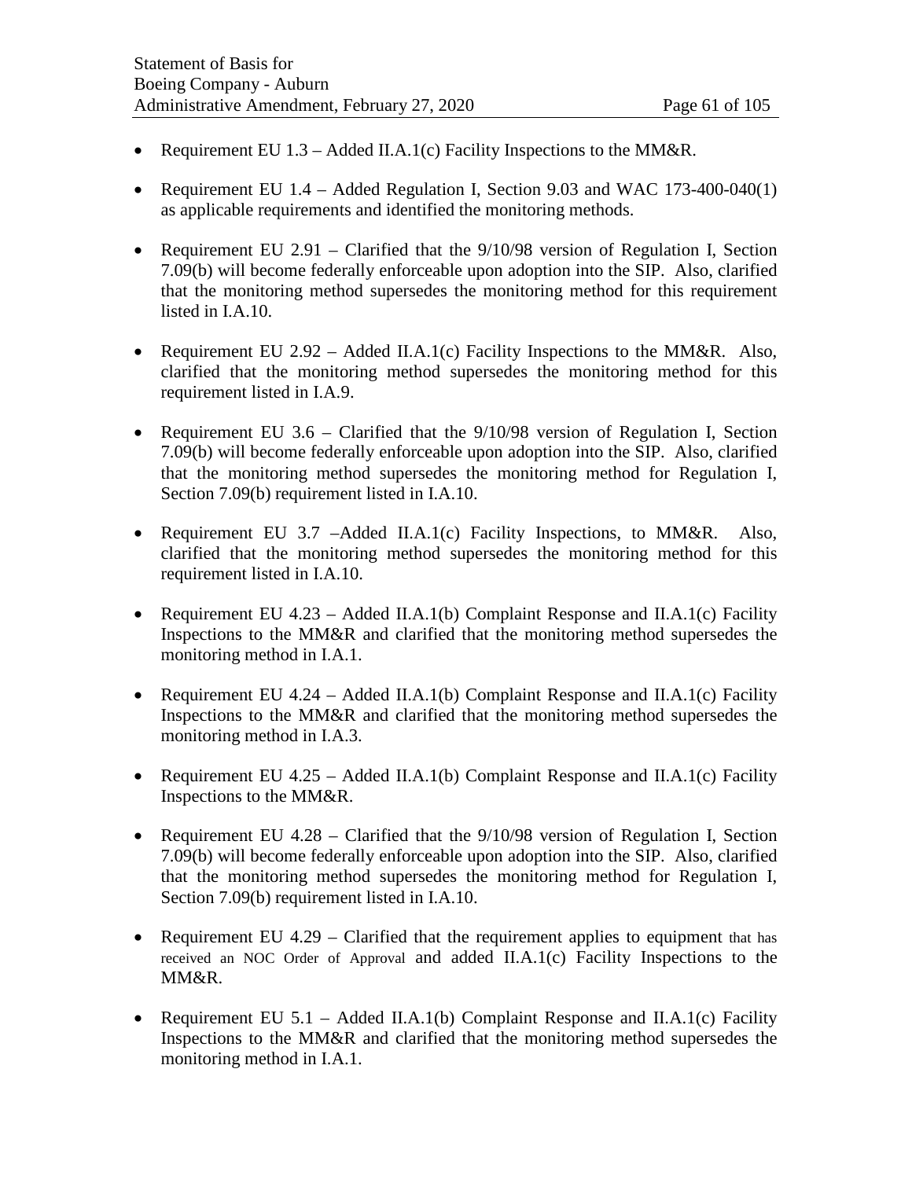- Requirement EU 1.3 – Added II.A.1(c) Facility Inspections to the MM&R.

- Requirement EU 1.4 – Added Regulation I, Section 9.03 and WAC 173-400-040(1) as applicable requirements and identified the monitoring methods.

- Requirement EU 2.91 – Clarified that the 9/10/98 version of Regulation I, Section 7.09(b) will become federally enforceable upon adoption into the SIP. Also, clarified that the monitoring method supersedes the monitoring method for this requirement listed in I.A.10.

- Requirement EU 2.92 – Added II.A.1(c) Facility Inspections to the MM&R. Also, clarified that the monitoring method supersedes the monitoring method for this requirement listed in I.A.9.

- Requirement EU 3.6 – Clarified that the 9/10/98 version of Regulation I, Section 7.09(b) will become federally enforceable upon adoption into the SIP. Also, clarified that the monitoring method supersedes the monitoring method for Regulation I, Section 7.09(b) requirement listed in I.A.10.

- Requirement EU 3.7 –Added II.A.1(c) Facility Inspections, to MM&R. Also, clarified that the monitoring method supersedes the monitoring method for this requirement listed in I.A.10.

- Requirement EU 4.23 – Added II.A.1(b) Complaint Response and II.A.1(c) Facility Inspections to the MM&R and clarified that the monitoring method supersedes the monitoring method in I.A.1.

- Requirement EU 4.24 – Added II.A.1(b) Complaint Response and II.A.1(c) Facility Inspections to the MM&R and clarified that the monitoring method supersedes the monitoring method in I.A.3.

- Requirement EU 4.25 – Added II.A.1(b) Complaint Response and II.A.1(c) Facility Inspections to the MM&R.

- Requirement EU 4.28 – Clarified that the 9/10/98 version of Regulation I, Section 7.09(b) will become federally enforceable upon adoption into the SIP. Also, clarified that the monitoring method supersedes the monitoring method for Regulation I, Section 7.09(b) requirement listed in I.A.10.

- Requirement EU 4.29 – Clarified that the requirement applies to equipment that has received an NOC Order of Approval and added II.A.1(c) Facility Inspections to the MM&R.

- Requirement EU 5.1 – Added II.A.1(b) Complaint Response and II.A.1(c) Facility Inspections to the MM&R and clarified that the monitoring method supersedes the monitoring method in I.A.1.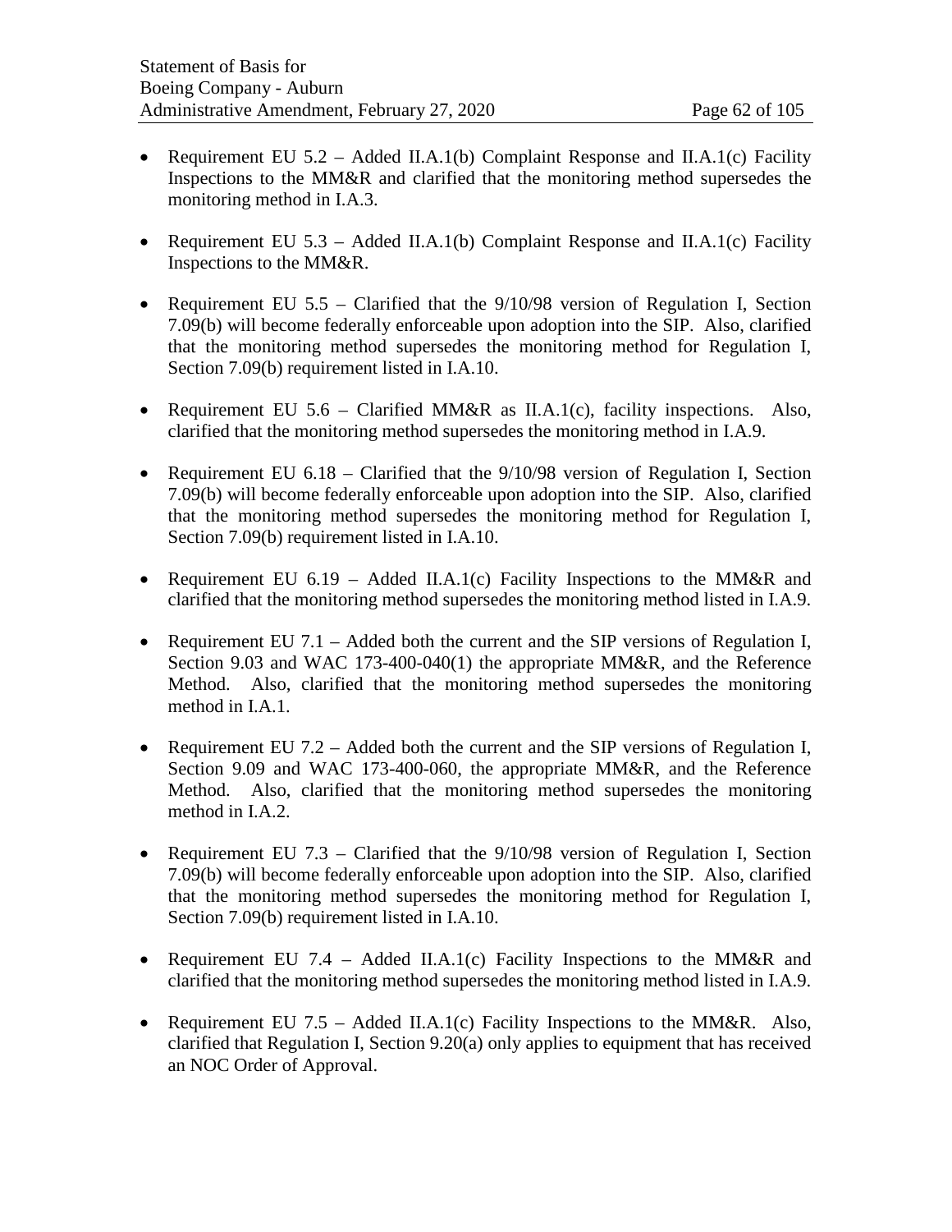- Requirement EU 5.2 – Added II.A.1(b) Complaint Response and II.A.1(c) Facility Inspections to the MM&R and clarified that the monitoring method supersedes the monitoring method in I.A.3.

- Requirement EU 5.3 – Added II.A.1(b) Complaint Response and II.A.1(c) Facility Inspections to the MM&R.

- Requirement EU 5.5 – Clarified that the 9/10/98 version of Regulation I, Section 7.09(b) will become federally enforceable upon adoption into the SIP. Also, clarified that the monitoring method supersedes the monitoring method for Regulation I, Section 7.09(b) requirement listed in I.A.10.

- Requirement EU 5.6 – Clarified MM&R as II.A.1(c), facility inspections. Also, clarified that the monitoring method supersedes the monitoring method in I.A.9.

- Requirement EU 6.18 – Clarified that the 9/10/98 version of Regulation I, Section 7.09(b) will become federally enforceable upon adoption into the SIP. Also, clarified that the monitoring method supersedes the monitoring method for Regulation I, Section 7.09(b) requirement listed in I.A.10.

- Requirement EU 6.19 – Added II.A.1(c) Facility Inspections to the MM&R and clarified that the monitoring method supersedes the monitoring method listed in I.A.9.

- Requirement EU 7.1 – Added both the current and the SIP versions of Regulation I, Section 9.03 and WAC 173-400-040(1) the appropriate MM&R, and the Reference Method. Also, clarified that the monitoring method supersedes the monitoring method in I.A.1.

- Requirement EU 7.2 – Added both the current and the SIP versions of Regulation I, Section 9.09 and WAC 173-400-060, the appropriate MM&R, and the Reference Method. Also, clarified that the monitoring method supersedes the monitoring method in I.A.2.

- Requirement EU 7.3 – Clarified that the 9/10/98 version of Regulation I, Section 7.09(b) will become federally enforceable upon adoption into the SIP. Also, clarified that the monitoring method supersedes the monitoring method for Regulation I, Section 7.09(b) requirement listed in I.A.10.

- Requirement EU 7.4 – Added II.A.1(c) Facility Inspections to the MM&R and clarified that the monitoring method supersedes the monitoring method listed in I.A.9.

- Requirement EU 7.5 – Added II.A.1(c) Facility Inspections to the MM&R. Also, clarified that Regulation I, Section 9.20(a) only applies to equipment that has received an NOC Order of Approval.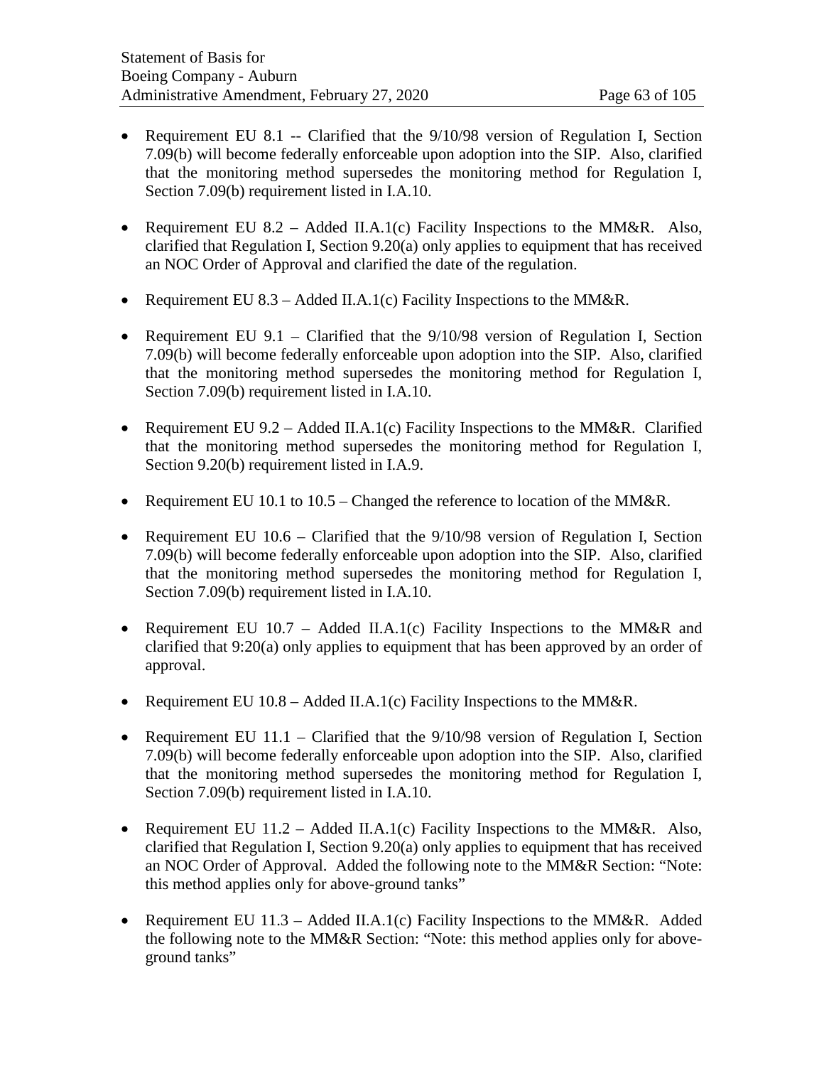- Requirement EU 8.1 -- Clarified that the 9/10/98 version of Regulation I, Section 7.09(b) will become federally enforceable upon adoption into the SIP. Also, clarified that the monitoring method supersedes the monitoring method for Regulation I, Section 7.09(b) requirement listed in I.A.10.

- Requirement EU 8.2 – Added II.A.1(c) Facility Inspections to the MM&R. Also, clarified that Regulation I, Section 9.20(a) only applies to equipment that has received an NOC Order of Approval and clarified the date of the regulation.

- Requirement EU 8.3 – Added II.A.1(c) Facility Inspections to the MM&R.

- Requirement EU 9.1 – Clarified that the 9/10/98 version of Regulation I, Section 7.09(b) will become federally enforceable upon adoption into the SIP. Also, clarified that the monitoring method supersedes the monitoring method for Regulation I, Section 7.09(b) requirement listed in I.A.10.

- Requirement EU 9.2 – Added II.A.1(c) Facility Inspections to the MM&R. Clarified that the monitoring method supersedes the monitoring method for Regulation I, Section 9.20(b) requirement listed in I.A.9.

- Requirement EU 10.1 to 10.5 – Changed the reference to location of the MM&R.

- Requirement EU 10.6 – Clarified that the 9/10/98 version of Regulation I, Section 7.09(b) will become federally enforceable upon adoption into the SIP. Also, clarified that the monitoring method supersedes the monitoring method for Regulation I, Section 7.09(b) requirement listed in I.A.10.

- Requirement EU 10.7 – Added II.A.1(c) Facility Inspections to the MM&R and clarified that 9:20(a) only applies to equipment that has been approved by an order of approval.

- Requirement EU 10.8 – Added II.A.1(c) Facility Inspections to the MM&R.

- Requirement EU 11.1 – Clarified that the 9/10/98 version of Regulation I, Section 7.09(b) will become federally enforceable upon adoption into the SIP. Also, clarified that the monitoring method supersedes the monitoring method for Regulation I, Section 7.09(b) requirement listed in I.A.10.

- Requirement EU 11.2 – Added II.A.1(c) Facility Inspections to the MM&R. Also, clarified that Regulation I, Section 9.20(a) only applies to equipment that has received an NOC Order of Approval. Added the following note to the MM&R Section: "Note: this method applies only for above-ground tanks"

- Requirement EU 11.3 – Added II.A.1(c) Facility Inspections to the MM&R. Added the following note to the MM&R Section: "Note: this method applies only for above-ground tanks"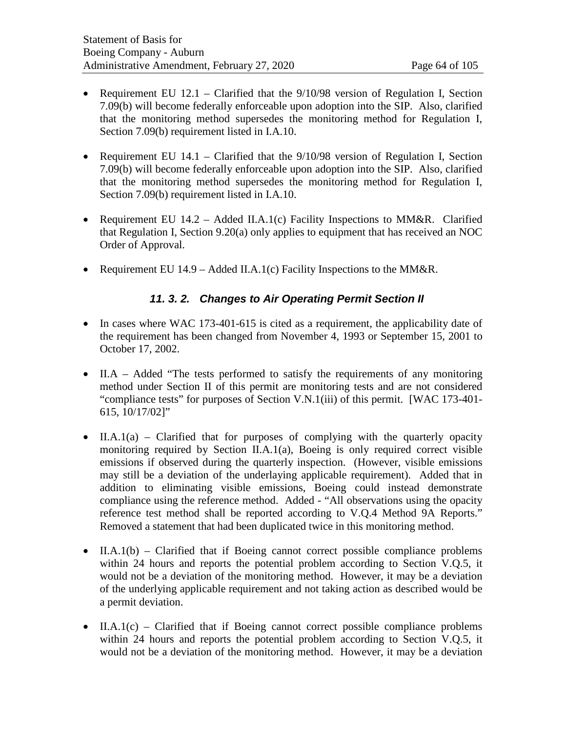- Requirement EU 12.1 – Clarified that the 9/10/98 version of Regulation I, Section 7.09(b) will become federally enforceable upon adoption into the SIP. Also, clarified that the monitoring method supersedes the monitoring method for Regulation I, Section 7.09(b) requirement listed in I.A.10.

- Requirement EU 14.1 – Clarified that the 9/10/98 version of Regulation I, Section 7.09(b) will become federally enforceable upon adoption into the SIP. Also, clarified that the monitoring method supersedes the monitoring method for Regulation I, Section 7.09(b) requirement listed in I.A.10.

- Requirement EU 14.2 – Added II.A.1(c) Facility Inspections to MM&R. Clarified that Regulation I, Section 9.20(a) only applies to equipment that has received an NOC Order of Approval.

- Requirement EU 14.9 – Added II.A.1(c) Facility Inspections to the MM&R.

### *11. 3. 2. Changes to Air Operating Permit Section II*

- In cases where WAC 173-401-615 is cited as a requirement, the applicability date of the requirement has been changed from November 4, 1993 or September 15, 2001 to October 17, 2002.

- II.A – Added "The tests performed to satisfy the requirements of any monitoring method under Section II of this permit are monitoring tests and are not considered "compliance tests" for purposes of Section V.N.1(iii) of this permit. [WAC 173-401-615, 10/17/02]"

- II.A.1(a) – Clarified that for purposes of complying with the quarterly opacity monitoring required by Section II.A.1(a), Boeing is only required correct visible emissions if observed during the quarterly inspection. (However, visible emissions may still be a deviation of the underlaying applicable requirement). Added that in addition to eliminating visible emissions, Boeing could instead demonstrate compliance using the reference method. Added - "All observations using the opacity reference test method shall be reported according to V.Q.4 Method 9A Reports." Removed a statement that had been duplicated twice in this monitoring method.

- II.A.1(b) – Clarified that if Boeing cannot correct possible compliance problems within 24 hours and reports the potential problem according to Section V.Q.5, it would not be a deviation of the monitoring method. However, it may be a deviation of the underlying applicable requirement and not taking action as described would be a permit deviation.

- II.A.1(c) – Clarified that if Boeing cannot correct possible compliance problems within 24 hours and reports the potential problem according to Section V.Q.5, it would not be a deviation of the monitoring method. However, it may be a deviation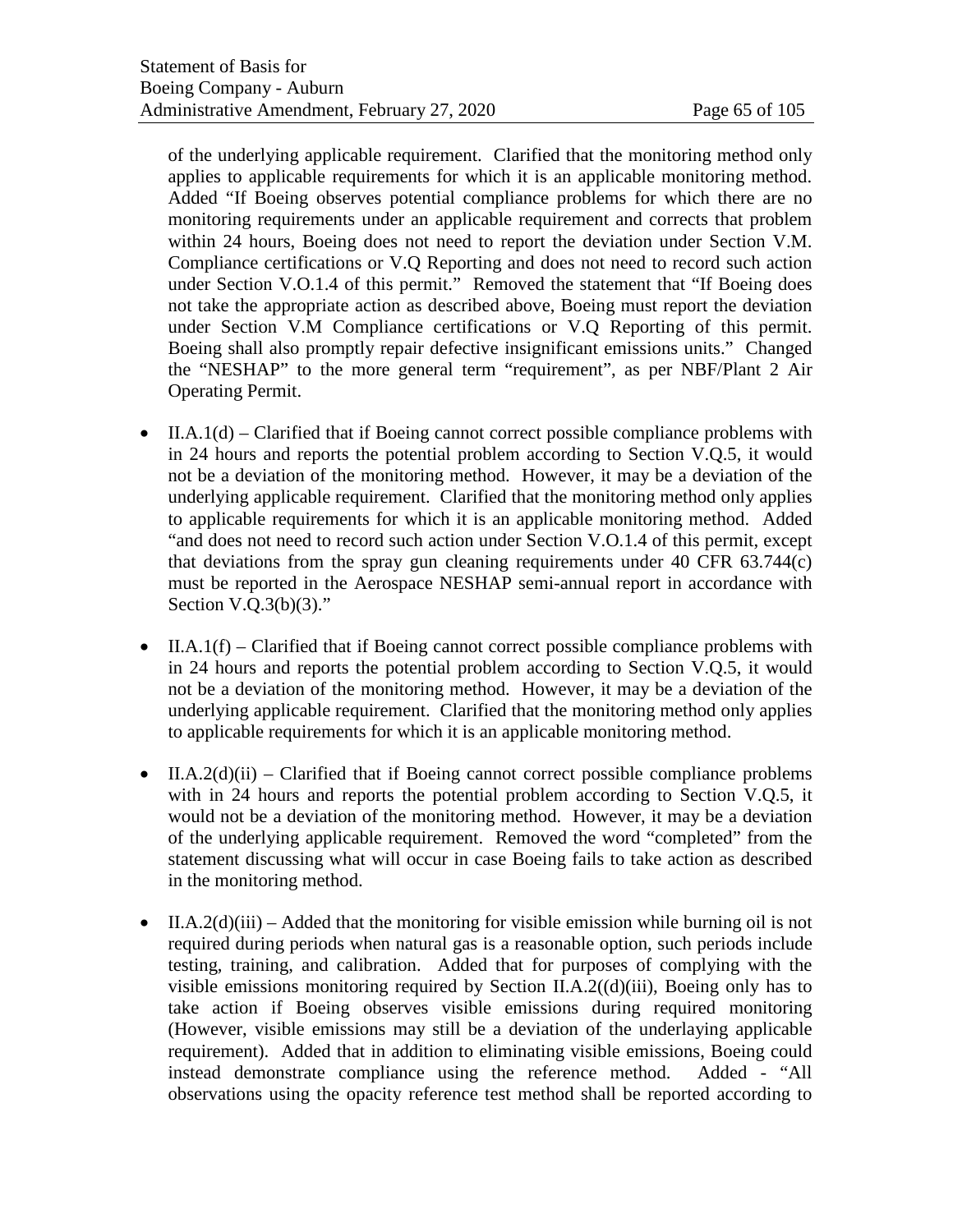of the underlying applicable requirement. Clarified that the monitoring method only applies to applicable requirements for which it is an applicable monitoring method. Added "If Boeing observes potential compliance problems for which there are no monitoring requirements under an applicable requirement and corrects that problem within 24 hours, Boeing does not need to report the deviation under Section V.M. Compliance certifications or V.Q Reporting and does not need to record such action under Section V.O.1.4 of this permit." Removed the statement that "If Boeing does not take the appropriate action as described above, Boeing must report the deviation under Section V.M Compliance certifications or V.Q Reporting of this permit. Boeing shall also promptly repair defective insignificant emissions units." Changed the "NESHAP" to the more general term "requirement", as per NBF/Plant 2 Air Operating Permit.

- II.A.1(d) – Clarified that if Boeing cannot correct possible compliance problems with in 24 hours and reports the potential problem according to Section V.Q.5, it would not be a deviation of the monitoring method. However, it may be a deviation of the underlying applicable requirement. Clarified that the monitoring method only applies to applicable requirements for which it is an applicable monitoring method. Added "and does not need to record such action under Section V.O.1.4 of this permit, except that deviations from the spray gun cleaning requirements under 40 CFR 63.744(c) must be reported in the Aerospace NESHAP semi-annual report in accordance with Section V.Q.3(b)(3)."

- II.A.1(f) – Clarified that if Boeing cannot correct possible compliance problems with in 24 hours and reports the potential problem according to Section V.Q.5, it would not be a deviation of the monitoring method. However, it may be a deviation of the underlying applicable requirement. Clarified that the monitoring method only applies to applicable requirements for which it is an applicable monitoring method.

- II.A.2(d)(ii) – Clarified that if Boeing cannot correct possible compliance problems with in 24 hours and reports the potential problem according to Section V.Q.5, it would not be a deviation of the monitoring method. However, it may be a deviation of the underlying applicable requirement. Removed the word "completed" from the statement discussing what will occur in case Boeing fails to take action as described in the monitoring method.

- II.A.2(d)(iii) – Added that the monitoring for visible emission while burning oil is not required during periods when natural gas is a reasonable option, such periods include testing, training, and calibration. Added that for purposes of complying with the visible emissions monitoring required by Section II.A.2((d)(iii), Boeing only has to take action if Boeing observes visible emissions during required monitoring (However, visible emissions may still be a deviation of the underlaying applicable requirement). Added that in addition to eliminating visible emissions, Boeing could instead demonstrate compliance using the reference method. Added - "All observations using the opacity reference test method shall be reported according to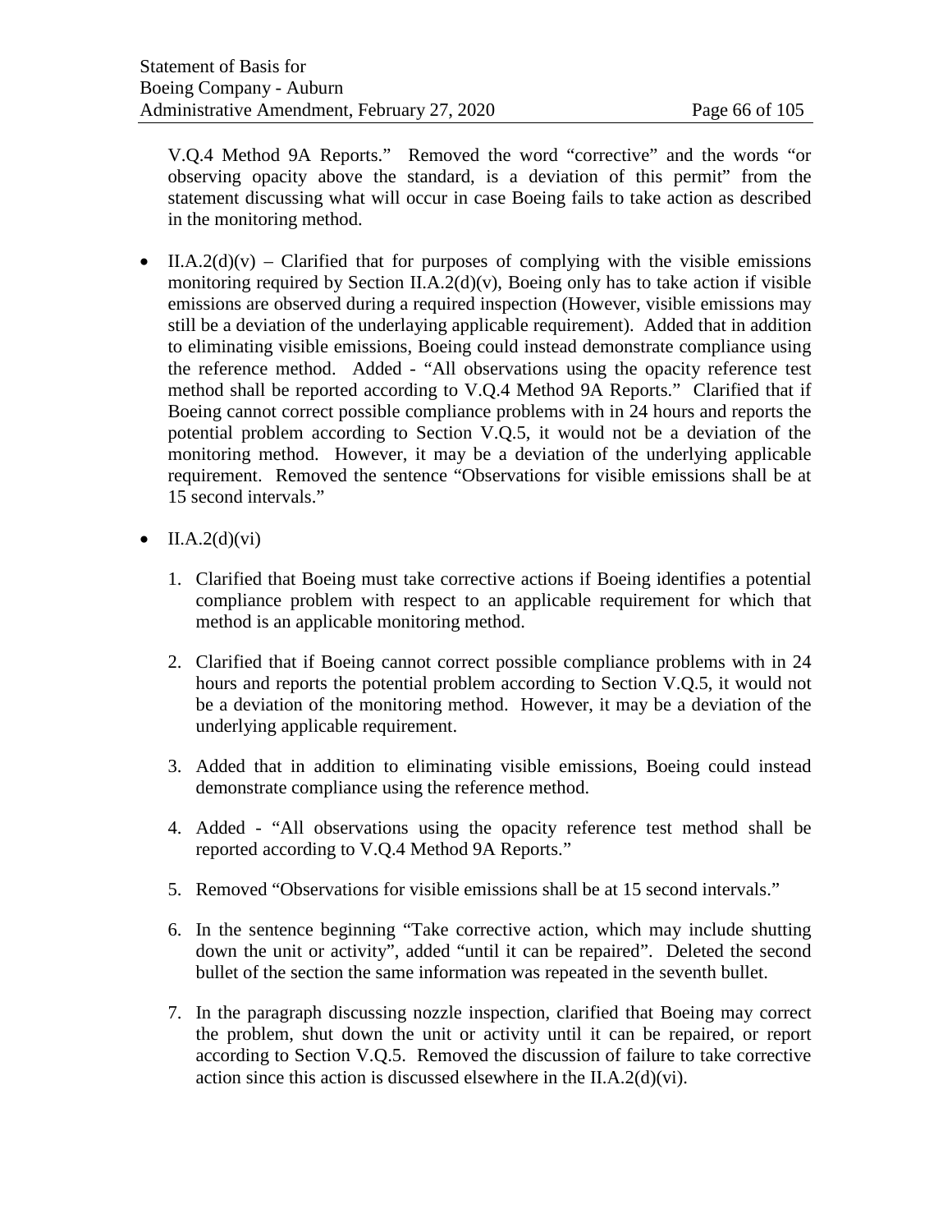V.Q.4 Method 9A Reports." Removed the word "corrective" and the words "or observing opacity above the standard, is a deviation of this permit" from the statement discussing what will occur in case Boeing fails to take action as described in the monitoring method.

- II.A.2(d)(v) – Clarified that for purposes of complying with the visible emissions monitoring required by Section II.A.2(d)(v), Boeing only has to take action if visible emissions are observed during a required inspection (However, visible emissions may still be a deviation of the underlaying applicable requirement). Added that in addition to eliminating visible emissions, Boeing could instead demonstrate compliance using the reference method. Added - "All observations using the opacity reference test method shall be reported according to V.Q.4 Method 9A Reports." Clarified that if Boeing cannot correct possible compliance problems with in 24 hours and reports the potential problem according to Section V.Q.5, it would not be a deviation of the monitoring method. However, it may be a deviation of the underlying applicable requirement. Removed the sentence "Observations for visible emissions shall be at 15 second intervals."

- II.A.2(d)(vi)

  1. Clarified that Boeing must take corrective actions if Boeing identifies a potential compliance problem with respect to an applicable requirement for which that method is an applicable monitoring method.

  2. Clarified that if Boeing cannot correct possible compliance problems with in 24 hours and reports the potential problem according to Section V.Q.5, it would not be a deviation of the monitoring method. However, it may be a deviation of the underlying applicable requirement.

  3. Added that in addition to eliminating visible emissions, Boeing could instead demonstrate compliance using the reference method.

  4. Added - "All observations using the opacity reference test method shall be reported according to V.Q.4 Method 9A Reports."

  5. Removed "Observations for visible emissions shall be at 15 second intervals."

  6. In the sentence beginning "Take corrective action, which may include shutting down the unit or activity", added "until it can be repaired". Deleted the second bullet of the section the same information was repeated in the seventh bullet.

  7. In the paragraph discussing nozzle inspection, clarified that Boeing may correct the problem, shut down the unit or activity until it can be repaired, or report according to Section V.Q.5. Removed the discussion of failure to take corrective action since this action is discussed elsewhere in the II.A.2(d)(vi).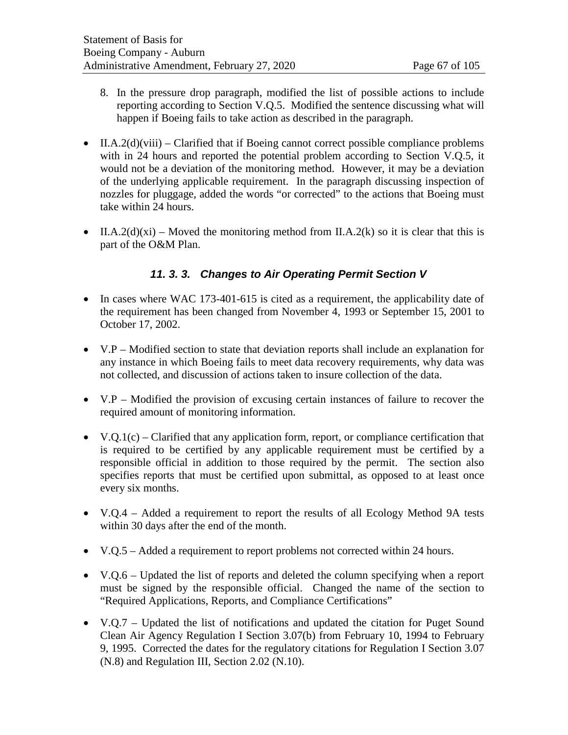8. In the pressure drop paragraph, modified the list of possible actions to include reporting according to Section V.Q.5. Modified the sentence discussing what will happen if Boeing fails to take action as described in the paragraph.

- II.A.2(d)(viii) – Clarified that if Boeing cannot correct possible compliance problems with in 24 hours and reported the potential problem according to Section V.Q.5, it would not be a deviation of the monitoring method. However, it may be a deviation of the underlying applicable requirement. In the paragraph discussing inspection of nozzles for pluggage, added the words "or corrected" to the actions that Boeing must take within 24 hours.

- II.A.2(d)(xi) – Moved the monitoring method from II.A.2(k) so it is clear that this is part of the O&M Plan.

### *11. 3. 3. Changes to Air Operating Permit Section V*

- In cases where WAC 173-401-615 is cited as a requirement, the applicability date of the requirement has been changed from November 4, 1993 or September 15, 2001 to October 17, 2002.

- V.P – Modified section to state that deviation reports shall include an explanation for any instance in which Boeing fails to meet data recovery requirements, why data was not collected, and discussion of actions taken to insure collection of the data.

- V.P – Modified the provision of excusing certain instances of failure to recover the required amount of monitoring information.

- V.Q.1(c) – Clarified that any application form, report, or compliance certification that is required to be certified by any applicable requirement must be certified by a responsible official in addition to those required by the permit. The section also specifies reports that must be certified upon submittal, as opposed to at least once every six months.

- V.Q.4 – Added a requirement to report the results of all Ecology Method 9A tests within 30 days after the end of the month.

- V.Q.5 – Added a requirement to report problems not corrected within 24 hours.

- V.Q.6 – Updated the list of reports and deleted the column specifying when a report must be signed by the responsible official. Changed the name of the section to "Required Applications, Reports, and Compliance Certifications"

- V.Q.7 – Updated the list of notifications and updated the citation for Puget Sound Clean Air Agency Regulation I Section 3.07(b) from February 10, 1994 to February 9, 1995. Corrected the dates for the regulatory citations for Regulation I Section 3.07 (N.8) and Regulation III, Section 2.02 (N.10).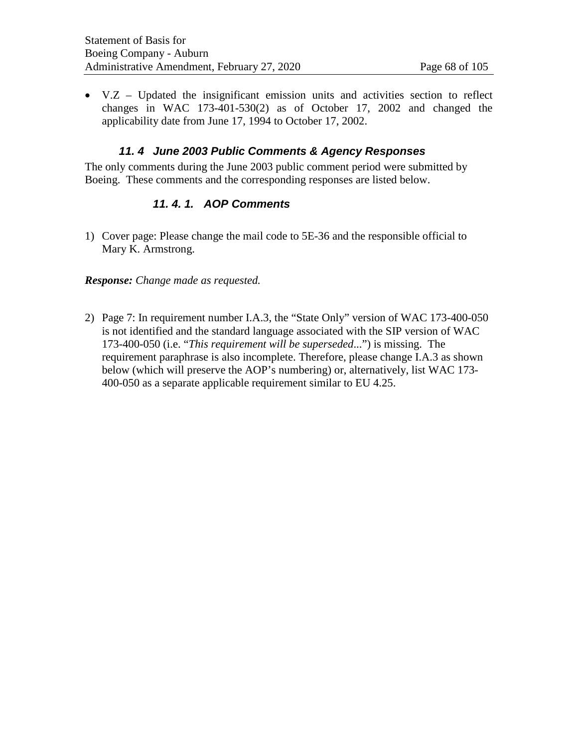- V.Z – Updated the insignificant emission units and activities section to reflect changes in WAC 173-401-530(2) as of October 17, 2002 and changed the applicability date from June 17, 1994 to October 17, 2002.

### 11. 4 June 2003 Public Comments & Agency Responses

The only comments during the June 2003 public comment period were submitted by Boeing. These comments and the corresponding responses are listed below.

#### 11. 4. 1. AOP Comments

1) Cover page: Please change the mail code to 5E-36 and the responsible official to Mary K. Armstrong.

***Response:*** *Change made as requested.*

2) Page 7: In requirement number I.A.3, the "State Only" version of WAC 173-400-050 is not identified and the standard language associated with the SIP version of WAC 173-400-050 (i.e. "*This requirement will be superseded...*") is missing. The requirement paraphrase is also incomplete. Therefore, please change I.A.3 as shown below (which will preserve the AOP's numbering) or, alternatively, list WAC 173-400-050 as a separate applicable requirement similar to EU 4.25.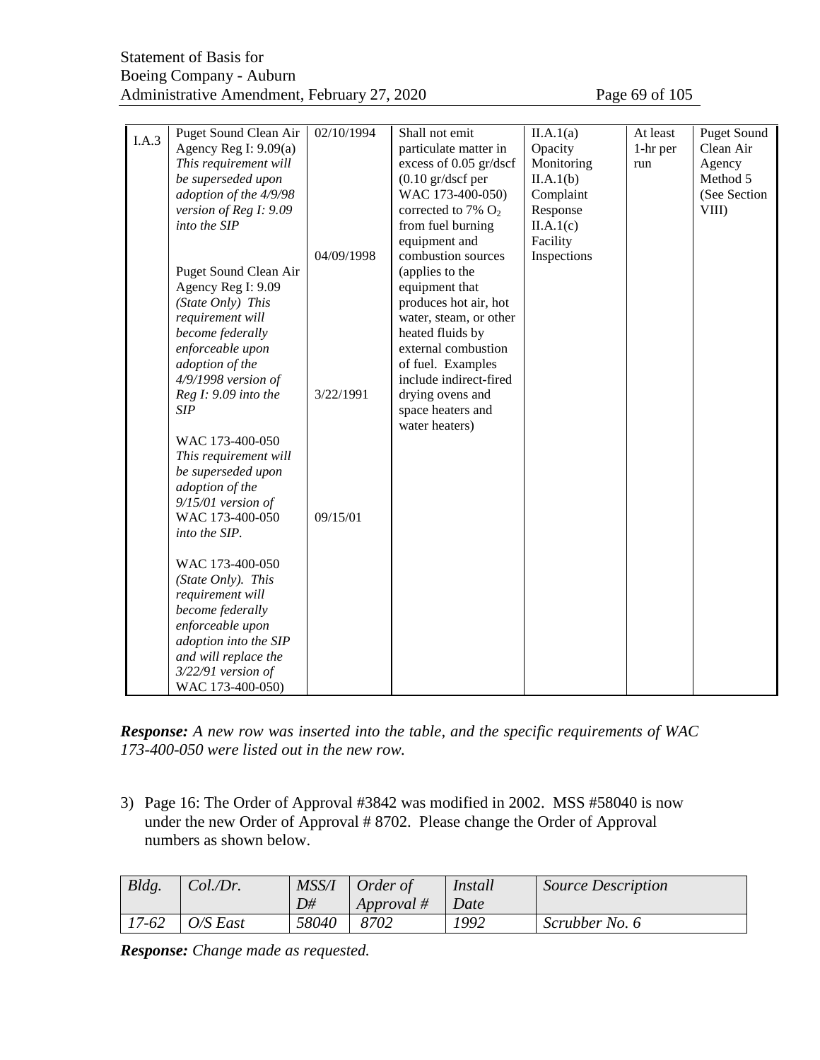| | | | | | | |
|---|---|---|---|---|---|---|
| I.A.3 | Puget Sound Clean Air Agency Reg I: 9.09(a) *This requirement will be superseded upon adoption of the 4/9/98 version of Reg I: 9.09 into the SIP*<br><br>Puget Sound Clean Air Agency Reg I: 9.09 *(State Only) This requirement will become federally enforceable upon adoption of the 4/9/1998 version of Reg I: 9.09 into the SIP*<br><br>WAC 173-400-050 *This requirement will be superseded upon adoption of the 9/15/01 version of* WAC 173-400-050 *into the SIP.*<br><br>WAC 173-400-050 *(State Only). This requirement will become federally enforceable upon adoption into the SIP and will replace the 3/22/91 version of* WAC 173-400-050) | 02/10/1994<br><br>04/09/1998<br><br>3/22/1991<br><br>09/15/01 | Shall not emit particulate matter in excess of 0.05 gr/dscf (0.10 gr/dscf per WAC 173-400-050) corrected to 7% $O_2$ from fuel burning equipment and combustion sources (applies to the equipment that produces hot air, hot water, steam, or other heated fluids by external combustion of fuel. Examples include indirect-fired drying ovens and space heaters and water heaters) | II.A.1(a) Opacity Monitoring<br>II.A.1(b) Complaint Response<br>II.A.1(c) Facility Inspections | At least 1-hr per run | Puget Sound Clean Air Agency Method 5 (See Section VIII) |

***Response:*** *A new row was inserted into the table, and the specific requirements of WAC 173-400-050 were listed out in the new row.*

3) Page 16: The Order of Approval #3842 was modified in 2002. MSS #58040 is now under the new Order of Approval # 8702. Please change the Order of Approval numbers as shown below.

| *Bldg.* | *Col./Dr.* | *MSS/ID#* | *Order of Approval #* | *Install Date* | *Source Description* |
|---|---|---|---|---|---|
| *17-62* | *O/S East* | *58040* | *8702* | *1992* | *Scrubber No. 6* |

***Response:*** *Change made as requested.*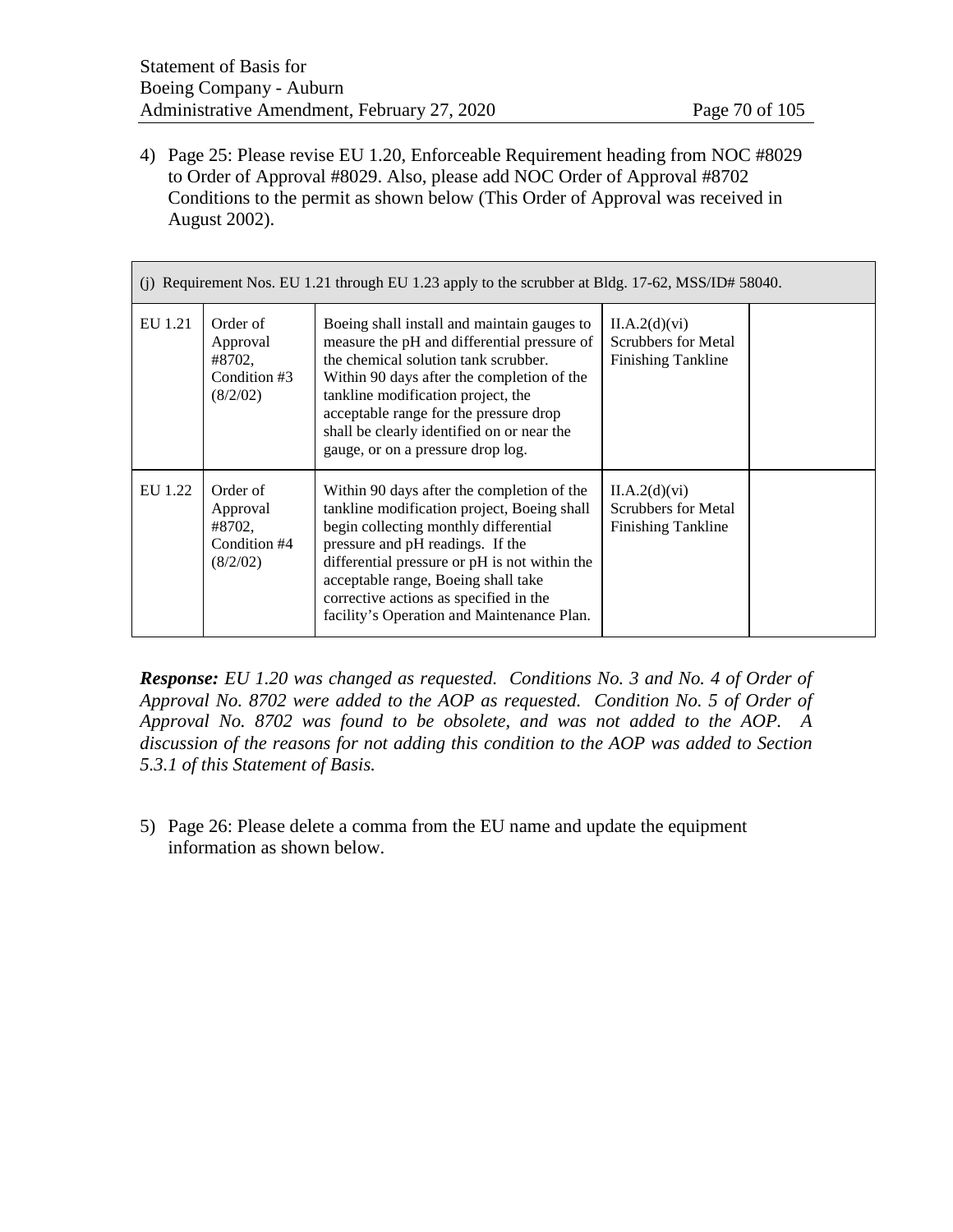4) Page 25: Please revise EU 1.20, Enforceable Requirement heading from NOC #8029 to Order of Approval #8029. Also, please add NOC Order of Approval #8702 Conditions to the permit as shown below (This Order of Approval was received in August 2002).

| (j) Requirement Nos. EU 1.21 through EU 1.23 apply to the scrubber at Bldg. 17-62, MSS/ID# 58040. | | | | |
|---|---|---|---|---|
| EU 1.21 | Order of Approval #8702, Condition #3 (8/2/02) | Boeing shall install and maintain gauges to measure the pH and differential pressure of the chemical solution tank scrubber. Within 90 days after the completion of the tankline modification project, the acceptable range for the pressure drop shall be clearly identified on or near the gauge, or on a pressure drop log. | II.A.2(d)(vi) Scrubbers for Metal Finishing Tankline | |
| EU 1.22 | Order of Approval #8702, Condition #4 (8/2/02) | Within 90 days after the completion of the tankline modification project, Boeing shall begin collecting monthly differential pressure and pH readings. If the differential pressure or pH is not within the acceptable range, Boeing shall take corrective actions as specified in the facility's Operation and Maintenance Plan. | II.A.2(d)(vi) Scrubbers for Metal Finishing Tankline | |

***Response:*** *EU 1.20 was changed as requested. Conditions No. 3 and No. 4 of Order of Approval No. 8702 were added to the AOP as requested. Condition No. 5 of Order of Approval No. 8702 was found to be obsolete, and was not added to the AOP. A discussion of the reasons for not adding this condition to the AOP was added to Section 5.3.1 of this Statement of Basis.*

5) Page 26: Please delete a comma from the EU name and update the equipment information as shown below.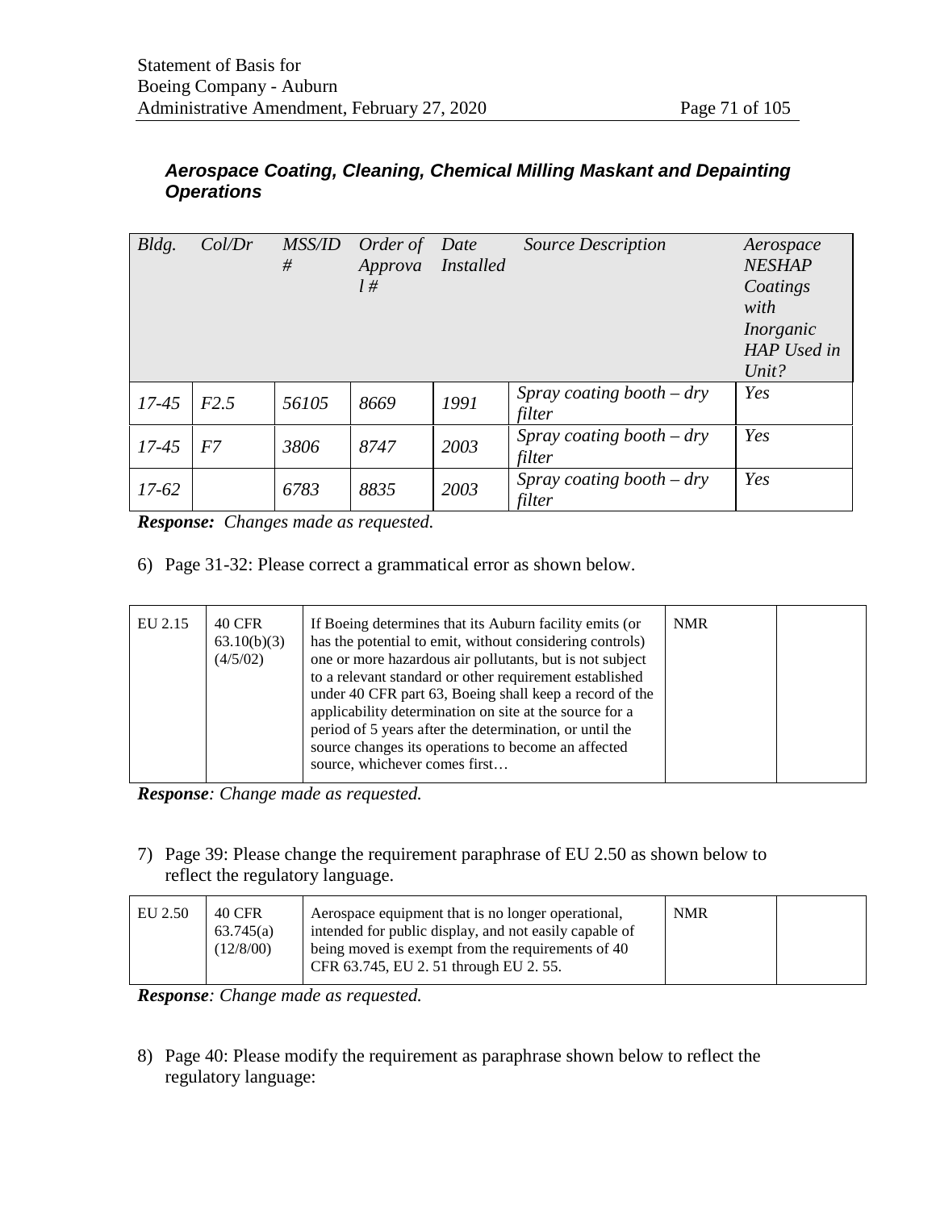***Aerospace Coating, Cleaning, Chemical Milling Maskant and Depainting Operations***

| *Bldg.* | *Col/Dr* | *MSS/ID #* | *Order of Approval #* | *Date Installed* | *Source Description* | *Aerospace NESHAP Coatings with Inorganic HAP Used in Unit?* |
|---|---|---|---|---|---|---|
| *17-45* | *F2.5* | *56105* | *8669* | *1991* | *Spray coating booth – dry filter* | *Yes* |
| *17-45* | *F7* | *3806* | *8747* | *2003* | *Spray coating booth – dry filter* | *Yes* |
| *17-62* | | *6783* | *8835* | *2003* | *Spray coating booth – dry filter* | *Yes* |

***Response:*** *Changes made as requested.*

6) Page 31-32: Please correct a grammatical error as shown below.

| EU 2.15 | 40 CFR 63.10(b)(3) (4/5/02) | If Boeing determines that its Auburn facility emits (or has the potential to emit, without considering controls) one or more hazardous air pollutants, but is not subject to a relevant standard or other requirement established under 40 CFR part 63, Boeing shall keep a record of the applicability determination on site at the source for a period of 5 years after the determination, or until the source changes its operations to become an affected source, whichever comes first… | NMR | |
|---|---|---|---|---|

***Response****: Change made as requested.*

7) Page 39: Please change the requirement paraphrase of EU 2.50 as shown below to reflect the regulatory language.

| EU 2.50 | 40 CFR 63.745(a) (12/8/00) | Aerospace equipment that is no longer operational, intended for public display, and not easily capable of being moved is exempt from the requirements of 40 CFR 63.745, EU 2. 51 through EU 2. 55. | NMR | |
|---|---|---|---|---|

***Response****: Change made as requested.*

8) Page 40: Please modify the requirement as paraphrase shown below to reflect the regulatory language: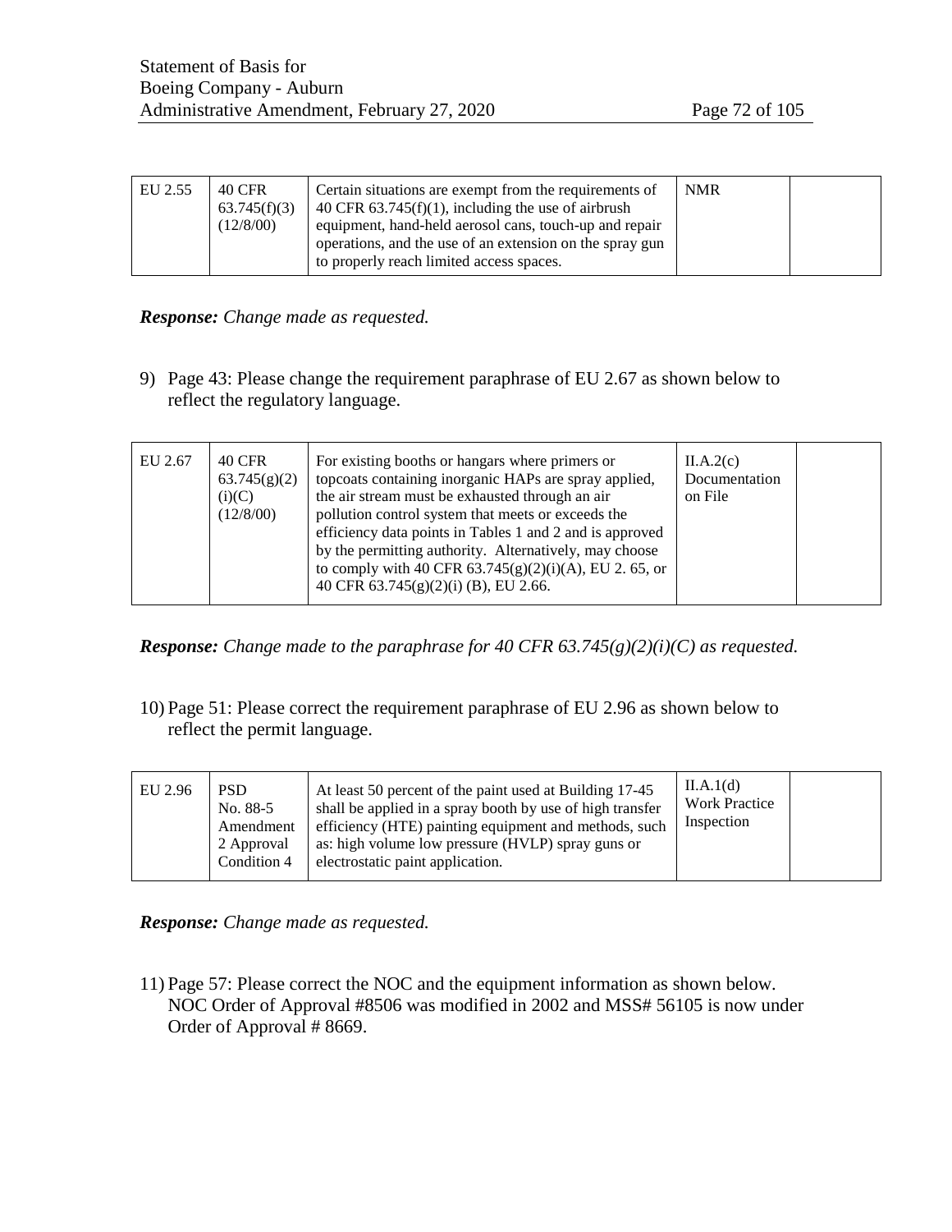| EU 2.55 | 40 CFR 63.745(f)(3) (12/8/00) | Certain situations are exempt from the requirements of 40 CFR 63.745(f)(1), including the use of airbrush equipment, hand-held aerosol cans, touch-up and repair operations, and the use of an extension on the spray gun to properly reach limited access spaces. | NMR | |
|---|---|---|---|---|

***Response:*** *Change made as requested.*

9) Page 43: Please change the requirement paraphrase of EU 2.67 as shown below to reflect the regulatory language.

| EU 2.67 | 40 CFR 63.745(g)(2)(i)(C) (12/8/00) | For existing booths or hangars where primers or topcoats containing inorganic HAPs are spray applied, the air stream must be exhausted through an air pollution control system that meets or exceeds the efficiency data points in Tables 1 and 2 and is approved by the permitting authority. Alternatively, may choose to comply with 40 CFR 63.745(g)(2)(i)(A), EU 2. 65, or 40 CFR 63.745(g)(2)(i) (B), EU 2.66. | II.A.2(c) Documentation on File | |
|---|---|---|---|---|

***Response:*** *Change made to the paraphrase for 40 CFR 63.745(g)(2)(i)(C) as requested.*

10) Page 51: Please correct the requirement paraphrase of EU 2.96 as shown below to reflect the permit language.

| EU 2.96 | PSD No. 88-5 Amendment 2 Approval Condition 4 | At least 50 percent of the paint used at Building 17-45 shall be applied in a spray booth by use of high transfer efficiency (HTE) painting equipment and methods, such as: high volume low pressure (HVLP) spray guns or electrostatic paint application. | II.A.1(d) Work Practice Inspection | |
|---|---|---|---|---|

***Response:*** *Change made as requested.*

11) Page 57: Please correct the NOC and the equipment information as shown below. NOC Order of Approval #8506 was modified in 2002 and MSS# 56105 is now under Order of Approval # 8669.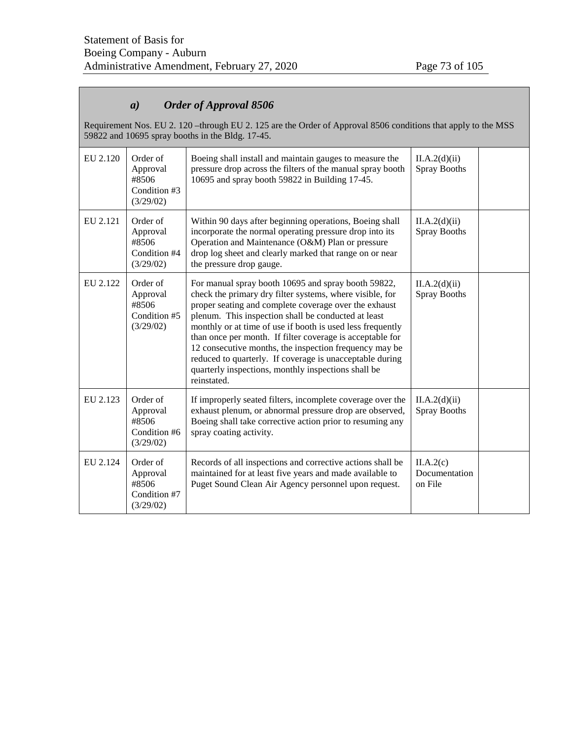### *a) Order of Approval 8506*

Requirement Nos. EU 2. 120 –through EU 2. 125 are the Order of Approval 8506 conditions that apply to the MSS 59822 and 10695 spray booths in the Bldg. 17-45.

| | | | | |
|---|---|---|---|---|
| EU 2.120 | Order of Approval #8506 Condition #3 (3/29/02) | Boeing shall install and maintain gauges to measure the pressure drop across the filters of the manual spray booth 10695 and spray booth 59822 in Building 17-45. | II.A.2(d)(ii) Spray Booths | |
| EU 2.121 | Order of Approval #8506 Condition #4 (3/29/02) | Within 90 days after beginning operations, Boeing shall incorporate the normal operating pressure drop into its Operation and Maintenance (O&M) Plan or pressure drop log sheet and clearly marked that range on or near the pressure drop gauge. | II.A.2(d)(ii) Spray Booths | |
| EU 2.122 | Order of Approval #8506 Condition #5 (3/29/02) | For manual spray booth 10695 and spray booth 59822, check the primary dry filter systems, where visible, for proper seating and complete coverage over the exhaust plenum. This inspection shall be conducted at least monthly or at time of use if booth is used less frequently than once per month. If filter coverage is acceptable for 12 consecutive months, the inspection frequency may be reduced to quarterly. If coverage is unacceptable during quarterly inspections, monthly inspections shall be reinstated. | II.A.2(d)(ii) Spray Booths | |
| EU 2.123 | Order of Approval #8506 Condition #6 (3/29/02) | If improperly seated filters, incomplete coverage over the exhaust plenum, or abnormal pressure drop are observed, Boeing shall take corrective action prior to resuming any spray coating activity. | II.A.2(d)(ii) Spray Booths | |
| EU 2.124 | Order of Approval #8506 Condition #7 (3/29/02) | Records of all inspections and corrective actions shall be maintained for at least five years and made available to Puget Sound Clean Air Agency personnel upon request. | II.A.2(c) Documentation on File | |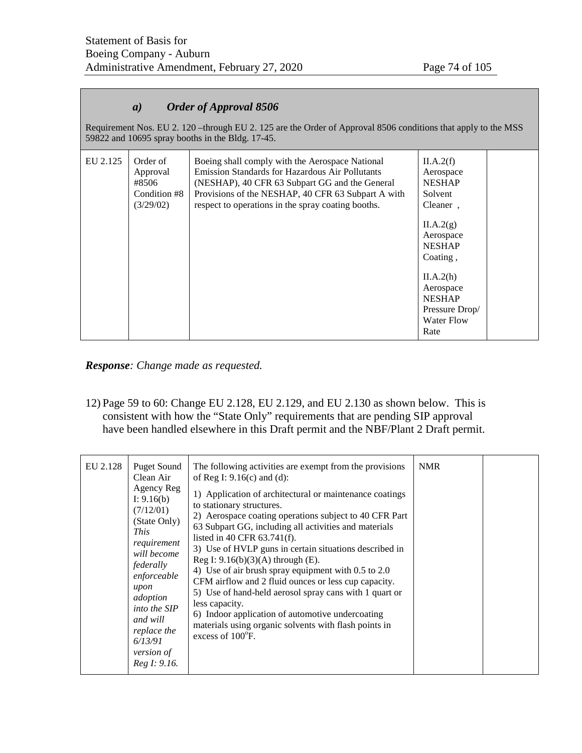| | | | | |
|---|---|---|---|---|
| ***a) Order of Approval 8506*** <br> Requirement Nos. EU 2. 120 –through EU 2. 125 are the Order of Approval 8506 conditions that apply to the MSS 59822 and 10695 spray booths in the Bldg. 17-45. | | | | |
| EU 2.125 | Order of Approval #8506 Condition #8 (3/29/02) | Boeing shall comply with the Aerospace National Emission Standards for Hazardous Air Pollutants (NESHAP), 40 CFR 63 Subpart GG and the General Provisions of the NESHAP, 40 CFR 63 Subpart A with respect to operations in the spray coating booths. | II.A.2(f) Aerospace NESHAP Solvent Cleaner , <br><br> II.A.2(g) Aerospace NESHAP Coating , <br><br> II.A.2(h) Aerospace NESHAP Pressure Drop/ Water Flow Rate | |

***Response**: Change made as requested.*

12) Page 59 to 60: Change EU 2.128, EU 2.129, and EU 2.130 as shown below. This is consistent with how the "State Only" requirements that are pending SIP approval have been handled elsewhere in this Draft permit and the NBF/Plant 2 Draft permit.

| | | | | |
|---|---|---|---|---|
| EU 2.128 | Puget Sound Clean Air Agency Reg I: 9.16(b) (7/12/01) (State Only) *This requirement will become federally enforceable upon adoption into the SIP and will replace the 6/13/91 version of Reg I: 9.16.* | The following activities are exempt from the provisions of Reg I: 9.16(c) and (d): <br> 1) Application of architectural or maintenance coatings to stationary structures. <br> 2) Aerospace coating operations subject to 40 CFR Part 63 Subpart GG, including all activities and materials listed in 40 CFR 63.741(f). <br> 3) Use of HVLP guns in certain situations described in Reg I: 9.16(b)(3)(A) through (E). <br> 4) Use of air brush spray equipment with 0.5 to 2.0 CFM airflow and 2 fluid ounces or less cup capacity. <br> 5) Use of hand-held aerosol spray cans with 1 quart or less capacity. <br> 6) Indoor application of automotive undercoating materials using organic solvents with flash points in excess of 100°F. | NMR | |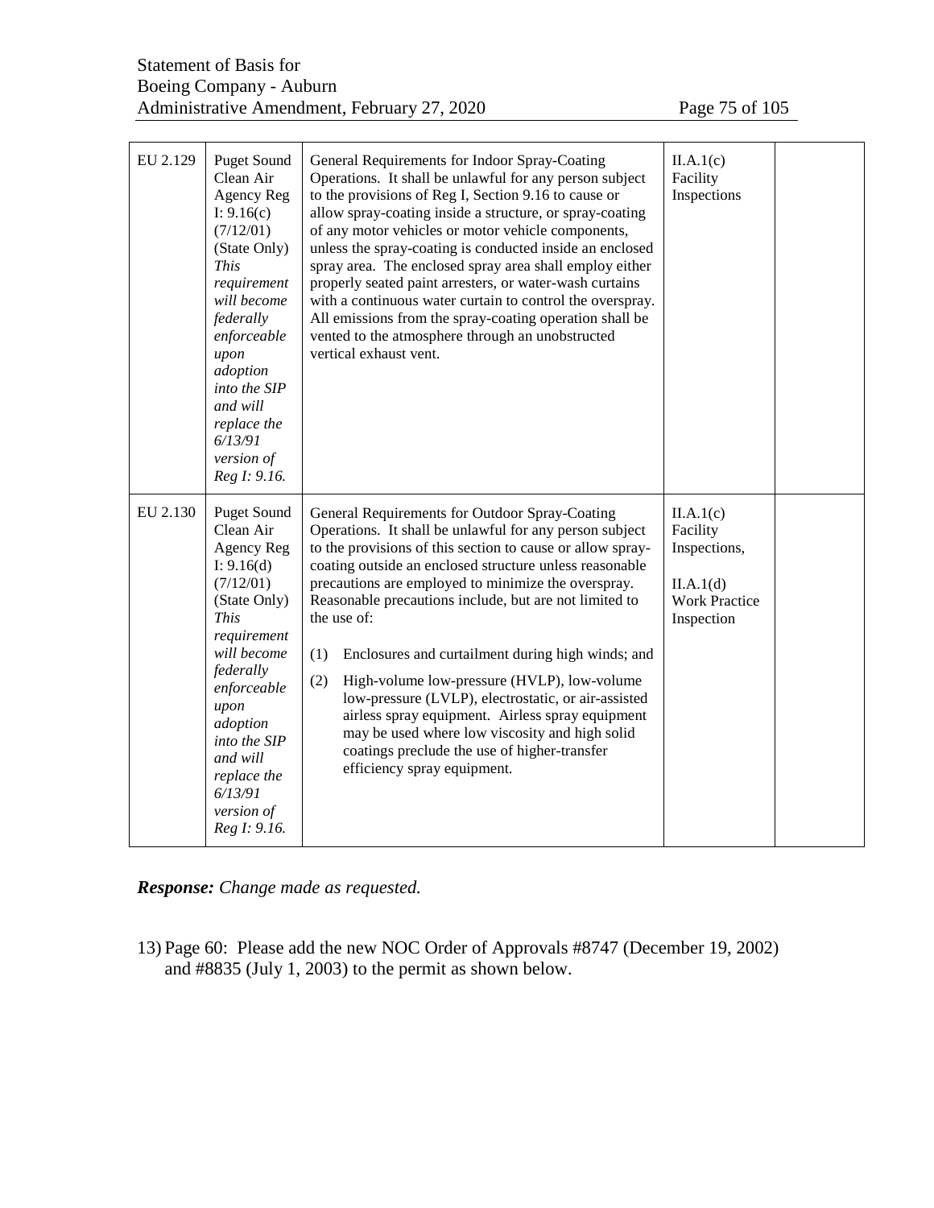| EU 2.129 | Puget Sound Clean Air Agency Reg I: 9.16(c) (7/12/01) (State Only) *This requirement will become federally enforceable upon adoption into the SIP and will replace the 6/13/91 version of Reg I: 9.16.* | General Requirements for Indoor Spray-Coating Operations. It shall be unlawful for any person subject to the provisions of Reg I, Section 9.16 to cause or allow spray-coating inside a structure, or spray-coating of any motor vehicles or motor vehicle components, unless the spray-coating is conducted inside an enclosed spray area. The enclosed spray area shall employ either properly seated paint arresters, or water-wash curtains with a continuous water curtain to control the overspray. All emissions from the spray-coating operation shall be vented to the atmosphere through an unobstructed vertical exhaust vent. | II.A.1(c) Facility Inspections | |
|---|---|---|---|---|
| EU 2.130 | Puget Sound Clean Air Agency Reg I: 9.16(d) (7/12/01) (State Only) *This requirement will become federally enforceable upon adoption into the SIP and will replace the 6/13/91 version of Reg I: 9.16.* | General Requirements for Outdoor Spray-Coating Operations. It shall be unlawful for any person subject to the provisions of this section to cause or allow spray-coating outside an enclosed structure unless reasonable precautions are employed to minimize the overspray. Reasonable precautions include, but are not limited to the use of:<br>(1) Enclosures and curtailment during high winds; and<br>(2) High-volume low-pressure (HVLP), low-volume low-pressure (LVLP), electrostatic, or air-assisted airless spray equipment. Airless spray equipment may be used where low viscosity and high solid coatings preclude the use of higher-transfer efficiency spray equipment. | II.A.1(c) Facility Inspections,<br>II.A.1(d) Work Practice Inspection | |

***Response:*** *Change made as requested.*

13) Page 60: Please add the new NOC Order of Approvals #8747 (December 19, 2002) and #8835 (July 1, 2003) to the permit as shown below.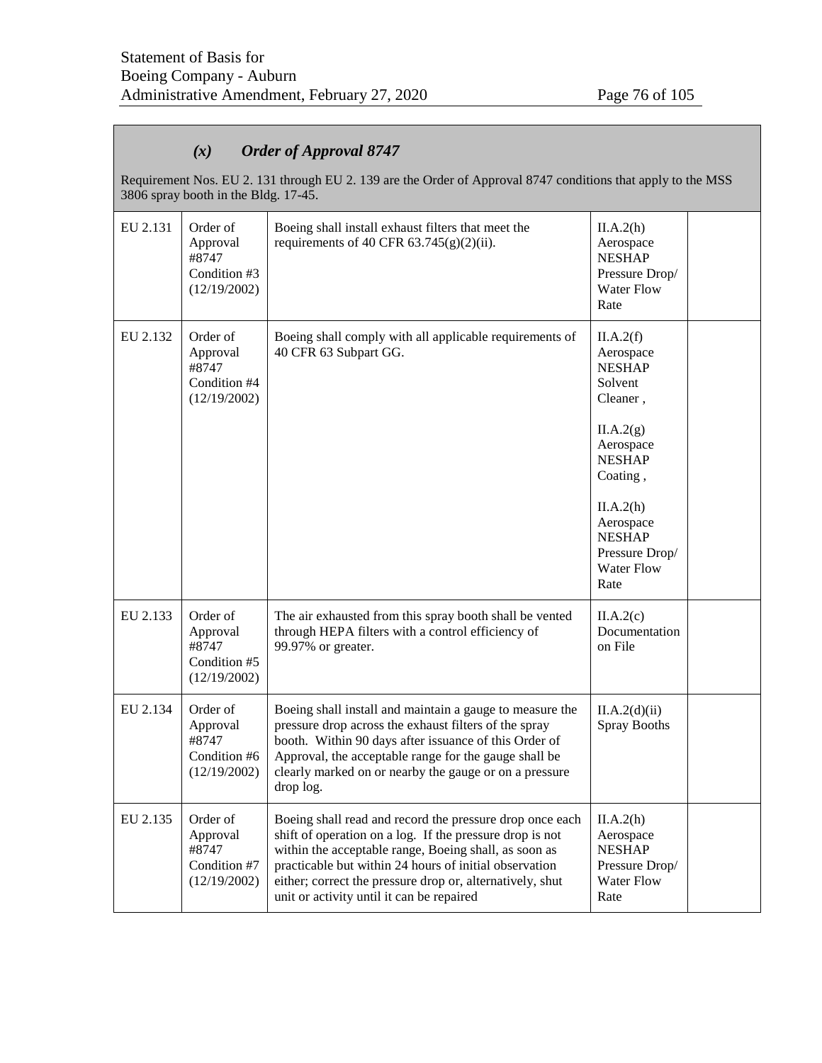### *(x) Order of Approval 8747*

Requirement Nos. EU 2. 131 through EU 2. 139 are the Order of Approval 8747 conditions that apply to the MSS 3806 spray booth in the Bldg. 17-45.

| | | | | |
|---|---|---|---|---|
| EU 2.131 | Order of Approval #8747 Condition #3 (12/19/2002) | Boeing shall install exhaust filters that meet the requirements of 40 CFR 63.745(g)(2)(ii). | II.A.2(h) Aerospace NESHAP Pressure Drop/ Water Flow Rate | |
| EU 2.132 | Order of Approval #8747 Condition #4 (12/19/2002) | Boeing shall comply with all applicable requirements of 40 CFR 63 Subpart GG. | II.A.2(f) Aerospace NESHAP Solvent Cleaner , II.A.2(g) Aerospace NESHAP Coating , II.A.2(h) Aerospace NESHAP Pressure Drop/ Water Flow Rate | |
| EU 2.133 | Order of Approval #8747 Condition #5 (12/19/2002) | The air exhausted from this spray booth shall be vented through HEPA filters with a control efficiency of 99.97% or greater. | II.A.2(c) Documentation on File | |
| EU 2.134 | Order of Approval #8747 Condition #6 (12/19/2002) | Boeing shall install and maintain a gauge to measure the pressure drop across the exhaust filters of the spray booth. Within 90 days after issuance of this Order of Approval, the acceptable range for the gauge shall be clearly marked on or nearby the gauge or on a pressure drop log. | II.A.2(d)(ii) Spray Booths | |
| EU 2.135 | Order of Approval #8747 Condition #7 (12/19/2002) | Boeing shall read and record the pressure drop once each shift of operation on a log. If the pressure drop is not within the acceptable range, Boeing shall, as soon as practicable but within 24 hours of initial observation either; correct the pressure drop or, alternatively, shut unit or activity until it can be repaired | II.A.2(h) Aerospace NESHAP Pressure Drop/ Water Flow Rate | |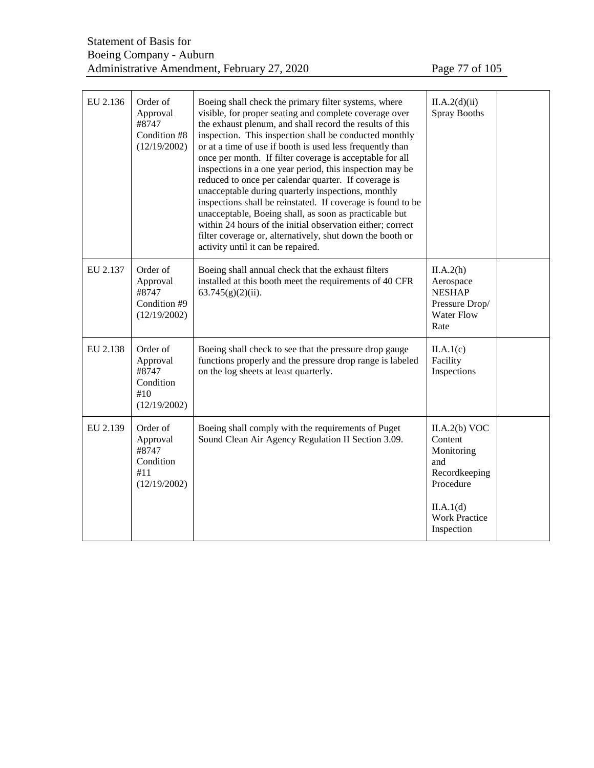| EU 2.136 | Order of Approval #8747 Condition #8 (12/19/2002) | Boeing shall check the primary filter systems, where visible, for proper seating and complete coverage over the exhaust plenum, and shall record the results of this inspection. This inspection shall be conducted monthly or at a time of use if booth is used less frequently than once per month. If filter coverage is acceptable for all inspections in a one year period, this inspection may be reduced to once per calendar quarter. If coverage is unacceptable during quarterly inspections, monthly inspections shall be reinstated. If coverage is found to be unacceptable, Boeing shall, as soon as practicable but within 24 hours of the initial observation either; correct filter coverage or, alternatively, shut down the booth or activity until it can be repaired. | II.A.2(d)(ii) Spray Booths | |
|---|---|---|---|---|
| EU 2.137 | Order of Approval #8747 Condition #9 (12/19/2002) | Boeing shall annual check that the exhaust filters installed at this booth meet the requirements of 40 CFR 63.745(g)(2)(ii). | II.A.2(h) Aerospace NESHAP Pressure Drop/ Water Flow Rate | |
| EU 2.138 | Order of Approval #8747 Condition #10 (12/19/2002) | Boeing shall check to see that the pressure drop gauge functions properly and the pressure drop range is labeled on the log sheets at least quarterly. | II.A.1(c) Facility Inspections | |
| EU 2.139 | Order of Approval #8747 Condition #11 (12/19/2002) | Boeing shall comply with the requirements of Puget Sound Clean Air Agency Regulation II Section 3.09. | II.A.2(b) VOC Content Monitoring and Recordkeeping Procedure<br><br>II.A.1(d) Work Practice Inspection | |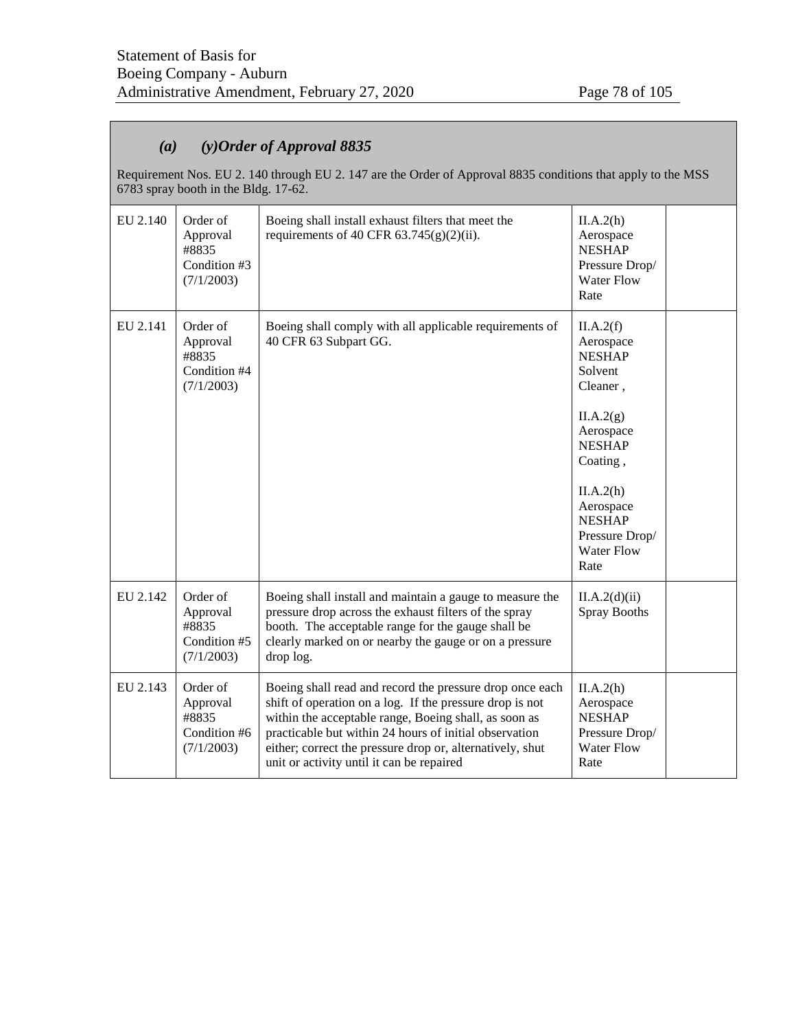### *(a) (y)Order of Approval 8835*

Requirement Nos. EU 2. 140 through EU 2. 147 are the Order of Approval 8835 conditions that apply to the MSS 6783 spray booth in the Bldg. 17-62.

| | | | | |
|---|---|---|---|---|
| EU 2.140 | Order of Approval #8835 Condition #3 (7/1/2003) | Boeing shall install exhaust filters that meet the requirements of 40 CFR 63.745(g)(2)(ii). | II.A.2(h) Aerospace NESHAP Pressure Drop/ Water Flow Rate | |
| EU 2.141 | Order of Approval #8835 Condition #4 (7/1/2003) | Boeing shall comply with all applicable requirements of 40 CFR 63 Subpart GG. | II.A.2(f) Aerospace NESHAP Solvent Cleaner , II.A.2(g) Aerospace NESHAP Coating , II.A.2(h) Aerospace NESHAP Pressure Drop/ Water Flow Rate | |
| EU 2.142 | Order of Approval #8835 Condition #5 (7/1/2003) | Boeing shall install and maintain a gauge to measure the pressure drop across the exhaust filters of the spray booth. The acceptable range for the gauge shall be clearly marked on or nearby the gauge or on a pressure drop log. | II.A.2(d)(ii) Spray Booths | |
| EU 2.143 | Order of Approval #8835 Condition #6 (7/1/2003) | Boeing shall read and record the pressure drop once each shift of operation on a log. If the pressure drop is not within the acceptable range, Boeing shall, as soon as practicable but within 24 hours of initial observation either; correct the pressure drop or, alternatively, shut unit or activity until it can be repaired | II.A.2(h) Aerospace NESHAP Pressure Drop/ Water Flow Rate | |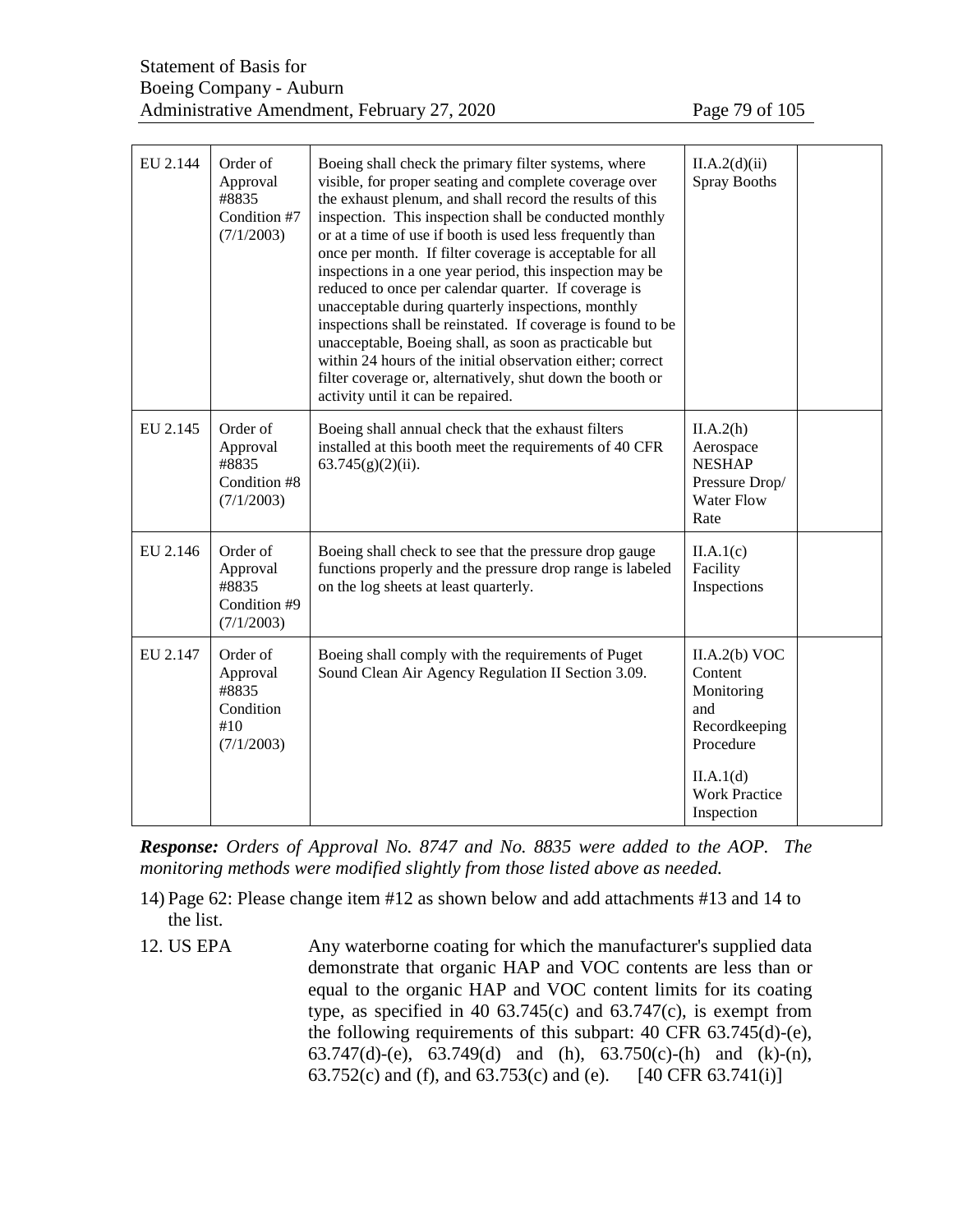| EU 2.144 | Order of Approval #8835 Condition #7 (7/1/2003) | Boeing shall check the primary filter systems, where visible, for proper seating and complete coverage over the exhaust plenum, and shall record the results of this inspection. This inspection shall be conducted monthly or at a time of use if booth is used less frequently than once per month. If filter coverage is acceptable for all inspections in a one year period, this inspection may be reduced to once per calendar quarter. If coverage is unacceptable during quarterly inspections, monthly inspections shall be reinstated. If coverage is found to be unacceptable, Boeing shall, as soon as practicable but within 24 hours of the initial observation either; correct filter coverage or, alternatively, shut down the booth or activity until it can be repaired. | II.A.2(d)(ii) Spray Booths | |
|---|---|---|---|---|
| EU 2.145 | Order of Approval #8835 Condition #8 (7/1/2003) | Boeing shall annual check that the exhaust filters installed at this booth meet the requirements of 40 CFR 63.745(g)(2)(ii). | II.A.2(h) Aerospace NESHAP Pressure Drop/ Water Flow Rate | |
| EU 2.146 | Order of Approval #8835 Condition #9 (7/1/2003) | Boeing shall check to see that the pressure drop gauge functions properly and the pressure drop range is labeled on the log sheets at least quarterly. | II.A.1(c) Facility Inspections | |
| EU 2.147 | Order of Approval #8835 Condition #10 (7/1/2003) | Boeing shall comply with the requirements of Puget Sound Clean Air Agency Regulation II Section 3.09. | II.A.2(b) VOC Content Monitoring and Recordkeeping Procedure<br><br>II.A.1(d) Work Practice Inspection | |

***Response:*** *Orders of Approval No. 8747 and No. 8835 were added to the AOP. The monitoring methods were modified slightly from those listed above as needed.*

14) Page 62: Please change item #12 as shown below and add attachments #13 and 14 to the list.

12. US EPA Any waterborne coating for which the manufacturer's supplied data demonstrate that organic HAP and VOC contents are less than or equal to the organic HAP and VOC content limits for its coating type, as specified in 40 63.745(c) and 63.747(c), is exempt from the following requirements of this subpart: 40 CFR 63.745(d)-(e), 63.747(d)-(e), 63.749(d) and (h), 63.750(c)-(h) and (k)-(n), 63.752(c) and (f), and 63.753(c) and (e). [40 CFR 63.741(i)]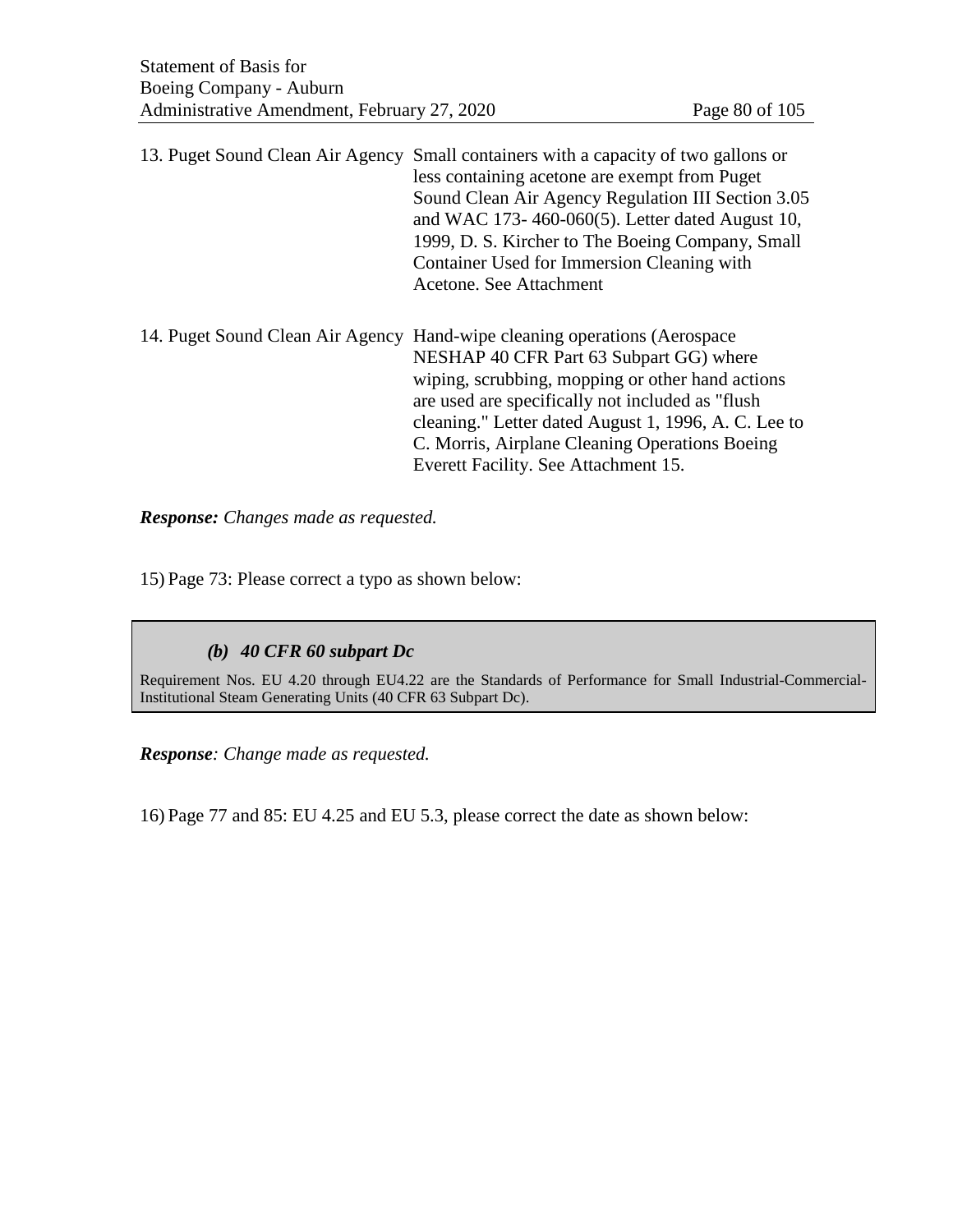| | |
|---|---|
| 13. Puget Sound Clean Air Agency | Small containers with a capacity of two gallons or less containing acetone are exempt from Puget Sound Clean Air Agency Regulation III Section 3.05 and WAC 173- 460-060(5). Letter dated August 10, 1999, D. S. Kircher to The Boeing Company, Small Container Used for Immersion Cleaning with Acetone. See Attachment |
| 14. Puget Sound Clean Air Agency | Hand-wipe cleaning operations (Aerospace NESHAP 40 CFR Part 63 Subpart GG) where wiping, scrubbing, mopping or other hand actions are used are specifically not included as "flush cleaning." Letter dated August 1, 1996, A. C. Lee to C. Morris, Airplane Cleaning Operations Boeing Everett Facility. See Attachment 15. |

***Response:*** *Changes made as requested.*

15) Page 73: Please correct a typo as shown below:

> ***(b) 40 CFR 60 subpart Dc***
>
> Requirement Nos. EU 4.20 through EU4.22 are the Standards of Performance for Small Industrial-Commercial-Institutional Steam Generating Units (40 CFR 63 Subpart Dc).

***Response****: Change made as requested.*

16) Page 77 and 85: EU 4.25 and EU 5.3, please correct the date as shown below: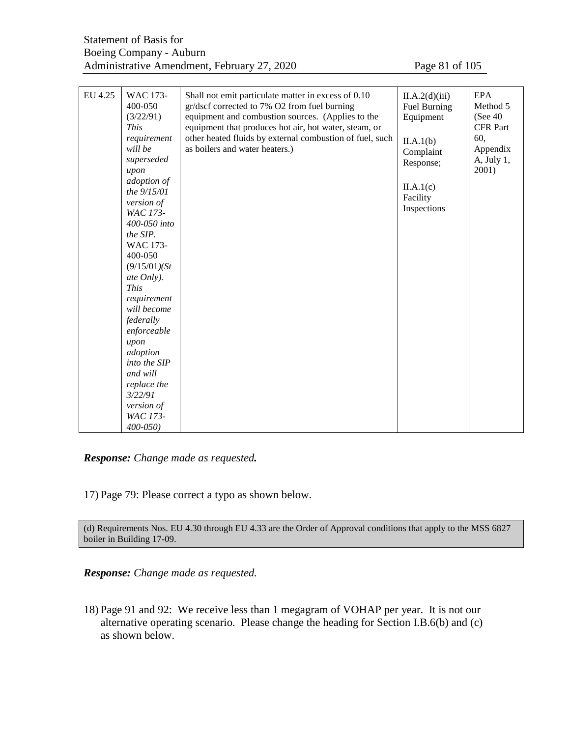| EU 4.25 | WAC 173-400-050 (3/22/91) *This requirement will be superseded upon adoption of the 9/15/01 version of WAC 173-400-050 into the SIP.* WAC 173-400-050 (9/15/01)*(State Only). This requirement will become federally enforceable upon adoption into the SIP and will replace the 3/22/91 version of WAC 173-400-050)* | Shall not emit particulate matter in excess of 0.10 gr/dscf corrected to 7% O2 from fuel burning equipment and combustion sources. (Applies to the equipment that produces hot air, hot water, steam, or other heated fluids by external combustion of fuel, such as boilers and water heaters.) | II.A.2(d)(iii) Fuel Burning Equipment<br><br>II.A.1(b) Complaint Response;<br><br>II.A.1(c) Facility Inspections | EPA Method 5 (See 40 CFR Part 60, Appendix A, July 1, 2001) |
|---|---|---|---|---|

***Response:** Change made as requested.*

17) Page 79: Please correct a typo as shown below.

| (d) Requirements Nos. EU 4.30 through EU 4.33 are the Order of Approval conditions that apply to the MSS 6827 boiler in Building 17-09. |
|---|

***Response:** Change made as requested.*

18) Page 91 and 92: We receive less than 1 megagram of VOHAP per year. It is not our alternative operating scenario. Please change the heading for Section I.B.6(b) and (c) as shown below.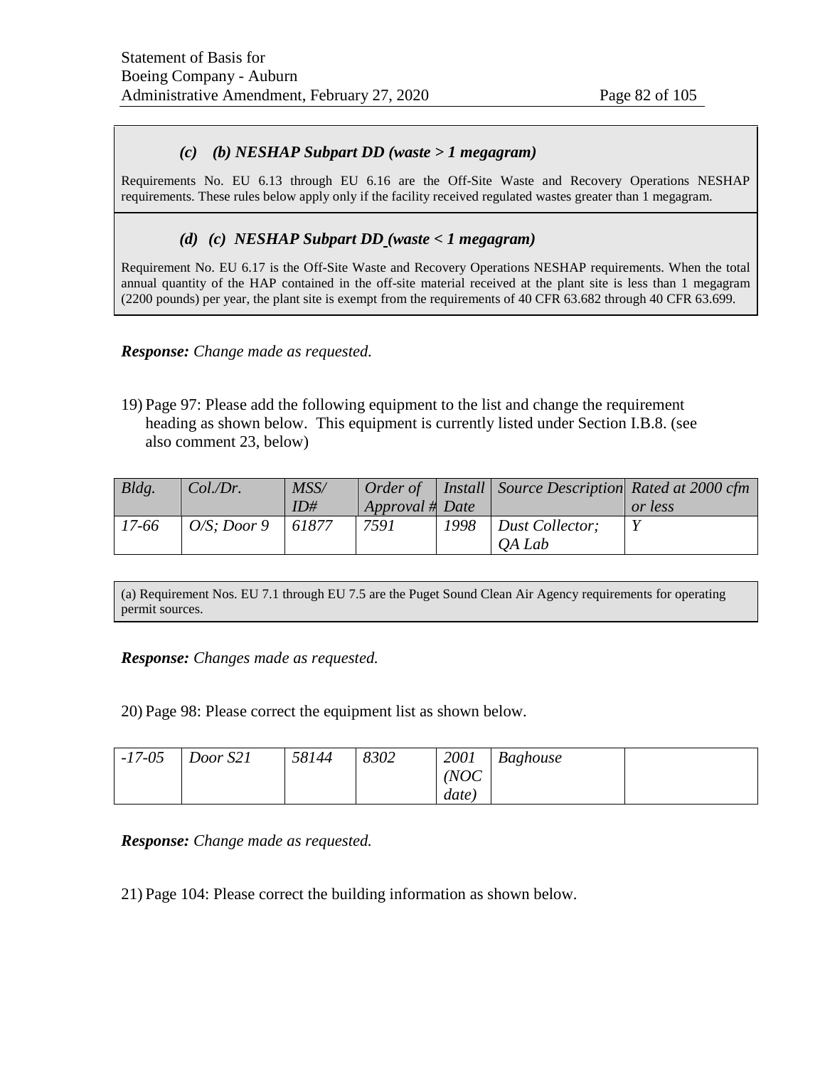***(c) (b) NESHAP Subpart DD (waste > 1 megagram)***

Requirements No. EU 6.13 through EU 6.16 are the Off-Site Waste and Recovery Operations NESHAP requirements. These rules below apply only if the facility received regulated wastes greater than 1 megagram.

***(d) (c) NESHAP Subpart DD (waste < 1 megagram)***

Requirement No. EU 6.17 is the Off-Site Waste and Recovery Operations NESHAP requirements. When the total annual quantity of the HAP contained in the off-site material received at the plant site is less than 1 megagram (2200 pounds) per year, the plant site is exempt from the requirements of 40 CFR 63.682 through 40 CFR 63.699.

***Response:*** *Change made as requested.*

19) Page 97: Please add the following equipment to the list and change the requirement heading as shown below. This equipment is currently listed under Section I.B.8. (see also comment 23, below)

| *Bldg.* | *Col./Dr.* | *MSS/ ID#* | *Order of Approval #* | *Install Date* | *Source Description* | *Rated at 2000 cfm or less* |
|---|---|---|---|---|---|---|
| *17-66* | *O/S; Door 9* | *61877* | *7591* | *1998* | *Dust Collector; QA Lab* | *Y* |

(a) Requirement Nos. EU 7.1 through EU 7.5 are the Puget Sound Clean Air Agency requirements for operating permit sources.

***Response:*** *Changes made as requested.*

20) Page 98: Please correct the equipment list as shown below.

| | | | | | | |
|---|---|---|---|---|---|---|
| *-17-05* | *Door S21* | *58144* | *8302* | *2001 (NOC date)* | *Baghouse* | |

***Response:*** *Change made as requested.*

21) Page 104: Please correct the building information as shown below.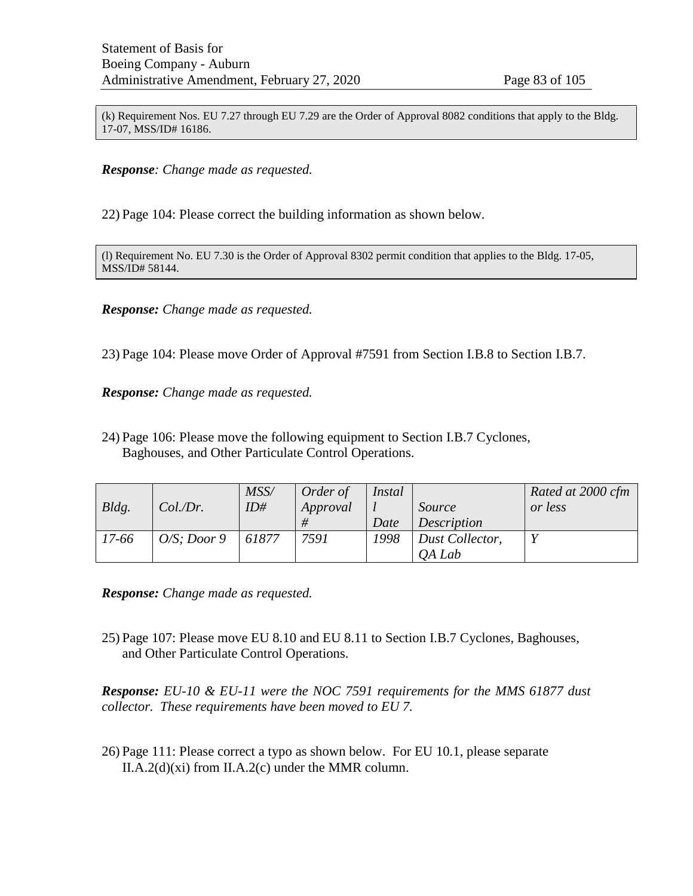(k) Requirement Nos. EU 7.27 through EU 7.29 are the Order of Approval 8082 conditions that apply to the Bldg. 17-07, MSS/ID# 16186.

***Response**: Change made as requested.*

22) Page 104: Please correct the building information as shown below.

(l) Requirement No. EU 7.30 is the Order of Approval 8302 permit condition that applies to the Bldg. 17-05, MSS/ID# 58144.

***Response:** Change made as requested.*

23) Page 104: Please move Order of Approval #7591 from Section I.B.8 to Section I.B.7.

***Response:** Change made as requested.*

24) Page 106: Please move the following equipment to Section I.B.7 Cyclones, Baghouses, and Other Particulate Control Operations.

| *Bldg.* | *Col./Dr.* | *MSS/ ID#* | *Order of Approval #* | *Install Date* | *Source Description* | *Rated at 2000 cfm or less* |
|---|---|---|---|---|---|---|
| *17-66* | *O/S; Door 9* | *61877* | *7591* | *1998* | *Dust Collector, QA Lab* | *Y* |

***Response:** Change made as requested.*

25) Page 107: Please move EU 8.10 and EU 8.11 to Section I.B.7 Cyclones, Baghouses, and Other Particulate Control Operations.

***Response:** EU-10 & EU-11 were the NOC 7591 requirements for the MMS 61877 dust collector. These requirements have been moved to EU 7.*

26) Page 111: Please correct a typo as shown below. For EU 10.1, please separate II.A.2(d)(xi) from II.A.2(c) under the MMR column.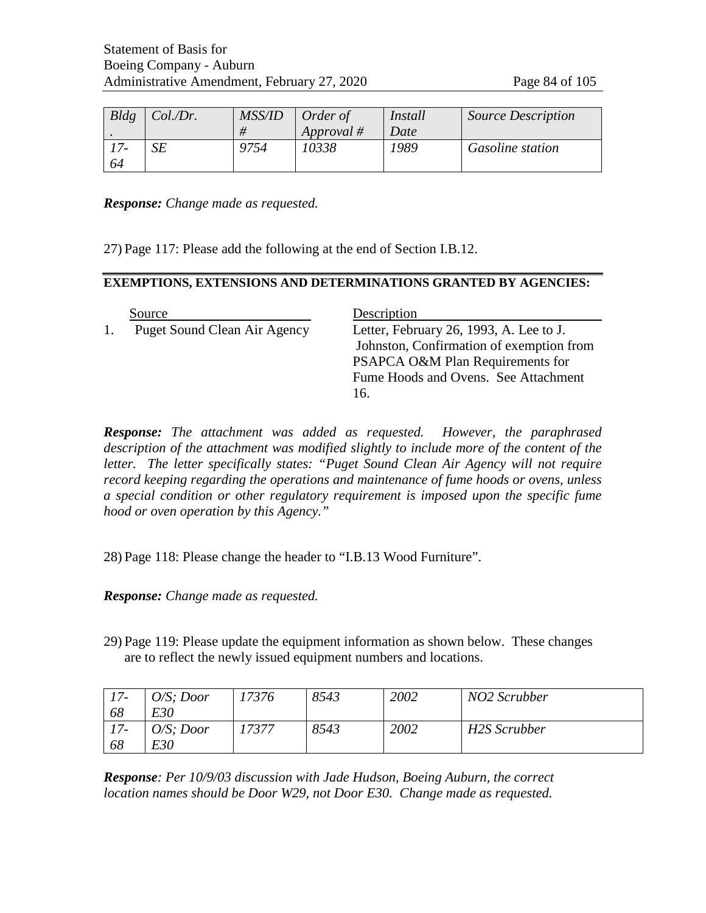| *Bldg .* | *Col./Dr.* | *MSS/ID #* | *Order of Approval #* | *Install Date* | *Source Description* |
|---|---|---|---|---|---|
| *17-64* | *SE* | *9754* | *10338* | *1989* | *Gasoline station* |

***Response:*** *Change made as requested.*

27) Page 117: Please add the following at the end of Section I.B.12.

**EXEMPTIONS, EXTENSIONS AND DETERMINATIONS GRANTED BY AGENCIES:**

| | Source | Description |
|---|---|---|
| 1. | Puget Sound Clean Air Agency | Letter, February 26, 1993, A. Lee to J. Johnston, Confirmation of exemption from PSAPCA O&M Plan Requirements for Fume Hoods and Ovens. See Attachment 16. |

***Response:*** *The attachment was added as requested. However, the paraphrased description of the attachment was modified slightly to include more of the content of the letter. The letter specifically states: "Puget Sound Clean Air Agency will not require record keeping regarding the operations and maintenance of fume hoods or ovens, unless a special condition or other regulatory requirement is imposed upon the specific fume hood or oven operation by this Agency."*

28) Page 118: Please change the header to "I.B.13 Wood Furniture".

***Response:*** *Change made as requested.*

29) Page 119: Please update the equipment information as shown below. These changes are to reflect the newly issued equipment numbers and locations.

| | | | | | |
|---|---|---|---|---|---|
| *17-68* | *O/S; Door E30* | *17376* | *8543* | *2002* | *NO2 Scrubber* |
| *17-68* | *O/S; Door E30* | *17377* | *8543* | *2002* | *H2S Scrubber* |

***Response****: Per 10/9/03 discussion with Jade Hudson, Boeing Auburn, the correct location names should be Door W29, not Door E30. Change made as requested.*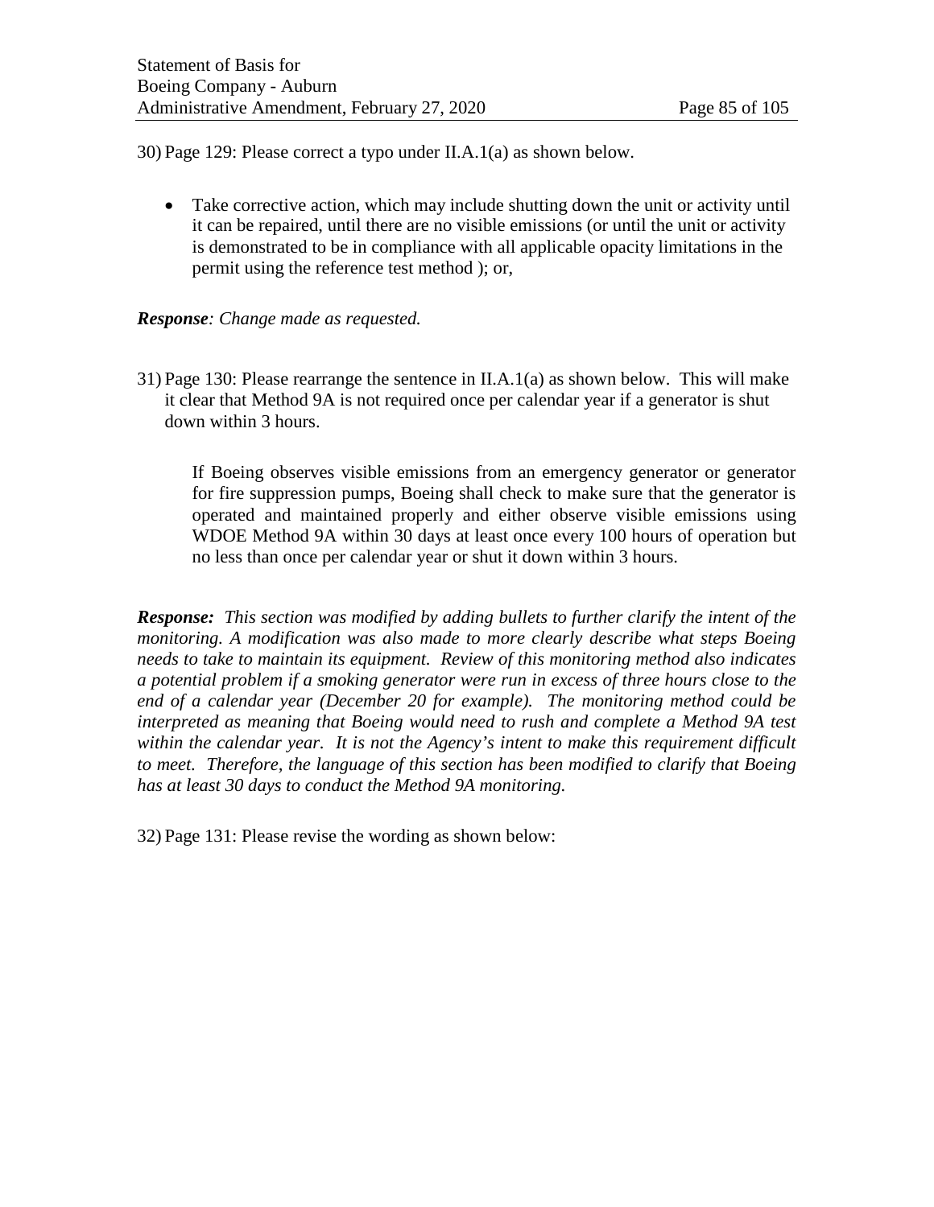30) Page 129: Please correct a typo under II.A.1(a) as shown below.

- Take corrective action, which may include shutting down the unit or activity until it can be repaired, until there are no visible emissions (or until the unit or activity is demonstrated to be in compliance with all applicable opacity limitations in the permit using the reference test method ); or,

***Response**: Change made as requested.*

31) Page 130: Please rearrange the sentence in II.A.1(a) as shown below. This will make it clear that Method 9A is not required once per calendar year if a generator is shut down within 3 hours.

> If Boeing observes visible emissions from an emergency generator or generator for fire suppression pumps, Boeing shall check to make sure that the generator is operated and maintained properly and either observe visible emissions using WDOE Method 9A within 30 days at least once every 100 hours of operation but no less than once per calendar year or shut it down within 3 hours.

***Response:** This section was modified by adding bullets to further clarify the intent of the monitoring. A modification was also made to more clearly describe what steps Boeing needs to take to maintain its equipment. Review of this monitoring method also indicates a potential problem if a smoking generator were run in excess of three hours close to the end of a calendar year (December 20 for example). The monitoring method could be interpreted as meaning that Boeing would need to rush and complete a Method 9A test within the calendar year. It is not the Agency's intent to make this requirement difficult to meet. Therefore, the language of this section has been modified to clarify that Boeing has at least 30 days to conduct the Method 9A monitoring.*

32) Page 131: Please revise the wording as shown below: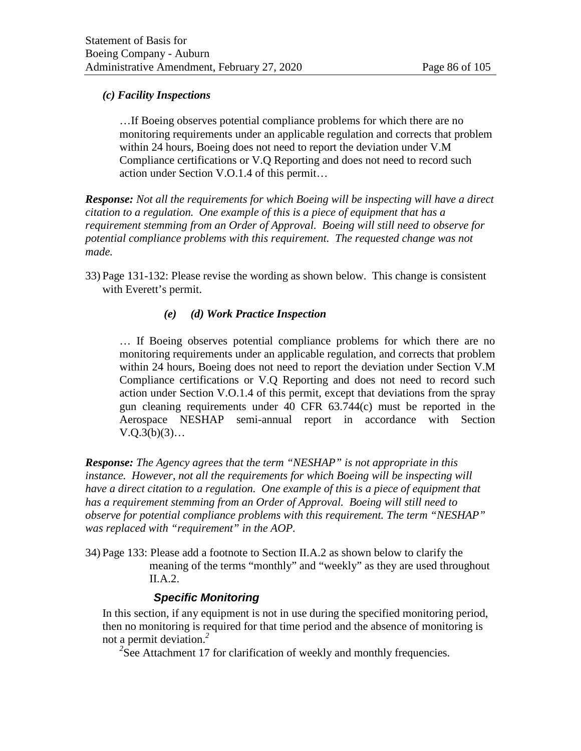*(c) Facility Inspections*

> …If Boeing observes potential compliance problems for which there are no monitoring requirements under an applicable regulation and corrects that problem within 24 hours, Boeing does not need to report the deviation under V.M Compliance certifications or V.Q Reporting and does not need to record such action under Section V.O.1.4 of this permit…

***Response:*** *Not all the requirements for which Boeing will be inspecting will have a direct citation to a regulation. One example of this is a piece of equipment that has a requirement stemming from an Order of Approval. Boeing will still need to observe for potential compliance problems with this requirement. The requested change was not made.*

33) Page 131-132: Please revise the wording as shown below. This change is consistent with Everett's permit.

*(e) (d) Work Practice Inspection*

> … If Boeing observes potential compliance problems for which there are no monitoring requirements under an applicable regulation, and corrects that problem within 24 hours, Boeing does not need to report the deviation under Section V.M Compliance certifications or V.Q Reporting and does not need to record such action under Section V.O.1.4 of this permit, except that deviations from the spray gun cleaning requirements under 40 CFR 63.744(c) must be reported in the Aerospace NESHAP semi-annual report in accordance with Section V.Q.3(b)(3)…

***Response:*** *The Agency agrees that the term "NESHAP" is not appropriate in this instance. However, not all the requirements for which Boeing will be inspecting will have a direct citation to a regulation. One example of this is a piece of equipment that has a requirement stemming from an Order of Approval. Boeing will still need to observe for potential compliance problems with this requirement. The term "NESHAP" was replaced with "requirement" in the AOP.*

34) Page 133: Please add a footnote to Section II.A.2 as shown below to clarify the meaning of the terms "monthly" and "weekly" as they are used throughout II.A.2.

***Specific Monitoring***

In this section, if any equipment is not in use during the specified monitoring period, then no monitoring is required for that time period and the absence of monitoring is not a permit deviation.[2]

[2]See Attachment 17 for clarification of weekly and monthly frequencies.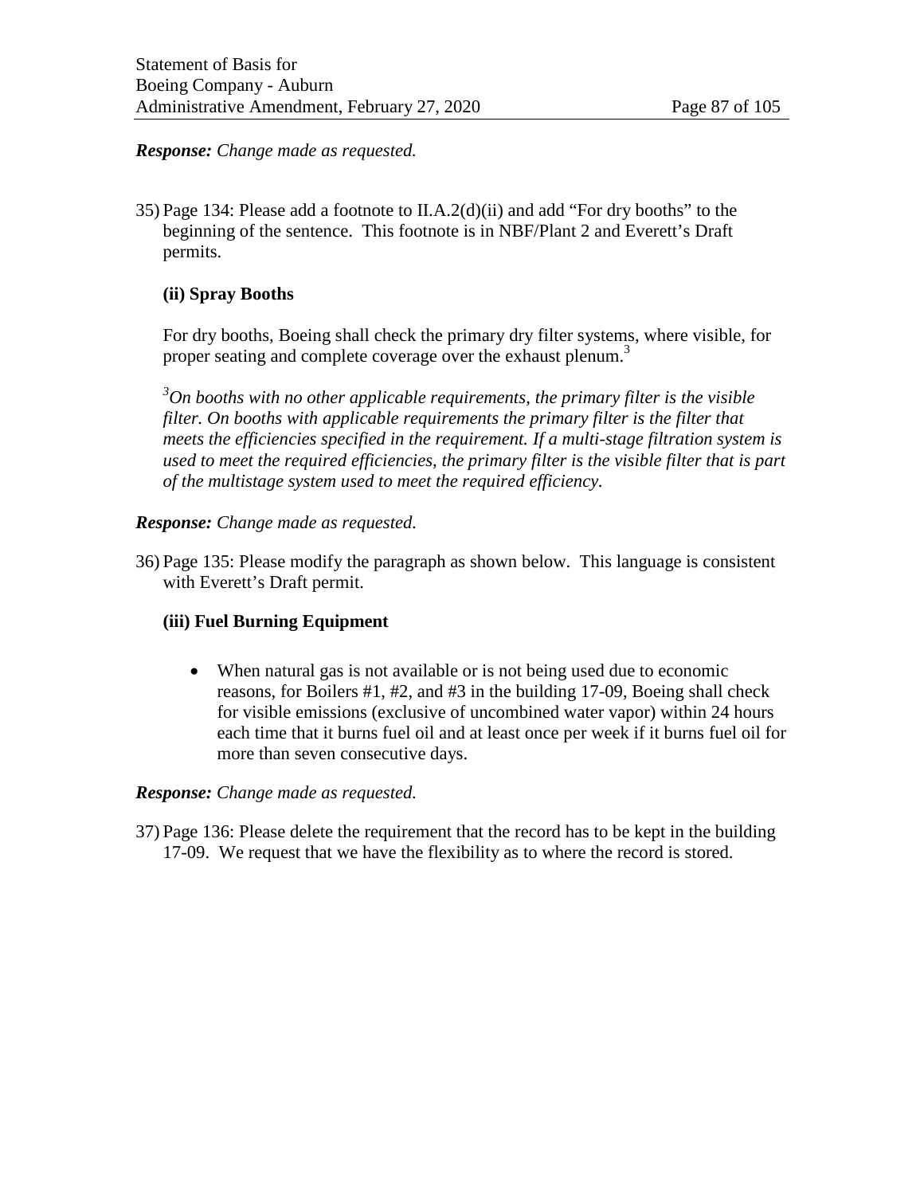***Response:*** *Change made as requested.*

35) Page 134: Please add a footnote to II.A.2(d)(ii) and add "For dry booths" to the beginning of the sentence. This footnote is in NBF/Plant 2 and Everett's Draft permits.

   **(ii) Spray Booths**

   For dry booths, Boeing shall check the primary dry filter systems, where visible, for proper seating and complete coverage over the exhaust plenum.[3]

   *[3]On booths with no other applicable requirements, the primary filter is the visible filter. On booths with applicable requirements the primary filter is the filter that meets the efficiencies specified in the requirement. If a multi-stage filtration system is used to meet the required efficiencies, the primary filter is the visible filter that is part of the multistage system used to meet the required efficiency.*

***Response:*** *Change made as requested.*

36) Page 135: Please modify the paragraph as shown below. This language is consistent with Everett's Draft permit.

   **(iii) Fuel Burning Equipment**

   - When natural gas is not available or is not being used due to economic reasons, for Boilers #1, #2, and #3 in the building 17-09, Boeing shall check for visible emissions (exclusive of uncombined water vapor) within 24 hours each time that it burns fuel oil and at least once per week if it burns fuel oil for more than seven consecutive days.

***Response:*** *Change made as requested.*

37) Page 136: Please delete the requirement that the record has to be kept in the building 17-09. We request that we have the flexibility as to where the record is stored.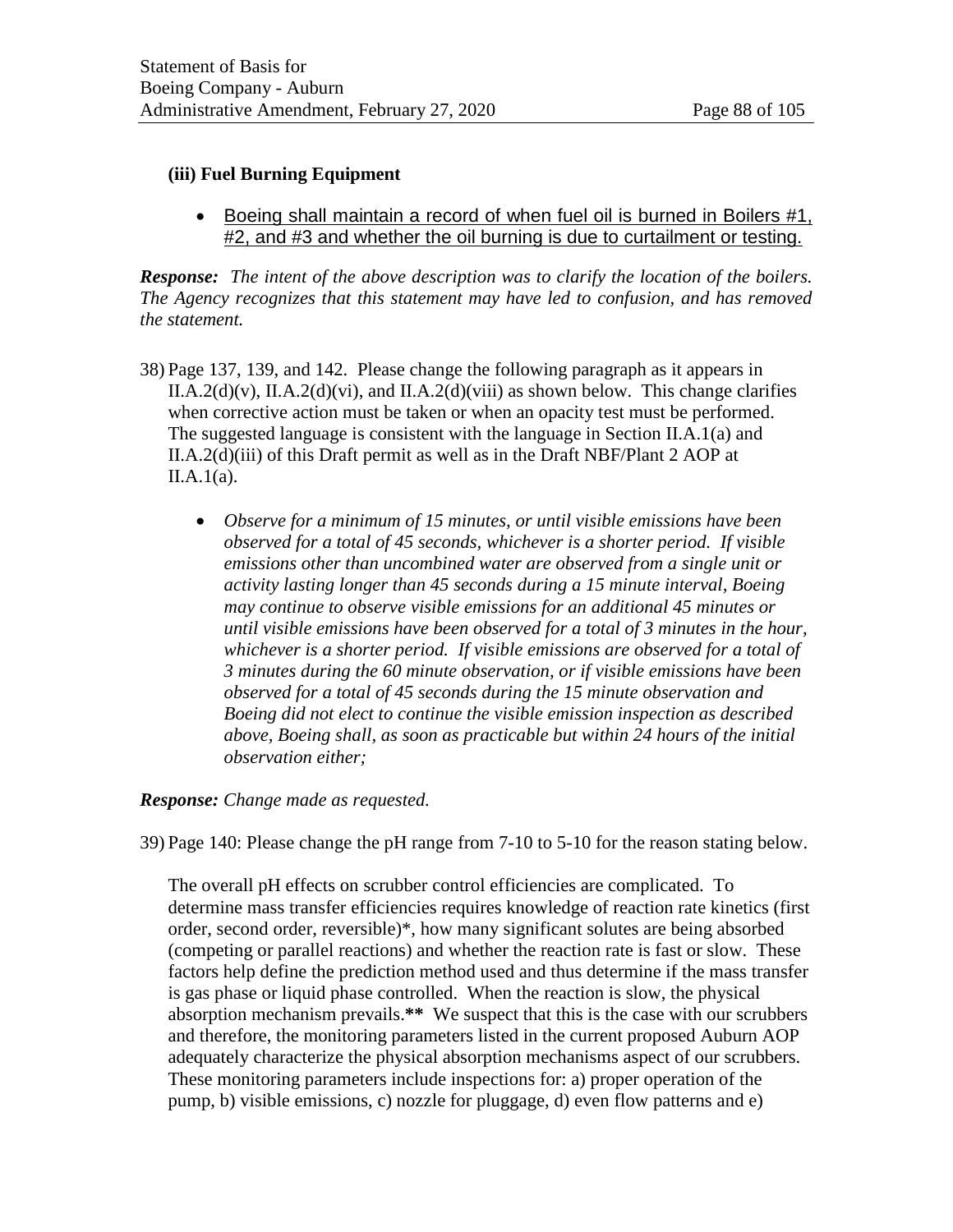**(iii) Fuel Burning Equipment**

- <u>Boeing shall maintain a record of when fuel oil is burned in Boilers #1, #2, and #3 and whether the oil burning is due to curtailment or testing.</u>

***Response:*** *The intent of the above description was to clarify the location of the boilers. The Agency recognizes that this statement may have led to confusion, and has removed the statement.*

38) Page 137, 139, and 142. Please change the following paragraph as it appears in II.A.2(d)(v), II.A.2(d)(vi), and II.A.2(d)(viii) as shown below. This change clarifies when corrective action must be taken or when an opacity test must be performed. The suggested language is consistent with the language in Section II.A.1(a) and II.A.2(d)(iii) of this Draft permit as well as in the Draft NBF/Plant 2 AOP at II.A.1(a).

    - *Observe for a minimum of 15 minutes, or until visible emissions have been observed for a total of 45 seconds, whichever is a shorter period. If visible emissions other than uncombined water are observed from a single unit or activity lasting longer than 45 seconds during a 15 minute interval, Boeing may continue to observe visible emissions for an additional 45 minutes or until visible emissions have been observed for a total of 3 minutes in the hour, whichever is a shorter period. If visible emissions are observed for a total of 3 minutes during the 60 minute observation, or if visible emissions have been observed for a total of 45 seconds during the 15 minute observation and Boeing did not elect to continue the visible emission inspection as described above, Boeing shall, as soon as practicable but within 24 hours of the initial observation either;*

***Response:*** *Change made as requested.*

39) Page 140: Please change the pH range from 7-10 to 5-10 for the reason stating below.

    The overall pH effects on scrubber control efficiencies are complicated. To determine mass transfer efficiencies requires knowledge of reaction rate kinetics (first order, second order, reversible)*, how many significant solutes are being absorbed (competing or parallel reactions) and whether the reaction rate is fast or slow. These factors help define the prediction method used and thus determine if the mass transfer is gas phase or liquid phase controlled. When the reaction is slow, the physical absorption mechanism prevails.**** We suspect that this is the case with our scrubbers and therefore, the monitoring parameters listed in the current proposed Auburn AOP adequately characterize the physical absorption mechanisms aspect of our scrubbers. These monitoring parameters include inspections for: a) proper operation of the pump, b) visible emissions, c) nozzle for pluggage, d) even flow patterns and e)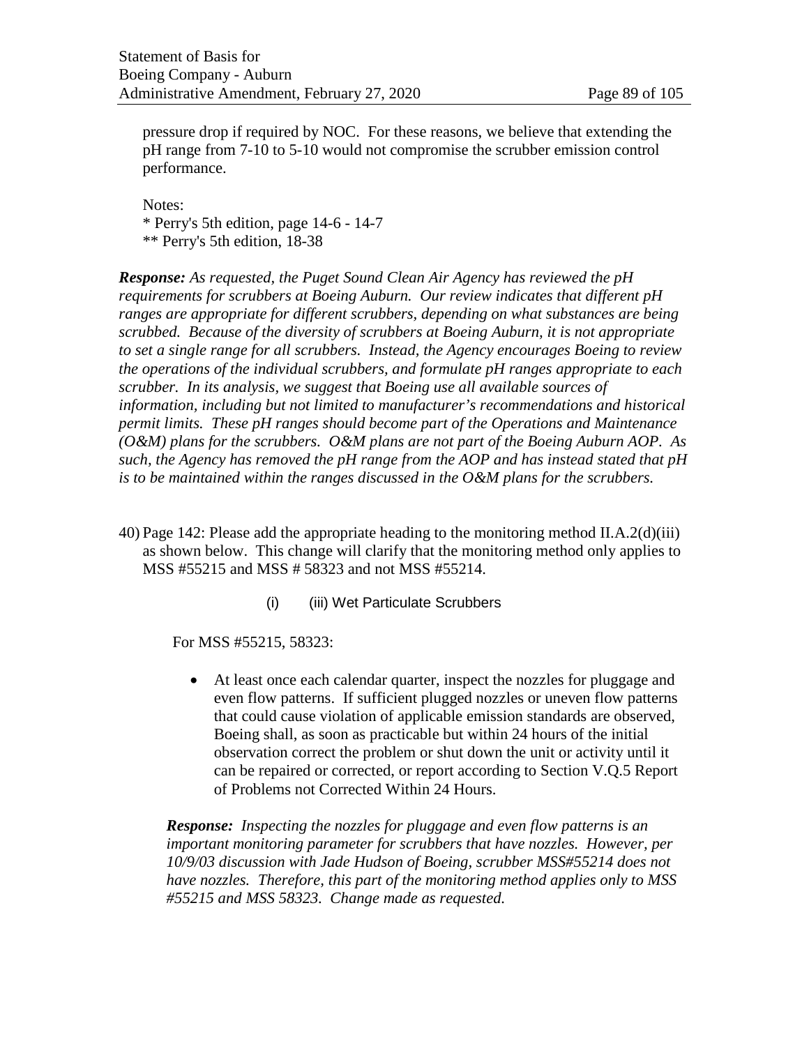pressure drop if required by NOC. For these reasons, we believe that extending the pH range from 7-10 to 5-10 would not compromise the scrubber emission control performance.

Notes:
\* Perry's 5th edition, page 14-6 - 14-7
\*\* Perry's 5th edition, 18-38

***Response:*** *As requested, the Puget Sound Clean Air Agency has reviewed the pH requirements for scrubbers at Boeing Auburn. Our review indicates that different pH ranges are appropriate for different scrubbers, depending on what substances are being scrubbed. Because of the diversity of scrubbers at Boeing Auburn, it is not appropriate to set a single range for all scrubbers. Instead, the Agency encourages Boeing to review the operations of the individual scrubbers, and formulate pH ranges appropriate to each scrubber. In its analysis, we suggest that Boeing use all available sources of information, including but not limited to manufacturer's recommendations and historical permit limits. These pH ranges should become part of the Operations and Maintenance (O&M) plans for the scrubbers. O&M plans are not part of the Boeing Auburn AOP. As such, the Agency has removed the pH range from the AOP and has instead stated that pH is to be maintained within the ranges discussed in the O&M plans for the scrubbers.*

40) Page 142: Please add the appropriate heading to the monitoring method II.A.2(d)(iii) as shown below. This change will clarify that the monitoring method only applies to MSS #55215 and MSS # 58323 and not MSS #55214.

    (i) (iii) Wet Particulate Scrubbers

    For MSS #55215, 58323:

    - At least once each calendar quarter, inspect the nozzles for pluggage and even flow patterns. If sufficient plugged nozzles or uneven flow patterns that could cause violation of applicable emission standards are observed, Boeing shall, as soon as practicable but within 24 hours of the initial observation correct the problem or shut down the unit or activity until it can be repaired or corrected, or report according to Section V.Q.5 Report of Problems not Corrected Within 24 Hours.

    ***Response:*** *Inspecting the nozzles for pluggage and even flow patterns is an important monitoring parameter for scrubbers that have nozzles. However, per 10/9/03 discussion with Jade Hudson of Boeing, scrubber MSS#55214 does not have nozzles. Therefore, this part of the monitoring method applies only to MSS #55215 and MSS 58323. Change made as requested.*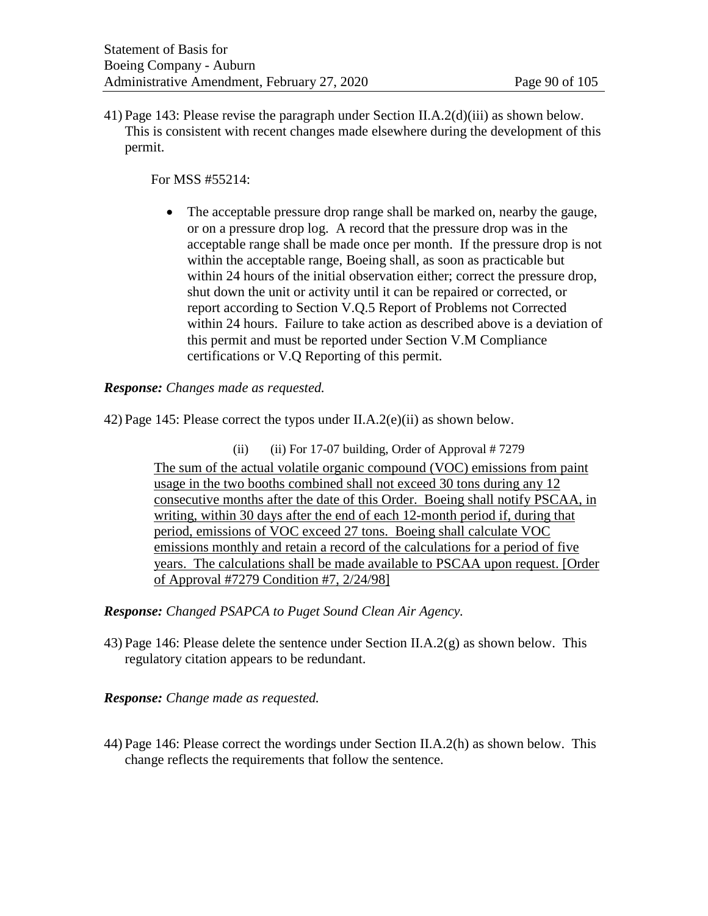41) Page 143: Please revise the paragraph under Section II.A.2(d)(iii) as shown below. This is consistent with recent changes made elsewhere during the development of this permit.

For MSS #55214:

- The acceptable pressure drop range shall be marked on, nearby the gauge, or on a pressure drop log. A record that the pressure drop was in the acceptable range shall be made once per month. If the pressure drop is not within the acceptable range, Boeing shall, as soon as practicable but within 24 hours of the initial observation either; correct the pressure drop, shut down the unit or activity until it can be repaired or corrected, or report according to Section V.Q.5 Report of Problems not Corrected within 24 hours. Failure to take action as described above is a deviation of this permit and must be reported under Section V.M Compliance certifications or V.Q Reporting of this permit.

***Response:*** *Changes made as requested.*

42) Page 145: Please correct the typos under II.A.2(e)(ii) as shown below.

(ii) (ii) For 17-07 building, Order of Approval # 7279

<u>The sum of the actual volatile organic compound (VOC) emissions from paint usage in the two booths combined shall not exceed 30 tons during any 12 consecutive months after the date of this Order. Boeing shall notify PSCAA, in writing, within 30 days after the end of each 12-month period if, during that period, emissions of VOC exceed 27 tons. Boeing shall calculate VOC emissions monthly and retain a record of the calculations for a period of five years. The calculations shall be made available to PSCAA upon request. [Order of Approval #7279 Condition #7, 2/24/98]</u>

***Response:*** *Changed PSAPCA to Puget Sound Clean Air Agency.*

43) Page 146: Please delete the sentence under Section II.A.2(g) as shown below. This regulatory citation appears to be redundant.

***Response:*** *Change made as requested.*

44) Page 146: Please correct the wordings under Section II.A.2(h) as shown below. This change reflects the requirements that follow the sentence.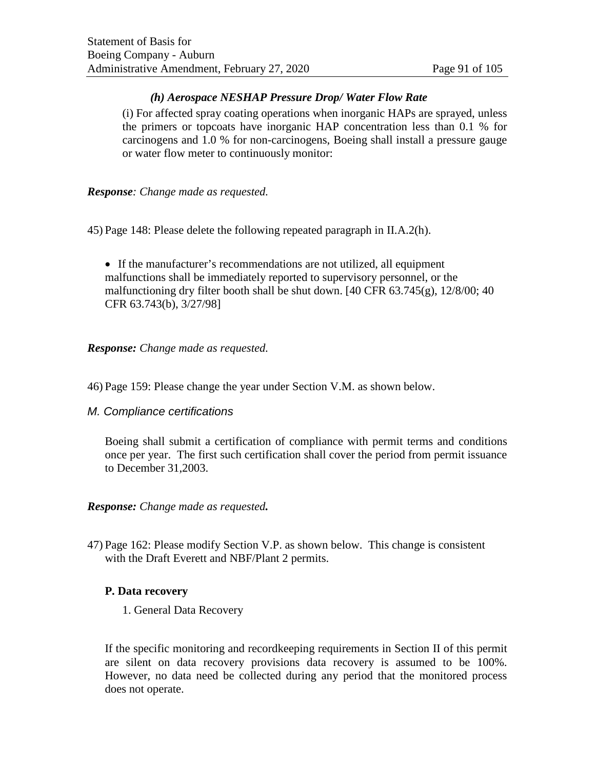***(h) Aerospace NESHAP Pressure Drop/ Water Flow Rate***

(i) For affected spray coating operations when inorganic HAPs are sprayed, unless the primers or topcoats have inorganic HAP concentration less than 0.1 % for carcinogens and 1.0 % for non-carcinogens, Boeing shall install a pressure gauge or water flow meter to continuously monitor:

***Response**: Change made as requested.*

45) Page 148: Please delete the following repeated paragraph in II.A.2(h).

- If the manufacturer's recommendations are not utilized, all equipment malfunctions shall be immediately reported to supervisory personnel, or the malfunctioning dry filter booth shall be shut down. [40 CFR 63.745(g), 12/8/00; 40 CFR 63.743(b), 3/27/98]

***Response:** Change made as requested.*

46) Page 159: Please change the year under Section V.M. as shown below.

*M. Compliance certifications*

Boeing shall submit a certification of compliance with permit terms and conditions once per year. The first such certification shall cover the period from permit issuance to December 31,2003.

***Response:** Change made as requested.*

47) Page 162: Please modify Section V.P. as shown below. This change is consistent with the Draft Everett and NBF/Plant 2 permits.

**P. Data recovery**

1. General Data Recovery

If the specific monitoring and recordkeeping requirements in Section II of this permit are silent on data recovery provisions data recovery is assumed to be 100%. However, no data need be collected during any period that the monitored process does not operate.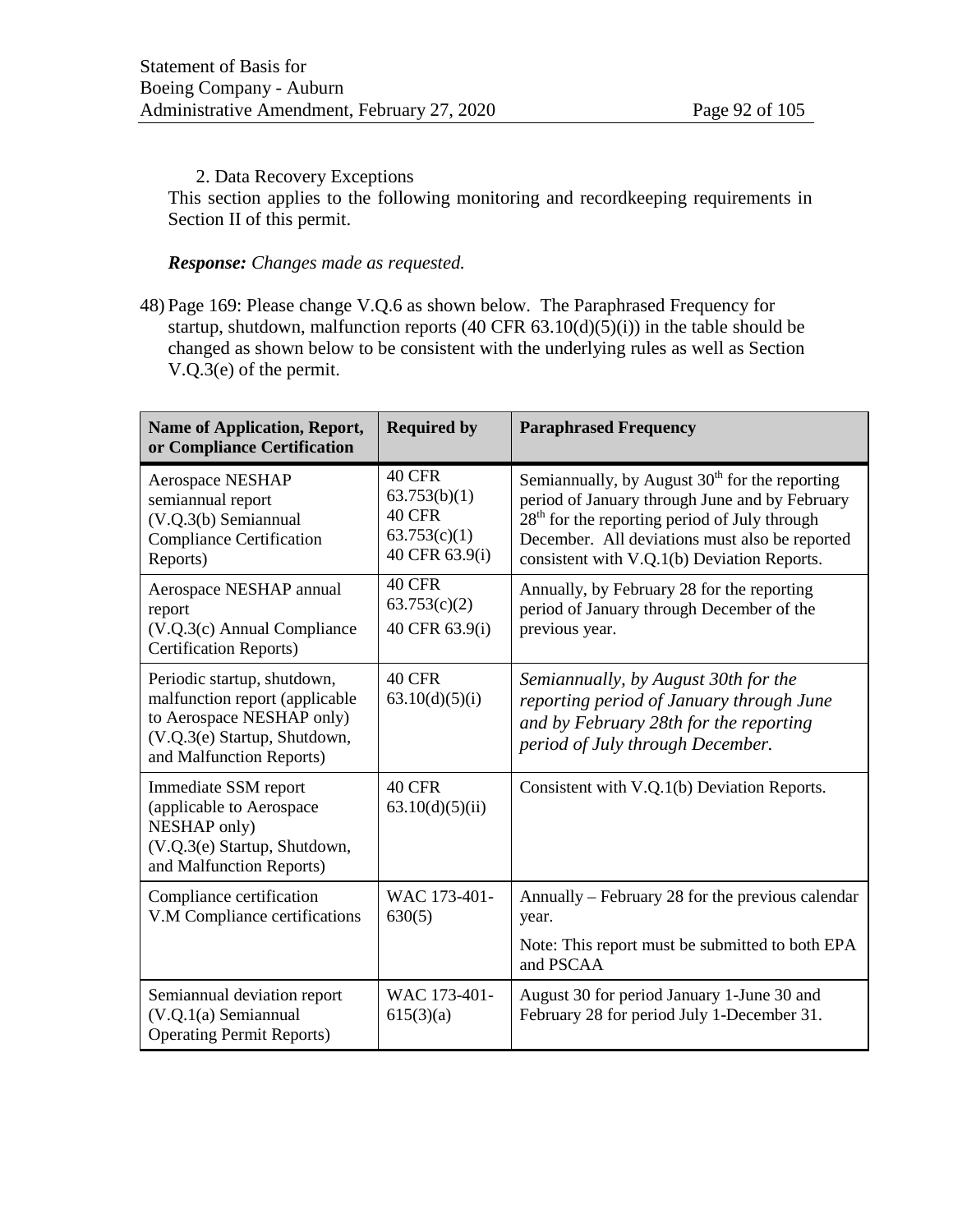2. Data Recovery Exceptions

This section applies to the following monitoring and recordkeeping requirements in Section II of this permit.

***Response:*** *Changes made as requested.*

48) Page 169: Please change V.Q.6 as shown below. The Paraphrased Frequency for startup, shutdown, malfunction reports (40 CFR 63.10(d)(5)(i)) in the table should be changed as shown below to be consistent with the underlying rules as well as Section V.Q.3(e) of the permit.

| Name of Application, Report, or Compliance Certification | Required by | Paraphrased Frequency |
|---|---|---|
| Aerospace NESHAP semiannual report (V.Q.3(b) Semiannual Compliance Certification Reports) | 40 CFR 63.753(b)(1) 40 CFR 63.753(c)(1) 40 CFR 63.9(i) | Semiannually, by August 30th for the reporting period of January through June and by February 28th for the reporting period of July through December. All deviations must also be reported consistent with V.Q.1(b) Deviation Reports. |
| Aerospace NESHAP annual report (V.Q.3(c) Annual Compliance Certification Reports) | 40 CFR 63.753(c)(2) 40 CFR 63.9(i) | Annually, by February 28 for the reporting period of January through December of the previous year. |
| Periodic startup, shutdown, malfunction report (applicable to Aerospace NESHAP only) (V.Q.3(e) Startup, Shutdown, and Malfunction Reports) | 40 CFR 63.10(d)(5)(i) | *Semiannually, by August 30th for the reporting period of January through June and by February 28th for the reporting period of July through December.* |
| Immediate SSM report (applicable to Aerospace NESHAP only) (V.Q.3(e) Startup, Shutdown, and Malfunction Reports) | 40 CFR 63.10(d)(5)(ii) | Consistent with V.Q.1(b) Deviation Reports. |
| Compliance certification V.M Compliance certifications | WAC 173-401-630(5) | Annually – February 28 for the previous calendar year. Note: This report must be submitted to both EPA and PSCAA |
| Semiannual deviation report (V.Q.1(a) Semiannual Operating Permit Reports) | WAC 173-401-615(3)(a) | August 30 for period January 1-June 30 and February 28 for period July 1-December 31. |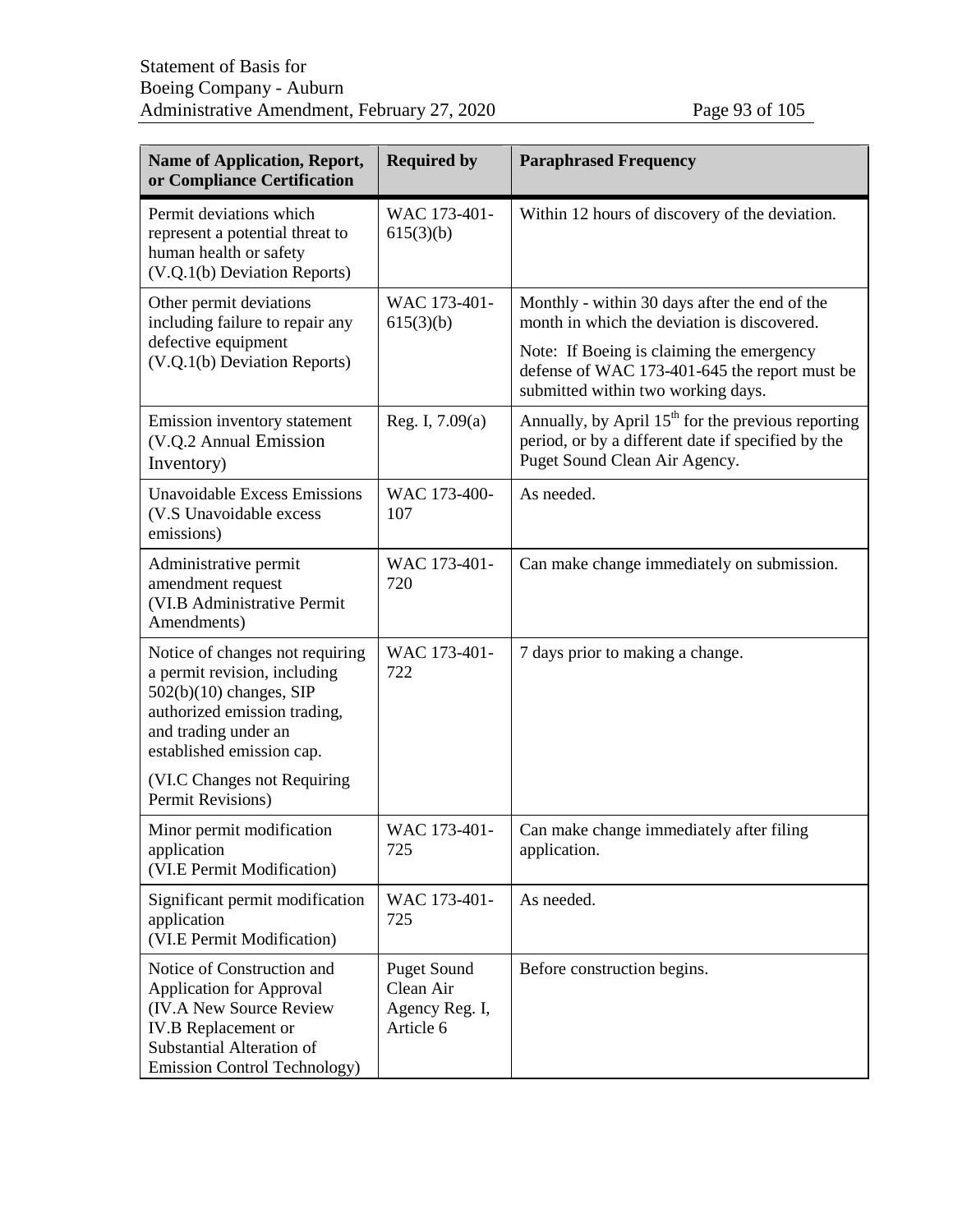| Name of Application, Report, or Compliance Certification | Required by | Paraphrased Frequency |
|---|---|---|
| Permit deviations which represent a potential threat to human health or safety (V.Q.1(b) Deviation Reports) | WAC 173-401-615(3)(b) | Within 12 hours of discovery of the deviation. |
| Other permit deviations including failure to repair any defective equipment (V.Q.1(b) Deviation Reports) | WAC 173-401-615(3)(b) | Monthly - within 30 days after the end of the month in which the deviation is discovered.<br><br>Note: If Boeing is claiming the emergency defense of WAC 173-401-645 the report must be submitted within two working days. |
| Emission inventory statement (V.Q.2 Annual Emission Inventory) | Reg. I, 7.09(a) | Annually, by April 15th for the previous reporting period, or by a different date if specified by the Puget Sound Clean Air Agency. |
| Unavoidable Excess Emissions (V.S Unavoidable excess emissions) | WAC 173-400-107 | As needed. |
| Administrative permit amendment request (VI.B Administrative Permit Amendments) | WAC 173-401-720 | Can make change immediately on submission. |
| Notice of changes not requiring a permit revision, including 502(b)(10) changes, SIP authorized emission trading, and trading under an established emission cap.<br><br>(VI.C Changes not Requiring Permit Revisions) | WAC 173-401-722 | 7 days prior to making a change. |
| Minor permit modification application (VI.E Permit Modification) | WAC 173-401-725 | Can make change immediately after filing application. |
| Significant permit modification application (VI.E Permit Modification) | WAC 173-401-725 | As needed. |
| Notice of Construction and Application for Approval (IV.A New Source Review IV.B Replacement or Substantial Alteration of Emission Control Technology) | Puget Sound Clean Air Agency Reg. I, Article 6 | Before construction begins. |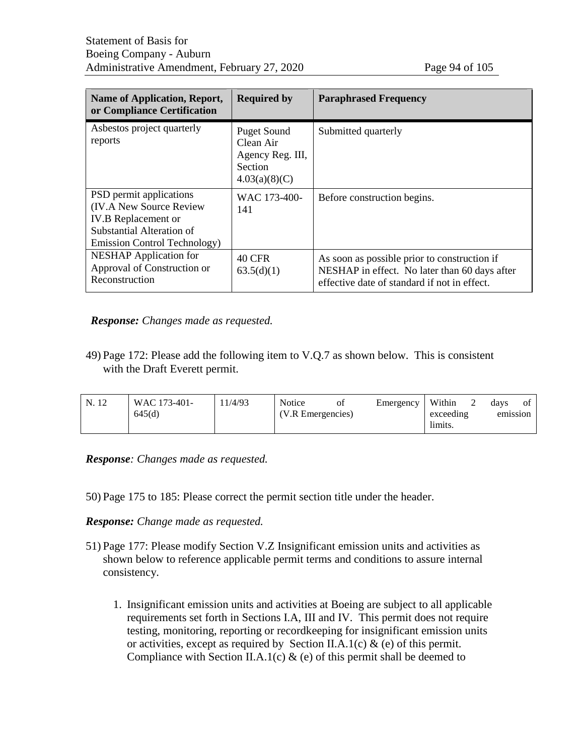| Name of Application, Report, or Compliance Certification | Required by | Paraphrased Frequency |
|---|---|---|
| Asbestos project quarterly reports | Puget Sound Clean Air Agency Reg. III, Section 4.03(a)(8)(C) | Submitted quarterly |
| PSD permit applications (IV.A New Source Review IV.B Replacement or Substantial Alteration of Emission Control Technology) | WAC 173-400-141 | Before construction begins. |
| NESHAP Application for Approval of Construction or Reconstruction | 40 CFR 63.5(d)(1) | As soon as possible prior to construction if NESHAP in effect. No later than 60 days after effective date of standard if not in effect. |

***Response:*** *Changes made as requested.*

49) Page 172: Please add the following item to V.Q.7 as shown below. This is consistent with the Draft Everett permit.

| | | | | |
|---|---|---|---|---|
| N. 12 | WAC 173-401-645(d) | 11/4/93 | Notice of Emergency (V.R Emergencies) | Within 2 days of exceeding emission limits. |

***Response****: Changes made as requested.*

50) Page 175 to 185: Please correct the permit section title under the header.

***Response:*** *Change made as requested.*

51) Page 177: Please modify Section V.Z Insignificant emission units and activities as shown below to reference applicable permit terms and conditions to assure internal consistency.

1. Insignificant emission units and activities at Boeing are subject to all applicable requirements set forth in Sections I.A, III and IV. This permit does not require testing, monitoring, reporting or recordkeeping for insignificant emission units or activities, except as required by Section II.A.1(c) & (e) of this permit. Compliance with Section II.A.1(c) & (e) of this permit shall be deemed to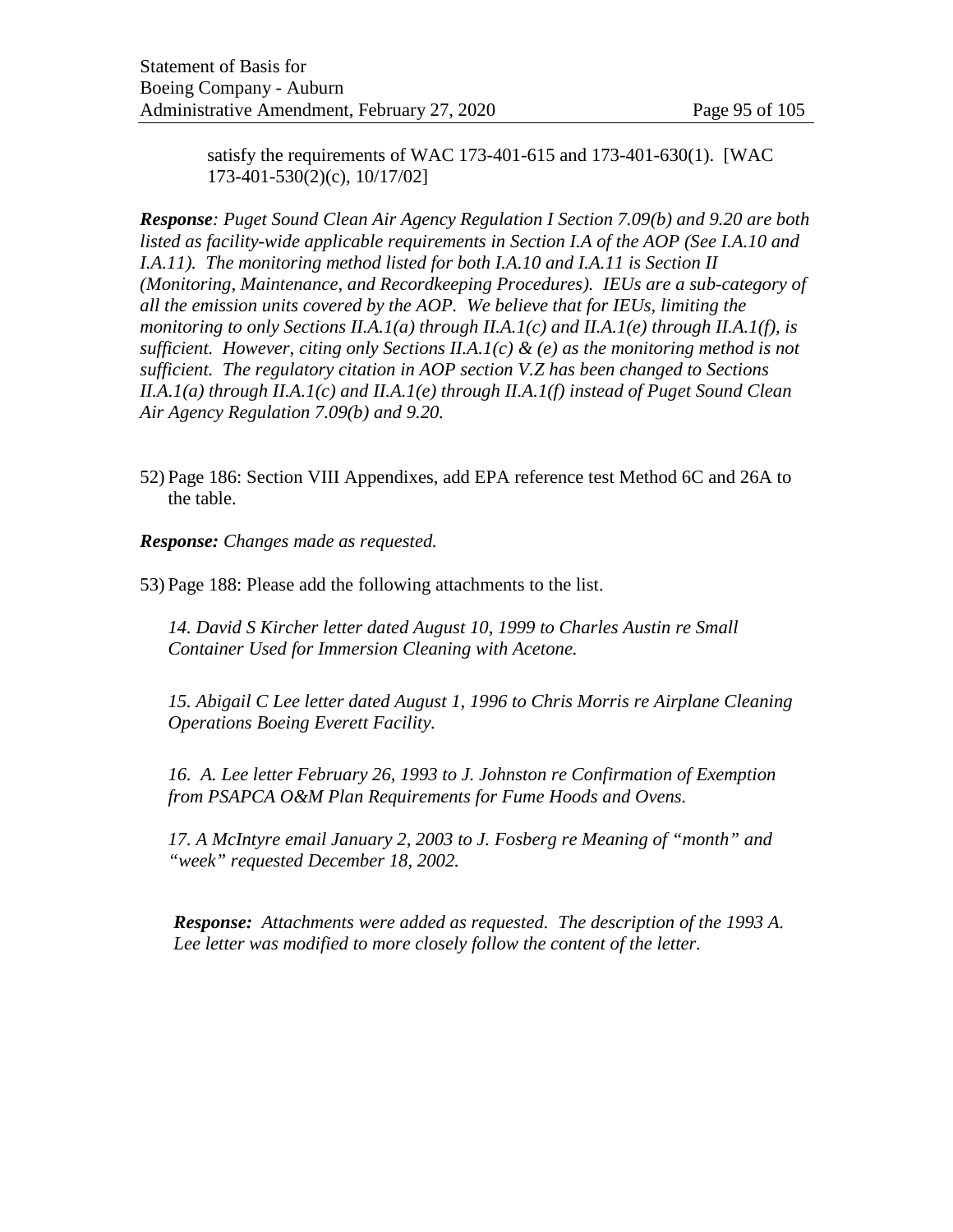satisfy the requirements of WAC 173-401-615 and 173-401-630(1). [WAC 173-401-530(2)(c), 10/17/02]

***Response**: Puget Sound Clean Air Agency Regulation I Section 7.09(b) and 9.20 are both listed as facility-wide applicable requirements in Section I.A of the AOP (See I.A.10 and I.A.11). The monitoring method listed for both I.A.10 and I.A.11 is Section II (Monitoring, Maintenance, and Recordkeeping Procedures). IEUs are a sub-category of all the emission units covered by the AOP. We believe that for IEUs, limiting the monitoring to only Sections II.A.1(a) through II.A.1(c) and II.A.1(e) through II.A.1(f), is sufficient. However, citing only Sections II.A.1(c) & (e) as the monitoring method is not sufficient. The regulatory citation in AOP section V.Z has been changed to Sections II.A.1(a) through II.A.1(c) and II.A.1(e) through II.A.1(f) instead of Puget Sound Clean Air Agency Regulation 7.09(b) and 9.20.*

52) Page 186: Section VIII Appendixes, add EPA reference test Method 6C and 26A to the table.

***Response:** Changes made as requested.*

53) Page 188: Please add the following attachments to the list.

*14. David S Kircher letter dated August 10, 1999 to Charles Austin re Small Container Used for Immersion Cleaning with Acetone.*

*15. Abigail C Lee letter dated August 1, 1996 to Chris Morris re Airplane Cleaning Operations Boeing Everett Facility.*

*16. A. Lee letter February 26, 1993 to J. Johnston re Confirmation of Exemption from PSAPCA O&M Plan Requirements for Fume Hoods and Ovens.*

*17. A McIntyre email January 2, 2003 to J. Fosberg re Meaning of "month" and "week" requested December 18, 2002.*

***Response:** Attachments were added as requested. The description of the 1993 A. Lee letter was modified to more closely follow the content of the letter.*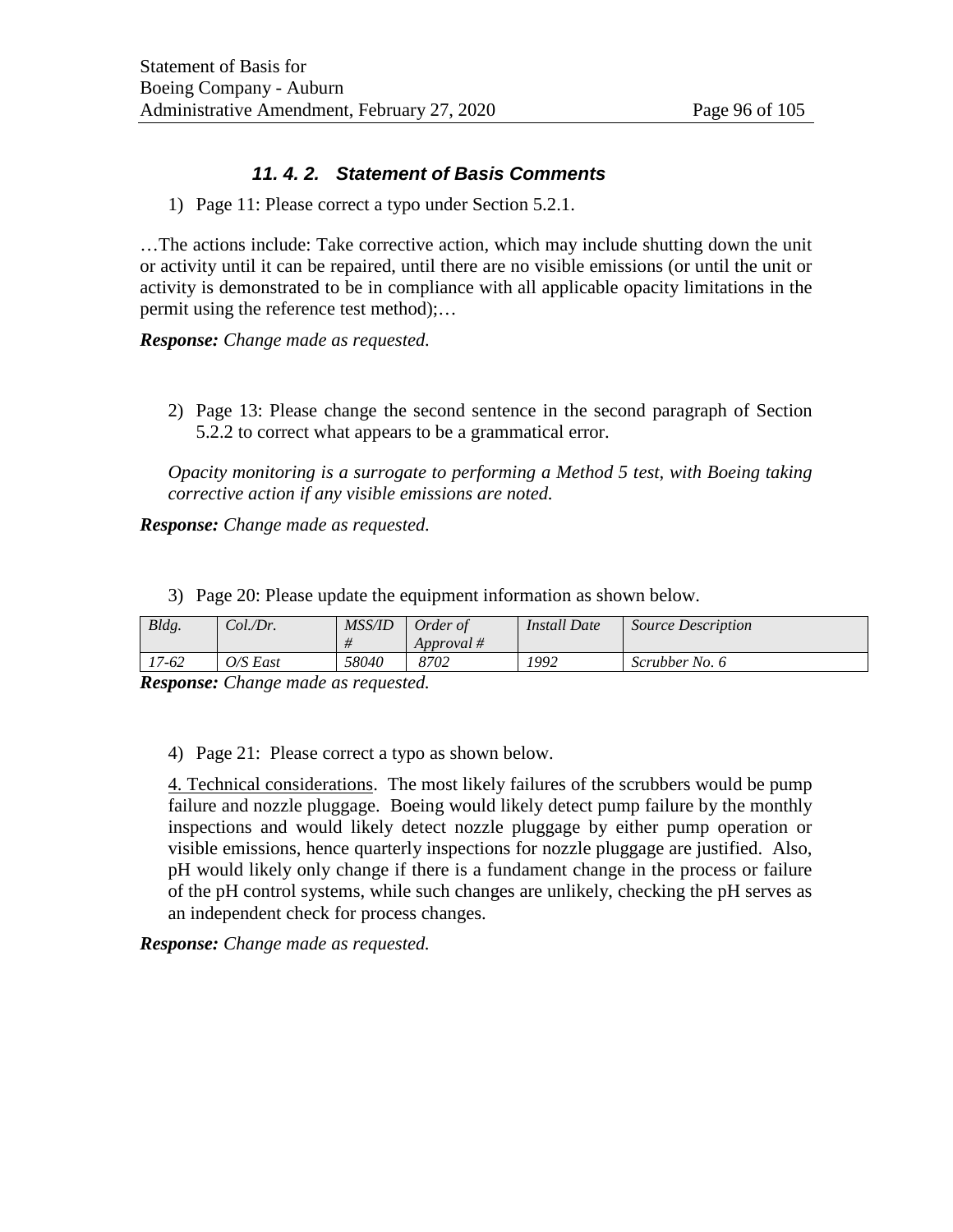### *11. 4. 2. Statement of Basis Comments*

1) Page 11: Please correct a typo under Section 5.2.1.

…The actions include: Take corrective action, which may include shutting down the unit or activity until it can be repaired, until there are no visible emissions (or until the unit or activity is demonstrated to be in compliance with all applicable opacity limitations in the permit using the reference test method);…

***Response:*** *Change made as requested.*

2) Page 13: Please change the second sentence in the second paragraph of Section 5.2.2 to correct what appears to be a grammatical error.

*Opacity monitoring is a surrogate to performing a Method 5 test, with Boeing taking corrective action if any visible emissions are noted.*

***Response:*** *Change made as requested.*

3) Page 20: Please update the equipment information as shown below.

| *Bldg.* | *Col./Dr.* | *MSS/ID #* | *Order of Approval #* | *Install Date* | *Source Description* |
|---|---|---|---|---|---|
| *17-62* | *O/S East* | *58040* | *8702* | *1992* | *Scrubber No. 6* |

***Response:*** *Change made as requested.*

4) Page 21: Please correct a typo as shown below.

4. Technical considerations. The most likely failures of the scrubbers would be pump failure and nozzle pluggage. Boeing would likely detect pump failure by the monthly inspections and would likely detect nozzle pluggage by either pump operation or visible emissions, hence quarterly inspections for nozzle pluggage are justified. Also, pH would likely only change if there is a fundament change in the process or failure of the pH control systems, while such changes are unlikely, checking the pH serves as an independent check for process changes.

***Response:*** *Change made as requested.*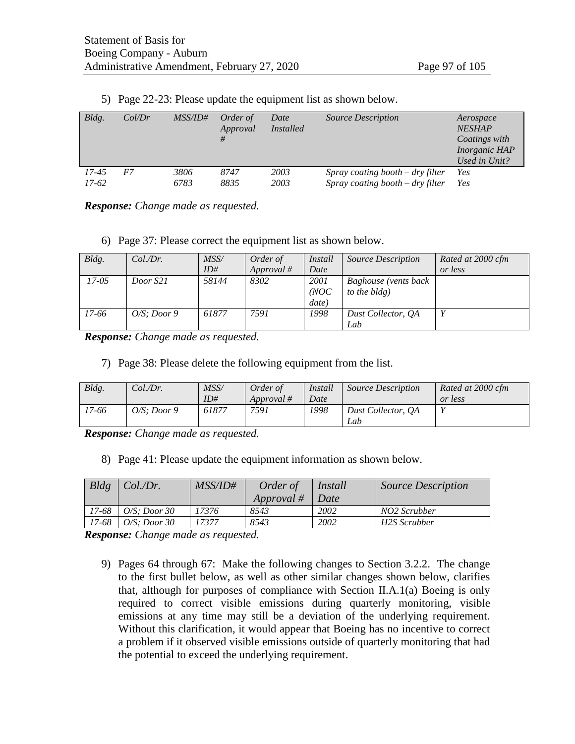5) Page 22-23: Please update the equipment list as shown below.

| *Bldg.* | *Col/Dr* | *MSS/ID#* | *Order of Approval #* | *Date Installed* | *Source Description* | *Aerospace NESHAP Coatings with Inorganic HAP Used in Unit?* |
|---|---|---|---|---|---|---|
| *17-45* | *F7* | *3806* | *8747* | *2003* | *Spray coating booth – dry filter* | *Yes* |
| *17-62* | | *6783* | *8835* | *2003* | *Spray coating booth – dry filter* | *Yes* |

***Response:*** *Change made as requested.*

6) Page 37: Please correct the equipment list as shown below.

| *Bldg.* | *Col./Dr.* | *MSS/ ID#* | *Order of Approval #* | *Install Date* | *Source Description* | *Rated at 2000 cfm or less* |
|---|---|---|---|---|---|---|
| *17-05* | *Door S21* | *58144* | *8302* | *2001 (NOC date)* | *Baghouse (vents back to the bldg)* | |
| *17-66* | *O/S; Door 9* | *61877* | *7591* | *1998* | *Dust Collector, QA Lab* | *Y* |

***Response:*** *Change made as requested.*

7) Page 38: Please delete the following equipment from the list.

| *Bldg.* | *Col./Dr.* | *MSS/ ID#* | *Order of Approval #* | *Install Date* | *Source Description* | *Rated at 2000 cfm or less* |
|---|---|---|---|---|---|---|
| *17-66* | *O/S; Door 9* | *61877* | *7591* | *1998* | *Dust Collector, QA Lab* | *Y* |

***Response:*** *Change made as requested.*

8) Page 41: Please update the equipment information as shown below.

| *Bldg* | *Col./Dr.* | *MSS/ID#* | *Order of Approval #* | *Install Date* | *Source Description* |
|---|---|---|---|---|---|
| *17-68* | *O/S; Door 30* | *17376* | *8543* | *2002* | *NO2 Scrubber* |
| *17-68* | *O/S; Door 30* | *17377* | *8543* | *2002* | *H2S Scrubber* |

***Response:*** *Change made as requested.*

9) Pages 64 through 67: Make the following changes to Section 3.2.2. The change to the first bullet below, as well as other similar changes shown below, clarifies that, although for purposes of compliance with Section II.A.1(a) Boeing is only required to correct visible emissions during quarterly monitoring, visible emissions at any time may still be a deviation of the underlying requirement. Without this clarification, it would appear that Boeing has no incentive to correct a problem if it observed visible emissions outside of quarterly monitoring that had the potential to exceed the underlying requirement.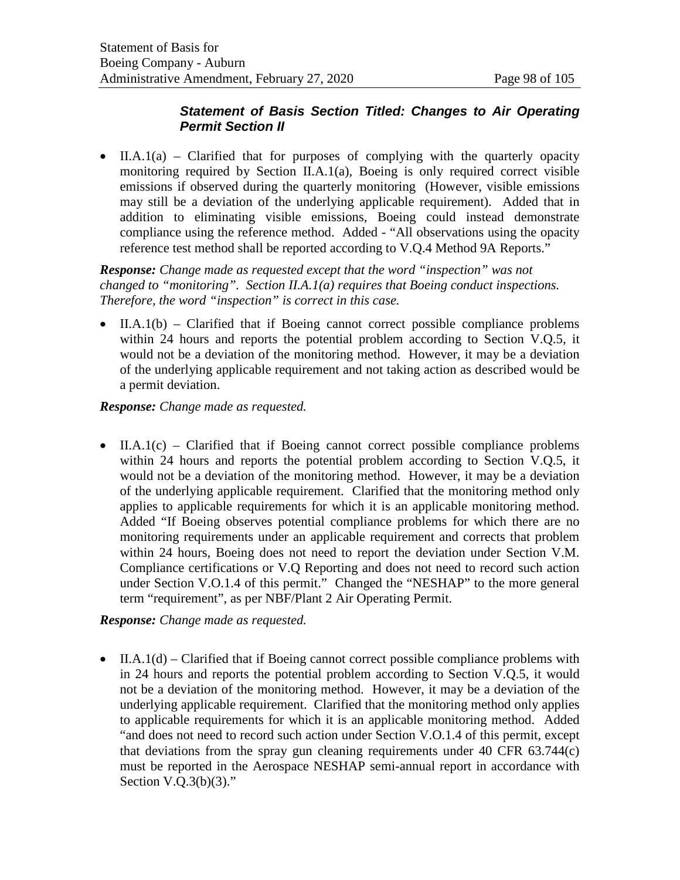### *Statement of Basis Section Titled: Changes to Air Operating Permit Section II*

- II.A.1(a) – Clarified that for purposes of complying with the quarterly opacity monitoring required by Section II.A.1(a), Boeing is only required correct visible emissions if observed during the quarterly monitoring (However, visible emissions may still be a deviation of the underlying applicable requirement). Added that in addition to eliminating visible emissions, Boeing could instead demonstrate compliance using the reference method. Added - "All observations using the opacity reference test method shall be reported according to V.Q.4 Method 9A Reports."

***Response:*** *Change made as requested except that the word "inspection" was not changed to "monitoring". Section II.A.1(a) requires that Boeing conduct inspections. Therefore, the word "inspection" is correct in this case.*

- II.A.1(b) – Clarified that if Boeing cannot correct possible compliance problems within 24 hours and reports the potential problem according to Section V.Q.5, it would not be a deviation of the monitoring method. However, it may be a deviation of the underlying applicable requirement and not taking action as described would be a permit deviation.

***Response:*** *Change made as requested.*

- II.A.1(c) – Clarified that if Boeing cannot correct possible compliance problems within 24 hours and reports the potential problem according to Section V.Q.5, it would not be a deviation of the monitoring method. However, it may be a deviation of the underlying applicable requirement. Clarified that the monitoring method only applies to applicable requirements for which it is an applicable monitoring method. Added "If Boeing observes potential compliance problems for which there are no monitoring requirements under an applicable requirement and corrects that problem within 24 hours, Boeing does not need to report the deviation under Section V.M. Compliance certifications or V.Q Reporting and does not need to record such action under Section V.O.1.4 of this permit." Changed the "NESHAP" to the more general term "requirement", as per NBF/Plant 2 Air Operating Permit.

***Response:*** *Change made as requested.*

- II.A.1(d) – Clarified that if Boeing cannot correct possible compliance problems with in 24 hours and reports the potential problem according to Section V.Q.5, it would not be a deviation of the monitoring method. However, it may be a deviation of the underlying applicable requirement. Clarified that the monitoring method only applies to applicable requirements for which it is an applicable monitoring method. Added "and does not need to record such action under Section V.O.1.4 of this permit, except that deviations from the spray gun cleaning requirements under 40 CFR 63.744(c) must be reported in the Aerospace NESHAP semi-annual report in accordance with Section V.Q.3(b)(3)."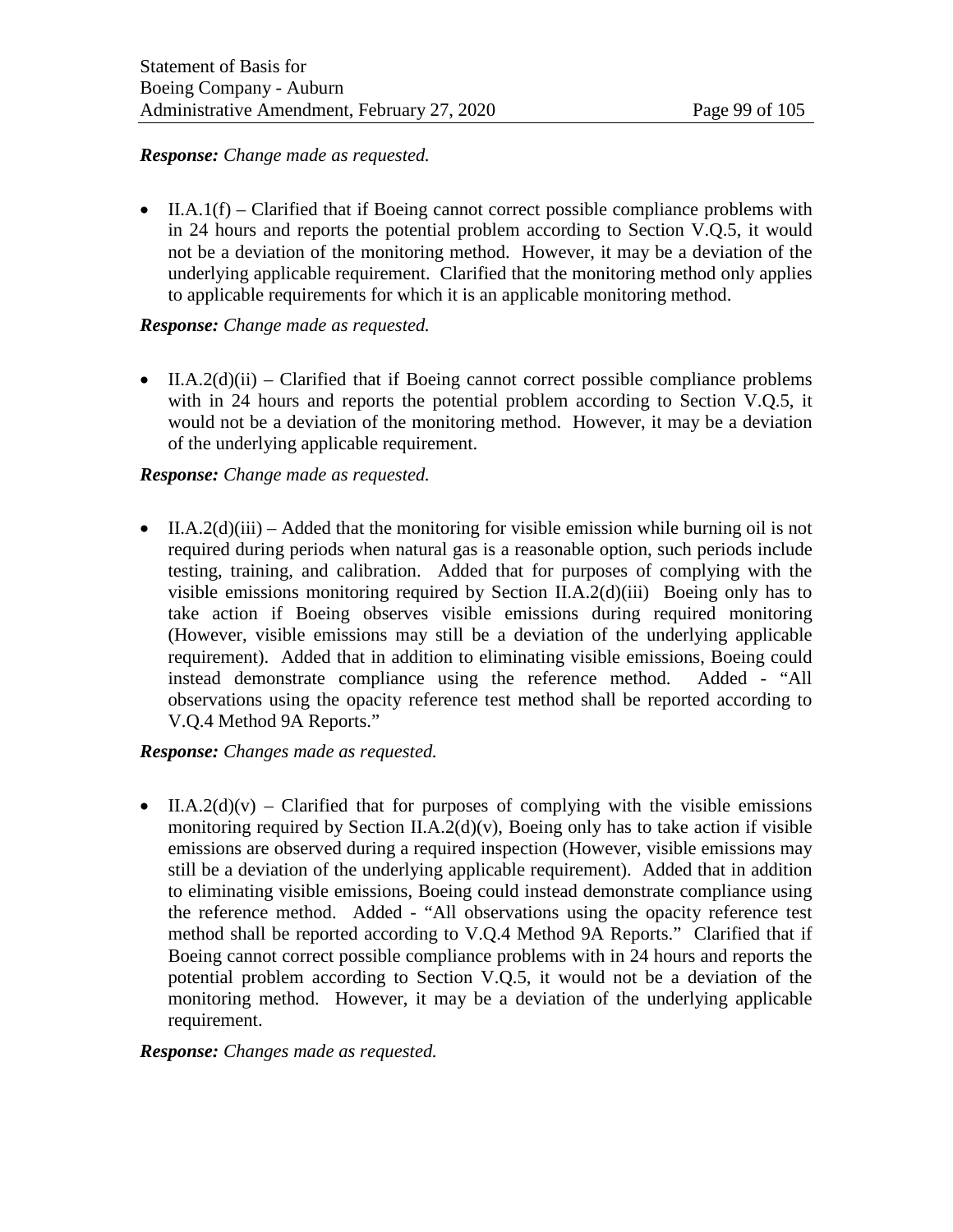***Response:*** *Change made as requested.*

- II.A.1(f) – Clarified that if Boeing cannot correct possible compliance problems with in 24 hours and reports the potential problem according to Section V.Q.5, it would not be a deviation of the monitoring method. However, it may be a deviation of the underlying applicable requirement. Clarified that the monitoring method only applies to applicable requirements for which it is an applicable monitoring method.

***Response:*** *Change made as requested.*

- II.A.2(d)(ii) – Clarified that if Boeing cannot correct possible compliance problems with in 24 hours and reports the potential problem according to Section V.Q.5, it would not be a deviation of the monitoring method. However, it may be a deviation of the underlying applicable requirement.

***Response:*** *Change made as requested.*

- II.A.2(d)(iii) – Added that the monitoring for visible emission while burning oil is not required during periods when natural gas is a reasonable option, such periods include testing, training, and calibration. Added that for purposes of complying with the visible emissions monitoring required by Section II.A.2(d)(iii) Boeing only has to take action if Boeing observes visible emissions during required monitoring (However, visible emissions may still be a deviation of the underlying applicable requirement). Added that in addition to eliminating visible emissions, Boeing could instead demonstrate compliance using the reference method. Added - "All observations using the opacity reference test method shall be reported according to V.Q.4 Method 9A Reports."

***Response:*** *Changes made as requested.*

- II.A.2(d)(v) – Clarified that for purposes of complying with the visible emissions monitoring required by Section II.A.2(d)(v), Boeing only has to take action if visible emissions are observed during a required inspection (However, visible emissions may still be a deviation of the underlying applicable requirement). Added that in addition to eliminating visible emissions, Boeing could instead demonstrate compliance using the reference method. Added - "All observations using the opacity reference test method shall be reported according to V.Q.4 Method 9A Reports." Clarified that if Boeing cannot correct possible compliance problems with in 24 hours and reports the potential problem according to Section V.Q.5, it would not be a deviation of the monitoring method. However, it may be a deviation of the underlying applicable requirement.

***Response:*** *Changes made as requested.*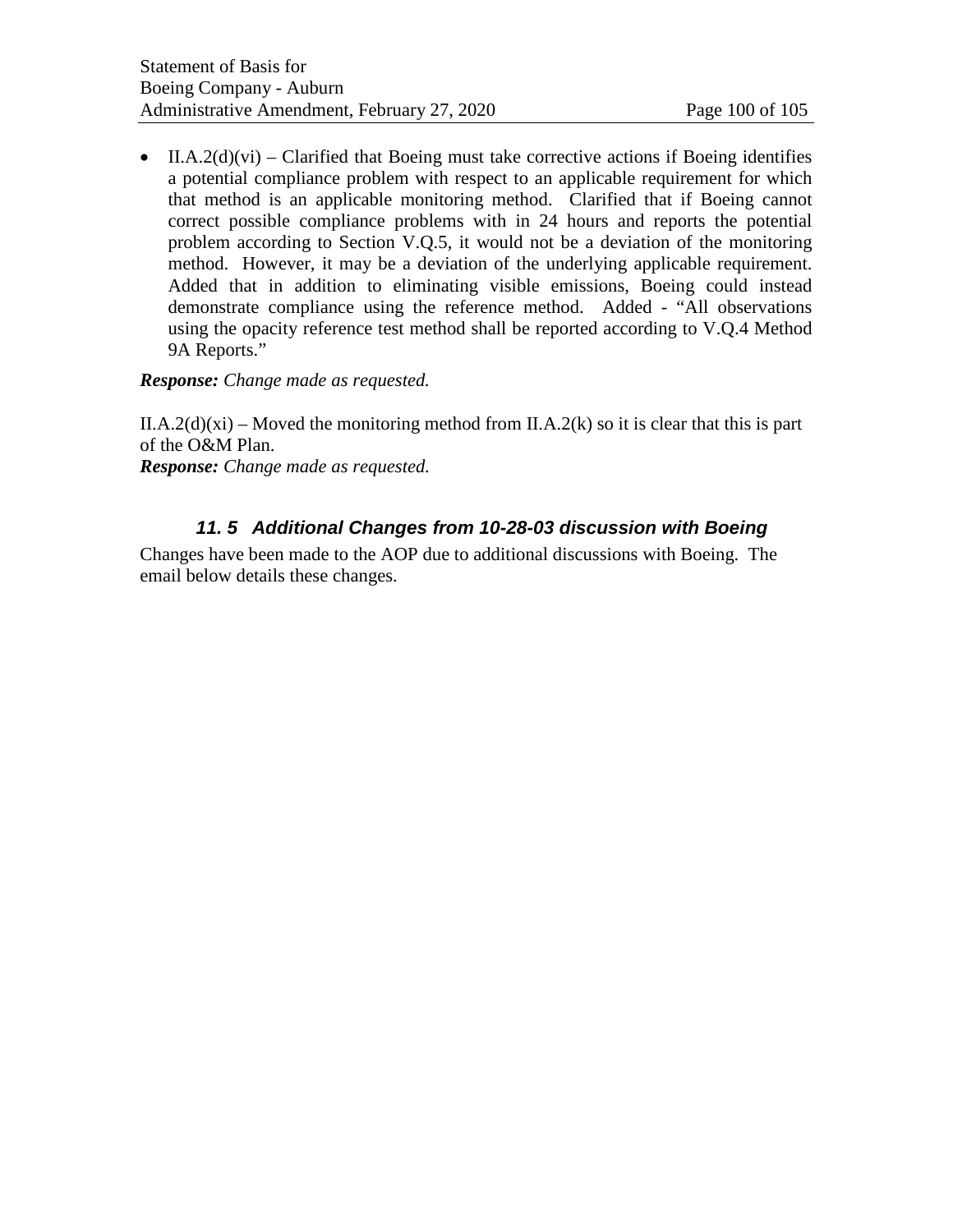- II.A.2(d)(vi) – Clarified that Boeing must take corrective actions if Boeing identifies a potential compliance problem with respect to an applicable requirement for which that method is an applicable monitoring method. Clarified that if Boeing cannot correct possible compliance problems with in 24 hours and reports the potential problem according to Section V.Q.5, it would not be a deviation of the monitoring method. However, it may be a deviation of the underlying applicable requirement. Added that in addition to eliminating visible emissions, Boeing could instead demonstrate compliance using the reference method. Added - "All observations using the opacity reference test method shall be reported according to V.Q.4 Method 9A Reports."

***Response:*** *Change made as requested.*

II.A.2(d)(xi) – Moved the monitoring method from II.A.2(k) so it is clear that this is part of the O&M Plan.
***Response:*** *Change made as requested.*

### 11. 5 Additional Changes from 10-28-03 discussion with Boeing

Changes have been made to the AOP due to additional discussions with Boeing. The email below details these changes.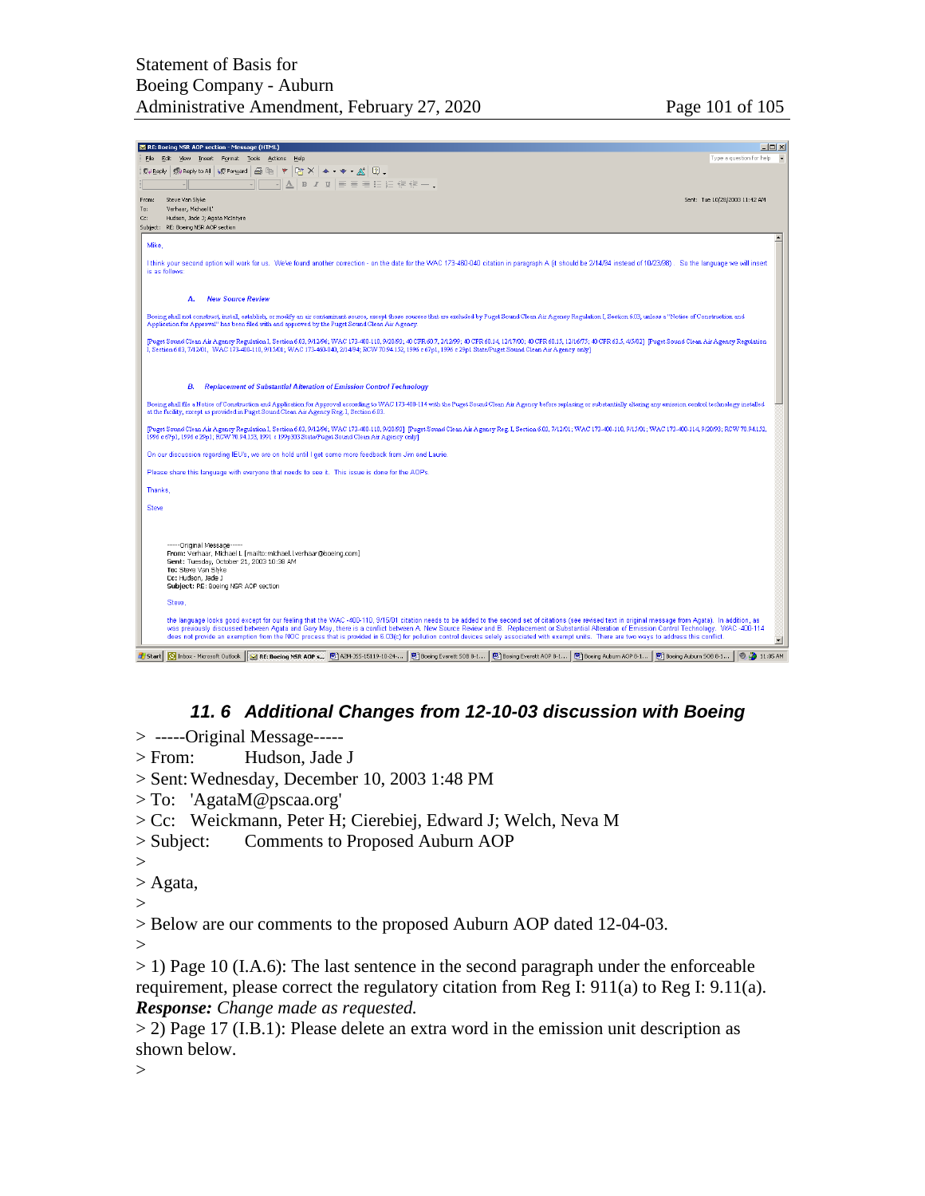**RE: Boeing NSR AOP section - Message (HTML)**

From: Steve Van Slyke
Sent: Tue 10/28/2003 11:42 AM
To: Verhaar, Michael L
Cc: Hudson, Jade J; Agata McIntyre
Subject: RE: Boeing NSR AOP section

Mike,

I think your second option will work for us. We've found another correction - on the date for the WAC 173-460-040 citation in paragraph A (it should be 2/14/94 instead of 10/23/98). So the language we will insert is as follows:

*A. New Source Review*

Boeing shall not construct, install, establish, or modify an air contaminant source, except those sources that are excluded by Puget Sound Clean Air Agency Regulation I, Section 6.03, unless a "Notice of Construction and Application for Approval" has been filed with and approved by the Puget Sound Clean Air Agency.

[Puget Sound Clean Air Agency Regulation I, Section 6.03, 9/12/96; WAC 173-400-110, 9/20/93; 40 CFR 60.7, 2/12/99; 40 CFR 60.14, 12/17/00; 40 CFR 60.15, 12/16/75; 40 CFR 63.5, 4/5/02] [Puget Sound Clean Air Agency Regulation I, Section 6.03, 7/12/01; WAC 173-400-110, 9/15/01; WAC 173-460-040, 2/14/94; RCW 70.94.152, 1996 c 67p1, 1996 c 29p1 State/Puget Sound Clean Air Agency only]

*B. Replacement of Substantial Alteration of Emission Control Technology*

Boeing shall file a Notice of Construction and Application for Approval according to WAC 173-400-114 with the Puget Sound Clean Air Agency before replacing or substantially altering any emission control technology installed at the facility, except as provided in Puget Sound Clean Air Agency Reg. I, Section 6.03.

[Puget Sound Clean Air Agency Regulation I, Section 6.03, 9/12/96; WAC 173-400-110, 9/20/93] [Puget Sound Clean Air Agency Reg. I, Section 6.03, 7/12/01; WAC 173-400-110, 9/15/01; WAC 173-400-114, 9/20/93; RCW 70.94.152, 1996 c 67p1, 1996 c 29p1; RCW 70.94.153, 1991 c 199p303 State/Puget Sound Clean Air Agency only]

On our discussion regarding IEU's, we are on hold until I get some more feedback from Jim and Laurie.

Please share this language with everyone that needs to see it. This issue is done for the AOPs.

Thanks,

Steve

-----Original Message-----
**From:** Verhaar, Michael L [mailto:michael.l.verhaar@boeing.com]
**Sent:** Tuesday, October 21, 2003 10:38 AM
**To:** Steve Van Slyke
**Cc:** Hudson, Jade J
**Subject:** RE: Boeing NSR AOP section

Steve,

the language looks good except for our feeling that the WAC -400-110, 9/15/01 citation needs to be added to the second set of citations (see revised text in original message from Agata). In addition, as was previously discussed between Agata and Gary May, there is a conflict between A. New Source Review and B. Replacement or Substantial Alteration of Emission Control Technology. WAC -400-114 does not provide an exemption from the NOC process that is provided in 6.03(c) for pollution control devices solely associated with exempt units. There are two ways to address this conflict.

## *11. 6 Additional Changes from 12-10-03 discussion with Boeing*

> -----Original Message-----
> From: Hudson, Jade J
> Sent: Wednesday, December 10, 2003 1:48 PM
> To: 'AgataM@pscaa.org'
> Cc: Weickmann, Peter H; Cierebiej, Edward J; Welch, Neva M
> Subject: Comments to Proposed Auburn AOP
>
> Agata,
>
> Below are our comments to the proposed Auburn AOP dated 12-04-03.
>
> 1) Page 10 (I.A.6): The last sentence in the second paragraph under the enforceable requirement, please correct the regulatory citation from Reg I: 911(a) to Reg I: 9.11(a).

***Response:*** *Change made as requested.*

> 2) Page 17 (I.B.1): Please delete an extra word in the emission unit description as shown below.
>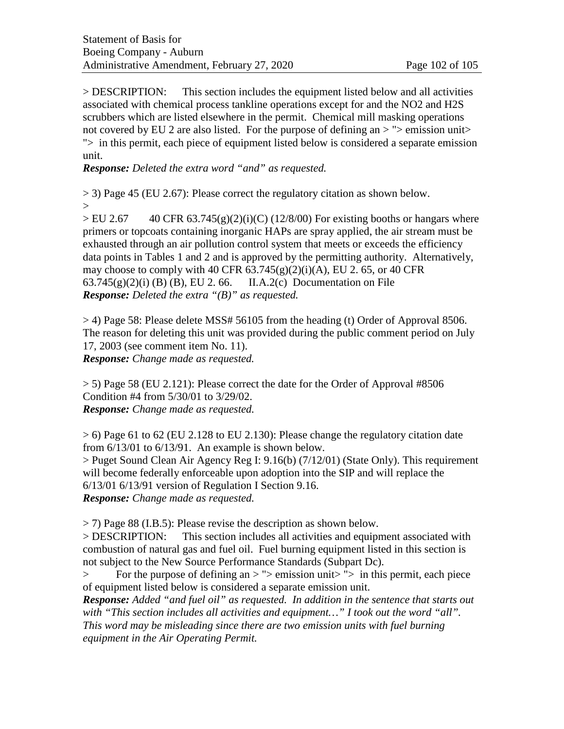> DESCRIPTION: This section includes the equipment listed below and all activities associated with chemical process tankline operations except for and the NO2 and H2S scrubbers which are listed elsewhere in the permit. Chemical mill masking operations not covered by EU 2 are also listed. For the purpose of defining an > "> emission unit> "> in this permit, each piece of equipment listed below is considered a separate emission unit.

***Response:*** *Deleted the extra word "and" as requested.*

> 3) Page 45 (EU 2.67): Please correct the regulatory citation as shown below.
>
> EU 2.67 40 CFR 63.745(g)(2)(i)(C) (12/8/00) For existing booths or hangars where primers or topcoats containing inorganic HAPs are spray applied, the air stream must be exhausted through an air pollution control system that meets or exceeds the efficiency data points in Tables 1 and 2 and is approved by the permitting authority. Alternatively, may choose to comply with 40 CFR 63.745(g)(2)(i)(A), EU 2. 65, or 40 CFR 63.745(g)(2)(i) (B) (B), EU 2. 66. II.A.2(c) Documentation on File

***Response:*** *Deleted the extra "(B)" as requested.*

> 4) Page 58: Please delete MSS# 56105 from the heading (t) Order of Approval 8506. The reason for deleting this unit was provided during the public comment period on July 17, 2003 (see comment item No. 11).

***Response:*** *Change made as requested.*

> 5) Page 58 (EU 2.121): Please correct the date for the Order of Approval #8506 Condition #4 from 5/30/01 to 3/29/02.

***Response:*** *Change made as requested.*

> 6) Page 61 to 62 (EU 2.128 to EU 2.130): Please change the regulatory citation date from 6/13/01 to 6/13/91. An example is shown below.
> Puget Sound Clean Air Agency Reg I: 9.16(b) (7/12/01) (State Only). This requirement will become federally enforceable upon adoption into the SIP and will replace the 6/13/01 6/13/91 version of Regulation I Section 9.16.

***Response:*** *Change made as requested.*

> 7) Page 88 (I.B.5): Please revise the description as shown below.
> DESCRIPTION: This section includes all activities and equipment associated with combustion of natural gas and fuel oil. Fuel burning equipment listed in this section is not subject to the New Source Performance Standards (Subpart Dc).
> For the purpose of defining an > "> emission unit> "> in this permit, each piece of equipment listed below is considered a separate emission unit.

***Response:*** *Added "and fuel oil" as requested. In addition in the sentence that starts out with "This section includes all activities and equipment…" I took out the word "all". This word may be misleading since there are two emission units with fuel burning equipment in the Air Operating Permit.*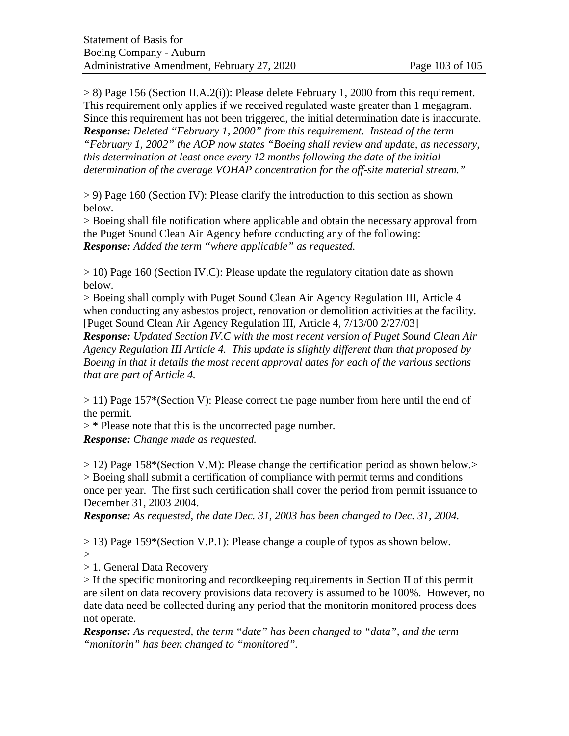> 8) Page 156 (Section II.A.2(i)): Please delete February 1, 2000 from this requirement. This requirement only applies if we received regulated waste greater than 1 megagram. Since this requirement has not been triggered, the initial determination date is inaccurate.
***Response:*** *Deleted "February 1, 2000" from this requirement. Instead of the term "February 1, 2002" the AOP now states "Boeing shall review and update, as necessary, this determination at least once every 12 months following the date of the initial determination of the average VOHAP concentration for the off-site material stream."*

> 9) Page 160 (Section IV): Please clarify the introduction to this section as shown below.
> Boeing shall file notification where applicable and obtain the necessary approval from the Puget Sound Clean Air Agency before conducting any of the following:
***Response:*** *Added the term "where applicable" as requested.*

> 10) Page 160 (Section IV.C): Please update the regulatory citation date as shown below.
> Boeing shall comply with Puget Sound Clean Air Agency Regulation III, Article 4 when conducting any asbestos project, renovation or demolition activities at the facility. [Puget Sound Clean Air Agency Regulation III, Article 4, 7/13/00 2/27/03]
***Response:*** *Updated Section IV.C with the most recent version of Puget Sound Clean Air Agency Regulation III Article 4. This update is slightly different than that proposed by Boeing in that it details the most recent approval dates for each of the various sections that are part of Article 4.*

> 11) Page 157*(Section V): Please correct the page number from here until the end of the permit.
> * Please note that this is the uncorrected page number.
***Response:*** *Change made as requested.*

> 12) Page 158*(Section V.M): Please change the certification period as shown below.>
> Boeing shall submit a certification of compliance with permit terms and conditions once per year. The first such certification shall cover the period from permit issuance to December 31, 2003 2004.
***Response:*** *As requested, the date Dec. 31, 2003 has been changed to Dec. 31, 2004.*

> 13) Page 159*(Section V.P.1): Please change a couple of typos as shown below.
>
> 1. General Data Recovery
> If the specific monitoring and recordkeeping requirements in Section II of this permit are silent on data recovery provisions data recovery is assumed to be 100%. However, no date data need be collected during any period that the monitorin monitored process does not operate.
***Response:*** *As requested, the term "date" has been changed to "data", and the term "monitorin" has been changed to "monitored".*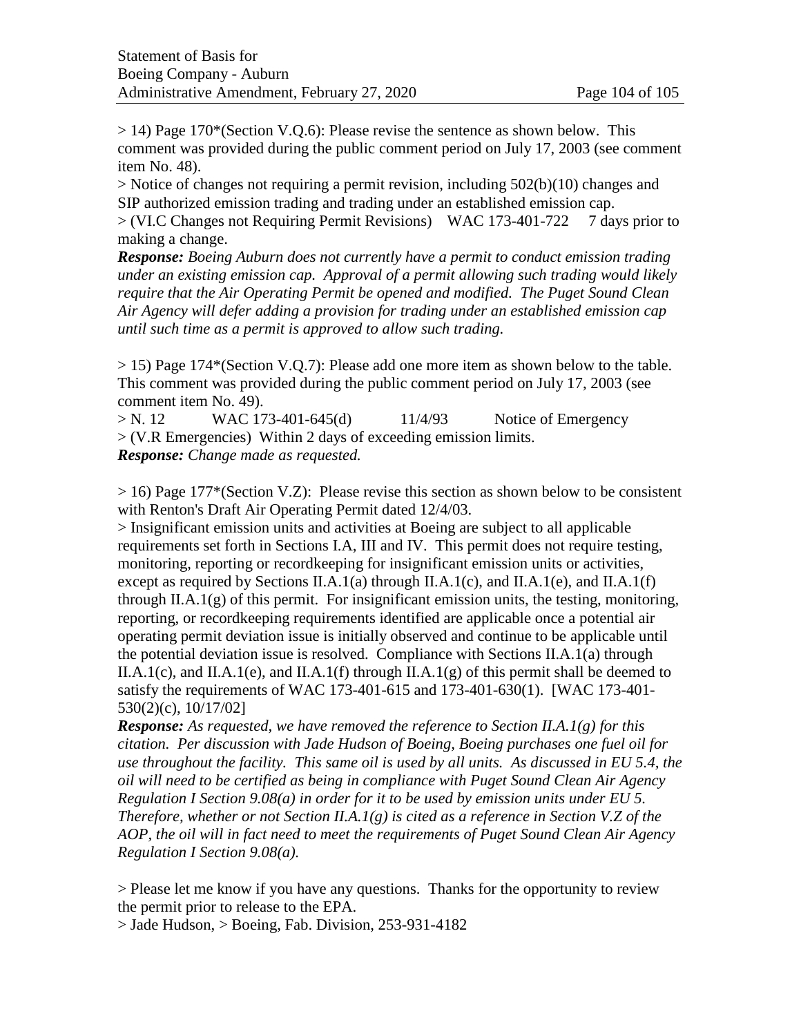> 14) Page 170*(Section V.Q.6): Please revise the sentence as shown below. This comment was provided during the public comment period on July 17, 2003 (see comment item No. 48).
> Notice of changes not requiring a permit revision, including 502(b)(10) changes and SIP authorized emission trading and trading under an established emission cap.
> (VI.C Changes not Requiring Permit Revisions)    WAC 173-401-722    7 days prior to making a change.

***Response:*** *Boeing Auburn does not currently have a permit to conduct emission trading under an existing emission cap. Approval of a permit allowing such trading would likely require that the Air Operating Permit be opened and modified. The Puget Sound Clean Air Agency will defer adding a provision for trading under an established emission cap until such time as a permit is approved to allow such trading.*

> 15) Page 174*(Section V.Q.7): Please add one more item as shown below to the table. This comment was provided during the public comment period on July 17, 2003 (see comment item No. 49).
> N. 12    WAC 173-401-645(d)    11/4/93    Notice of Emergency
> (V.R Emergencies) Within 2 days of exceeding emission limits.

***Response:*** *Change made as requested.*

> 16) Page 177*(Section V.Z): Please revise this section as shown below to be consistent with Renton's Draft Air Operating Permit dated 12/4/03.
> Insignificant emission units and activities at Boeing are subject to all applicable requirements set forth in Sections I.A, III and IV. This permit does not require testing, monitoring, reporting or recordkeeping for insignificant emission units or activities, except as required by Sections II.A.1(a) through II.A.1(c), and II.A.1(e), and II.A.1(f) through II.A.1(g) of this permit. For insignificant emission units, the testing, monitoring, reporting, or recordkeeping requirements identified are applicable once a potential air operating permit deviation issue is initially observed and continue to be applicable until the potential deviation issue is resolved. Compliance with Sections II.A.1(a) through II.A.1(c), and II.A.1(e), and II.A.1(f) through II.A.1(g) of this permit shall be deemed to satisfy the requirements of WAC 173-401-615 and 173-401-630(1). [WAC 173-401-530(2)(c), 10/17/02]

***Response:*** *As requested, we have removed the reference to Section II.A.1(g) for this citation. Per discussion with Jade Hudson of Boeing, Boeing purchases one fuel oil for use throughout the facility. This same oil is used by all units. As discussed in EU 5.4, the oil will need to be certified as being in compliance with Puget Sound Clean Air Agency Regulation I Section 9.08(a) in order for it to be used by emission units under EU 5. Therefore, whether or not Section II.A.1(g) is cited as a reference in Section V.Z of the AOP, the oil will in fact need to meet the requirements of Puget Sound Clean Air Agency Regulation I Section 9.08(a).*

> Please let me know if you have any questions. Thanks for the opportunity to review the permit prior to release to the EPA.
> Jade Hudson, > Boeing, Fab. Division, 253-931-4182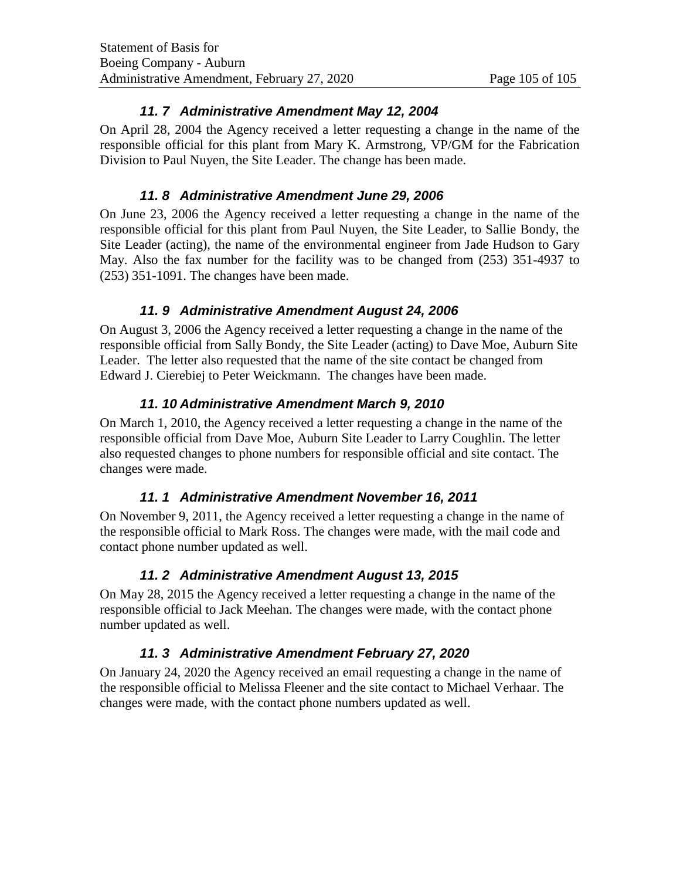### 11. 7 Administrative Amendment May 12, 2004

On April 28, 2004 the Agency received a letter requesting a change in the name of the responsible official for this plant from Mary K. Armstrong, VP/GM for the Fabrication Division to Paul Nuyen, the Site Leader. The change has been made.

### 11. 8 Administrative Amendment June 29, 2006

On June 23, 2006 the Agency received a letter requesting a change in the name of the responsible official for this plant from Paul Nuyen, the Site Leader, to Sallie Bondy, the Site Leader (acting), the name of the environmental engineer from Jade Hudson to Gary May. Also the fax number for the facility was to be changed from (253) 351-4937 to (253) 351-1091. The changes have been made.

### 11. 9 Administrative Amendment August 24, 2006

On August 3, 2006 the Agency received a letter requesting a change in the name of the responsible official from Sally Bondy, the Site Leader (acting) to Dave Moe, Auburn Site Leader. The letter also requested that the name of the site contact be changed from Edward J. Cierebiej to Peter Weickmann. The changes have been made.

### 11. 10 Administrative Amendment March 9, 2010

On March 1, 2010, the Agency received a letter requesting a change in the name of the responsible official from Dave Moe, Auburn Site Leader to Larry Coughlin. The letter also requested changes to phone numbers for responsible official and site contact. The changes were made.

### 11. 1 Administrative Amendment November 16, 2011

On November 9, 2011, the Agency received a letter requesting a change in the name of the responsible official to Mark Ross. The changes were made, with the mail code and contact phone number updated as well.

### 11. 2 Administrative Amendment August 13, 2015

On May 28, 2015 the Agency received a letter requesting a change in the name of the responsible official to Jack Meehan. The changes were made, with the contact phone number updated as well.

### 11. 3 Administrative Amendment February 27, 2020

On January 24, 2020 the Agency received an email requesting a change in the name of the responsible official to Melissa Fleener and the site contact to Michael Verhaar. The changes were made, with the contact phone numbers updated as well.